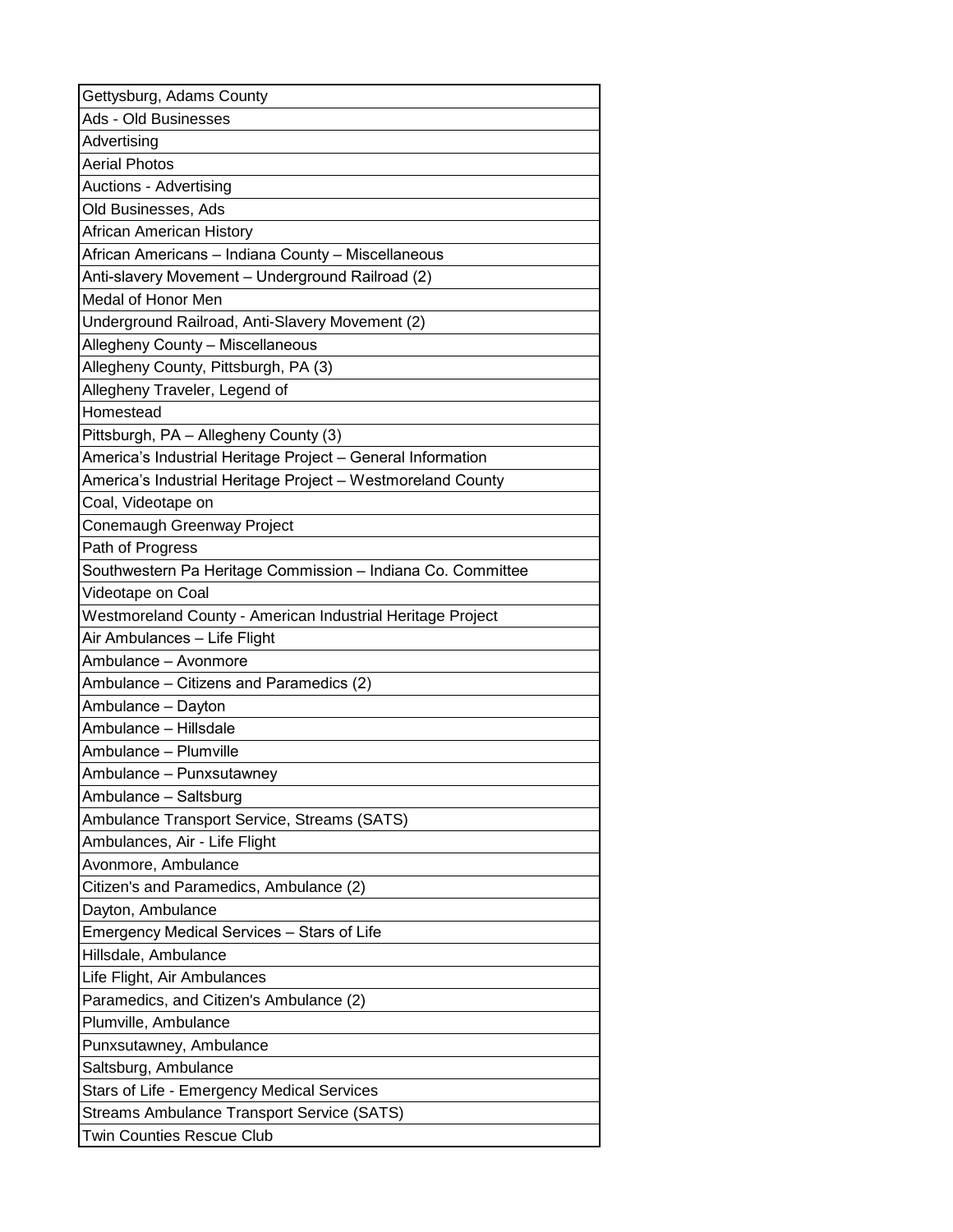| Gettysburg, Adams County |
|---|
| Ads - Old Businesses |
| Advertising |
| Aerial Photos |
| Auctions - Advertising |
| Old Businesses, Ads |
| African American History |
| African Americans – Indiana County – Miscellaneous |
| Anti-slavery Movement – Underground Railroad (2) |
| Medal of Honor Men |
| Underground Railroad, Anti-Slavery Movement (2) |
| Allegheny County – Miscellaneous |
| Allegheny County, Pittsburgh, PA (3) |
| Allegheny Traveler, Legend of |
| Homestead |
| Pittsburgh, PA – Allegheny County (3) |
| America's Industrial Heritage Project – General Information |
| America's Industrial Heritage Project – Westmoreland County |
| Coal, Videotape on |
| Conemaugh Greenway Project |
| Path of Progress |
| Southwestern Pa Heritage Commission – Indiana Co. Committee |
| Videotape on Coal |
| Westmoreland County - American Industrial Heritage Project |
| Air Ambulances – Life Flight |
| Ambulance – Avonmore |
| Ambulance – Citizens and Paramedics (2) |
| Ambulance – Dayton |
| Ambulance – Hillsdale |
| Ambulance – Plumville |
| Ambulance – Punxsutawney |
| Ambulance – Saltsburg |
| Ambulance Transport Service, Streams (SATS) |
| Ambulances, Air - Life Flight |
| Avonmore, Ambulance |
| Citizen's and Paramedics, Ambulance (2) |
| Dayton, Ambulance |
| Emergency Medical Services – Stars of Life |
| Hillsdale, Ambulance |
| Life Flight, Air Ambulances |
| Paramedics, and Citizen's Ambulance (2) |
| Plumville, Ambulance |
| Punxsutawney, Ambulance |
| Saltsburg, Ambulance |
| Stars of Life - Emergency Medical Services |
| Streams Ambulance Transport Service (SATS) |
| Twin Counties Rescue Club |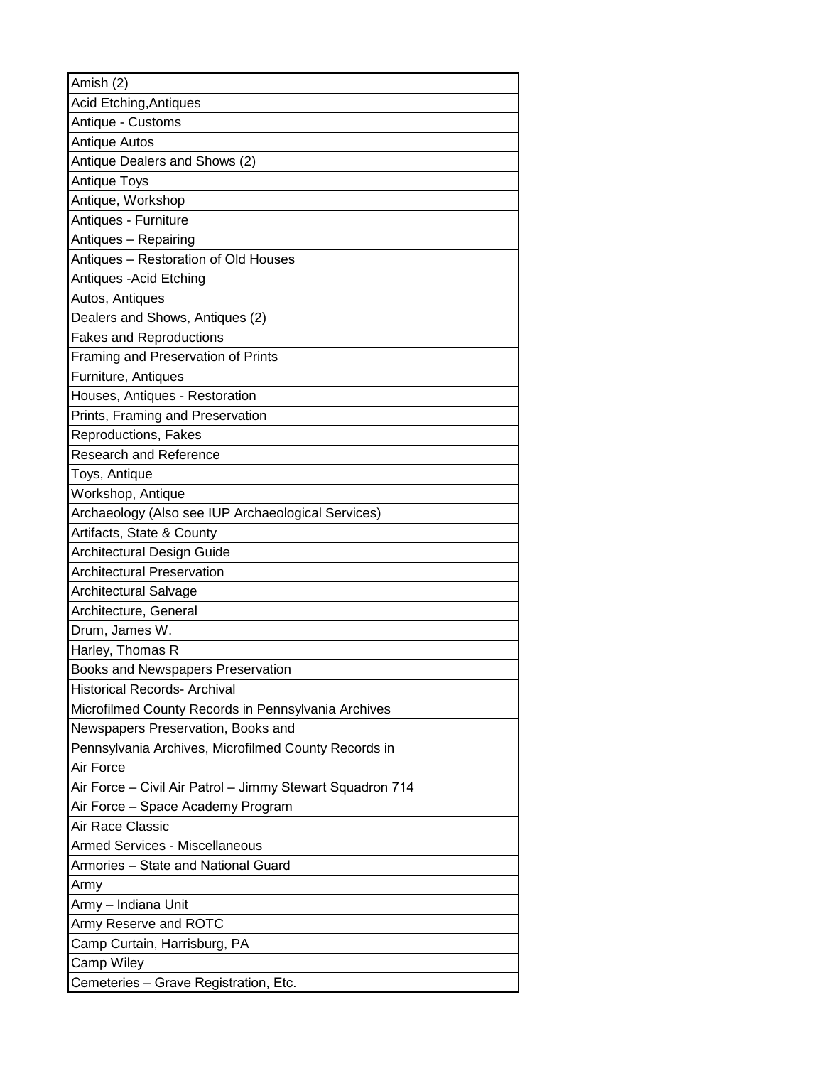| Amish (2) |
| --- |
| Acid Etching,Antiques |
| Antique - Customs |
| Antique Autos |
| Antique Dealers and Shows (2) |
| Antique Toys |
| Antique, Workshop |
| Antiques - Furniture |
| Antiques – Repairing |
| Antiques – Restoration of Old Houses |
| Antiques -Acid Etching |
| Autos, Antiques |
| Dealers and Shows, Antiques (2) |
| Fakes and Reproductions |
| Framing and Preservation of Prints |
| Furniture, Antiques |
| Houses, Antiques - Restoration |
| Prints, Framing and Preservation |
| Reproductions, Fakes |
| Research and Reference |
| Toys, Antique |
| Workshop, Antique |
| Archaeology (Also see IUP Archaeological Services) |
| Artifacts, State & County |
| Architectural Design Guide |
| Architectural Preservation |
| Architectural Salvage |
| Architecture, General |
| Drum, James W. |
| Harley, Thomas R |
| Books and Newspapers Preservation |
| Historical Records- Archival |
| Microfilmed County Records in Pennsylvania Archives |
| Newspapers Preservation, Books and |
| Pennsylvania Archives, Microfilmed County Records in |
| Air Force |
| Air Force – Civil Air Patrol – Jimmy Stewart Squadron 714 |
| Air Force – Space Academy Program |
| Air Race Classic |
| Armed Services - Miscellaneous |
| Armories – State and National Guard |
| Army |
| Army – Indiana Unit |
| Army Reserve and ROTC |
| Camp Curtain, Harrisburg, PA |
| Camp Wiley |
| Cemeteries – Grave Registration, Etc. |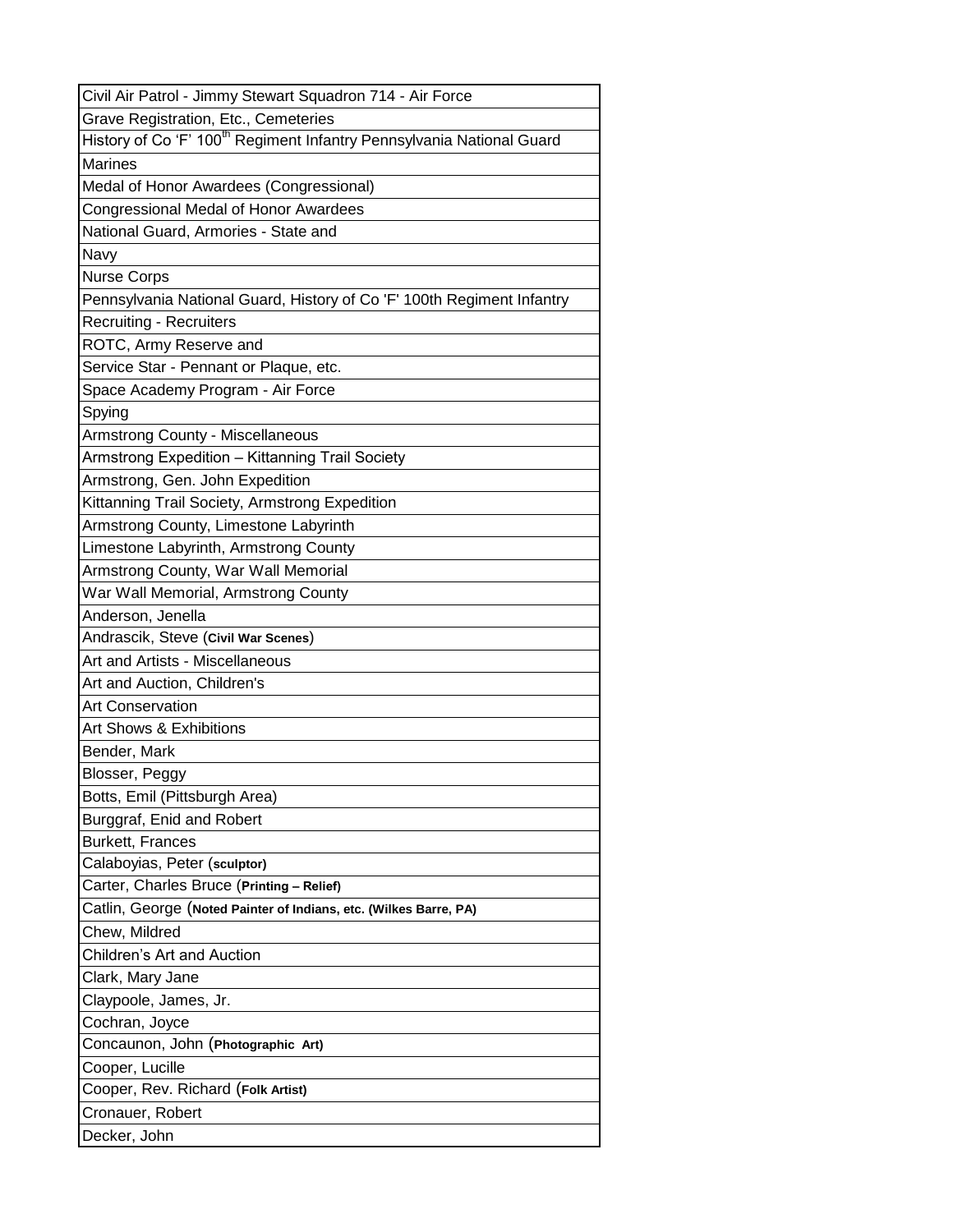| Civil Air Patrol - Jimmy Stewart Squadron 714 - Air Force |
| --- |
| Grave Registration, Etc., Cemeteries |
| History of Co 'F' 100th Regiment Infantry Pennsylvania National Guard |
| Marines |
| Medal of Honor Awardees (Congressional) |
| Congressional Medal of Honor Awardees |
| National Guard, Armories - State and |
| Navy |
| Nurse Corps |
| Pennsylvania National Guard, History of Co 'F' 100th Regiment Infantry |
| Recruiting - Recruiters |
| ROTC, Army Reserve and |
| Service Star - Pennant or Plaque, etc. |
| Space Academy Program - Air Force |
| Spying |
| Armstrong County - Miscellaneous |
| Armstrong Expedition – Kittanning Trail Society |
| Armstrong, Gen. John Expedition |
| Kittanning Trail Society, Armstrong Expedition |
| Armstrong County, Limestone Labyrinth |
| Limestone Labyrinth, Armstrong County |
| Armstrong County, War Wall Memorial |
| War Wall Memorial, Armstrong County |
| Anderson, Jenella |
| Andrascik, Steve (**Civil War Scenes**) |
| Art and Artists - Miscellaneous |
| Art and Auction, Children's |
| Art Conservation |
| Art Shows & Exhibitions |
| Bender, Mark |
| Blosser, Peggy |
| Botts, Emil (Pittsburgh Area) |
| Burggraf, Enid and Robert |
| Burkett, Frances |
| Calaboyias, Peter (**sculptor)** |
| Carter, Charles Bruce (**Printing – Relief)** |
| Catlin, George (**Noted Painter of Indians, etc. (Wilkes Barre, PA)** |
| Chew, Mildred |
| Children's Art and Auction |
| Clark, Mary Jane |
| Claypoole, James, Jr. |
| Cochran, Joyce |
| Concaunon, John (**Photographic Art)** |
| Cooper, Lucille |
| Cooper, Rev. Richard (**Folk Artist)** |
| Cronauer, Robert |
| Decker, John |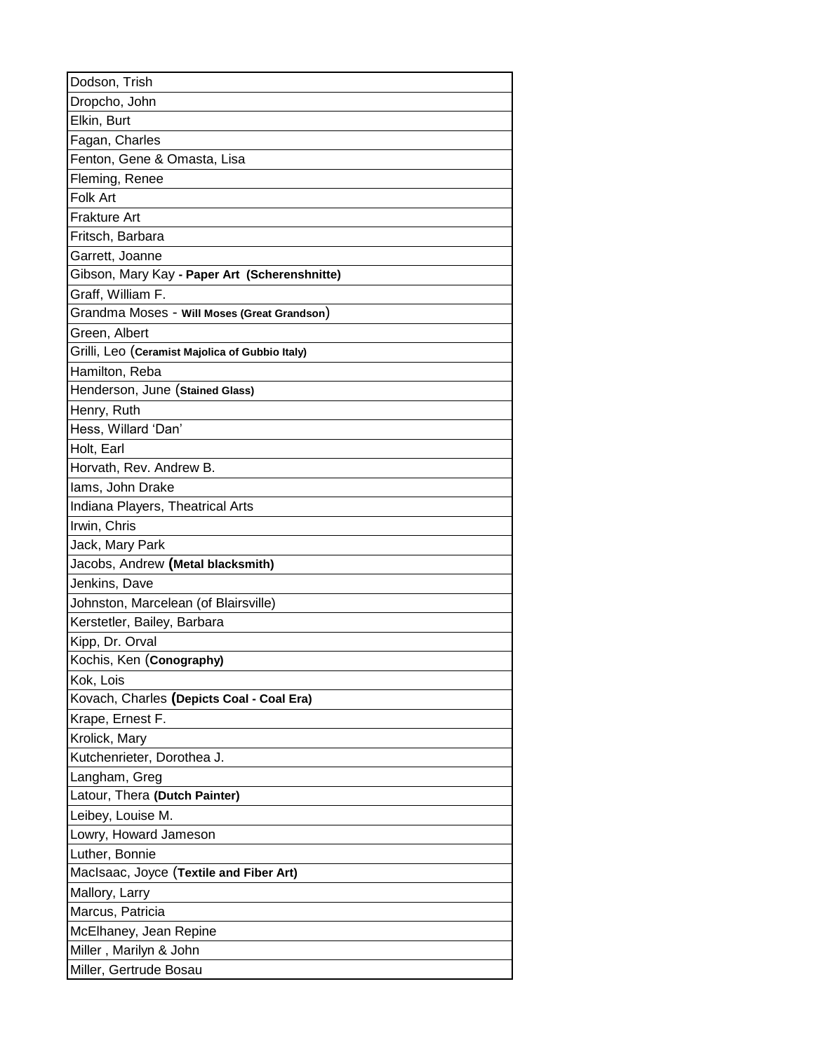| |
|---|
| Dodson, Trish |
| Dropcho, John |
| Elkin, Burt |
| Fagan, Charles |
| Fenton, Gene & Omasta, Lisa |
| Fleming, Renee |
| Folk Art |
| Frakture Art |
| Fritsch, Barbara |
| Garrett, Joanne |
| Gibson, Mary Kay **- Paper Art (Scherenshnitte)** |
| Graff, William F. |
| Grandma Moses - **Will Moses (Great Grandson)** |
| Green, Albert |
| Grilli, Leo (**Ceramist Majolica of Gubbio Italy)** |
| Hamilton, Reba |
| Henderson, June (**Stained Glass)** |
| Henry, Ruth |
| Hess, Willard 'Dan' |
| Holt, Earl |
| Horvath, Rev. Andrew B. |
| Iams, John Drake |
| Indiana Players, Theatrical Arts |
| Irwin, Chris |
| Jack, Mary Park |
| Jacobs, Andrew **(Metal blacksmith)** |
| Jenkins, Dave |
| Johnston, Marcelean (of Blairsville) |
| Kerstetler, Bailey, Barbara |
| Kipp, Dr. Orval |
| Kochis, Ken (**Conography)** |
| Kok, Lois |
| Kovach, Charles **(Depicts Coal - Coal Era)** |
| Krape, Ernest F. |
| Krolick, Mary |
| Kutchenrieter, Dorothea J. |
| Langham, Greg |
| Latour, Thera **(Dutch Painter)** |
| Leibey, Louise M. |
| Lowry, Howard Jameson |
| Luther, Bonnie |
| MacIsaac, Joyce (**Textile and Fiber Art)** |
| Mallory, Larry |
| Marcus, Patricia |
| McElhaney, Jean Repine |
| Miller , Marilyn & John |
| Miller, Gertrude Bosau |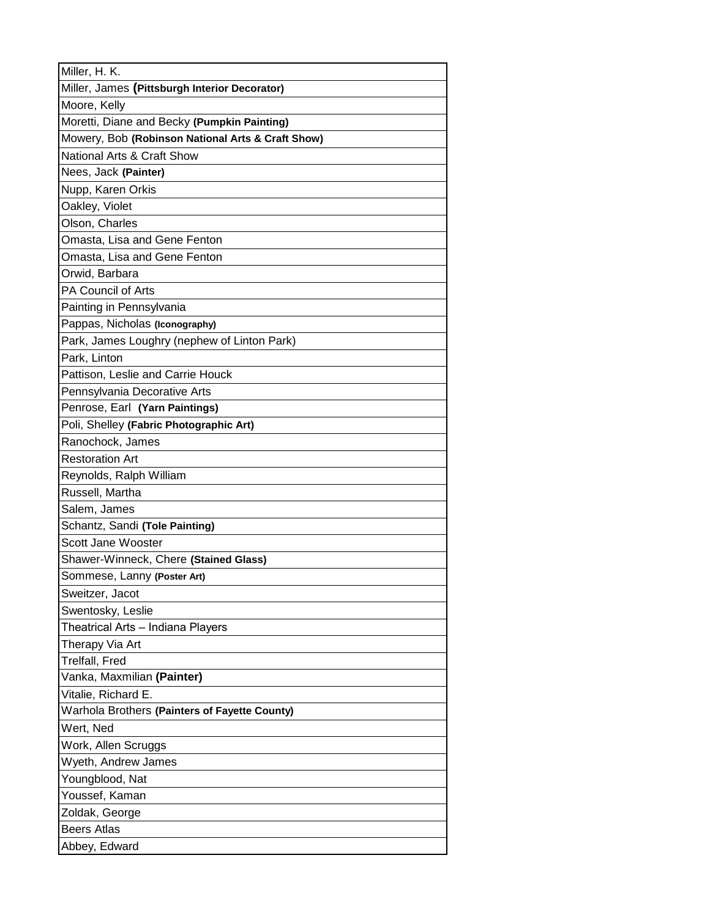| Miller, H. K. |
|---|
| Miller, James **(Pittsburgh Interior Decorator)** |
| Moore, Kelly |
| Moretti, Diane and Becky **(Pumpkin Painting)** |
| Mowery, Bob **(Robinson National Arts & Craft Show)** |
| National Arts & Craft Show |
| Nees, Jack **(Painter)** |
| Nupp, Karen Orkis |
| Oakley, Violet |
| Olson, Charles |
| Omasta, Lisa and Gene Fenton |
| Omasta, Lisa and Gene Fenton |
| Orwid, Barbara |
| PA Council of Arts |
| Painting in Pennsylvania |
| Pappas, Nicholas **(Iconography)** |
| Park, James Loughry (nephew of Linton Park) |
| Park, Linton |
| Pattison, Leslie and Carrie Houck |
| Pennsylvania Decorative Arts |
| Penrose, Earl **(Yarn Paintings)** |
| Poli, Shelley **(Fabric Photographic Art)** |
| Ranochock, James |
| Restoration Art |
| Reynolds, Ralph William |
| Russell, Martha |
| Salem, James |
| Schantz, Sandi **(Tole Painting)** |
| Scott Jane Wooster |
| Shawer-Winneck, Chere **(Stained Glass)** |
| Sommese, Lanny **(Poster Art)** |
| Sweitzer, Jacot |
| Swentosky, Leslie |
| Theatrical Arts – Indiana Players |
| Therapy Via Art |
| Trelfall, Fred |
| Vanka, Maxmilian **(Painter)** |
| Vitalie, Richard E. |
| Warhola Brothers **(Painters of Fayette County)** |
| Wert, Ned |
| Work, Allen Scruggs |
| Wyeth, Andrew James |
| Youngblood, Nat |
| Youssef, Kaman |
| Zoldak, George |
| Beers Atlas |
| Abbey, Edward |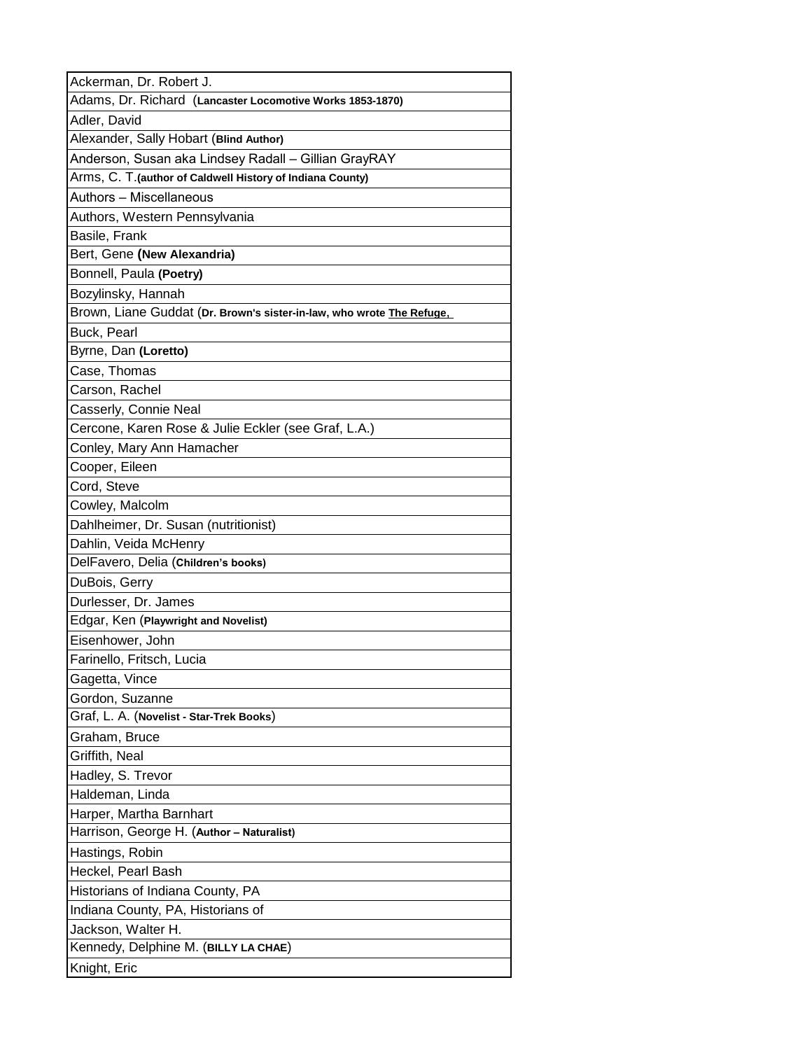| Ackerman, Dr. Robert J. |
|---|
| Adams, Dr. Richard (**Lancaster Locomotive Works 1853-1870)** |
| Adler, David |
| Alexander, Sally Hobart (**Blind Author)** |
| Anderson, Susan aka Lindsey Radall – Gillian GrayRAY |
| Arms, C. T.**(author of Caldwell History of Indiana County)** |
| Authors – Miscellaneous |
| Authors, Western Pennsylvania |
| Basile, Frank |
| Bert, Gene **(New Alexandria)** |
| Bonnell, Paula **(Poetry)** |
| Bozylinsky, Hannah |
| Brown, Liane Guddat (**Dr. Brown's sister-in-law, who wrote <u>The Refuge,</u>** |
| Buck, Pearl |
| Byrne, Dan **(Loretto)** |
| Case, Thomas |
| Carson, Rachel |
| Casserly, Connie Neal |
| Cercone, Karen Rose & Julie Eckler (see Graf, L.A.) |
| Conley, Mary Ann Hamacher |
| Cooper, Eileen |
| Cord, Steve |
| Cowley, Malcolm |
| Dahlheimer, Dr. Susan (nutritionist) |
| Dahlin, Veida McHenry |
| DelFavero, Delia (**Children's books)** |
| DuBois, Gerry |
| Durlesser, Dr. James |
| Edgar, Ken (**Playwright and Novelist)** |
| Eisenhower, John |
| Farinello, Fritsch, Lucia |
| Gagetta, Vince |
| Gordon, Suzanne |
| Graf, L. A. (**Novelist - Star-Trek Books**) |
| Graham, Bruce |
| Griffith, Neal |
| Hadley, S. Trevor |
| Haldeman, Linda |
| Harper, Martha Barnhart |
| Harrison, George H. (**Author – Naturalist)** |
| Hastings, Robin |
| Heckel, Pearl Bash |
| Historians of Indiana County, PA |
| Indiana County, PA, Historians of |
| Jackson, Walter H. |
| Kennedy, Delphine M. (**BILLY LA CHAE**) |
| Knight, Eric |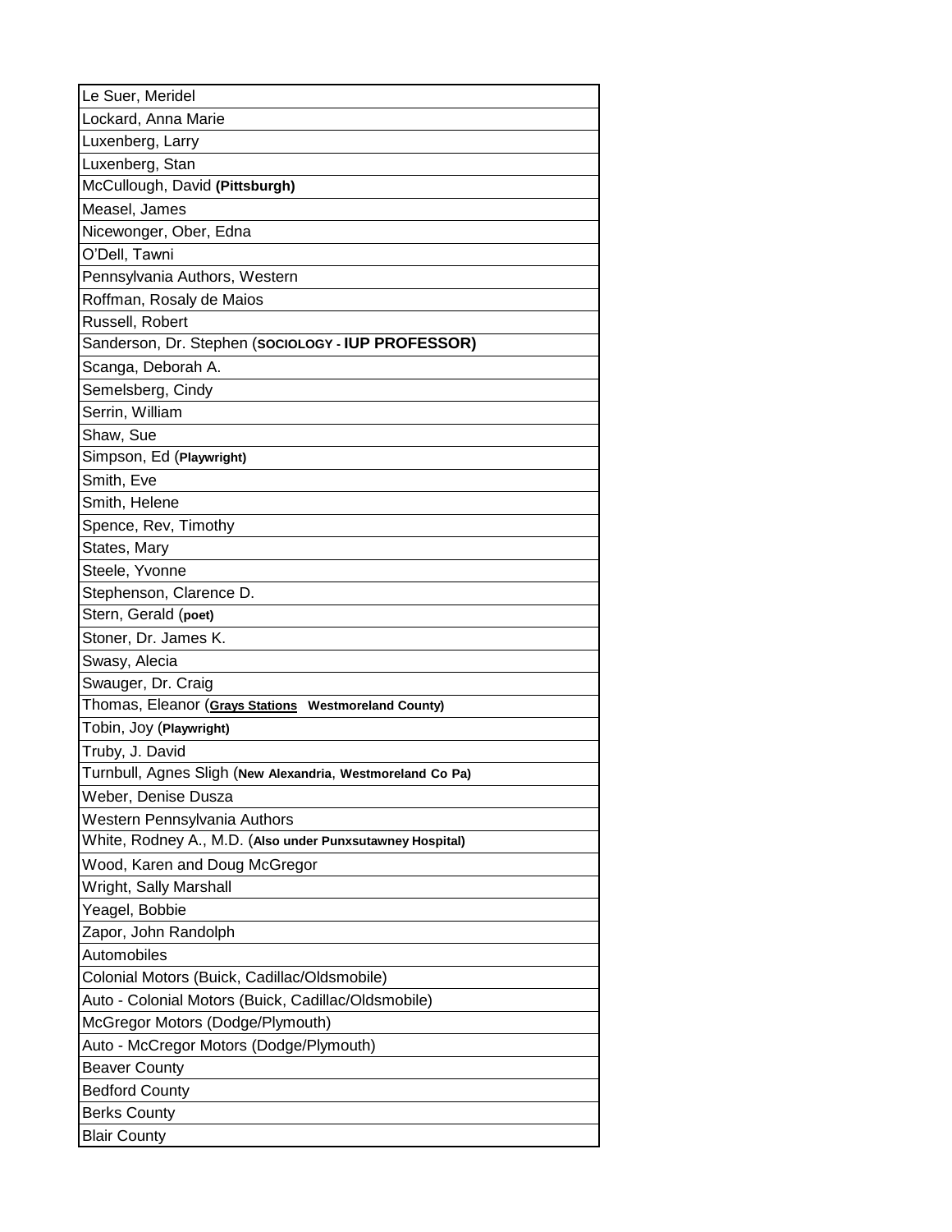| Le Suer, Meridel |
|---|
| Lockard, Anna Marie |
| Luxenberg, Larry |
| Luxenberg, Stan |
| McCullough, David **(Pittsburgh)** |
| Measel, James |
| Nicewonger, Ober, Edna |
| O'Dell, Tawni |
| Pennsylvania Authors, Western |
| Roffman, Rosaly de Maios |
| Russell, Robert |
| Sanderson, Dr. Stephen (**SOCIOLOGY - IUP PROFESSOR)** |
| Scanga, Deborah A. |
| Semelsberg, Cindy |
| Serrin, William |
| Shaw, Sue |
| Simpson, Ed (**Playwright)** |
| Smith, Eve |
| Smith, Helene |
| Spence, Rev, Timothy |
| States, Mary |
| Steele, Yvonne |
| Stephenson, Clarence D. |
| Stern, Gerald (**poet)** |
| Stoner, Dr. James K. |
| Swasy, Alecia |
| Swauger, Dr. Craig |
| Thomas, Eleanor (**Grays Stations Westmoreland County)** |
| Tobin, Joy (**Playwright)** |
| Truby, J. David |
| Turnbull, Agnes Sligh (**New Alexandria**, **Westmoreland Co Pa)** |
| Weber, Denise Dusza |
| Western Pennsylvania Authors |
| White, Rodney A., M.D. (**Also under Punxsutawney Hospital)** |
| Wood, Karen and Doug McGregor |
| Wright, Sally Marshall |
| Yeagel, Bobbie |
| Zapor, John Randolph |
| Automobiles |
| Colonial Motors (Buick, Cadillac/Oldsmobile) |
| Auto - Colonial Motors (Buick, Cadillac/Oldsmobile) |
| McGregor Motors (Dodge/Plymouth) |
| Auto - McCregor Motors (Dodge/Plymouth) |
| Beaver County |
| Bedford County |
| Berks County |
| Blair County |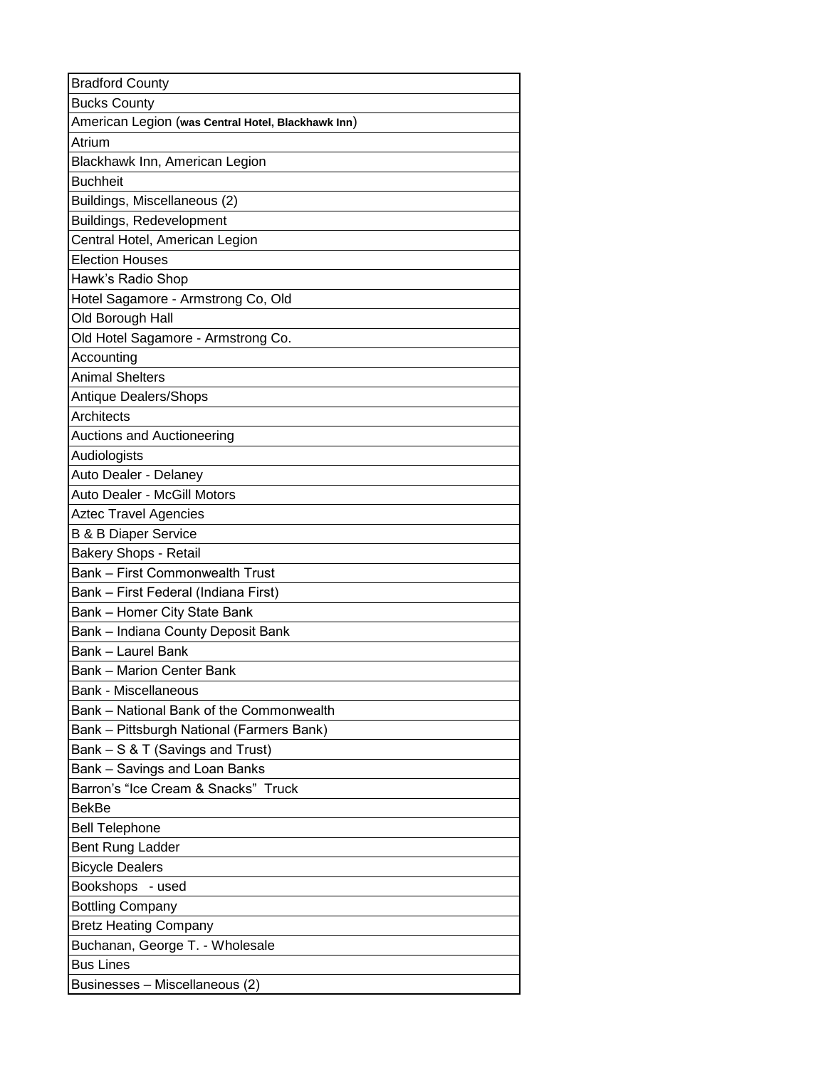| Bradford County |
|---|
| Bucks County |
| American Legion (**was Central Hotel, Blackhawk Inn**) |
| Atrium |
| Blackhawk Inn, American Legion |
| Buchheit |
| Buildings, Miscellaneous (2) |
| Buildings, Redevelopment |
| Central Hotel, American Legion |
| Election Houses |
| Hawk's Radio Shop |
| Hotel Sagamore - Armstrong Co, Old |
| Old Borough Hall |
| Old Hotel Sagamore - Armstrong Co. |
| Accounting |
| Animal Shelters |
| Antique Dealers/Shops |
| Architects |
| Auctions and Auctioneering |
| Audiologists |
| Auto Dealer - Delaney |
| Auto Dealer - McGill Motors |
| Aztec Travel Agencies |
| B & B Diaper Service |
| Bakery Shops - Retail |
| Bank – First Commonwealth Trust |
| Bank – First Federal (Indiana First) |
| Bank – Homer City State Bank |
| Bank – Indiana County Deposit Bank |
| Bank – Laurel Bank |
| Bank – Marion Center Bank |
| Bank - Miscellaneous |
| Bank – National Bank of the Commonwealth |
| Bank – Pittsburgh National (Farmers Bank) |
| Bank – S & T (Savings and Trust) |
| Bank – Savings and Loan Banks |
| Barron's "Ice Cream & Snacks" Truck |
| BekBe |
| Bell Telephone |
| Bent Rung Ladder |
| Bicycle Dealers |
| Bookshops - used |
| Bottling Company |
| Bretz Heating Company |
| Buchanan, George T. - Wholesale |
| Bus Lines |
| Businesses – Miscellaneous (2) |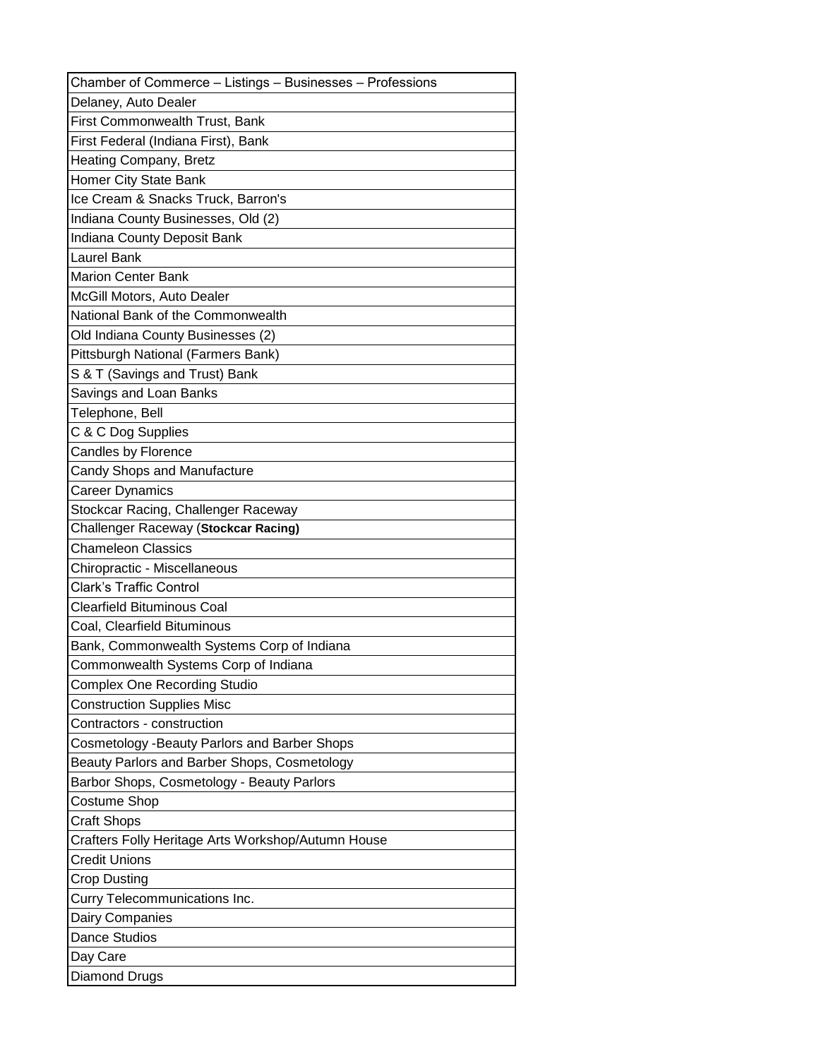| Chamber of Commerce – Listings – Businesses – Professions |
| --- |
| Delaney, Auto Dealer |
| First Commonwealth Trust, Bank |
| First Federal (Indiana First), Bank |
| Heating Company, Bretz |
| Homer City State Bank |
| Ice Cream & Snacks Truck, Barron's |
| Indiana County Businesses, Old (2) |
| Indiana County Deposit Bank |
| Laurel Bank |
| Marion Center Bank |
| McGill Motors, Auto Dealer |
| National Bank of the Commonwealth |
| Old Indiana County Businesses (2) |
| Pittsburgh National (Farmers Bank) |
| S & T (Savings and Trust) Bank |
| Savings and Loan Banks |
| Telephone, Bell |
| C & C Dog Supplies |
| Candles by Florence |
| Candy Shops and Manufacture |
| Career Dynamics |
| Stockcar Racing, Challenger Raceway |
| Challenger Raceway (**Stockcar Racing)** |
| Chameleon Classics |
| Chiropractic - Miscellaneous |
| Clark's Traffic Control |
| Clearfield Bituminous Coal |
| Coal, Clearfield Bituminous |
| Bank, Commonwealth Systems Corp of Indiana |
| Commonwealth Systems Corp of Indiana |
| Complex One Recording Studio |
| Construction Supplies Misc |
| Contractors - construction |
| Cosmetology -Beauty Parlors and Barber Shops |
| Beauty Parlors and Barber Shops, Cosmetology |
| Barbor Shops, Cosmetology - Beauty Parlors |
| Costume Shop |
| Craft Shops |
| Crafters Folly Heritage Arts Workshop/Autumn House |
| Credit Unions |
| Crop Dusting |
| Curry Telecommunications Inc. |
| Dairy Companies |
| Dance Studios |
| Day Care |
| Diamond Drugs |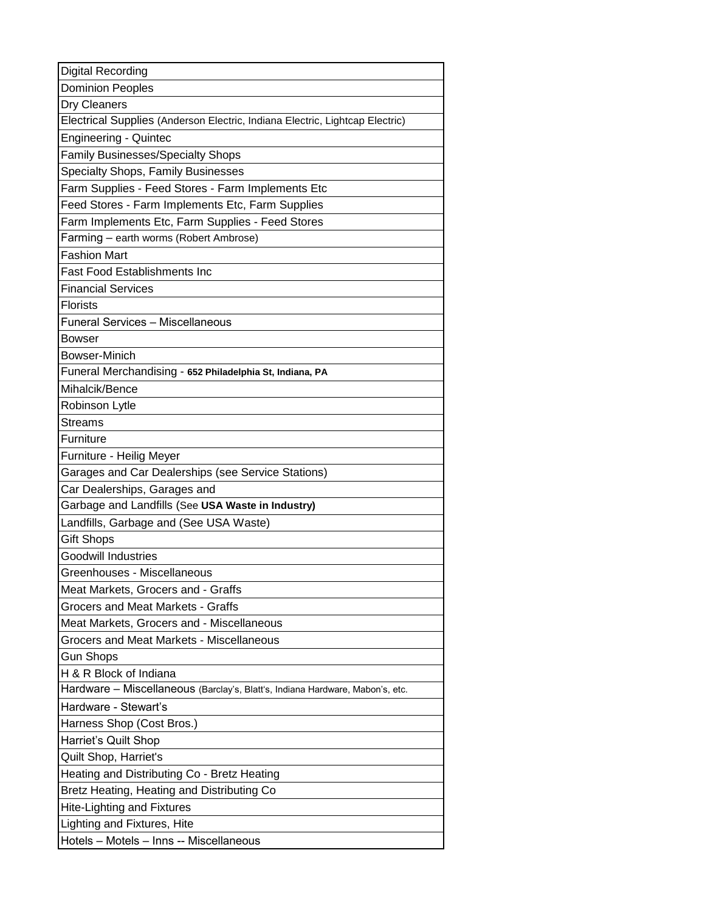| Digital Recording |
|---|
| Dominion Peoples |
| Dry Cleaners |
| Electrical Supplies (Anderson Electric, Indiana Electric, Lightcap Electric) |
| Engineering - Quintec |
| Family Businesses/Specialty Shops |
| Specialty Shops, Family Businesses |
| Farm Supplies - Feed Stores - Farm Implements Etc |
| Feed Stores - Farm Implements Etc, Farm Supplies |
| Farm Implements Etc, Farm Supplies - Feed Stores |
| Farming – earth worms (Robert Ambrose) |
| Fashion Mart |
| Fast Food Establishments Inc |
| Financial Services |
| Florists |
| Funeral Services – Miscellaneous |
| Bowser |
| Bowser-Minich |
| Funeral Merchandising - **652 Philadelphia St, Indiana, PA** |
| Mihalcik/Bence |
| Robinson Lytle |
| Streams |
| Furniture |
| Furniture - Heilig Meyer |
| Garages and Car Dealerships (see Service Stations) |
| Car Dealerships, Garages and |
| Garbage and Landfills (See **USA Waste in Industry)** |
| Landfills, Garbage and (See USA Waste) |
| Gift Shops |
| Goodwill Industries |
| Greenhouses - Miscellaneous |
| Meat Markets, Grocers and - Graffs |
| Grocers and Meat Markets - Graffs |
| Meat Markets, Grocers and - Miscellaneous |
| Grocers and Meat Markets - Miscellaneous |
| Gun Shops |
| H & R Block of Indiana |
| Hardware – Miscellaneous (Barclay's, Blatt's, Indiana Hardware, Mabon's, etc. |
| Hardware - Stewart's |
| Harness Shop (Cost Bros.) |
| Harriet's Quilt Shop |
| Quilt Shop, Harriet's |
| Heating and Distributing Co - Bretz Heating |
| Bretz Heating, Heating and Distributing Co |
| Hite-Lighting and Fixtures |
| Lighting and Fixtures, Hite |
| Hotels – Motels – Inns -- Miscellaneous |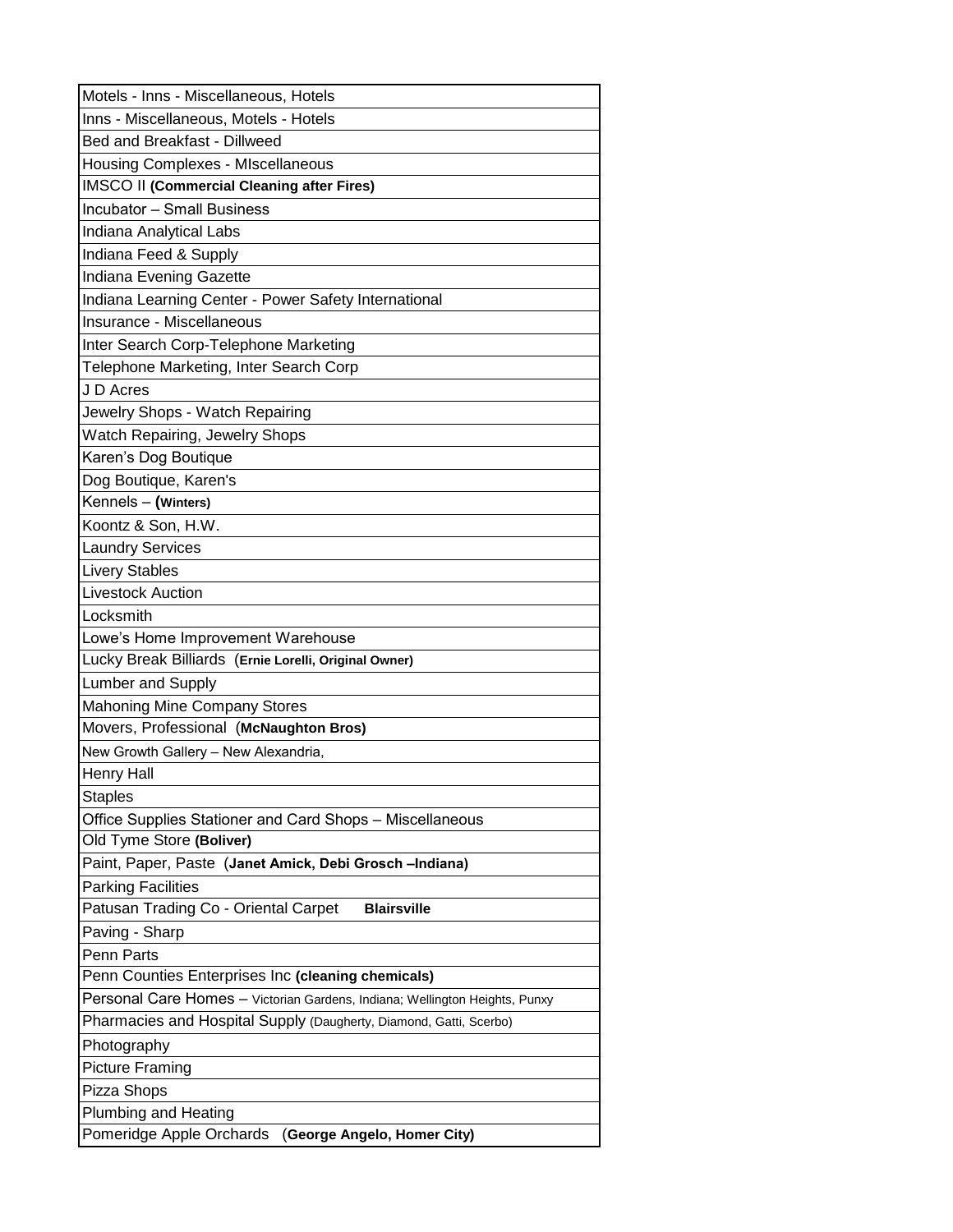| Motels - Inns - Miscellaneous, Hotels |
|---|
| Inns - Miscellaneous, Motels - Hotels |
| Bed and Breakfast - Dillweed |
| Housing Complexes - MIscellaneous |
| IMSCO II **(Commercial Cleaning after Fires)** |
| Incubator – Small Business |
| Indiana Analytical Labs |
| Indiana Feed & Supply |
| Indiana Evening Gazette |
| Indiana Learning Center - Power Safety International |
| Insurance - Miscellaneous |
| Inter Search Corp-Telephone Marketing |
| Telephone Marketing, Inter Search Corp |
| J D Acres |
| Jewelry Shops - Watch Repairing |
| Watch Repairing, Jewelry Shops |
| Karen's Dog Boutique |
| Dog Boutique, Karen's |
| Kennels – **(Winters)** |
| Koontz & Son, H.W. |
| Laundry Services |
| Livery Stables |
| Livestock Auction |
| Locksmith |
| Lowe's Home Improvement Warehouse |
| Lucky Break Billiards (**Ernie Lorelli, Original Owner)** |
| Lumber and Supply |
| Mahoning Mine Company Stores |
| Movers, Professional (**McNaughton Bros)** |
| New Growth Gallery – New Alexandria, |
| Henry Hall |
| Staples |
| Office Supplies Stationer and Card Shops – Miscellaneous |
| Old Tyme Store **(Boliver)** |
| Paint, Paper, Paste (**Janet Amick, Debi Grosch –Indiana)** |
| Parking Facilities |
| Patusan Trading Co - Oriental Carpet **Blairsville** |
| Paving - Sharp |
| Penn Parts |
| Penn Counties Enterprises Inc **(cleaning chemicals)** |
| Personal Care Homes – Victorian Gardens, Indiana; Wellington Heights, Punxy |
| Pharmacies and Hospital Supply (Daugherty, Diamond, Gatti, Scerbo) |
| Photography |
| Picture Framing |
| Pizza Shops |
| Plumbing and Heating |
| Pomeridge Apple Orchards (**George Angelo, Homer City)** |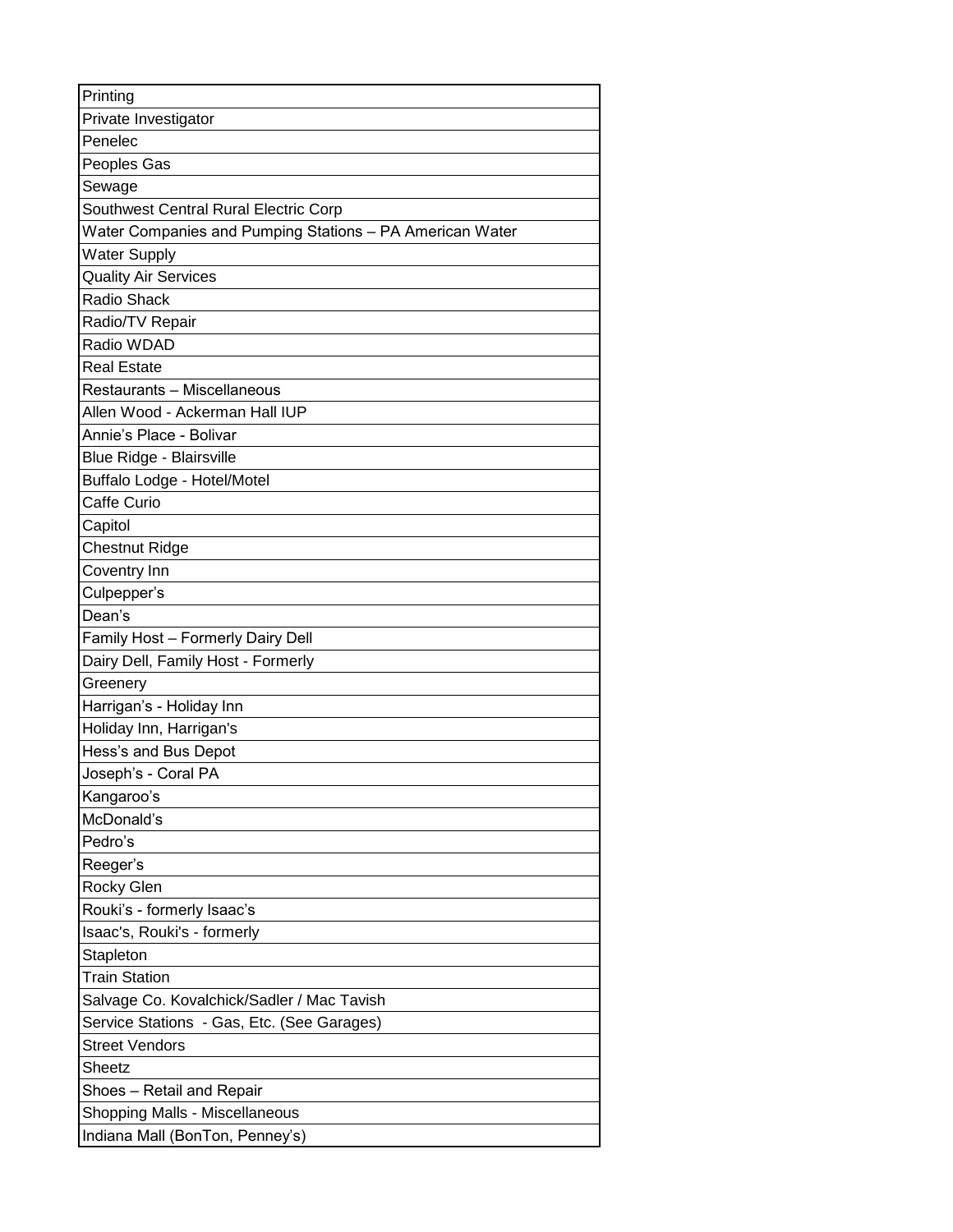| Printing |
|---|
| Private Investigator |
| Penelec |
| Peoples Gas |
| Sewage |
| Southwest Central Rural Electric Corp |
| Water Companies and Pumping Stations – PA American Water |
| Water Supply |
| Quality Air Services |
| Radio Shack |
| Radio/TV Repair |
| Radio WDAD |
| Real Estate |
| Restaurants – Miscellaneous |
| Allen Wood - Ackerman Hall IUP |
| Annie's Place - Bolivar |
| Blue Ridge - Blairsville |
| Buffalo Lodge - Hotel/Motel |
| Caffe Curio |
| Capitol |
| Chestnut Ridge |
| Coventry Inn |
| Culpepper's |
| Dean's |
| Family Host – Formerly Dairy Dell |
| Dairy Dell, Family Host - Formerly |
| Greenery |
| Harrigan's - Holiday Inn |
| Holiday Inn, Harrigan's |
| Hess's and Bus Depot |
| Joseph's - Coral PA |
| Kangaroo's |
| McDonald's |
| Pedro's |
| Reeger's |
| Rocky Glen |
| Rouki's - formerly Isaac's |
| Isaac's, Rouki's - formerly |
| Stapleton |
| Train Station |
| Salvage Co. Kovalchick/Sadler / Mac Tavish |
| Service Stations - Gas, Etc. (See Garages) |
| Street Vendors |
| Sheetz |
| Shoes – Retail and Repair |
| Shopping Malls - Miscellaneous |
| Indiana Mall (BonTon, Penney's) |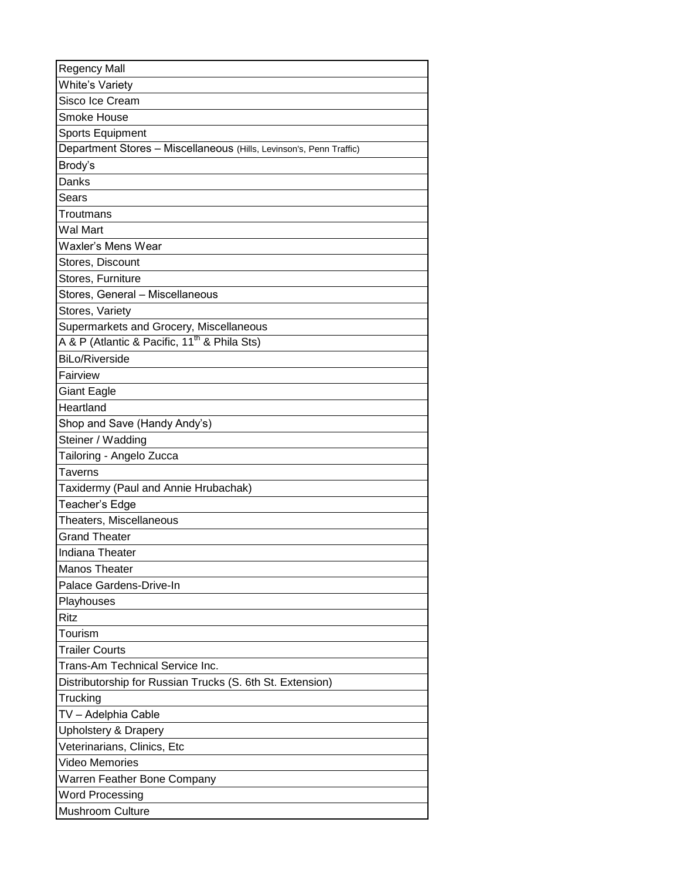| Regency Mall |
|---|
| White's Variety |
| Sisco Ice Cream |
| Smoke House |
| Sports Equipment |
| Department Stores – Miscellaneous (Hills, Levinson's, Penn Traffic) |
| Brody's |
| Danks |
| Sears |
| Troutmans |
| Wal Mart |
| Waxler's Mens Wear |
| Stores, Discount |
| Stores, Furniture |
| Stores, General – Miscellaneous |
| Stores, Variety |
| Supermarkets and Grocery, Miscellaneous |
| A & P (Atlantic & Pacific, 11th & Phila Sts) |
| BiLo/Riverside |
| Fairview |
| Giant Eagle |
| Heartland |
| Shop and Save (Handy Andy's) |
| Steiner / Wadding |
| Tailoring - Angelo Zucca |
| Taverns |
| Taxidermy (Paul and Annie Hrubachak) |
| Teacher's Edge |
| Theaters, Miscellaneous |
| Grand Theater |
| Indiana Theater |
| Manos Theater |
| Palace Gardens-Drive-In |
| Playhouses |
| Ritz |
| Tourism |
| Trailer Courts |
| Trans-Am Technical Service Inc. |
| Distributorship for Russian Trucks (S. 6th St. Extension) |
| Trucking |
| TV – Adelphia Cable |
| Upholstery & Drapery |
| Veterinarians, Clinics, Etc |
| Video Memories |
| Warren Feather Bone Company |
| Word Processing |
| Mushroom Culture |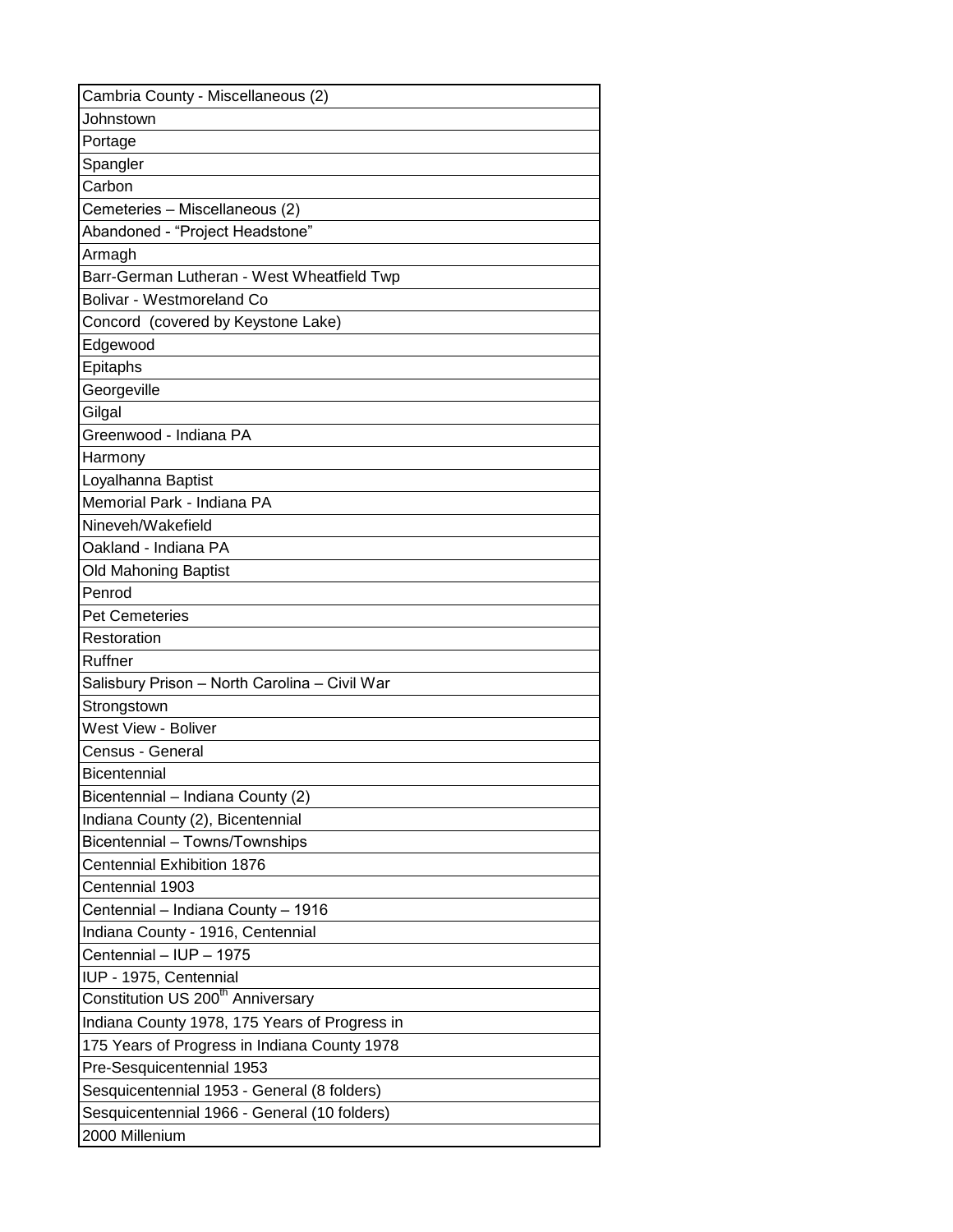| Cambria County - Miscellaneous (2) |
|---|
| Johnstown |
| Portage |
| Spangler |
| Carbon |
| Cemeteries – Miscellaneous (2) |
| Abandoned - “Project Headstone” |
| Armagh |
| Barr-German Lutheran - West Wheatfield Twp |
| Bolivar - Westmoreland Co |
| Concord (covered by Keystone Lake) |
| Edgewood |
| Epitaphs |
| Georgeville |
| Gilgal |
| Greenwood - Indiana PA |
| Harmony |
| Loyalhanna Baptist |
| Memorial Park - Indiana PA |
| Nineveh/Wakefield |
| Oakland - Indiana PA |
| Old Mahoning Baptist |
| Penrod |
| Pet Cemeteries |
| Restoration |
| Ruffner |
| Salisbury Prison – North Carolina – Civil War |
| Strongstown |
| West View - Boliver |
| Census - General |
| Bicentennial |
| Bicentennial – Indiana County (2) |
| Indiana County (2), Bicentennial |
| Bicentennial – Towns/Townships |
| Centennial Exhibition 1876 |
| Centennial 1903 |
| Centennial – Indiana County – 1916 |
| Indiana County - 1916, Centennial |
| Centennial – IUP – 1975 |
| IUP - 1975, Centennial |
| Constitution US 200th Anniversary |
| Indiana County 1978, 175 Years of Progress in |
| 175 Years of Progress in Indiana County 1978 |
| Pre-Sesquicentennial 1953 |
| Sesquicentennial 1953 - General (8 folders) |
| Sesquicentennial 1966 - General (10 folders) |
| 2000 Millenium |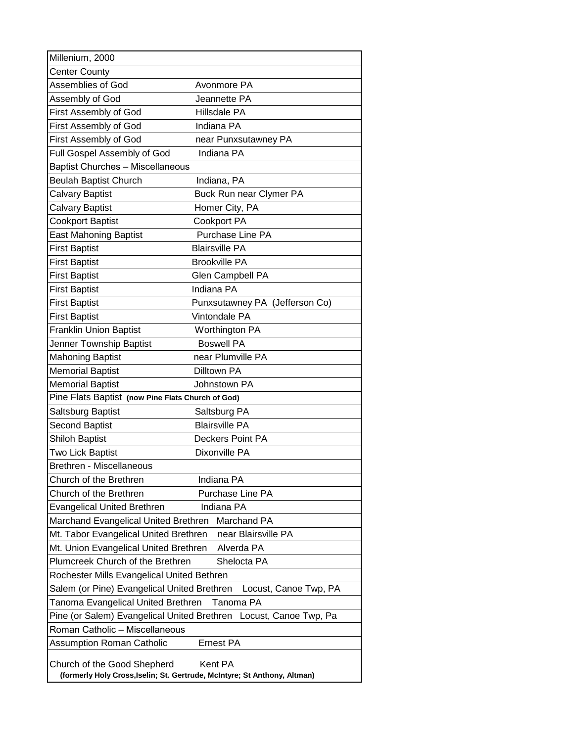| Millenium, 2000 | |
|---|---|
| Center County | |
| Assemblies of God | Avonmore PA |
| Assembly of God | Jeannette PA |
| First Assembly of God | Hillsdale PA |
| First Assembly of God | Indiana PA |
| First Assembly of God | near Punxsutawney PA |
| Full Gospel Assembly of God | Indiana PA |
| Baptist Churches – Miscellaneous | |
| Beulah Baptist Church | Indiana, PA |
| Calvary Baptist | Buck Run near Clymer PA |
| Calvary Baptist | Homer City, PA |
| Cookport Baptist | Cookport PA |
| East Mahoning Baptist | Purchase Line PA |
| First Baptist | Blairsville PA |
| First Baptist | Brookville PA |
| First Baptist | Glen Campbell PA |
| First Baptist | Indiana PA |
| First Baptist | Punxsutawney PA (Jefferson Co) |
| First Baptist | Vintondale PA |
| Franklin Union Baptist | Worthington PA |
| Jenner Township Baptist | Boswell PA |
| Mahoning Baptist | near Plumville PA |
| Memorial Baptist | Dilltown PA |
| Memorial Baptist | Johnstown PA |
| Pine Flats Baptist **(now Pine Flats Church of God)** | |
| Saltsburg Baptist | Saltsburg PA |
| Second Baptist | Blairsville PA |
| Shiloh Baptist | Deckers Point PA |
| Two Lick Baptist | Dixonville PA |
| Brethren - Miscellaneous | |
| Church of the Brethren | Indiana PA |
| Church of the Brethren | Purchase Line PA |
| Evangelical United Brethren | Indiana PA |
| Marchand Evangelical United Brethren | Marchand PA |
| Mt. Tabor Evangelical United Brethren | near Blairsville PA |
| Mt. Union Evangelical United Brethren | Alverda PA |
| Plumcreek Church of the Brethren | Shelocta PA |
| Rochester Mills Evangelical United Bethren | |
| Salem (or Pine) Evangelical United Brethren | Locust, Canoe Twp, PA |
| Tanoma Evangelical United Brethren | Tanoma PA |
| Pine (or Salem) Evangelical United Brethren | Locust, Canoe Twp, Pa |
| Roman Catholic – Miscellaneous | |
| Assumption Roman Catholic | Ernest PA |
| Church of the Good Shepherd **(formerly Holy Cross,Iselin; St. Gertrude, McIntyre; St Anthony, Altman)** | Kent PA |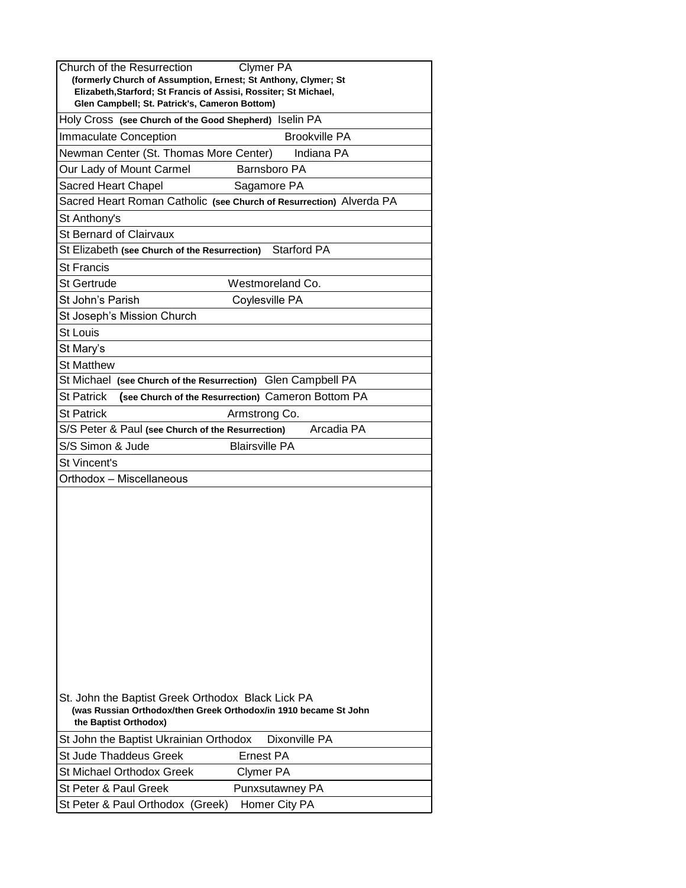| Name | Location |
| --- | --- |
| Church of the Resurrection **(formerly Church of Assumption, Ernest; St Anthony, Clymer; St Elizabeth,Starford; St Francis of Assisi, Rossiter; St Michael, Glen Campbell; St. Patrick's, Cameron Bottom)** | Clymer PA |
| Holy Cross **(see Church of the Good Shepherd)** | Iselin PA |
| Immaculate Conception | Brookville PA |
| Newman Center (St. Thomas More Center) | Indiana PA |
| Our Lady of Mount Carmel | Barnsboro PA |
| Sacred Heart Chapel | Sagamore PA |
| Sacred Heart Roman Catholic **(see Church of Resurrection)** | Alverda PA |
| St Anthony's | |
| St Bernard of Clairvaux | |
| St Elizabeth **(see Church of the Resurrection)** | Starford PA |
| St Francis | |
| St Gertrude | Westmoreland Co. |
| St John's Parish | Coylesville PA |
| St Joseph's Mission Church | |
| St Louis | |
| St Mary's | |
| St Matthew | |
| St Michael **(see Church of the Resurrection)** | Glen Campbell PA |
| St Patrick **(see Church of the Resurrection)** | Cameron Bottom PA |
| St Patrick | Armstrong Co. |
| S/S Peter & Paul **(see Church of the Resurrection)** | Arcadia PA |
| S/S Simon & Jude | Blairsville PA |
| St Vincent's | |
| Orthodox – Miscellaneous | |
| St. John the Baptist Greek Orthodox **(was Russian Orthodox/then Greek Orthodox/in 1910 became St John the Baptist Orthodox)** | Black Lick PA |
| St John the Baptist Ukrainian Orthodox | Dixonville PA |
| St Jude Thaddeus Greek | Ernest PA |
| St Michael Orthodox Greek | Clymer PA |
| St Peter & Paul Greek | Punxsutawney PA |
| St Peter & Paul Orthodox (Greek) | Homer City PA |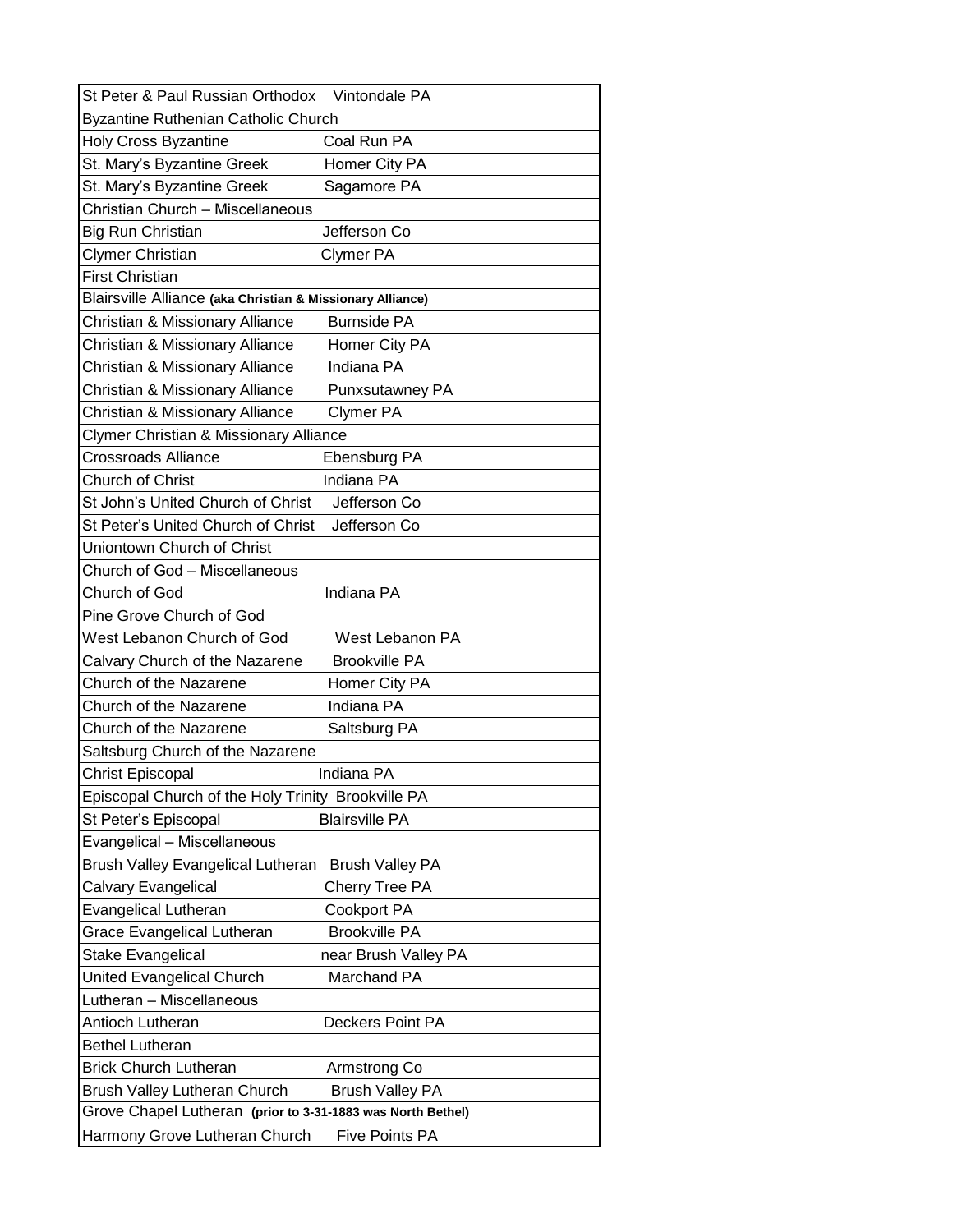| Church | Location |
|---|---|
| St Peter & Paul Russian Orthodox | Vintondale PA |
| Byzantine Ruthenian Catholic Church | |
| Holy Cross Byzantine | Coal Run PA |
| St. Mary's Byzantine Greek | Homer City PA |
| St. Mary's Byzantine Greek | Sagamore PA |
| Christian Church – Miscellaneous | |
| Big Run Christian | Jefferson Co |
| Clymer Christian | Clymer PA |
| First Christian | |
| Blairsville Alliance **(aka Christian & Missionary Alliance)** | |
| Christian & Missionary Alliance | Burnside PA |
| Christian & Missionary Alliance | Homer City PA |
| Christian & Missionary Alliance | Indiana PA |
| Christian & Missionary Alliance | Punxsutawney PA |
| Christian & Missionary Alliance | Clymer PA |
| Clymer Christian & Missionary Alliance | |
| Crossroads Alliance | Ebensburg PA |
| Church of Christ | Indiana PA |
| St John's United Church of Christ | Jefferson Co |
| St Peter's United Church of Christ | Jefferson Co |
| Uniontown Church of Christ | |
| Church of God – Miscellaneous | |
| Church of God | Indiana PA |
| Pine Grove Church of God | |
| West Lebanon Church of God | West Lebanon PA |
| Calvary Church of the Nazarene | Brookville PA |
| Church of the Nazarene | Homer City PA |
| Church of the Nazarene | Indiana PA |
| Church of the Nazarene | Saltsburg PA |
| Saltsburg Church of the Nazarene | |
| Christ Episcopal | Indiana PA |
| Episcopal Church of the Holy Trinity | Brookville PA |
| St Peter's Episcopal | Blairsville PA |
| Evangelical – Miscellaneous | |
| Brush Valley Evangelical Lutheran | Brush Valley PA |
| Calvary Evangelical | Cherry Tree PA |
| Evangelical Lutheran | Cookport PA |
| Grace Evangelical Lutheran | Brookville PA |
| Stake Evangelical | near Brush Valley PA |
| United Evangelical Church | Marchand PA |
| Lutheran – Miscellaneous | |
| Antioch Lutheran | Deckers Point PA |
| Bethel Lutheran | |
| Brick Church Lutheran | Armstrong Co |
| Brush Valley Lutheran Church | Brush Valley PA |
| Grove Chapel Lutheran **(prior to 3-31-1883 was North Bethel)** | |
| Harmony Grove Lutheran Church | Five Points PA |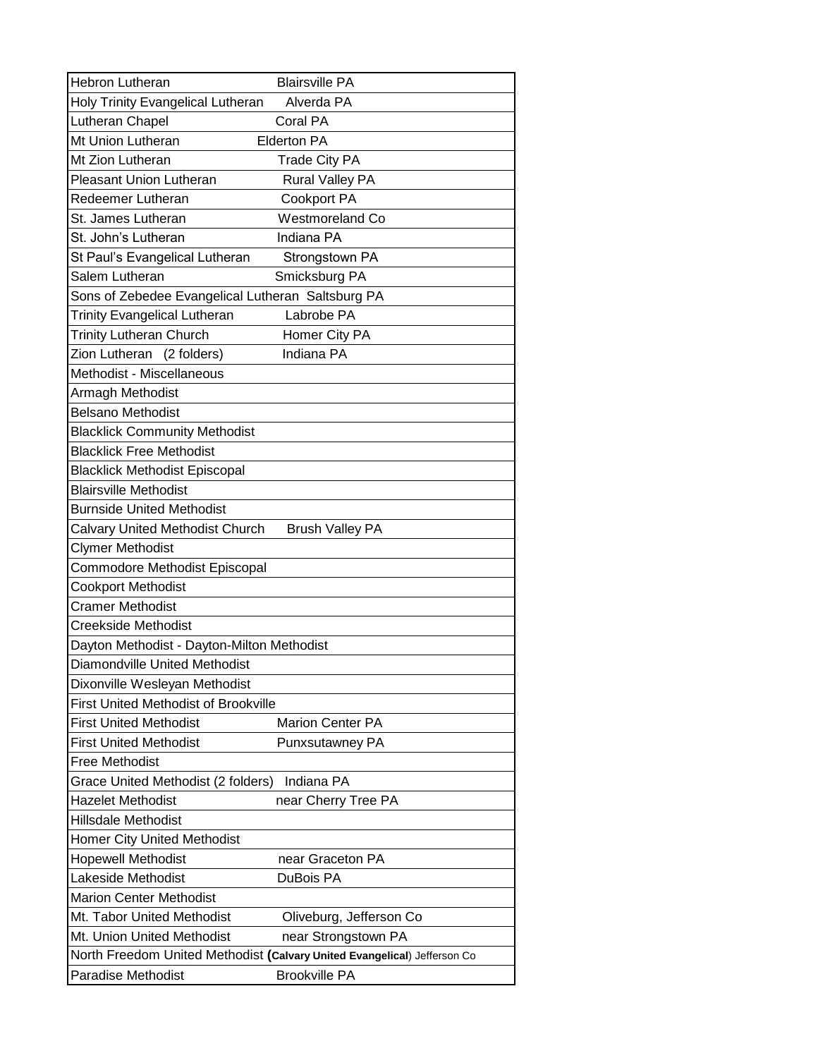| | |
|---|---|
| Hebron Lutheran | Blairsville PA |
| Holy Trinity Evangelical Lutheran | Alverda PA |
| Lutheran Chapel | Coral PA |
| Mt Union Lutheran | Elderton PA |
| Mt Zion Lutheran | Trade City PA |
| Pleasant Union Lutheran | Rural Valley PA |
| Redeemer Lutheran | Cookport PA |
| St. James Lutheran | Westmoreland Co |
| St. John's Lutheran | Indiana PA |
| St Paul's Evangelical Lutheran | Strongstown PA |
| Salem Lutheran | Smicksburg PA |
| Sons of Zebedee Evangelical Lutheran Saltsburg PA | |
| Trinity Evangelical Lutheran | Labrobe PA |
| Trinity Lutheran Church | Homer City PA |
| Zion Lutheran (2 folders) | Indiana PA |
| Methodist - Miscellaneous | |
| Armagh Methodist | |
| Belsano Methodist | |
| Blacklick Community Methodist | |
| Blacklick Free Methodist | |
| Blacklick Methodist Episcopal | |
| Blairsville Methodist | |
| Burnside United Methodist | |
| Calvary United Methodist Church | Brush Valley PA |
| Clymer Methodist | |
| Commodore Methodist Episcopal | |
| Cookport Methodist | |
| Cramer Methodist | |
| Creekside Methodist | |
| Dayton Methodist - Dayton-Milton Methodist | |
| Diamondville United Methodist | |
| Dixonville Wesleyan Methodist | |
| First United Methodist of Brookville | |
| First United Methodist | Marion Center PA |
| First United Methodist | Punxsutawney PA |
| Free Methodist | |
| Grace United Methodist (2 folders) | Indiana PA |
| Hazelet Methodist | near Cherry Tree PA |
| Hillsdale Methodist | |
| Homer City United Methodist | |
| Hopewell Methodist | near Graceton PA |
| Lakeside Methodist | DuBois PA |
| Marion Center Methodist | |
| Mt. Tabor United Methodist | Oliveburg, Jefferson Co |
| Mt. Union United Methodist | near Strongstown PA |
| North Freedom United Methodist **(Calvary United Evangelical**) Jefferson Co | |
| Paradise Methodist | Brookville PA |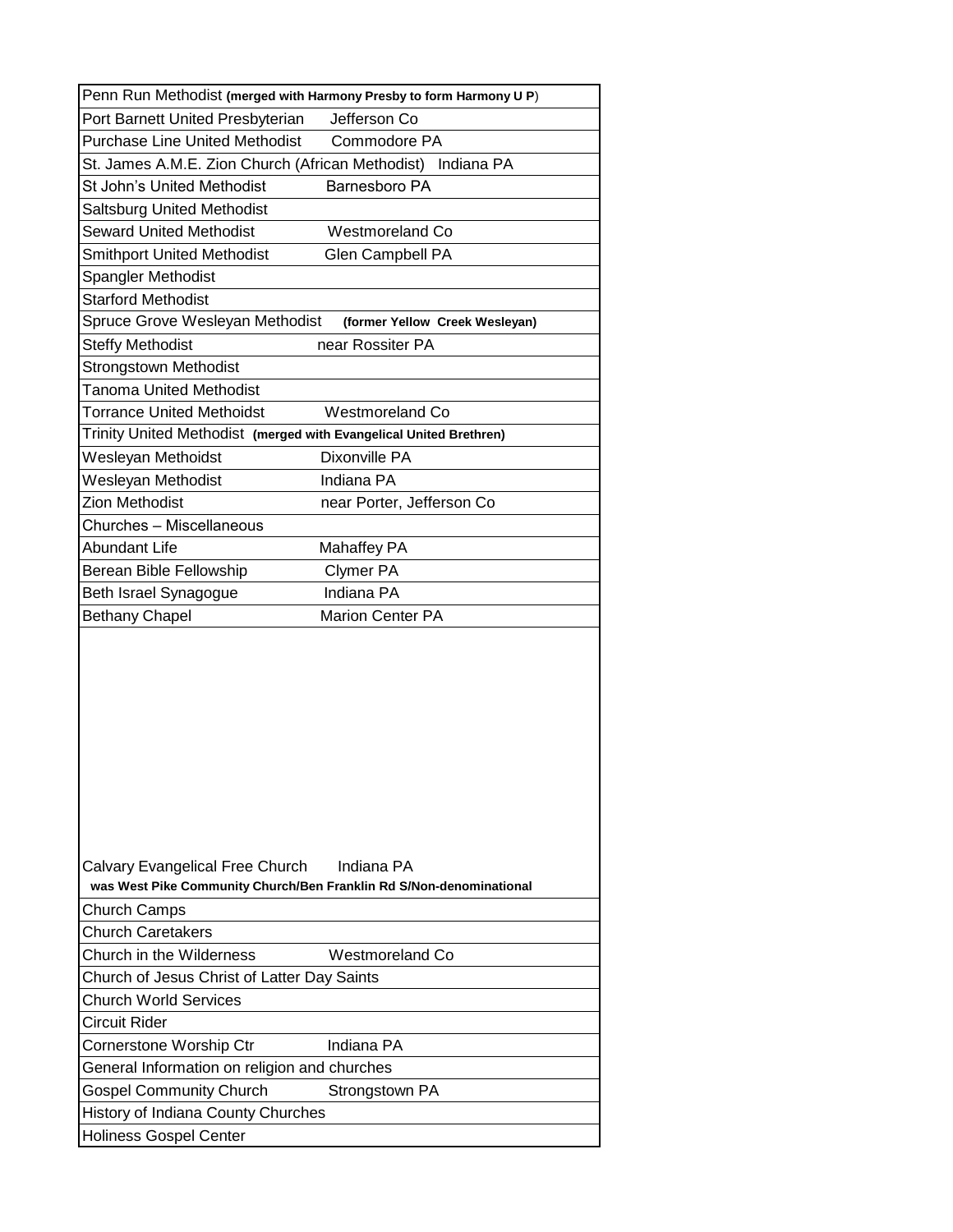| | |
|---|---|
| Penn Run Methodist **(merged with Harmony Presby to form Harmony U P)** | |
| Port Barnett United Presbyterian | Jefferson Co |
| Purchase Line United Methodist | Commodore PA |
| St. James A.M.E. Zion Church (African Methodist) | Indiana PA |
| St John's United Methodist | Barnesboro PA |
| Saltsburg United Methodist | |
| Seward United Methodist | Westmoreland Co |
| Smithport United Methodist | Glen Campbell PA |
| Spangler Methodist | |
| Starford Methodist | |
| Spruce Grove Wesleyan Methodist **(former Yellow Creek Wesleyan)** | |
| Steffy Methodist | near Rossiter PA |
| Strongstown Methodist | |
| Tanoma United Methodist | |
| Torrance United Methoidst | Westmoreland Co |
| Trinity United Methodist **(merged with Evangelical United Brethren)** | |
| Wesleyan Methoidst | Dixonville PA |
| Wesleyan Methodist | Indiana PA |
| Zion Methodist | near Porter, Jefferson Co |
| Churches – Miscellaneous | |
| Abundant Life | Mahaffey PA |
| Berean Bible Fellowship | Clymer PA |
| Beth Israel Synagogue | Indiana PA |
| Bethany Chapel | Marion Center PA |
| Calvary Evangelical Free Church<br>**was West Pike Community Church/Ben Franklin Rd S/Non-denominational** | Indiana PA |
| Church Camps | |
| Church Caretakers | |
| Church in the Wilderness | Westmoreland Co |
| Church of Jesus Christ of Latter Day Saints | |
| Church World Services | |
| Circuit Rider | |
| Cornerstone Worship Ctr | Indiana PA |
| General Information on religion and churches | |
| Gospel Community Church | Strongstown PA |
| History of Indiana County Churches | |
| Holiness Gospel Center | |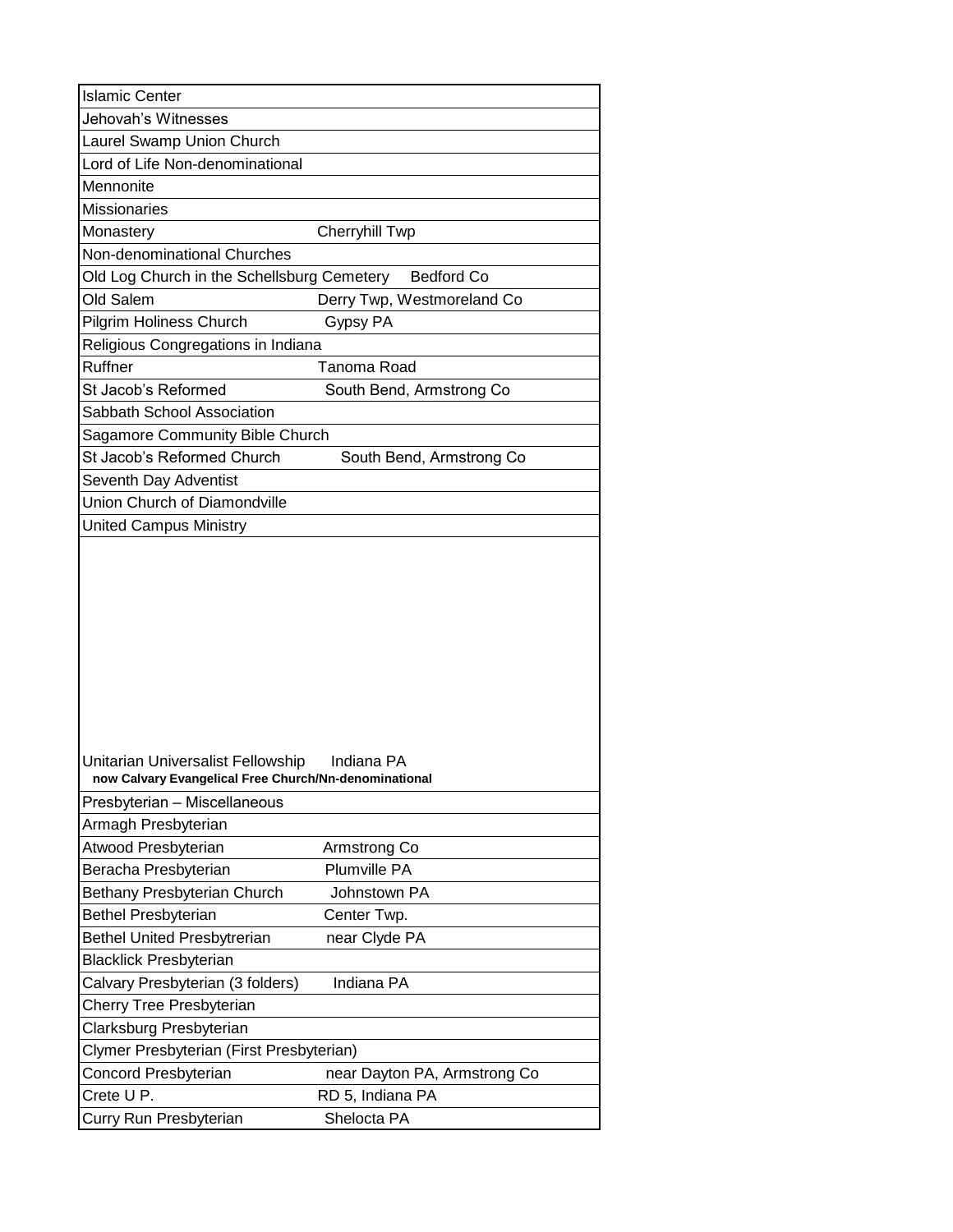| | |
|---|---|
| Islamic Center | |
| Jehovah's Witnesses | |
| Laurel Swamp Union Church | |
| Lord of Life Non-denominational | |
| Mennonite | |
| Missionaries | |
| Monastery | Cherryhill Twp |
| Non-denominational Churches | |
| Old Log Church in the Schellsburg Cemetery | Bedford Co |
| Old Salem | Derry Twp, Westmoreland Co |
| Pilgrim Holiness Church | Gypsy PA |
| Religious Congregations in Indiana | |
| Ruffner | Tanoma Road |
| St Jacob's Reformed | South Bend, Armstrong Co |
| Sabbath School Association | |
| Sagamore Community Bible Church | |
| St Jacob's Reformed Church | South Bend, Armstrong Co |
| Seventh Day Adventist | |
| Union Church of Diamondville | |
| United Campus Ministry | |
| Unitarian Universalist Fellowship<br>**now Calvary Evangelical Free Church/Nn-denominational** | Indiana PA |
| Presbyterian – Miscellaneous | |
| Armagh Presbyterian | |
| Atwood Presbyterian | Armstrong Co |
| Beracha Presbyterian | Plumville PA |
| Bethany Presbyterian Church | Johnstown PA |
| Bethel Presbyterian | Center Twp. |
| Bethel United Presbytrerian | near Clyde PA |
| Blacklick Presbyterian | |
| Calvary Presbyterian (3 folders) | Indiana PA |
| Cherry Tree Presbyterian | |
| Clarksburg Presbyterian | |
| Clymer Presbyterian (First Presbyterian) | |
| Concord Presbyterian | near Dayton PA, Armstrong Co |
| Crete U P. | RD 5, Indiana PA |
| Curry Run Presbyterian | Shelocta PA |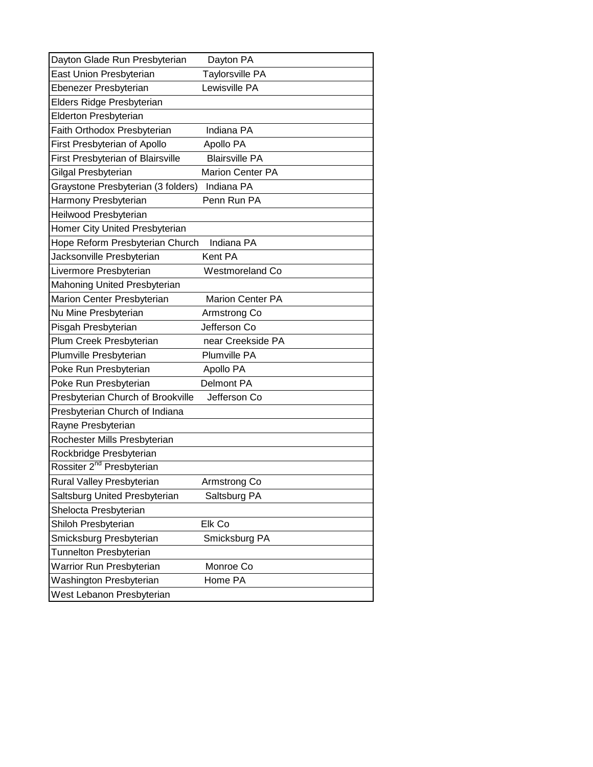| | |
|---|---|
| Dayton Glade Run Presbyterian | Dayton PA |
| East Union Presbyterian | Taylorsville PA |
| Ebenezer Presbyterian | Lewisville PA |
| Elders Ridge Presbyterian | |
| Elderton Presbyterian | |
| Faith Orthodox Presbyterian | Indiana PA |
| First Presbyterian of Apollo | Apollo PA |
| First Presbyterian of Blairsville | Blairsville PA |
| Gilgal Presbyterian | Marion Center PA |
| Graystone Presbyterian (3 folders) | Indiana PA |
| Harmony Presbyterian | Penn Run PA |
| Heilwood Presbyterian | |
| Homer City United Presbyterian | |
| Hope Reform Presbyterian Church | Indiana PA |
| Jacksonville Presbyterian | Kent PA |
| Livermore Presbyterian | Westmoreland Co |
| Mahoning United Presbyterian | |
| Marion Center Presbyterian | Marion Center PA |
| Nu Mine Presbyterian | Armstrong Co |
| Pisgah Presbyterian | Jefferson Co |
| Plum Creek Presbyterian | near Creekside PA |
| Plumville Presbyterian | Plumville PA |
| Poke Run Presbyterian | Apollo PA |
| Poke Run Presbyterian | Delmont PA |
| Presbyterian Church of Brookville | Jefferson Co |
| Presbyterian Church of Indiana | |
| Rayne Presbyterian | |
| Rochester Mills Presbyterian | |
| Rockbridge Presbyterian | |
| Rossiter 2nd Presbyterian | |
| Rural Valley Presbyterian | Armstrong Co |
| Saltsburg United Presbyterian | Saltsburg PA |
| Shelocta Presbyterian | |
| Shiloh Presbyterian | Elk Co |
| Smicksburg Presbyterian | Smicksburg PA |
| Tunnelton Presbyterian | |
| Warrior Run Presbyterian | Monroe Co |
| Washington Presbyterian | Home PA |
| West Lebanon Presbyterian | |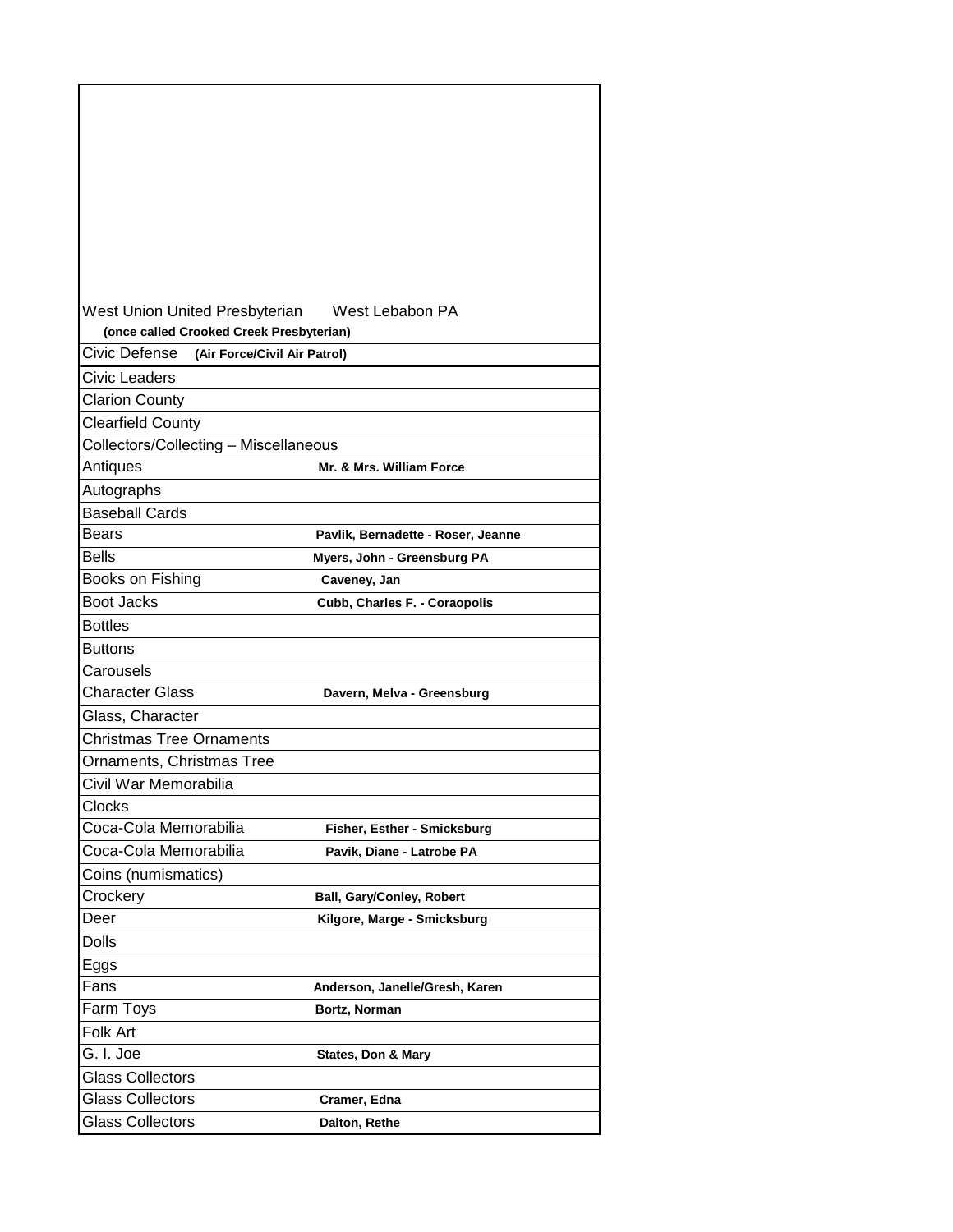| | |
|---|---|
| West Union United Presbyterian West Lebabon PA **(once called Crooked Creek Presbyterian)** | |
| Civic Defense **(Air Force/Civil Air Patrol)** | |
| Civic Leaders | |
| Clarion County | |
| Clearfield County | |
| Collectors/Collecting – Miscellaneous | |
| Antiques | **Mr. & Mrs. William Force** |
| Autographs | |
| Baseball Cards | |
| Bears | **Pavlik, Bernadette - Roser, Jeanne** |
| Bells | **Myers, John - Greensburg PA** |
| Books on Fishing | **Caveney, Jan** |
| Boot Jacks | **Cubb, Charles F. - Coraopolis** |
| Bottles | |
| Buttons | |
| Carousels | |
| Character Glass | **Davern, Melva - Greensburg** |
| Glass, Character | |
| Christmas Tree Ornaments | |
| Ornaments, Christmas Tree | |
| Civil War Memorabilia | |
| Clocks | |
| Coca-Cola Memorabilia | **Fisher, Esther - Smicksburg** |
| Coca-Cola Memorabilia | **Pavik, Diane - Latrobe PA** |
| Coins (numismatics) | |
| Crockery | **Ball, Gary/Conley, Robert** |
| Deer | **Kilgore, Marge - Smicksburg** |
| Dolls | |
| Eggs | |
| Fans | **Anderson, Janelle/Gresh, Karen** |
| Farm Toys | **Bortz, Norman** |
| Folk Art | |
| G. I. Joe | **States, Don & Mary** |
| Glass Collectors | |
| Glass Collectors | **Cramer, Edna** |
| Glass Collectors | **Dalton, Rethe** |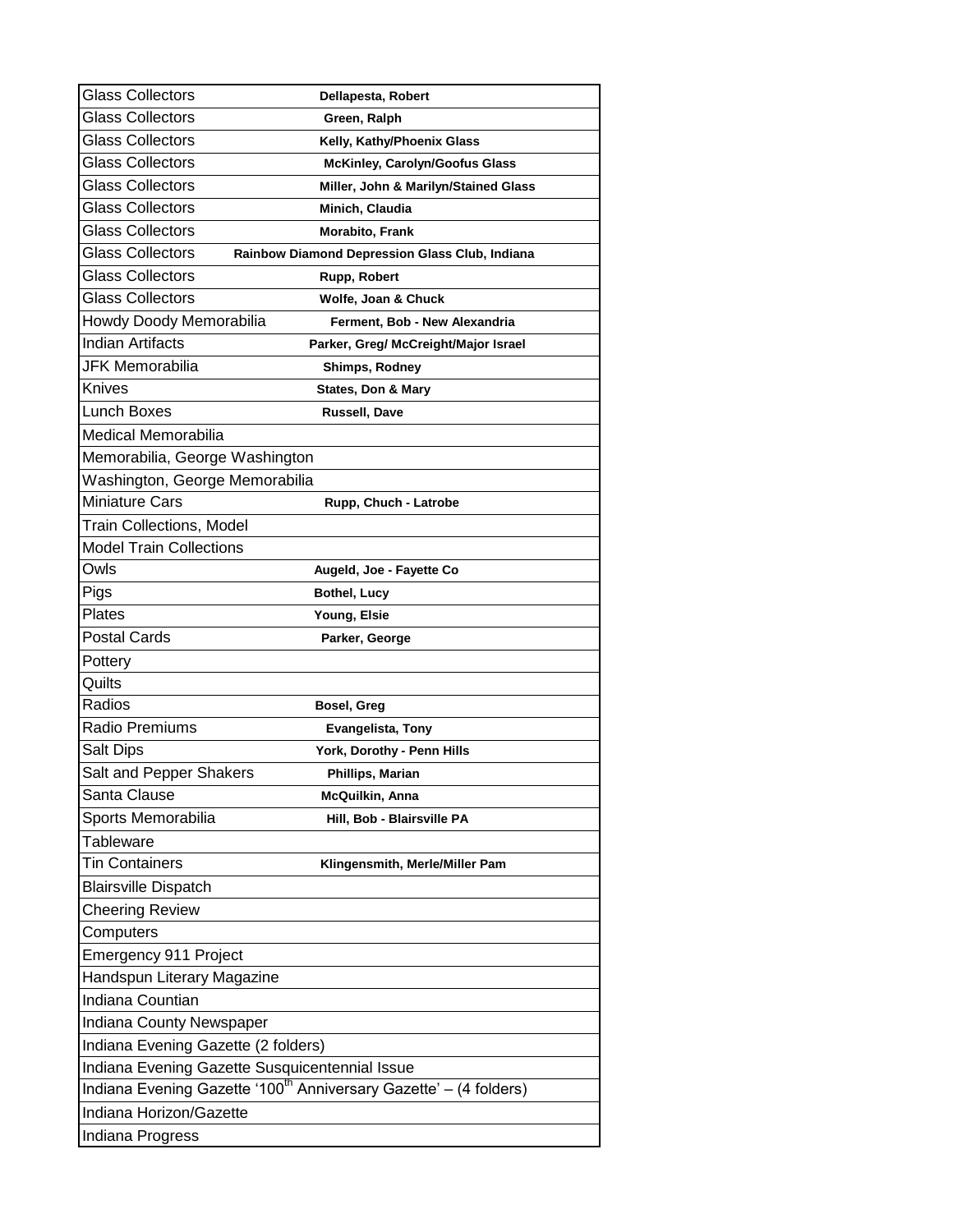| | |
|---|---|
| Glass Collectors | **Dellapesta, Robert** |
| Glass Collectors | **Green, Ralph** |
| Glass Collectors | **Kelly, Kathy/Phoenix Glass** |
| Glass Collectors | **McKinley, Carolyn/Goofus Glass** |
| Glass Collectors | **Miller, John & Marilyn/Stained Glass** |
| Glass Collectors | **Minich, Claudia** |
| Glass Collectors | **Morabito, Frank** |
| Glass Collectors | **Rainbow Diamond Depression Glass Club, Indiana** |
| Glass Collectors | **Rupp, Robert** |
| Glass Collectors | **Wolfe, Joan & Chuck** |
| Howdy Doody Memorabilia | **Ferment, Bob - New Alexandria** |
| Indian Artifacts | **Parker, Greg/ McCreight/Major Israel** |
| JFK Memorabilia | **Shimps, Rodney** |
| Knives | **States, Don & Mary** |
| Lunch Boxes | **Russell, Dave** |
| Medical Memorabilia | |
| Memorabilia, George Washington | |
| Washington, George Memorabilia | |
| Miniature Cars | **Rupp, Chuch - Latrobe** |
| Train Collections, Model | |
| Model Train Collections | |
| Owls | **Augeld, Joe - Fayette Co** |
| Pigs | **Bothel, Lucy** |
| Plates | **Young, Elsie** |
| Postal Cards | **Parker, George** |
| Pottery | |
| Quilts | |
| Radios | **Bosel, Greg** |
| Radio Premiums | **Evangelista, Tony** |
| Salt Dips | **York, Dorothy - Penn Hills** |
| Salt and Pepper Shakers | **Phillips, Marian** |
| Santa Clause | **McQuilkin, Anna** |
| Sports Memorabilia | **Hill, Bob - Blairsville PA** |
| Tableware | |
| Tin Containers | **Klingensmith, Merle/Miller Pam** |
| Blairsville Dispatch | |
| Cheering Review | |
| Computers | |
| Emergency 911 Project | |
| Handspun Literary Magazine | |
| Indiana Countian | |
| Indiana County Newspaper | |
| Indiana Evening Gazette (2 folders) | |
| Indiana Evening Gazette Susquicentennial Issue | |
| Indiana Evening Gazette '100th Anniversary Gazette' – (4 folders) | |
| Indiana Horizon/Gazette | |
| Indiana Progress | |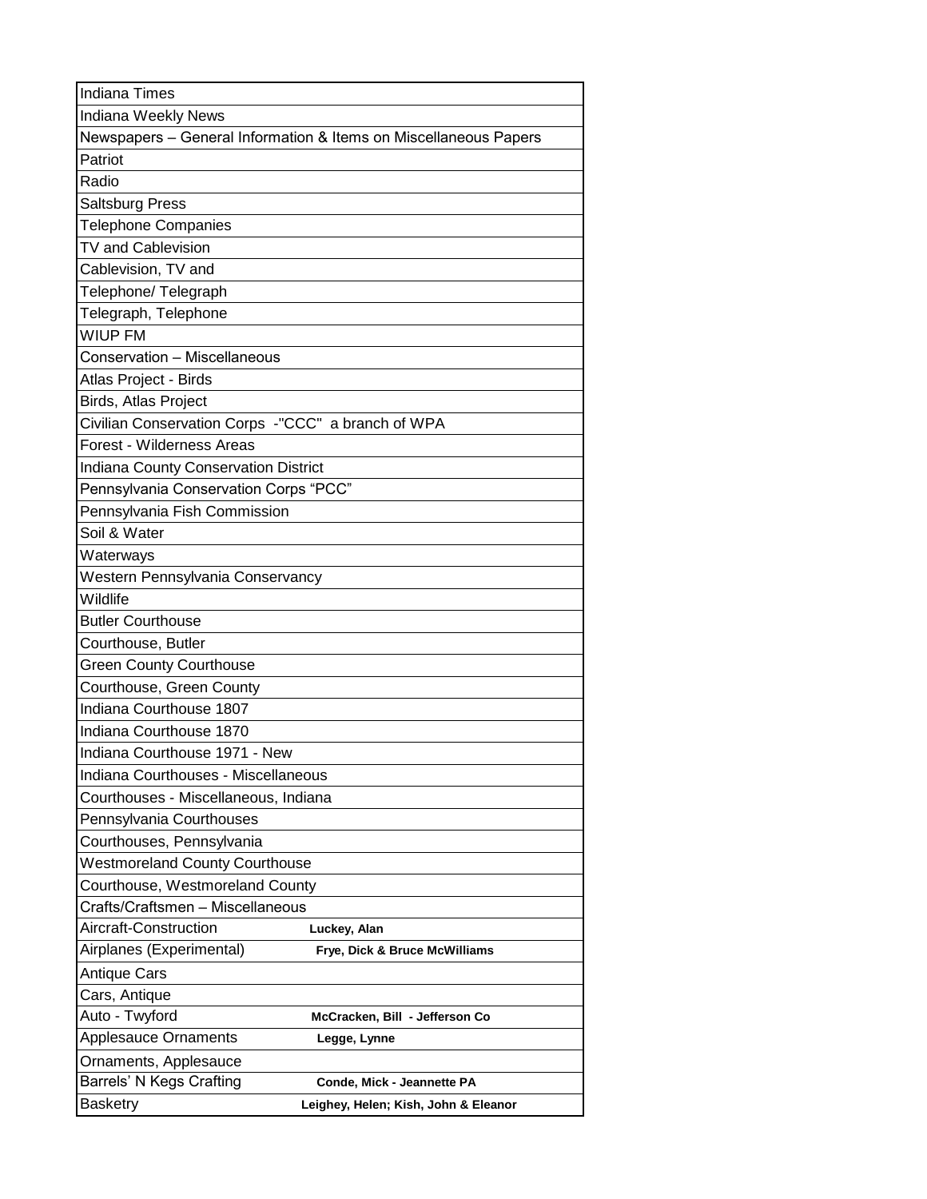| | |
|---|---|
| Indiana Times | |
| Indiana Weekly News | |
| Newspapers – General Information & Items on Miscellaneous Papers | |
| Patriot | |
| Radio | |
| Saltsburg Press | |
| Telephone Companies | |
| TV and Cablevision | |
| Cablevision, TV and | |
| Telephone/ Telegraph | |
| Telegraph, Telephone | |
| WIUP FM | |
| Conservation – Miscellaneous | |
| Atlas Project - Birds | |
| Birds, Atlas Project | |
| Civilian Conservation Corps -"CCC" a branch of WPA | |
| Forest - Wilderness Areas | |
| Indiana County Conservation District | |
| Pennsylvania Conservation Corps "PCC" | |
| Pennsylvania Fish Commission | |
| Soil & Water | |
| Waterways | |
| Western Pennsylvania Conservancy | |
| Wildlife | |
| Butler Courthouse | |
| Courthouse, Butler | |
| Green County Courthouse | |
| Courthouse, Green County | |
| Indiana Courthouse 1807 | |
| Indiana Courthouse 1870 | |
| Indiana Courthouse 1971 - New | |
| Indiana Courthouses - Miscellaneous | |
| Courthouses - Miscellaneous, Indiana | |
| Pennsylvania Courthouses | |
| Courthouses, Pennsylvania | |
| Westmoreland County Courthouse | |
| Courthouse, Westmoreland County | |
| Crafts/Craftsmen – Miscellaneous | |
| Aircraft-Construction | **Luckey, Alan** |
| Airplanes (Experimental) | **Frye, Dick & Bruce McWilliams** |
| Antique Cars | |
| Cars, Antique | |
| Auto - Twyford | **McCracken, Bill - Jefferson Co** |
| Applesauce Ornaments | **Legge, Lynne** |
| Ornaments, Applesauce | |
| Barrels' N Kegs Crafting | **Conde, Mick - Jeannette PA** |
| Basketry | **Leighey, Helen; Kish, John & Eleanor** |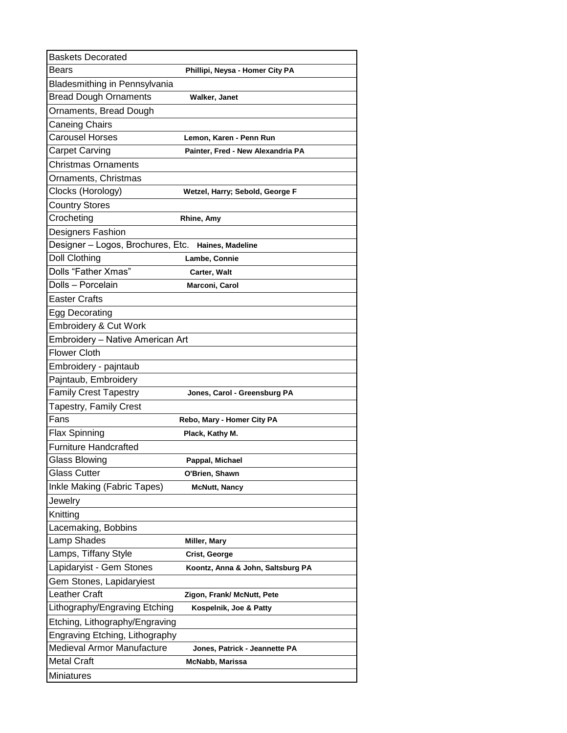| | |
|---|---|
| Baskets Decorated | |
| Bears | **Phillipi, Neysa - Homer City PA** |
| Bladesmithing in Pennsylvania | |
| Bread Dough Ornaments | **Walker, Janet** |
| Ornaments, Bread Dough | |
| Caneing Chairs | |
| Carousel Horses | **Lemon, Karen - Penn Run** |
| Carpet Carving | **Painter, Fred - New Alexandria PA** |
| Christmas Ornaments | |
| Ornaments, Christmas | |
| Clocks (Horology) | **Wetzel, Harry; Sebold, George F** |
| Country Stores | |
| Crocheting | **Rhine, Amy** |
| Designers Fashion | |
| Designer – Logos, Brochures, Etc. | **Haines, Madeline** |
| Doll Clothing | **Lambe, Connie** |
| Dolls “Father Xmas” | **Carter, Walt** |
| Dolls – Porcelain | **Marconi, Carol** |
| Easter Crafts | |
| Egg Decorating | |
| Embroidery & Cut Work | |
| Embroidery – Native American Art | |
| Flower Cloth | |
| Embroidery - pajntaub | |
| Pajntaub, Embroidery | |
| Family Crest Tapestry | **Jones, Carol - Greensburg PA** |
| Tapestry, Family Crest | |
| Fans | **Rebo, Mary - Homer City PA** |
| Flax Spinning | **Plack, Kathy M.** |
| Furniture Handcrafted | |
| Glass Blowing | **Pappal, Michael** |
| Glass Cutter | **O'Brien, Shawn** |
| Inkle Making (Fabric Tapes) | **McNutt, Nancy** |
| Jewelry | |
| Knitting | |
| Lacemaking, Bobbins | |
| Lamp Shades | **Miller, Mary** |
| Lamps, Tiffany Style | **Crist, George** |
| Lapidaryist - Gem Stones | **Koontz, Anna & John, Saltsburg PA** |
| Gem Stones, Lapidaryiest | |
| Leather Craft | **Zigon, Frank/ McNutt, Pete** |
| Lithography/Engraving Etching | **Kospelnik, Joe & Patty** |
| Etching, Lithography/Engraving | |
| Engraving Etching, Lithography | |
| Medieval Armor Manufacture | **Jones, Patrick - Jeannette PA** |
| Metal Craft | **McNabb, Marissa** |
| Miniatures | |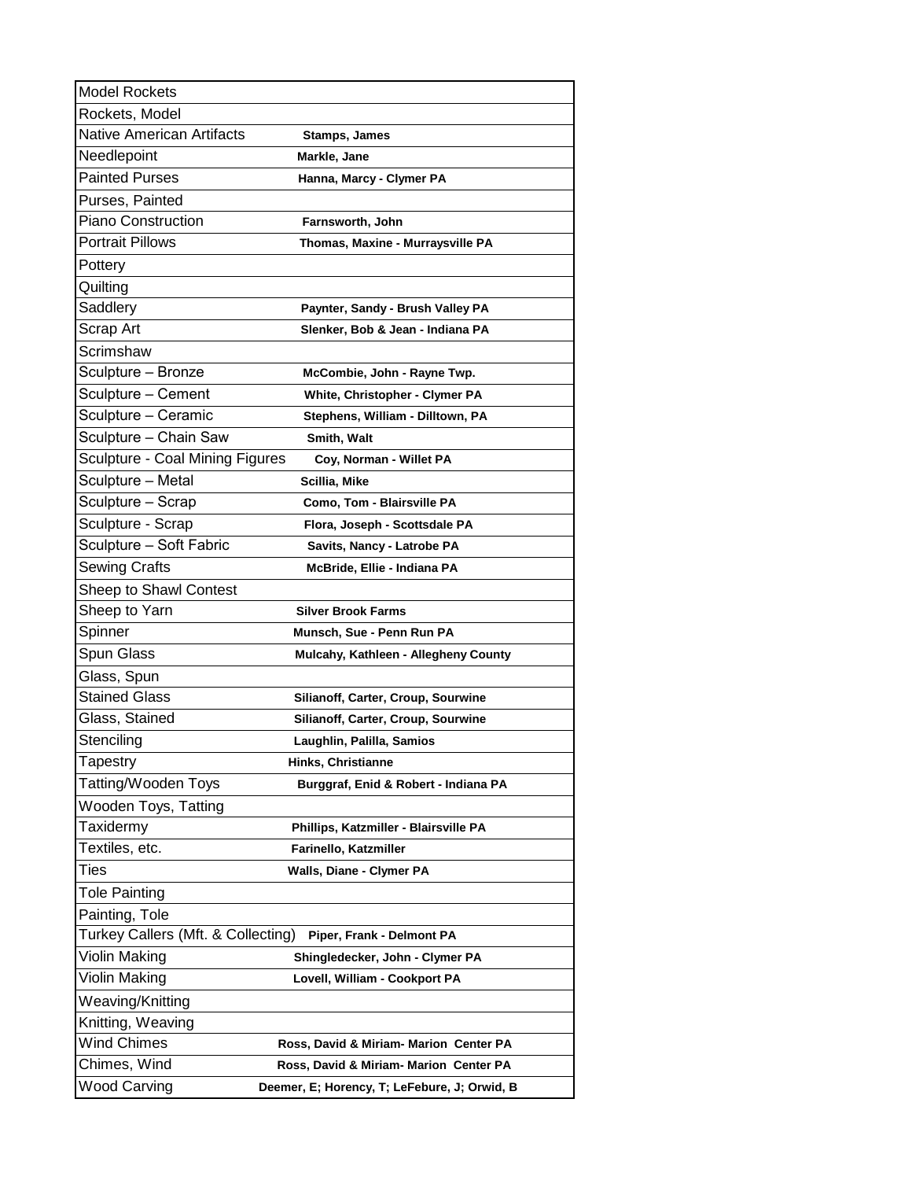| | |
|---|---|
| Model Rockets | |
| Rockets, Model | |
| Native American Artifacts | **Stamps, James** |
| Needlepoint | **Markle, Jane** |
| Painted Purses | **Hanna, Marcy - Clymer PA** |
| Purses, Painted | |
| Piano Construction | **Farnsworth, John** |
| Portrait Pillows | **Thomas, Maxine - Murraysville PA** |
| Pottery | |
| Quilting | |
| Saddlery | **Paynter, Sandy - Brush Valley PA** |
| Scrap Art | **Slenker, Bob & Jean - Indiana PA** |
| Scrimshaw | |
| Sculpture – Bronze | **McCombie, John - Rayne Twp.** |
| Sculpture – Cement | **White, Christopher - Clymer PA** |
| Sculpture – Ceramic | **Stephens, William - Dilltown, PA** |
| Sculpture – Chain Saw | **Smith, Walt** |
| Sculpture - Coal Mining Figures | **Coy, Norman - Willet PA** |
| Sculpture – Metal | **Scillia, Mike** |
| Sculpture – Scrap | **Como, Tom - Blairsville PA** |
| Sculpture - Scrap | **Flora, Joseph - Scottsdale PA** |
| Sculpture – Soft Fabric | **Savits, Nancy - Latrobe PA** |
| Sewing Crafts | **McBride, Ellie - Indiana PA** |
| Sheep to Shawl Contest | |
| Sheep to Yarn | **Silver Brook Farms** |
| Spinner | **Munsch, Sue - Penn Run PA** |
| Spun Glass | **Mulcahy, Kathleen - Allegheny County** |
| Glass, Spun | |
| Stained Glass | **Silianoff, Carter, Croup, Sourwine** |
| Glass, Stained | **Silianoff, Carter, Croup, Sourwine** |
| Stenciling | **Laughlin, Palilla, Samios** |
| Tapestry | **Hinks, Christianne** |
| Tatting/Wooden Toys | **Burggraf, Enid & Robert - Indiana PA** |
| Wooden Toys, Tatting | |
| Taxidermy | **Phillips, Katzmiller - Blairsville PA** |
| Textiles, etc. | **Farinello, Katzmiller** |
| Ties | **Walls, Diane - Clymer PA** |
| Tole Painting | |
| Painting, Tole | |
| Turkey Callers (Mft. & Collecting) | **Piper, Frank - Delmont PA** |
| Violin Making | **Shingledecker, John - Clymer PA** |
| Violin Making | **Lovell, William - Cookport PA** |
| Weaving/Knitting | |
| Knitting, Weaving | |
| Wind Chimes | **Ross, David & Miriam- Marion Center PA** |
| Chimes, Wind | **Ross, David & Miriam- Marion Center PA** |
| Wood Carving | **Deemer, E; Horency, T; LeFebure, J; Orwid, B** |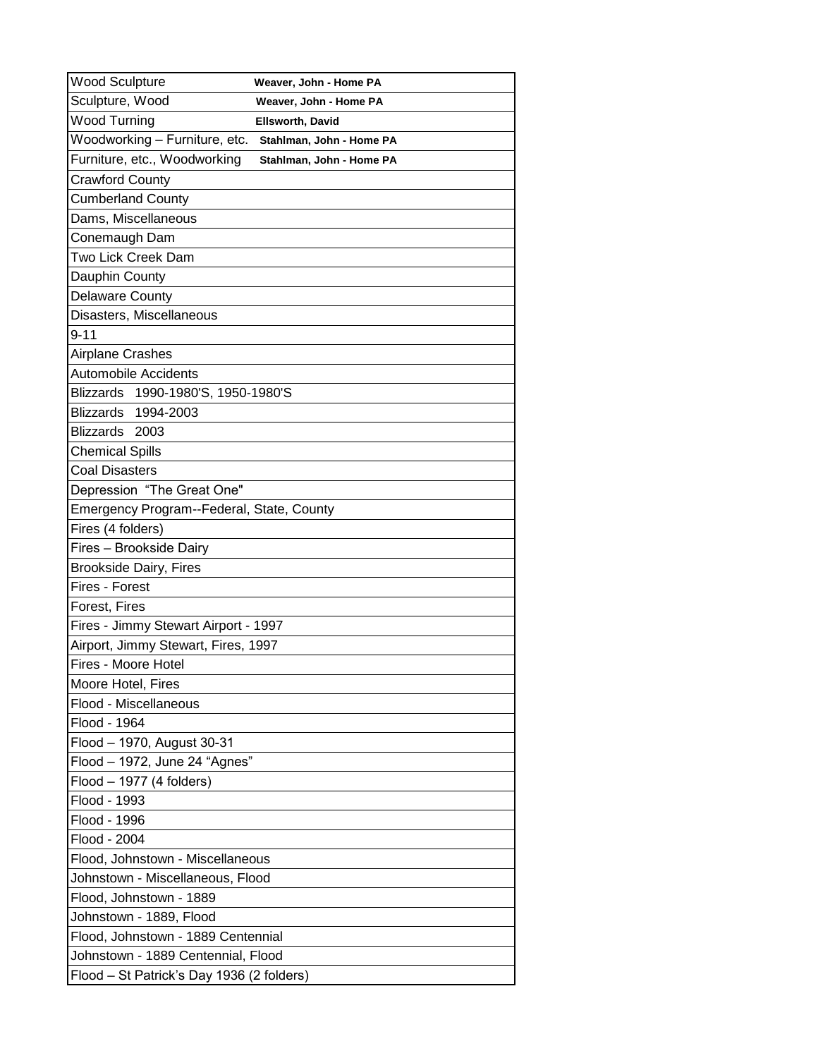| | |
|---|---|
| Wood Sculpture | **Weaver, John - Home PA** |
| Sculpture, Wood | **Weaver, John - Home PA** |
| Wood Turning | **Ellsworth, David** |
| Woodworking – Furniture, etc. | **Stahlman, John - Home PA** |
| Furniture, etc., Woodworking | **Stahlman, John - Home PA** |
| Crawford County | |
| Cumberland County | |
| Dams, Miscellaneous | |
| Conemaugh Dam | |
| Two Lick Creek Dam | |
| Dauphin County | |
| Delaware County | |
| Disasters, Miscellaneous | |
| 9-11 | |
| Airplane Crashes | |
| Automobile Accidents | |
| Blizzards 1990-1980'S, 1950-1980'S | |
| Blizzards 1994-2003 | |
| Blizzards 2003 | |
| Chemical Spills | |
| Coal Disasters | |
| Depression "The Great One" | |
| Emergency Program--Federal, State, County | |
| Fires (4 folders) | |
| Fires – Brookside Dairy | |
| Brookside Dairy, Fires | |
| Fires - Forest | |
| Forest, Fires | |
| Fires - Jimmy Stewart Airport - 1997 | |
| Airport, Jimmy Stewart, Fires, 1997 | |
| Fires - Moore Hotel | |
| Moore Hotel, Fires | |
| Flood - Miscellaneous | |
| Flood - 1964 | |
| Flood – 1970, August 30-31 | |
| Flood – 1972, June 24 "Agnes" | |
| Flood – 1977 (4 folders) | |
| Flood - 1993 | |
| Flood - 1996 | |
| Flood - 2004 | |
| Flood, Johnstown - Miscellaneous | |
| Johnstown - Miscellaneous, Flood | |
| Flood, Johnstown - 1889 | |
| Johnstown - 1889, Flood | |
| Flood, Johnstown - 1889 Centennial | |
| Johnstown - 1889 Centennial, Flood | |
| Flood – St Patrick's Day 1936 (2 folders) | |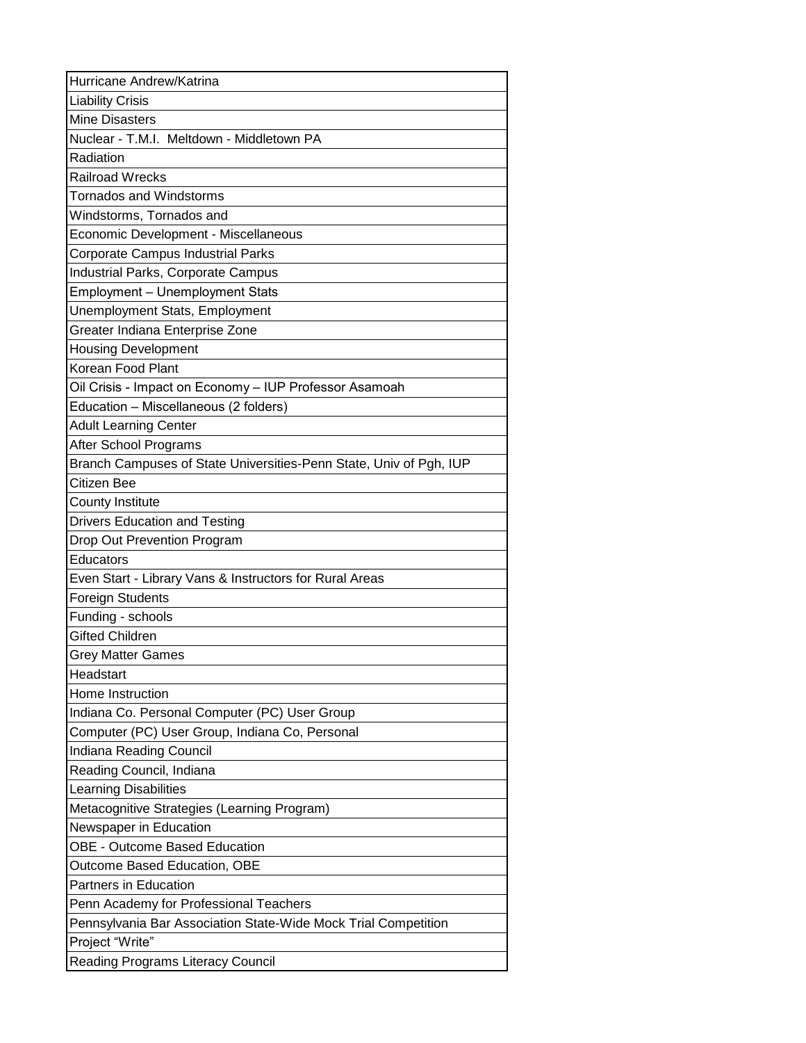| Hurricane Andrew/Katrina |
| --- |
| Liability Crisis |
| Mine Disasters |
| Nuclear - T.M.I.  Meltdown - Middletown PA |
| Radiation |
| Railroad Wrecks |
| Tornados and Windstorms |
| Windstorms, Tornados and |
| Economic Development - Miscellaneous |
| Corporate Campus Industrial Parks |
| Industrial Parks, Corporate Campus |
| Employment – Unemployment Stats |
| Unemployment Stats, Employment |
| Greater Indiana Enterprise Zone |
| Housing Development |
| Korean Food Plant |
| Oil Crisis - Impact on Economy – IUP Professor Asamoah |
| Education – Miscellaneous (2 folders) |
| Adult Learning Center |
| After School Programs |
| Branch Campuses of State Universities-Penn State, Univ of Pgh, IUP |
| Citizen Bee |
| County Institute |
| Drivers Education and Testing |
| Drop Out Prevention Program |
| Educators |
| Even Start - Library Vans & Instructors for Rural Areas |
| Foreign Students |
| Funding - schools |
| Gifted Children |
| Grey Matter Games |
| Headstart |
| Home Instruction |
| Indiana Co. Personal Computer (PC) User Group |
| Computer (PC) User Group, Indiana Co, Personal |
| Indiana Reading Council |
| Reading Council, Indiana |
| Learning Disabilities |
| Metacognitive Strategies (Learning Program) |
| Newspaper in Education |
| OBE - Outcome Based Education |
| Outcome Based Education, OBE |
| Partners in Education |
| Penn Academy for Professional Teachers |
| Pennsylvania Bar Association State-Wide Mock Trial Competition |
| Project "Write" |
| Reading Programs Literacy Council |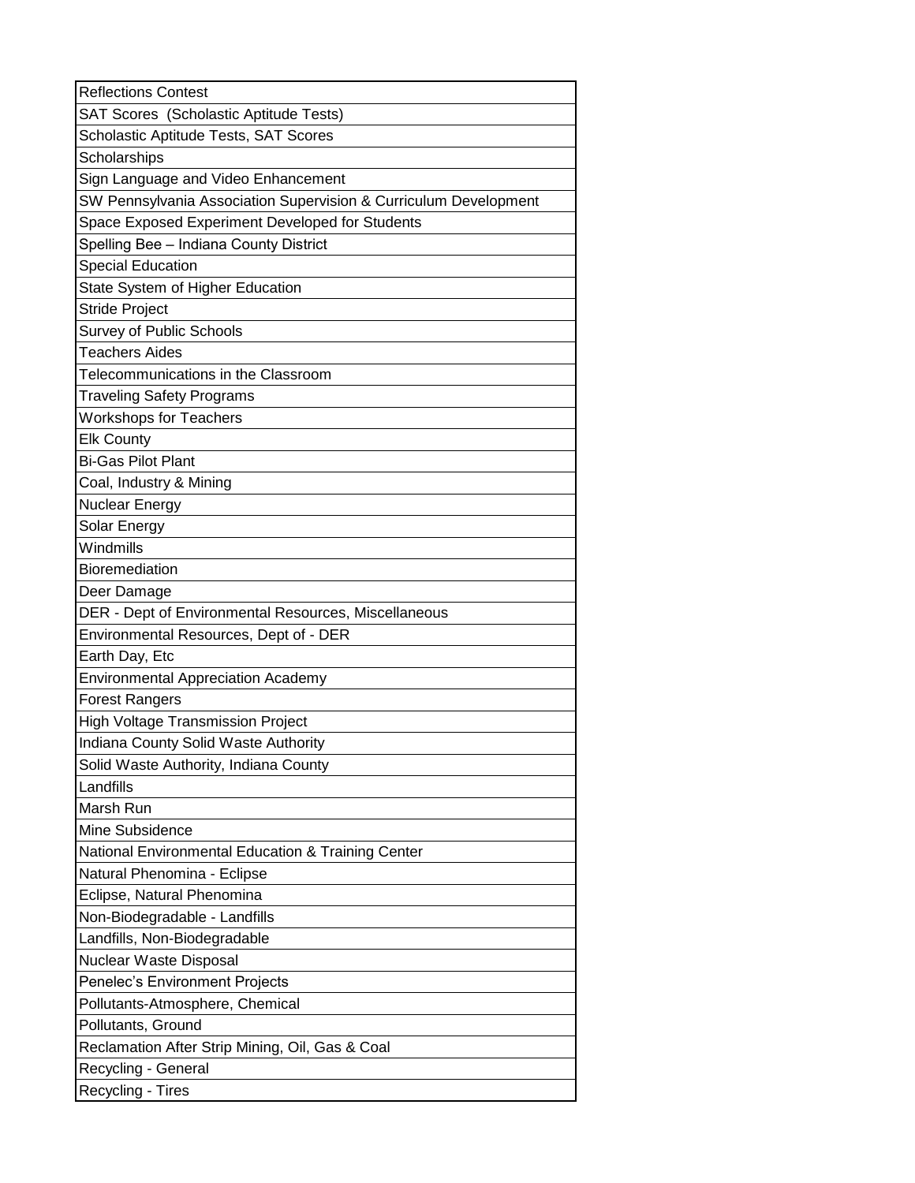| Reflections Contest |
|---|
| SAT Scores (Scholastic Aptitude Tests) |
| Scholastic Aptitude Tests, SAT Scores |
| Scholarships |
| Sign Language and Video Enhancement |
| SW Pennsylvania Association Supervision & Curriculum Development |
| Space Exposed Experiment Developed for Students |
| Spelling Bee – Indiana County District |
| Special Education |
| State System of Higher Education |
| Stride Project |
| Survey of Public Schools |
| Teachers Aides |
| Telecommunications in the Classroom |
| Traveling Safety Programs |
| Workshops for Teachers |
| Elk County |
| Bi-Gas Pilot Plant |
| Coal, Industry & Mining |
| Nuclear Energy |
| Solar Energy |
| Windmills |
| Bioremediation |
| Deer Damage |
| DER - Dept of Environmental Resources, Miscellaneous |
| Environmental Resources, Dept of - DER |
| Earth Day, Etc |
| Environmental Appreciation Academy |
| Forest Rangers |
| High Voltage Transmission Project |
| Indiana County Solid Waste Authority |
| Solid Waste Authority, Indiana County |
| Landfills |
| Marsh Run |
| Mine Subsidence |
| National Environmental Education & Training Center |
| Natural Phenomina - Eclipse |
| Eclipse, Natural Phenomina |
| Non-Biodegradable - Landfills |
| Landfills, Non-Biodegradable |
| Nuclear Waste Disposal |
| Penelec's Environment Projects |
| Pollutants-Atmosphere, Chemical |
| Pollutants, Ground |
| Reclamation After Strip Mining, Oil, Gas & Coal |
| Recycling - General |
| Recycling - Tires |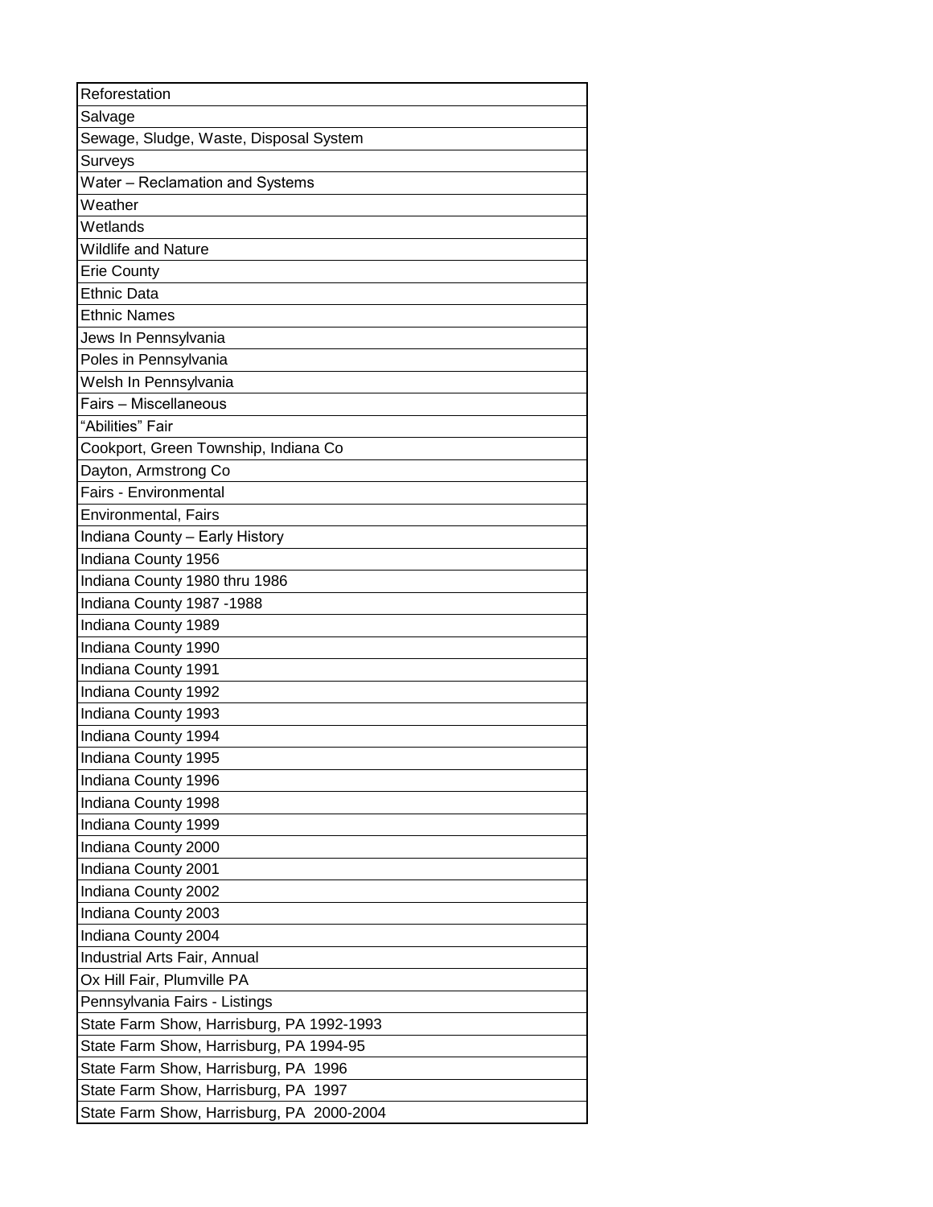| Reforestation |
|---|
| Salvage |
| Sewage, Sludge, Waste, Disposal System |
| Surveys |
| Water – Reclamation and Systems |
| Weather |
| Wetlands |
| Wildlife and Nature |
| Erie County |
| Ethnic Data |
| Ethnic Names |
| Jews In Pennsylvania |
| Poles in Pennsylvania |
| Welsh In Pennsylvania |
| Fairs – Miscellaneous |
| "Abilities" Fair |
| Cookport, Green Township, Indiana Co |
| Dayton, Armstrong Co |
| Fairs - Environmental |
| Environmental, Fairs |
| Indiana County – Early History |
| Indiana County 1956 |
| Indiana County 1980 thru 1986 |
| Indiana County 1987 -1988 |
| Indiana County 1989 |
| Indiana County 1990 |
| Indiana County 1991 |
| Indiana County 1992 |
| Indiana County 1993 |
| Indiana County 1994 |
| Indiana County 1995 |
| Indiana County 1996 |
| Indiana County 1998 |
| Indiana County 1999 |
| Indiana County 2000 |
| Indiana County 2001 |
| Indiana County 2002 |
| Indiana County 2003 |
| Indiana County 2004 |
| Industrial Arts Fair, Annual |
| Ox Hill Fair, Plumville PA |
| Pennsylvania Fairs - Listings |
| State Farm Show, Harrisburg, PA 1992-1993 |
| State Farm Show, Harrisburg, PA 1994-95 |
| State Farm Show, Harrisburg, PA 1996 |
| State Farm Show, Harrisburg, PA 1997 |
| State Farm Show, Harrisburg, PA 2000-2004 |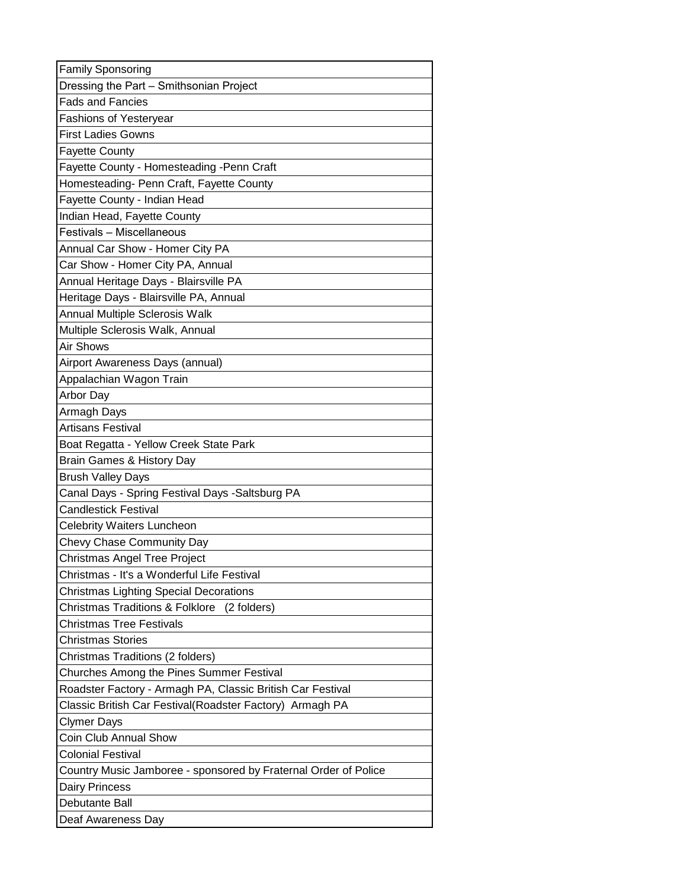| Family Sponsoring |
|---|
| Dressing the Part – Smithsonian Project |
| Fads and Fancies |
| Fashions of Yesteryear |
| First Ladies Gowns |
| Fayette County |
| Fayette County - Homesteading -Penn Craft |
| Homesteading- Penn Craft, Fayette County |
| Fayette County - Indian Head |
| Indian Head, Fayette County |
| Festivals – Miscellaneous |
| Annual Car Show - Homer City PA |
| Car Show - Homer City PA, Annual |
| Annual Heritage Days - Blairsville PA |
| Heritage Days - Blairsville PA, Annual |
| Annual Multiple Sclerosis Walk |
| Multiple Sclerosis Walk, Annual |
| Air Shows |
| Airport Awareness Days (annual) |
| Appalachian Wagon Train |
| Arbor Day |
| Armagh Days |
| Artisans Festival |
| Boat Regatta - Yellow Creek State Park |
| Brain Games & History Day |
| Brush Valley Days |
| Canal Days - Spring Festival Days -Saltsburg PA |
| Candlestick Festival |
| Celebrity Waiters Luncheon |
| Chevy Chase Community Day |
| Christmas Angel Tree Project |
| Christmas - It's a Wonderful Life Festival |
| Christmas Lighting Special Decorations |
| Christmas Traditions & Folklore (2 folders) |
| Christmas Tree Festivals |
| Christmas Stories |
| Christmas Traditions (2 folders) |
| Churches Among the Pines Summer Festival |
| Roadster Factory - Armagh PA, Classic British Car Festival |
| Classic British Car Festival(Roadster Factory) Armagh PA |
| Clymer Days |
| Coin Club Annual Show |
| Colonial Festival |
| Country Music Jamboree - sponsored by Fraternal Order of Police |
| Dairy Princess |
| Debutante Ball |
| Deaf Awareness Day |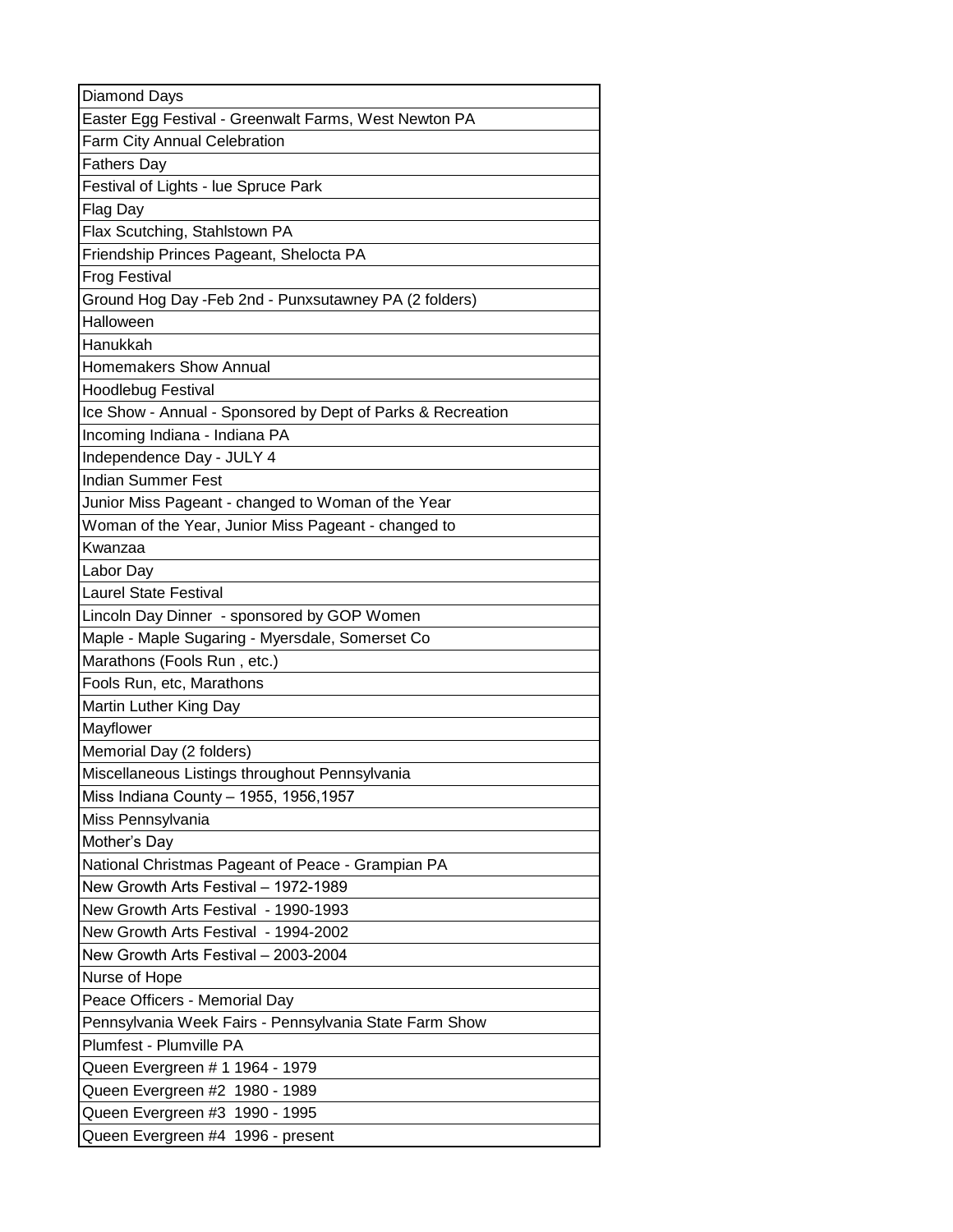| Diamond Days |
|---|
| Easter Egg Festival - Greenwalt Farms, West Newton PA |
| Farm City Annual Celebration |
| Fathers Day |
| Festival of Lights - lue Spruce Park |
| Flag Day |
| Flax Scutching, Stahlstown PA |
| Friendship Princes Pageant, Shelocta PA |
| Frog Festival |
| Ground Hog Day -Feb 2nd - Punxsutawney PA (2 folders) |
| Halloween |
| Hanukkah |
| Homemakers Show Annual |
| Hoodlebug Festival |
| Ice Show - Annual - Sponsored by Dept of Parks & Recreation |
| Incoming Indiana - Indiana PA |
| Independence Day - JULY 4 |
| Indian Summer Fest |
| Junior Miss Pageant - changed to Woman of the Year |
| Woman of the Year, Junior Miss Pageant - changed to |
| Kwanzaa |
| Labor Day |
| Laurel State Festival |
| Lincoln Day Dinner - sponsored by GOP Women |
| Maple - Maple Sugaring - Myersdale, Somerset Co |
| Marathons (Fools Run , etc.) |
| Fools Run, etc, Marathons |
| Martin Luther King Day |
| Mayflower |
| Memorial Day (2 folders) |
| Miscellaneous Listings throughout Pennsylvania |
| Miss Indiana County – 1955, 1956,1957 |
| Miss Pennsylvania |
| Mother's Day |
| National Christmas Pageant of Peace - Grampian PA |
| New Growth Arts Festival – 1972-1989 |
| New Growth Arts Festival - 1990-1993 |
| New Growth Arts Festival - 1994-2002 |
| New Growth Arts Festival – 2003-2004 |
| Nurse of Hope |
| Peace Officers - Memorial Day |
| Pennsylvania Week Fairs - Pennsylvania State Farm Show |
| Plumfest - Plumville PA |
| Queen Evergreen # 1 1964 - 1979 |
| Queen Evergreen #2 1980 - 1989 |
| Queen Evergreen #3 1990 - 1995 |
| Queen Evergreen #4 1996 - present |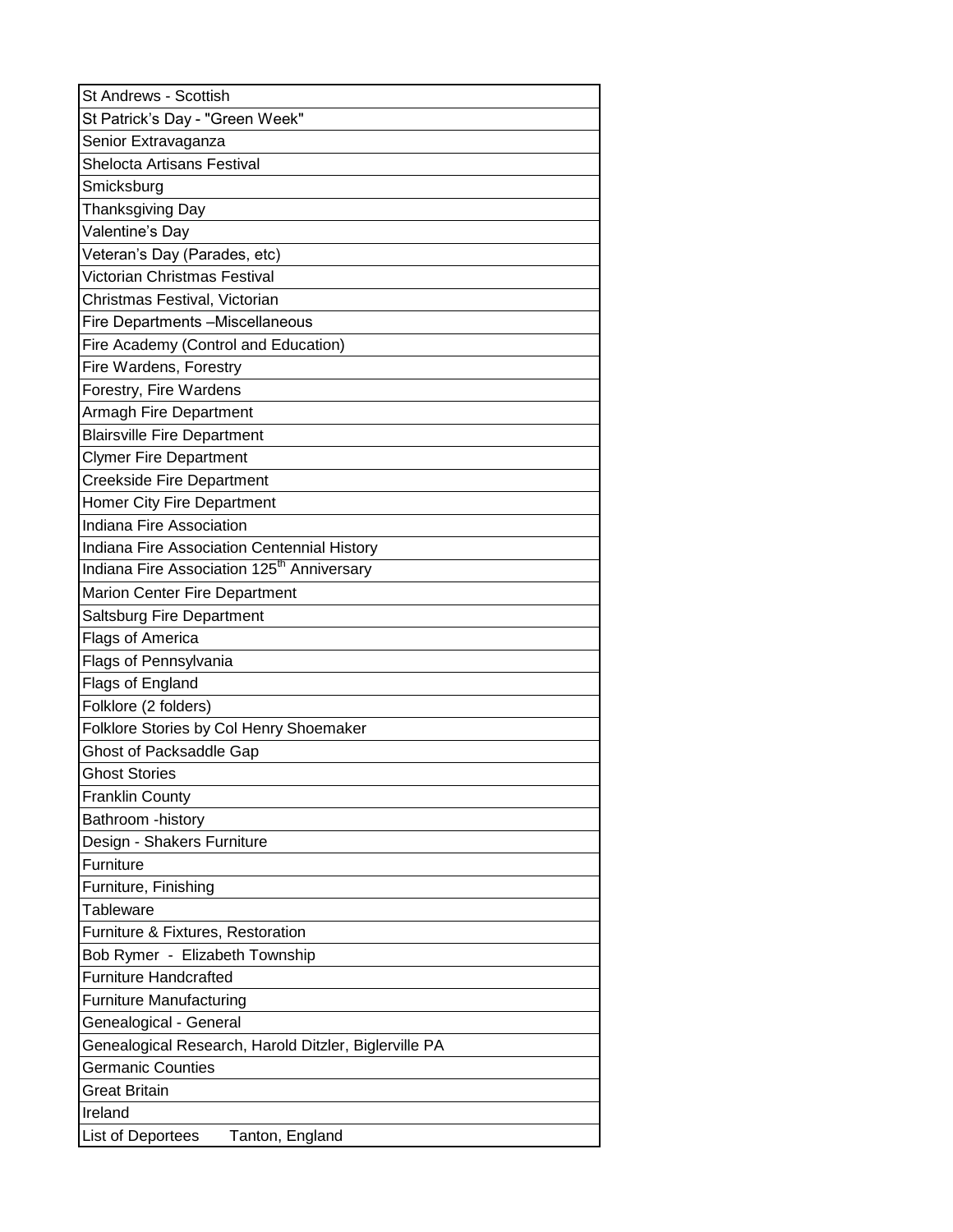| St Andrews - Scottish |
|---|
| St Patrick's Day - "Green Week" |
| Senior Extravaganza |
| Shelocta Artisans Festival |
| Smicksburg |
| Thanksgiving Day |
| Valentine's Day |
| Veteran's Day (Parades, etc) |
| Victorian Christmas Festival |
| Christmas Festival, Victorian |
| Fire Departments –Miscellaneous |
| Fire Academy (Control and Education) |
| Fire Wardens, Forestry |
| Forestry, Fire Wardens |
| Armagh Fire Department |
| Blairsville Fire Department |
| Clymer Fire Department |
| Creekside Fire Department |
| Homer City Fire Department |
| Indiana Fire Association |
| Indiana Fire Association Centennial History |
| Indiana Fire Association 125th Anniversary |
| Marion Center Fire Department |
| Saltsburg Fire Department |
| Flags of America |
| Flags of Pennsylvania |
| Flags of England |
| Folklore (2 folders) |
| Folklore Stories by Col Henry Shoemaker |
| Ghost of Packsaddle Gap |
| Ghost Stories |
| Franklin County |
| Bathroom -history |
| Design - Shakers Furniture |
| Furniture |
| Furniture, Finishing |
| Tableware |
| Furniture & Fixtures, Restoration |
| Bob Rymer - Elizabeth Township |
| Furniture Handcrafted |
| Furniture Manufacturing |
| Genealogical - General |
| Genealogical Research, Harold Ditzler, Biglerville PA |
| Germanic Counties |
| Great Britain |
| Ireland |
| List of Deportees Tanton, England |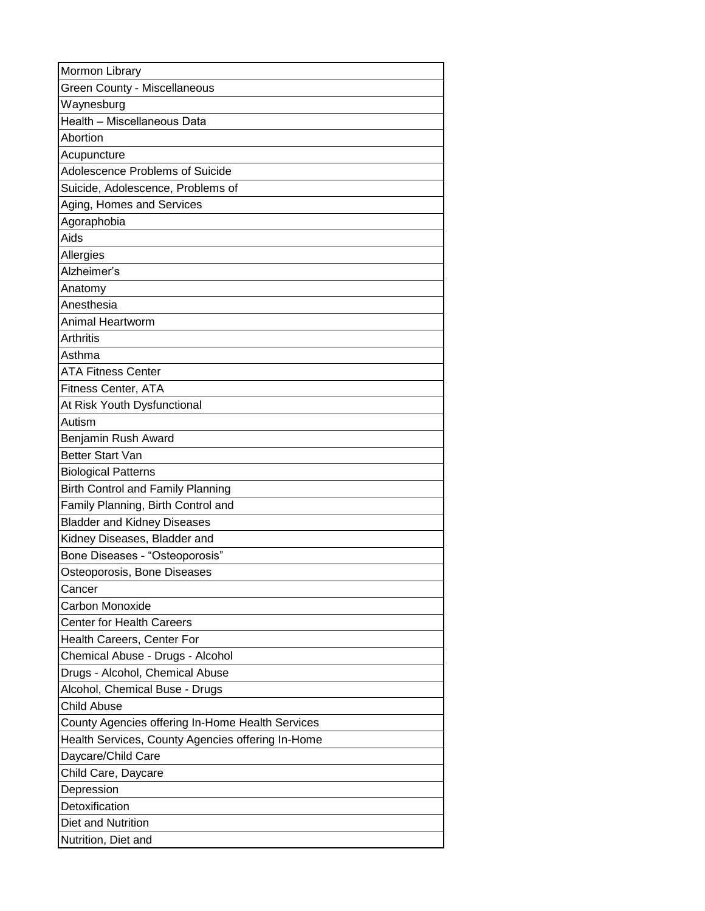| Mormon Library |
|---|
| Green County - Miscellaneous |
| Waynesburg |
| Health – Miscellaneous Data |
| Abortion |
| Acupuncture |
| Adolescence Problems of Suicide |
| Suicide, Adolescence, Problems of |
| Aging, Homes and Services |
| Agoraphobia |
| Aids |
| Allergies |
| Alzheimer’s |
| Anatomy |
| Anesthesia |
| Animal Heartworm |
| Arthritis |
| Asthma |
| ATA Fitness Center |
| Fitness Center, ATA |
| At Risk Youth Dysfunctional |
| Autism |
| Benjamin Rush Award |
| Better Start Van |
| Biological Patterns |
| Birth Control and Family Planning |
| Family Planning, Birth Control and |
| Bladder and Kidney Diseases |
| Kidney Diseases, Bladder and |
| Bone Diseases - “Osteoporosis” |
| Osteoporosis, Bone Diseases |
| Cancer |
| Carbon Monoxide |
| Center for Health Careers |
| Health Careers, Center For |
| Chemical Abuse - Drugs - Alcohol |
| Drugs - Alcohol, Chemical Abuse |
| Alcohol, Chemical Buse - Drugs |
| Child Abuse |
| County Agencies offering In-Home Health Services |
| Health Services, County Agencies offering In-Home |
| Daycare/Child Care |
| Child Care, Daycare |
| Depression |
| Detoxification |
| Diet and Nutrition |
| Nutrition, Diet and |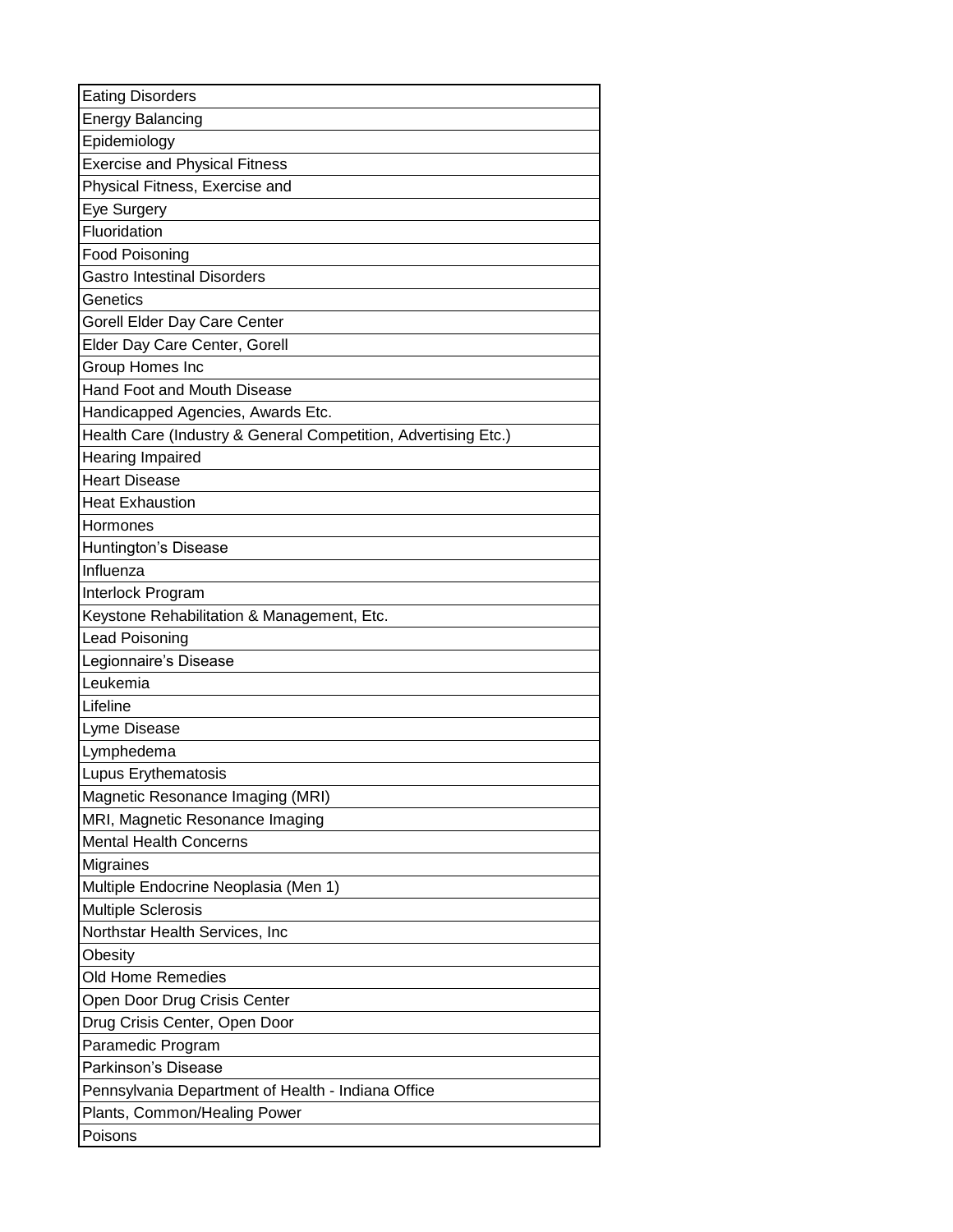| Eating Disorders |
|---|
| Energy Balancing |
| Epidemiology |
| Exercise and Physical Fitness |
| Physical Fitness, Exercise and |
| Eye Surgery |
| Fluoridation |
| Food Poisoning |
| Gastro Intestinal Disorders |
| Genetics |
| Gorell Elder Day Care Center |
| Elder Day Care Center, Gorell |
| Group Homes Inc |
| Hand Foot and Mouth Disease |
| Handicapped Agencies, Awards Etc. |
| Health Care (Industry & General Competition, Advertising Etc.) |
| Hearing Impaired |
| Heart Disease |
| Heat Exhaustion |
| Hormones |
| Huntington's Disease |
| Influenza |
| Interlock Program |
| Keystone Rehabilitation & Management, Etc. |
| Lead Poisoning |
| Legionnaire's Disease |
| Leukemia |
| Lifeline |
| Lyme Disease |
| Lymphedema |
| Lupus Erythematosis |
| Magnetic Resonance Imaging (MRI) |
| MRI, Magnetic Resonance Imaging |
| Mental Health Concerns |
| Migraines |
| Multiple Endocrine Neoplasia (Men 1) |
| Multiple Sclerosis |
| Northstar Health Services, Inc |
| Obesity |
| Old Home Remedies |
| Open Door Drug Crisis Center |
| Drug Crisis Center, Open Door |
| Paramedic Program |
| Parkinson's Disease |
| Pennsylvania Department of Health - Indiana Office |
| Plants, Common/Healing Power |
| Poisons |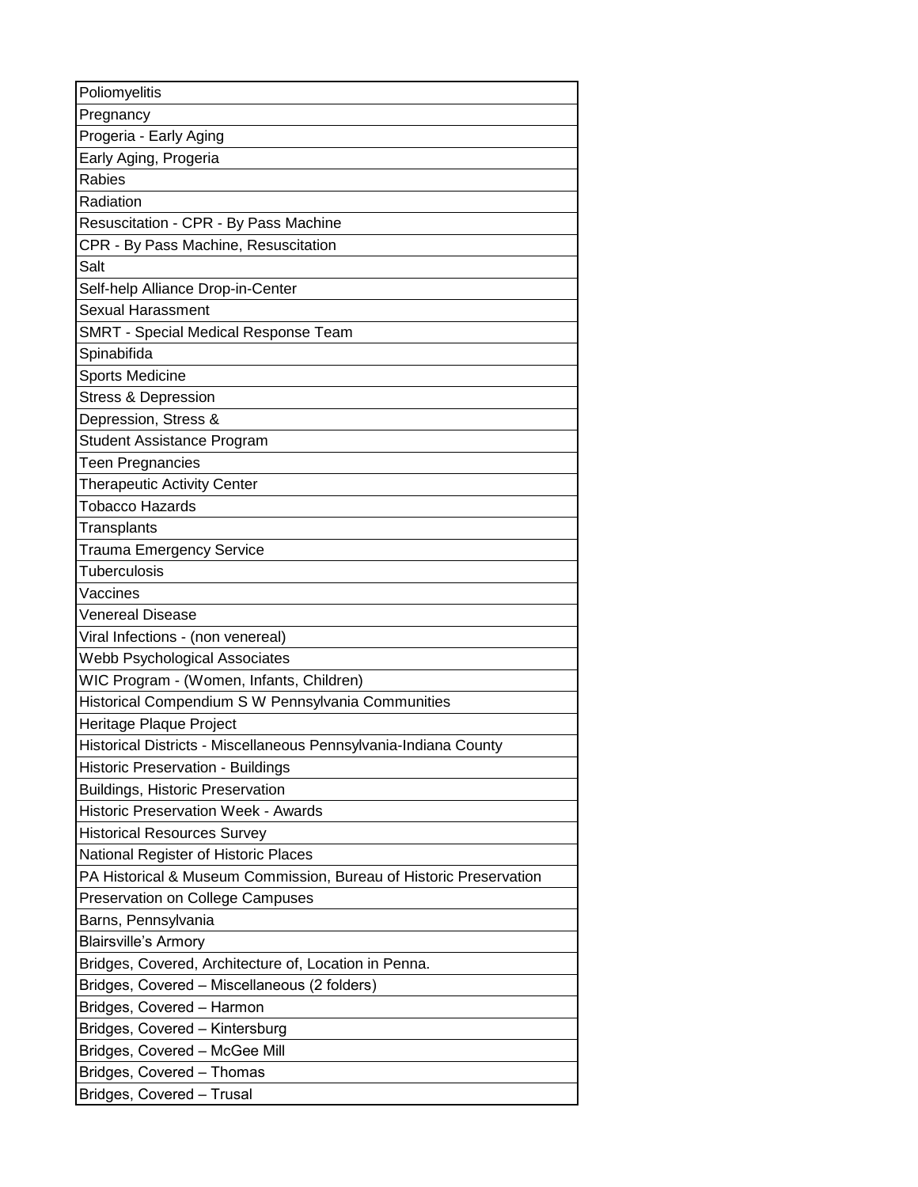| Poliomyelitis |
| --- |
| Pregnancy |
| Progeria - Early Aging |
| Early Aging, Progeria |
| Rabies |
| Radiation |
| Resuscitation - CPR - By Pass Machine |
| CPR - By Pass Machine, Resuscitation |
| Salt |
| Self-help Alliance Drop-in-Center |
| Sexual Harassment |
| SMRT - Special Medical Response Team |
| Spinabifida |
| Sports Medicine |
| Stress & Depression |
| Depression, Stress & |
| Student Assistance Program |
| Teen Pregnancies |
| Therapeutic Activity Center |
| Tobacco Hazards |
| Transplants |
| Trauma Emergency Service |
| Tuberculosis |
| Vaccines |
| Venereal Disease |
| Viral Infections - (non venereal) |
| Webb Psychological Associates |
| WIC Program - (Women, Infants, Children) |
| Historical Compendium S W Pennsylvania Communities |
| Heritage Plaque Project |
| Historical Districts - Miscellaneous Pennsylvania-Indiana County |
| Historic Preservation - Buildings |
| Buildings, Historic Preservation |
| Historic Preservation Week - Awards |
| Historical Resources Survey |
| National Register of Historic Places |
| PA Historical & Museum Commission, Bureau of Historic Preservation |
| Preservation on College Campuses |
| Barns, Pennsylvania |
| Blairsville's Armory |
| Bridges, Covered, Architecture of, Location in Penna. |
| Bridges, Covered – Miscellaneous (2 folders) |
| Bridges, Covered – Harmon |
| Bridges, Covered – Kintersburg |
| Bridges, Covered – McGee Mill |
| Bridges, Covered – Thomas |
| Bridges, Covered – Trusal |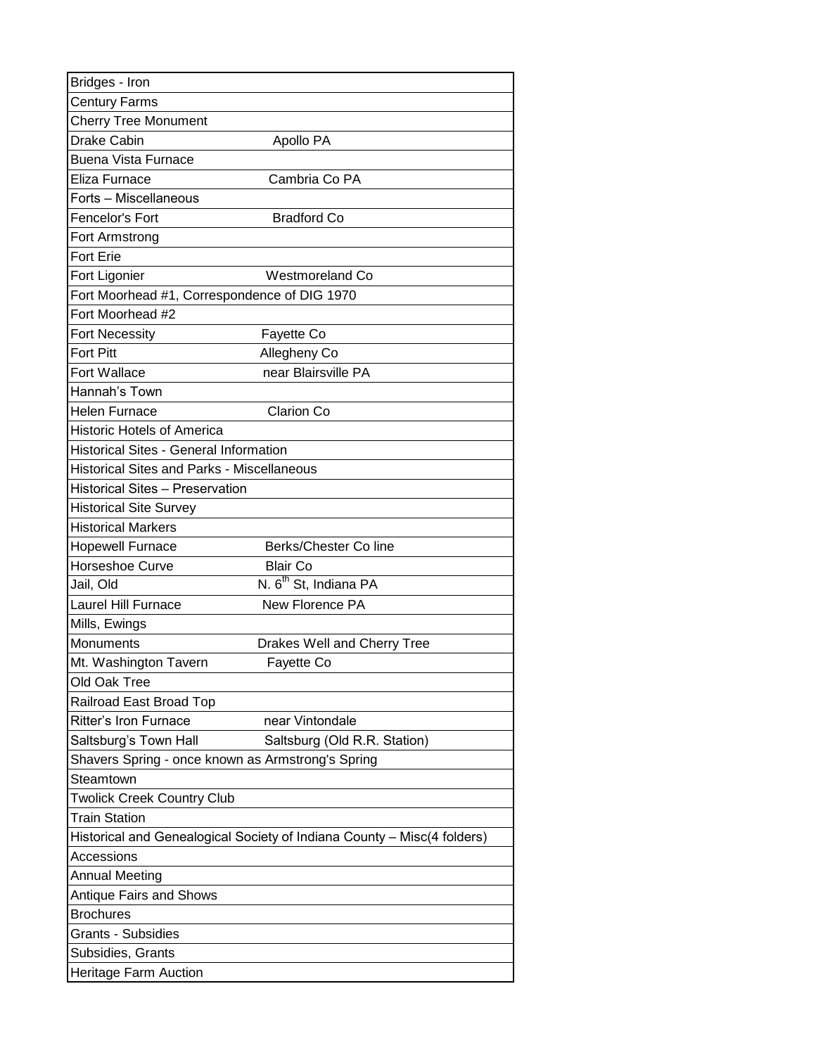| | |
|---|---|
| Bridges - Iron | |
| Century Farms | |
| Cherry Tree Monument | |
| Drake Cabin | Apollo PA |
| Buena Vista Furnace | |
| Eliza Furnace | Cambria Co PA |
| Forts – Miscellaneous | |
| Fencelor's Fort | Bradford Co |
| Fort Armstrong | |
| Fort Erie | |
| Fort Ligonier | Westmoreland Co |
| Fort Moorhead #1, Correspondence of DIG 1970 | |
| Fort Moorhead #2 | |
| Fort Necessity | Fayette Co |
| Fort Pitt | Allegheny Co |
| Fort Wallace | near Blairsville PA |
| Hannah's Town | |
| Helen Furnace | Clarion Co |
| Historic Hotels of America | |
| Historical Sites - General Information | |
| Historical Sites and Parks - Miscellaneous | |
| Historical Sites – Preservation | |
| Historical Site Survey | |
| Historical Markers | |
| Hopewell Furnace | Berks/Chester Co line |
| Horseshoe Curve | Blair Co |
| Jail, Old | N. 6th St, Indiana PA |
| Laurel Hill Furnace | New Florence PA |
| Mills, Ewings | |
| Monuments | Drakes Well and Cherry Tree |
| Mt. Washington Tavern | Fayette Co |
| Old Oak Tree | |
| Railroad East Broad Top | |
| Ritter's Iron Furnace | near Vintondale |
| Saltsburg's Town Hall | Saltsburg (Old R.R. Station) |
| Shavers Spring - once known as Armstrong's Spring | |
| Steamtown | |
| Twolick Creek Country Club | |
| Train Station | |
| Historical and Genealogical Society of Indiana County – Misc(4 folders) | |
| Accessions | |
| Annual Meeting | |
| Antique Fairs and Shows | |
| Brochures | |
| Grants - Subsidies | |
| Subsidies, Grants | |
| Heritage Farm Auction | |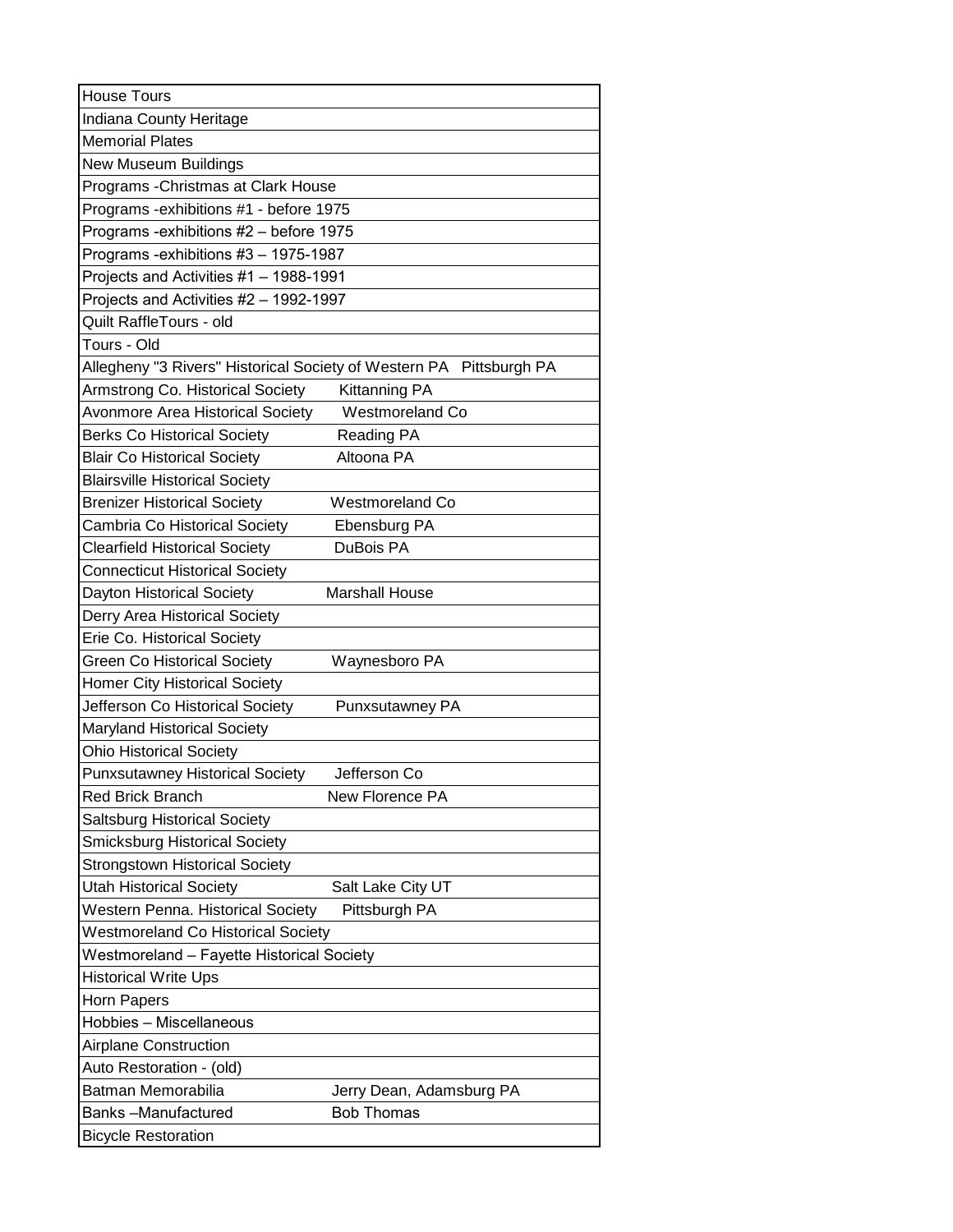| House Tours | |
|---|---|
| Indiana County Heritage | |
| Memorial Plates | |
| New Museum Buildings | |
| Programs -Christmas at Clark House | |
| Programs -exhibitions #1 - before 1975 | |
| Programs -exhibitions #2 – before 1975 | |
| Programs -exhibitions #3 – 1975-1987 | |
| Projects and Activities #1 – 1988-1991 | |
| Projects and Activities #2 – 1992-1997 | |
| Quilt RaffleTours - old | |
| Tours - Old | |
| Allegheny "3 Rivers" Historical Society of Western PA | Pittsburgh PA |
| Armstrong Co. Historical Society | Kittanning PA |
| Avonmore Area Historical Society | Westmoreland Co |
| Berks Co Historical Society | Reading PA |
| Blair Co Historical Society | Altoona PA |
| Blairsville Historical Society | |
| Brenizer Historical Society | Westmoreland Co |
| Cambria Co Historical Society | Ebensburg PA |
| Clearfield Historical Society | DuBois PA |
| Connecticut Historical Society | |
| Dayton Historical Society | Marshall House |
| Derry Area Historical Society | |
| Erie Co. Historical Society | |
| Green Co Historical Society | Waynesboro PA |
| Homer City Historical Society | |
| Jefferson Co Historical Society | Punxsutawney PA |
| Maryland Historical Society | |
| Ohio Historical Society | |
| Punxsutawney Historical Society | Jefferson Co |
| Red Brick Branch | New Florence PA |
| Saltsburg Historical Society | |
| Smicksburg Historical Society | |
| Strongstown Historical Society | |
| Utah Historical Society | Salt Lake City UT |
| Western Penna. Historical Society | Pittsburgh PA |
| Westmoreland Co Historical Society | |
| Westmoreland – Fayette Historical Society | |
| Historical Write Ups | |
| Horn Papers | |
| Hobbies – Miscellaneous | |
| Airplane Construction | |
| Auto Restoration - (old) | |
| Batman Memorabilia | Jerry Dean, Adamsburg PA |
| Banks –Manufactured | Bob Thomas |
| Bicycle Restoration | |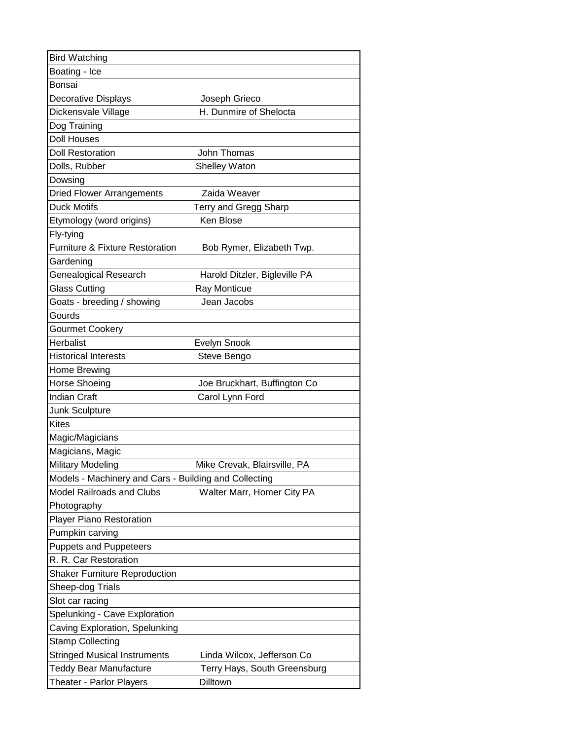| | |
|---|---|
| Bird Watching | |
| Boating - Ice | |
| Bonsai | |
| Decorative Displays | Joseph Grieco |
| Dickensvale Village | H. Dunmire of Shelocta |
| Dog Training | |
| Doll Houses | |
| Doll Restoration | John Thomas |
| Dolls, Rubber | Shelley Waton |
| Dowsing | |
| Dried Flower Arrangements | Zaida Weaver |
| Duck Motifs | Terry and Gregg Sharp |
| Etymology (word origins) | Ken Blose |
| Fly-tying | |
| Furniture & Fixture Restoration | Bob Rymer, Elizabeth Twp. |
| Gardening | |
| Genealogical Research | Harold Ditzler, Bigleville PA |
| Glass Cutting | Ray Monticue |
| Goats - breeding / showing | Jean Jacobs |
| Gourds | |
| Gourmet Cookery | |
| Herbalist | Evelyn Snook |
| Historical Interests | Steve Bengo |
| Home Brewing | |
| Horse Shoeing | Joe Bruckhart, Buffington Co |
| Indian Craft | Carol Lynn Ford |
| Junk Sculpture | |
| Kites | |
| Magic/Magicians | |
| Magicians, Magic | |
| Military Modeling | Mike Crevak, Blairsville, PA |
| Models - Machinery and Cars - Building and Collecting | |
| Model Railroads and Clubs | Walter Marr, Homer City PA |
| Photography | |
| Player Piano Restoration | |
| Pumpkin carving | |
| Puppets and Puppeteers | |
| R. R. Car Restoration | |
| Shaker Furniture Reproduction | |
| Sheep-dog Trials | |
| Slot car racing | |
| Spelunking - Cave Exploration | |
| Caving Exploration, Spelunking | |
| Stamp Collecting | |
| Stringed Musical Instruments | Linda Wilcox, Jefferson Co |
| Teddy Bear Manufacture | Terry Hays, South Greensburg |
| Theater - Parlor Players | Dilltown |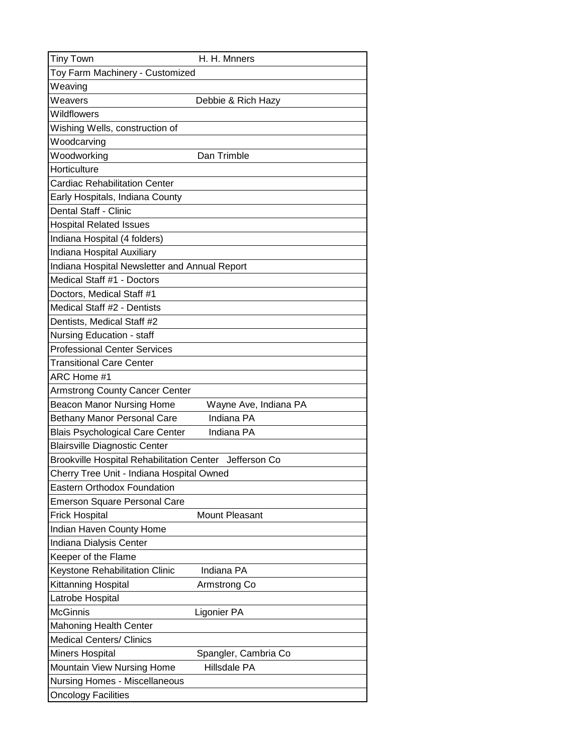| | |
|---|---|
| Tiny Town | H. H. Mnners |
| Toy Farm Machinery - Customized | |
| Weaving | |
| Weavers | Debbie & Rich Hazy |
| Wildflowers | |
| Wishing Wells, construction of | |
| Woodcarving | |
| Woodworking | Dan Trimble |
| Horticulture | |
| Cardiac Rehabilitation Center | |
| Early Hospitals, Indiana County | |
| Dental Staff - Clinic | |
| Hospital Related Issues | |
| Indiana Hospital (4 folders) | |
| Indiana Hospital Auxiliary | |
| Indiana Hospital Newsletter and Annual Report | |
| Medical Staff #1 - Doctors | |
| Doctors, Medical Staff #1 | |
| Medical Staff #2 - Dentists | |
| Dentists, Medical Staff #2 | |
| Nursing Education - staff | |
| Professional Center Services | |
| Transitional Care Center | |
| ARC Home #1 | |
| Armstrong County Cancer Center | |
| Beacon Manor Nursing Home | Wayne Ave, Indiana PA |
| Bethany Manor Personal Care | Indiana PA |
| Blais Psychological Care Center | Indiana PA |
| Blairsville Diagnostic Center | |
| Brookville Hospital Rehabilitation Center | Jefferson Co |
| Cherry Tree Unit - Indiana Hospital Owned | |
| Eastern Orthodox Foundation | |
| Emerson Square Personal Care | |
| Frick Hospital | Mount Pleasant |
| Indian Haven County Home | |
| Indiana Dialysis Center | |
| Keeper of the Flame | |
| Keystone Rehabilitation Clinic | Indiana PA |
| Kittanning Hospital | Armstrong Co |
| Latrobe Hospital | |
| McGinnis | Ligonier PA |
| Mahoning Health Center | |
| Medical Centers/ Clinics | |
| Miners Hospital | Spangler, Cambria Co |
| Mountain View Nursing Home | Hillsdale PA |
| Nursing Homes - Miscellaneous | |
| Oncology Facilities | |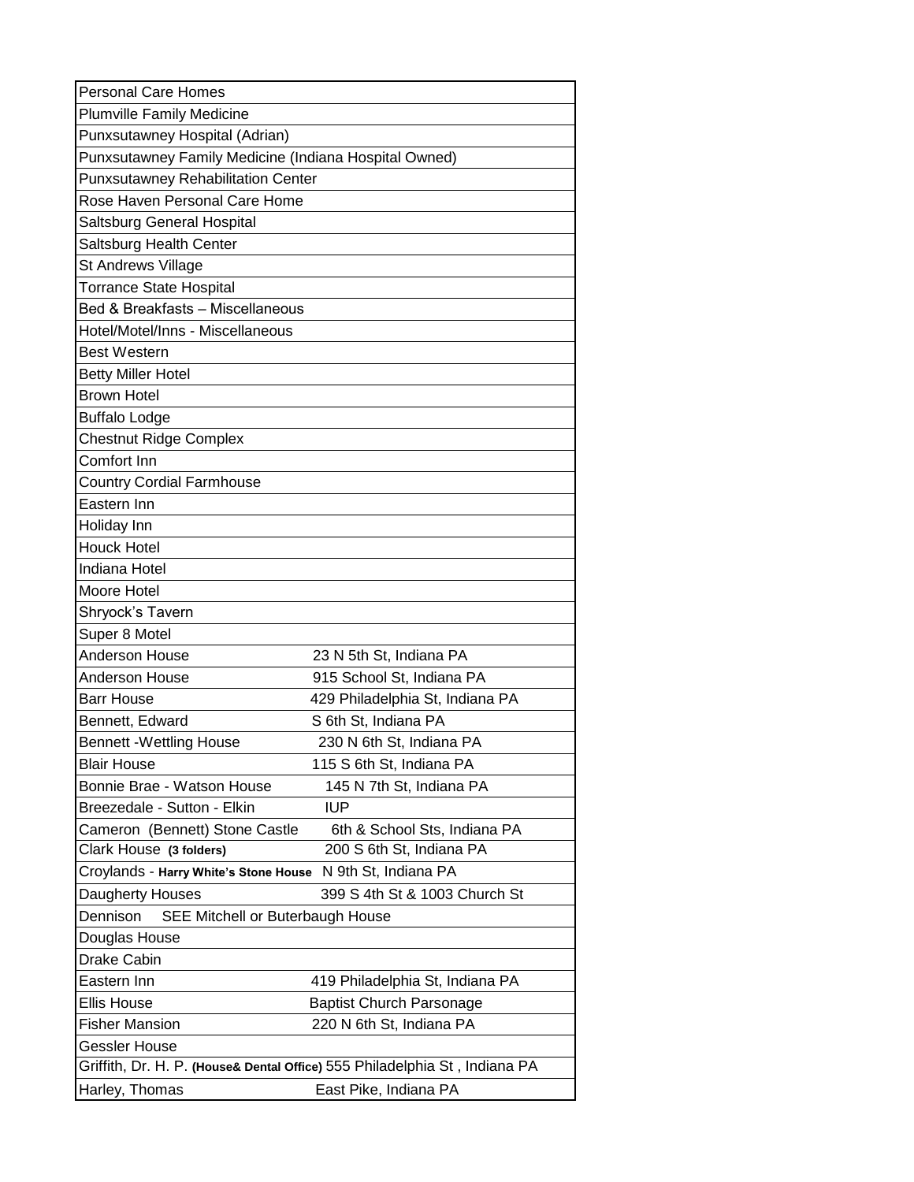| | |
|---|---|
| Personal Care Homes | |
| Plumville Family Medicine | |
| Punxsutawney Hospital (Adrian) | |
| Punxsutawney Family Medicine (Indiana Hospital Owned) | |
| Punxsutawney Rehabilitation Center | |
| Rose Haven Personal Care Home | |
| Saltsburg General Hospital | |
| Saltsburg Health Center | |
| St Andrews Village | |
| Torrance State Hospital | |
| Bed & Breakfasts – Miscellaneous | |
| Hotel/Motel/Inns - Miscellaneous | |
| Best Western | |
| Betty Miller Hotel | |
| Brown Hotel | |
| Buffalo Lodge | |
| Chestnut Ridge Complex | |
| Comfort Inn | |
| Country Cordial Farmhouse | |
| Eastern Inn | |
| Holiday Inn | |
| Houck Hotel | |
| Indiana Hotel | |
| Moore Hotel | |
| Shryock's Tavern | |
| Super 8 Motel | |
| Anderson House | 23 N 5th St, Indiana PA |
| Anderson House | 915 School St, Indiana PA |
| Barr House | 429 Philadelphia St, Indiana PA |
| Bennett, Edward | S 6th St, Indiana PA |
| Bennett -Wettling House | 230 N 6th St, Indiana PA |
| Blair House | 115 S 6th St, Indiana PA |
| Bonnie Brae - Watson House | 145 N 7th St, Indiana PA |
| Breezedale - Sutton - Elkin | IUP |
| Cameron (Bennett) Stone Castle | 6th & School Sts, Indiana PA |
| Clark House **(3 folders)** | 200 S 6th St, Indiana PA |
| Croylands - **Harry White's Stone House** | N 9th St, Indiana PA |
| Daugherty Houses | 399 S 4th St & 1003 Church St |
| Dennison SEE Mitchell or Buterbaugh House | |
| Douglas House | |
| Drake Cabin | |
| Eastern Inn | 419 Philadelphia St, Indiana PA |
| Ellis House | Baptist Church Parsonage |
| Fisher Mansion | 220 N 6th St, Indiana PA |
| Gessler House | |
| Griffith, Dr. H. P. **(House& Dental Office)** | 555 Philadelphia St , Indiana PA |
| Harley, Thomas | East Pike, Indiana PA |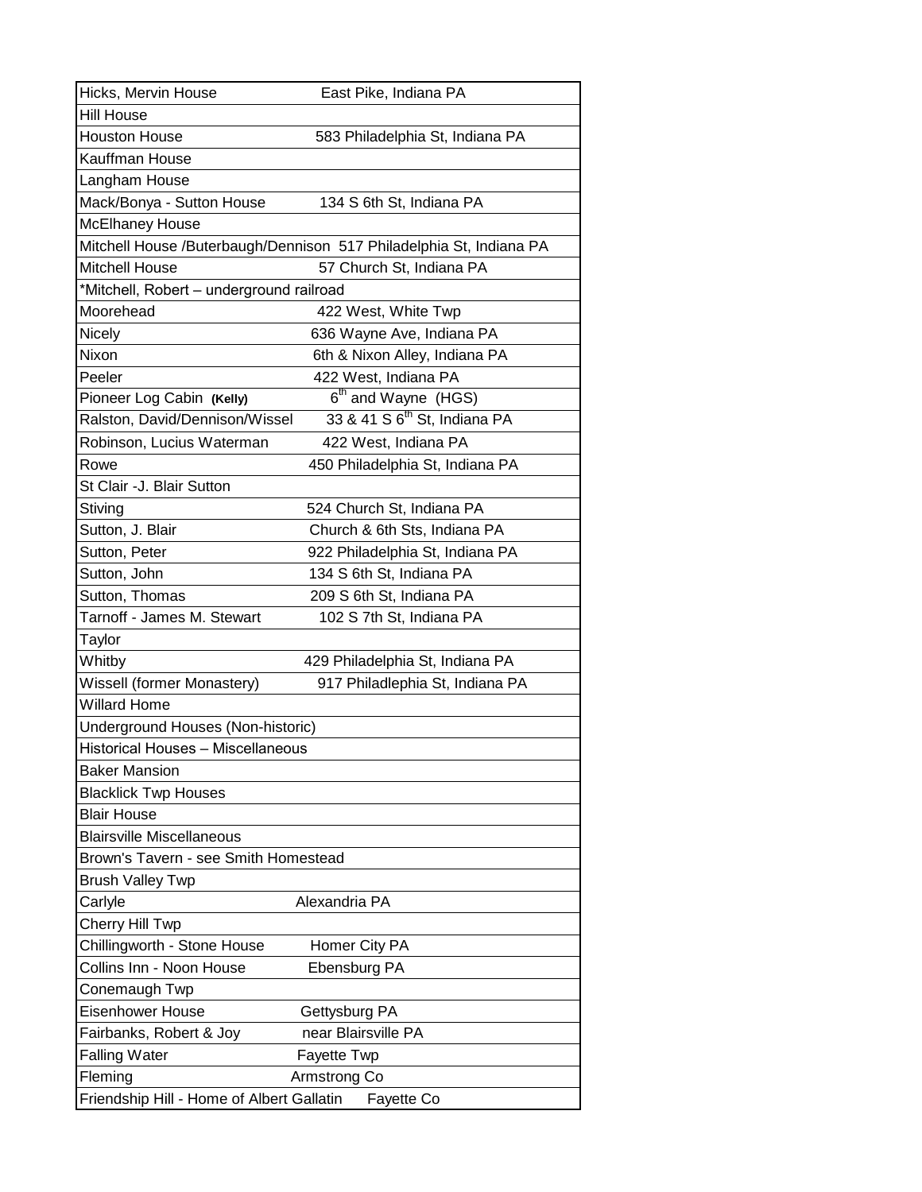| | |
|---|---|
| Hicks, Mervin House | East Pike, Indiana PA |
| Hill House | |
| Houston House | 583 Philadelphia St, Indiana PA |
| Kauffman House | |
| Langham House | |
| Mack/Bonya - Sutton House | 134 S 6th St, Indiana PA |
| McElhaney House | |
| Mitchell House /Buterbaugh/Dennison | 517 Philadelphia St, Indiana PA |
| Mitchell House | 57 Church St, Indiana PA |
| *Mitchell, Robert – underground railroad | |
| Moorehead | 422 West, White Twp |
| Nicely | 636 Wayne Ave, Indiana PA |
| Nixon | 6th & Nixon Alley, Indiana PA |
| Peeler | 422 West, Indiana PA |
| Pioneer Log Cabin **(Kelly)** | 6th and Wayne (HGS) |
| Ralston, David/Dennison/Wissel | 33 & 41 S 6th St, Indiana PA |
| Robinson, Lucius Waterman | 422 West, Indiana PA |
| Rowe | 450 Philadelphia St, Indiana PA |
| St Clair -J. Blair Sutton | |
| Stiving | 524 Church St, Indiana PA |
| Sutton, J. Blair | Church & 6th Sts, Indiana PA |
| Sutton, Peter | 922 Philadelphia St, Indiana PA |
| Sutton, John | 134 S 6th St, Indiana PA |
| Sutton, Thomas | 209 S 6th St, Indiana PA |
| Tarnoff - James M. Stewart | 102 S 7th St, Indiana PA |
| Taylor | |
| Whitby | 429 Philadelphia St, Indiana PA |
| Wissell (former Monastery) | 917 Philadlephia St, Indiana PA |
| Willard Home | |
| Underground Houses (Non-historic) | |
| Historical Houses – Miscellaneous | |
| Baker Mansion | |
| Blacklick Twp Houses | |
| Blair House | |
| Blairsville Miscellaneous | |
| Brown's Tavern - see Smith Homestead | |
| Brush Valley Twp | |
| Carlyle | Alexandria PA |
| Cherry Hill Twp | |
| Chillingworth - Stone House | Homer City PA |
| Collins Inn - Noon House | Ebensburg PA |
| Conemaugh Twp | |
| Eisenhower House | Gettysburg PA |
| Fairbanks, Robert & Joy | near Blairsville PA |
| Falling Water | Fayette Twp |
| Fleming | Armstrong Co |
| Friendship Hill - Home of Albert Gallatin | Fayette Co |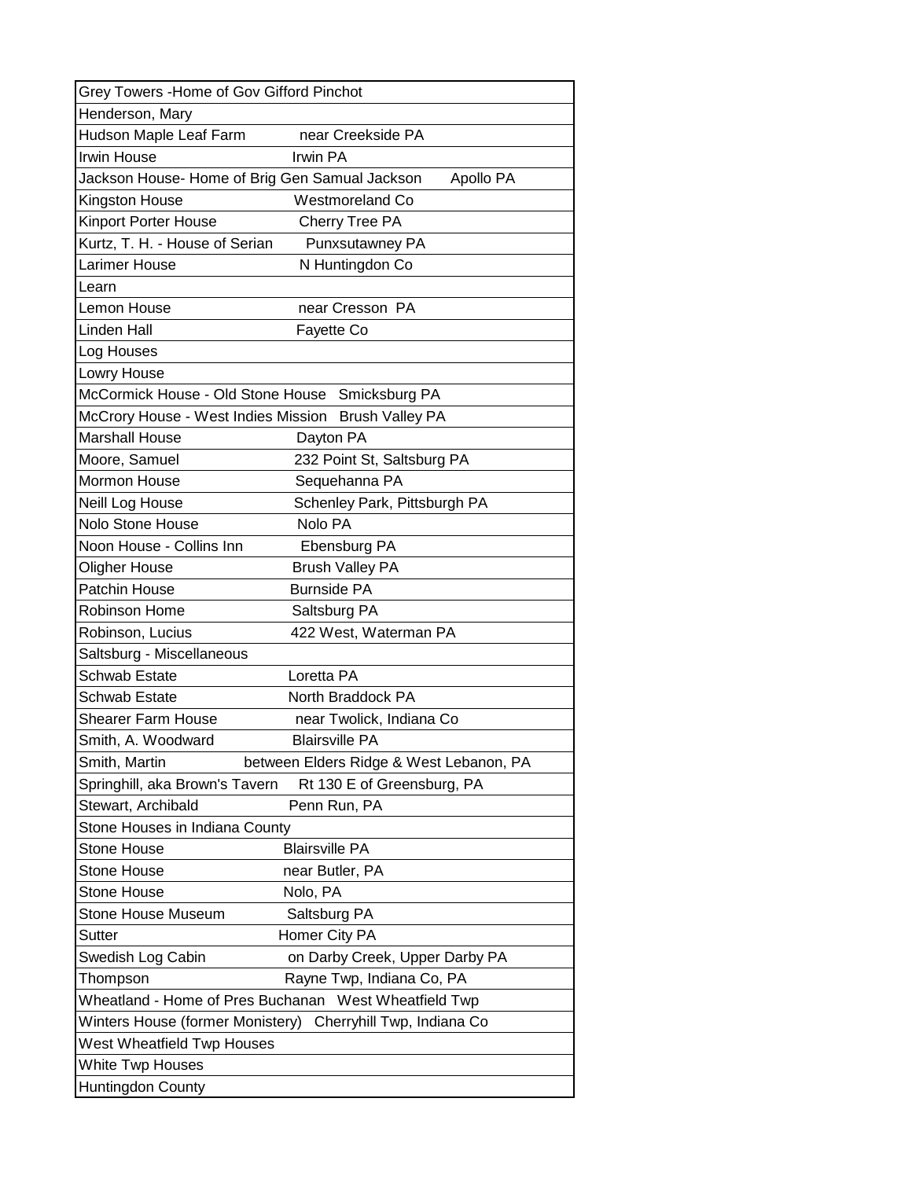| Grey Towers -Home of Gov Gifford Pinchot | |
|---|---|
| Henderson, Mary | |
| Hudson Maple Leaf Farm | near Creekside PA |
| Irwin House | Irwin PA |
| Jackson House- Home of Brig Gen Samual Jackson | Apollo PA |
| Kingston House | Westmoreland Co |
| Kinport Porter House | Cherry Tree PA |
| Kurtz, T. H. - House of Serian | Punxsutawney PA |
| Larimer House | N Huntingdon Co |
| Learn | |
| Lemon House | near Cresson PA |
| Linden Hall | Fayette Co |
| Log Houses | |
| Lowry House | |
| McCormick House - Old Stone House | Smicksburg PA |
| McCrory House - West Indies Mission | Brush Valley PA |
| Marshall House | Dayton PA |
| Moore, Samuel | 232 Point St, Saltsburg PA |
| Mormon House | Sequehanna PA |
| Neill Log House | Schenley Park, Pittsburgh PA |
| Nolo Stone House | Nolo PA |
| Noon House - Collins Inn | Ebensburg PA |
| Oligher House | Brush Valley PA |
| Patchin House | Burnside PA |
| Robinson Home | Saltsburg PA |
| Robinson, Lucius | 422 West, Waterman PA |
| Saltsburg - Miscellaneous | |
| Schwab Estate | Loretta PA |
| Schwab Estate | North Braddock PA |
| Shearer Farm House | near Twolick, Indiana Co |
| Smith, A. Woodward | Blairsville PA |
| Smith, Martin | between Elders Ridge & West Lebanon, PA |
| Springhill, aka Brown's Tavern | Rt 130 E of Greensburg, PA |
| Stewart, Archibald | Penn Run, PA |
| Stone Houses in Indiana County | |
| Stone House | Blairsville PA |
| Stone House | near Butler, PA |
| Stone House | Nolo, PA |
| Stone House Museum | Saltsburg PA |
| Sutter | Homer City PA |
| Swedish Log Cabin | on Darby Creek, Upper Darby PA |
| Thompson | Rayne Twp, Indiana Co, PA |
| Wheatland - Home of Pres Buchanan | West Wheatfield Twp |
| Winters House (former Monistery) | Cherryhill Twp, Indiana Co |
| West Wheatfield Twp Houses | |
| White Twp Houses | |
| Huntingdon County | |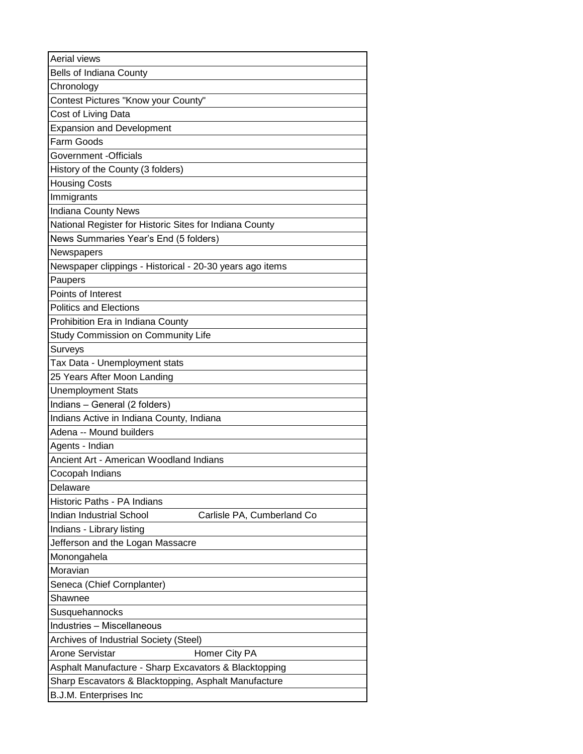| Aerial views | |
|---|---|
| Bells of Indiana County | |
| Chronology | |
| Contest Pictures "Know your County" | |
| Cost of Living Data | |
| Expansion and Development | |
| Farm Goods | |
| Government -Officials | |
| History of the County (3 folders) | |
| Housing Costs | |
| Immigrants | |
| Indiana County News | |
| National Register for Historic Sites for Indiana County | |
| News Summaries Year's End (5 folders) | |
| Newspapers | |
| Newspaper clippings - Historical - 20-30 years ago items | |
| Paupers | |
| Points of Interest | |
| Politics and Elections | |
| Prohibition Era in Indiana County | |
| Study Commission on Community Life | |
| Surveys | |
| Tax Data - Unemployment stats | |
| 25 Years After Moon Landing | |
| Unemployment Stats | |
| Indians – General (2 folders) | |
| Indians Active in Indiana County, Indiana | |
| Adena -- Mound builders | |
| Agents - Indian | |
| Ancient Art - American Woodland Indians | |
| Cocopah Indians | |
| Delaware | |
| Historic Paths - PA Indians | |
| Indian Industrial School | Carlisle PA, Cumberland Co |
| Indians - Library listing | |
| Jefferson and the Logan Massacre | |
| Monongahela | |
| Moravian | |
| Seneca (Chief Cornplanter) | |
| Shawnee | |
| Susquehannocks | |
| Industries – Miscellaneous | |
| Archives of Industrial Society (Steel) | |
| Arone Servistar | Homer City PA |
| Asphalt Manufacture - Sharp Excavators & Blacktopping | |
| Sharp Escavators & Blacktopping, Asphalt Manufacture | |
| B.J.M. Enterprises Inc | |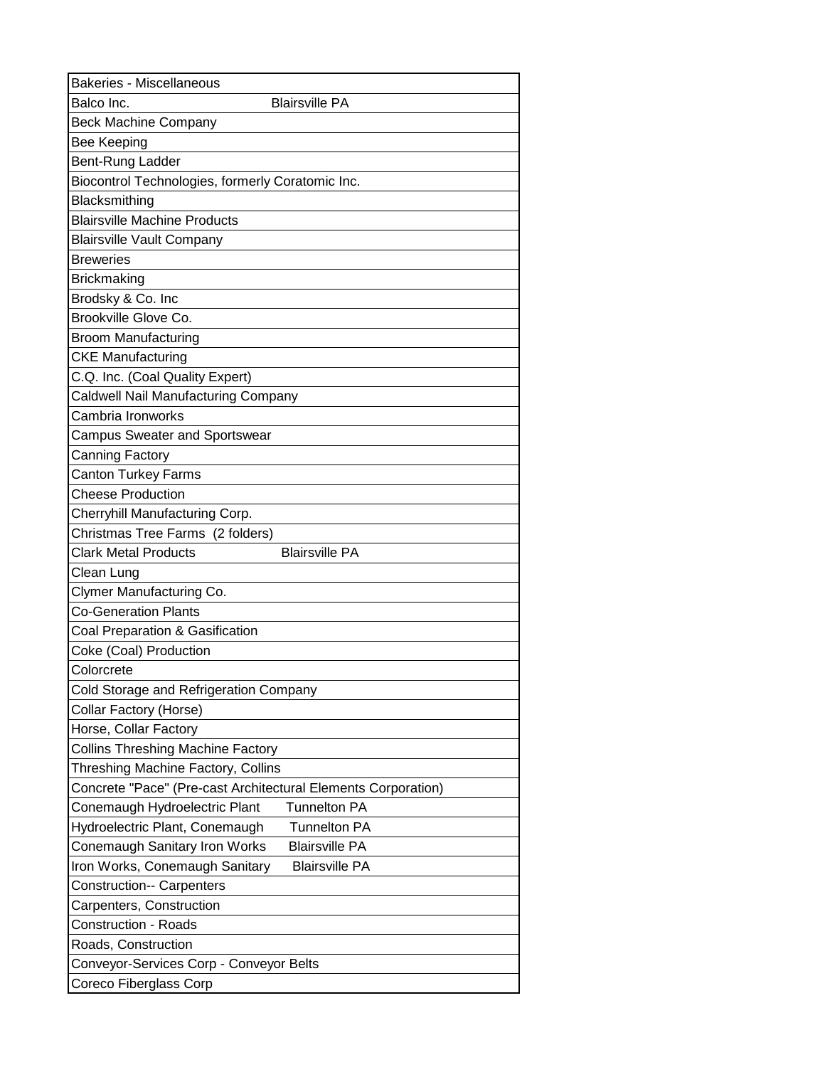| | |
|---|---|
| Bakeries - Miscellaneous | |
| Balco Inc. | Blairsville PA |
| Beck Machine Company | |
| Bee Keeping | |
| Bent-Rung Ladder | |
| Biocontrol Technologies, formerly Coratomic Inc. | |
| Blacksmithing | |
| Blairsville Machine Products | |
| Blairsville Vault Company | |
| Breweries | |
| Brickmaking | |
| Brodsky & Co. Inc | |
| Brookville Glove Co. | |
| Broom Manufacturing | |
| CKE Manufacturing | |
| C.Q. Inc. (Coal Quality Expert) | |
| Caldwell Nail Manufacturing Company | |
| Cambria Ironworks | |
| Campus Sweater and Sportswear | |
| Canning Factory | |
| Canton Turkey Farms | |
| Cheese Production | |
| Cherryhill Manufacturing Corp. | |
| Christmas Tree Farms (2 folders) | |
| Clark Metal Products | Blairsville PA |
| Clean Lung | |
| Clymer Manufacturing Co. | |
| Co-Generation Plants | |
| Coal Preparation & Gasification | |
| Coke (Coal) Production | |
| Colorcrete | |
| Cold Storage and Refrigeration Company | |
| Collar Factory (Horse) | |
| Horse, Collar Factory | |
| Collins Threshing Machine Factory | |
| Threshing Machine Factory, Collins | |
| Concrete "Pace" (Pre-cast Architectural Elements Corporation) | |
| Conemaugh Hydroelectric Plant | Tunnelton PA |
| Hydroelectric Plant, Conemaugh | Tunnelton PA |
| Conemaugh Sanitary Iron Works | Blairsville PA |
| Iron Works, Conemaugh Sanitary | Blairsville PA |
| Construction-- Carpenters | |
| Carpenters, Construction | |
| Construction - Roads | |
| Roads, Construction | |
| Conveyor-Services Corp - Conveyor Belts | |
| Coreco Fiberglass Corp | |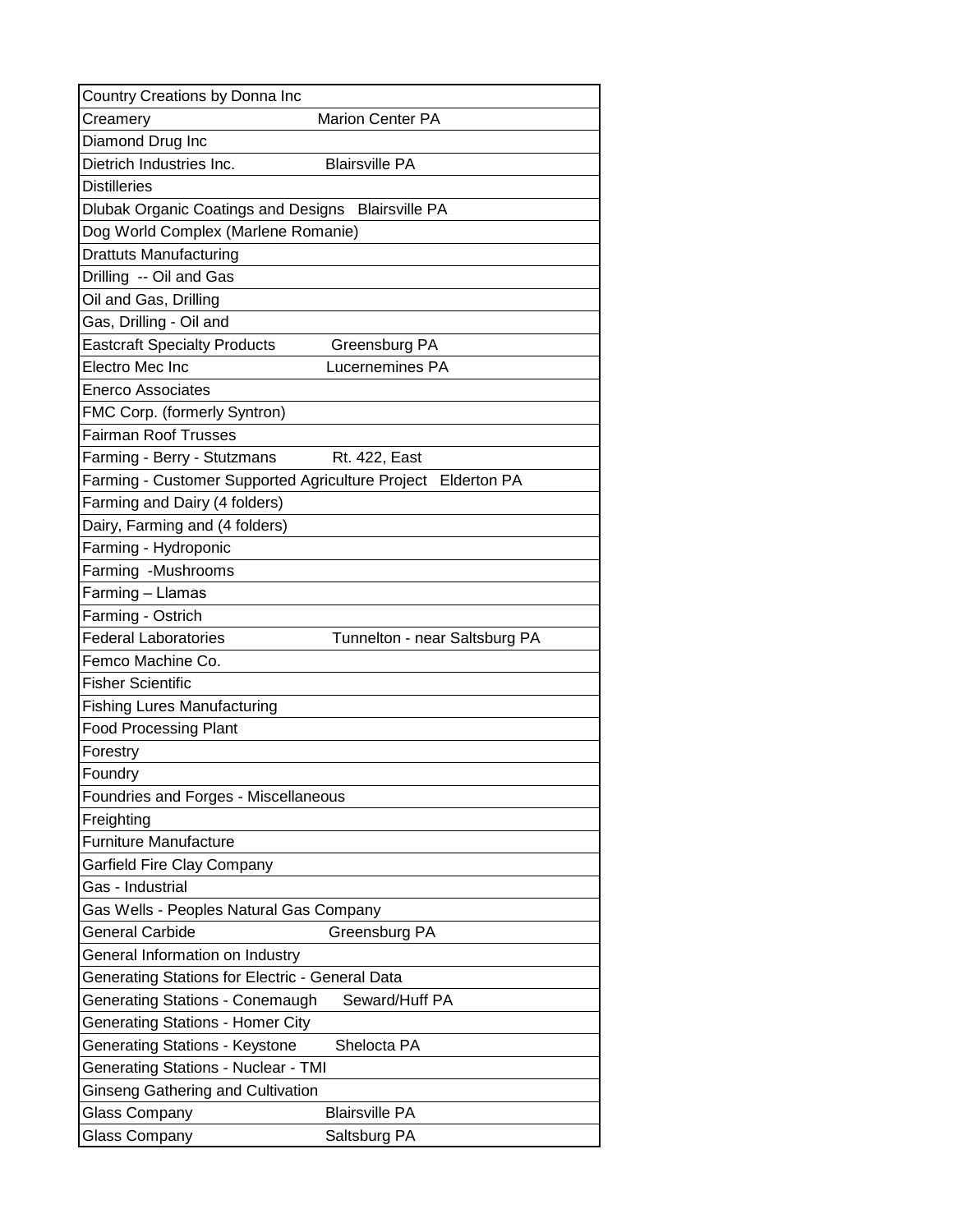| | |
|---|---|
| Country Creations by Donna Inc | |
| Creamery | Marion Center PA |
| Diamond Drug Inc | |
| Dietrich Industries Inc. | Blairsville PA |
| Distilleries | |
| Dlubak Organic Coatings and Designs | Blairsville PA |
| Dog World Complex (Marlene Romanie) | |
| Drattuts Manufacturing | |
| Drilling -- Oil and Gas | |
| Oil and Gas, Drilling | |
| Gas, Drilling - Oil and | |
| Eastcraft Specialty Products | Greensburg PA |
| Electro Mec Inc | Lucernemines PA |
| Enerco Associates | |
| FMC Corp. (formerly Syntron) | |
| Fairman Roof Trusses | |
| Farming - Berry - Stutzmans | Rt. 422, East |
| Farming - Customer Supported Agriculture Project | Elderton PA |
| Farming and Dairy (4 folders) | |
| Dairy, Farming and (4 folders) | |
| Farming - Hydroponic | |
| Farming -Mushrooms | |
| Farming – Llamas | |
| Farming - Ostrich | |
| Federal Laboratories | Tunnelton - near Saltsburg PA |
| Femco Machine Co. | |
| Fisher Scientific | |
| Fishing Lures Manufacturing | |
| Food Processing Plant | |
| Forestry | |
| Foundry | |
| Foundries and Forges - Miscellaneous | |
| Freighting | |
| Furniture Manufacture | |
| Garfield Fire Clay Company | |
| Gas - Industrial | |
| Gas Wells - Peoples Natural Gas Company | |
| General Carbide | Greensburg PA |
| General Information on Industry | |
| Generating Stations for Electric - General Data | |
| Generating Stations - Conemaugh | Seward/Huff PA |
| Generating Stations - Homer City | |
| Generating Stations - Keystone | Shelocta PA |
| Generating Stations - Nuclear - TMI | |
| Ginseng Gathering and Cultivation | |
| Glass Company | Blairsville PA |
| Glass Company | Saltsburg PA |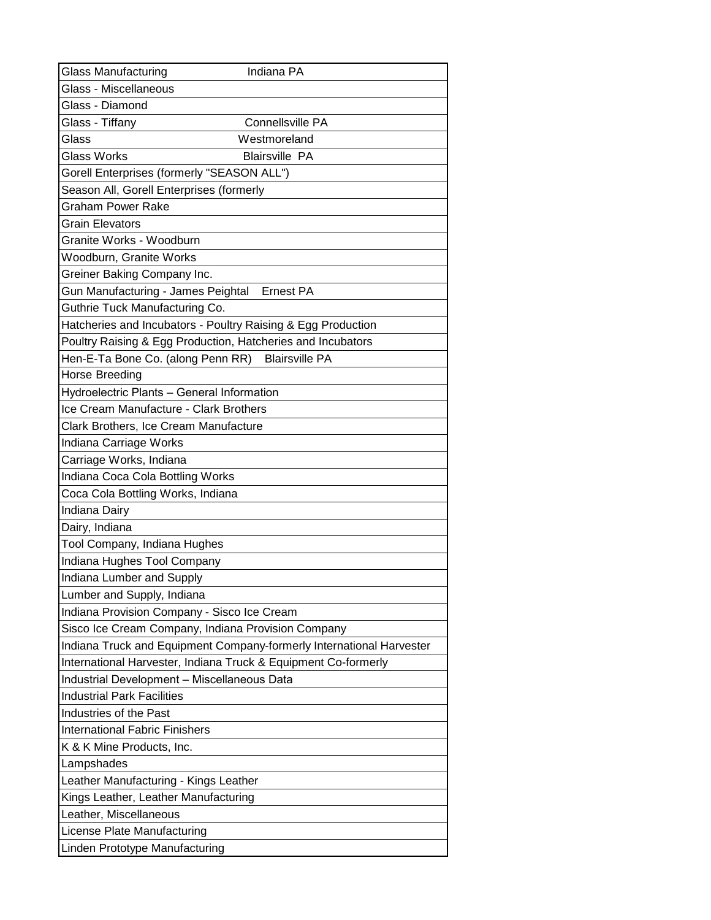| Glass Manufacturing Indiana PA |
|---|
| Glass - Miscellaneous |
| Glass - Diamond |
| Glass - Tiffany Connellsville PA |
| Glass Westmoreland |
| Glass Works Blairsville PA |
| Gorell Enterprises (formerly "SEASON ALL") |
| Season All, Gorell Enterprises (formerly |
| Graham Power Rake |
| Grain Elevators |
| Granite Works - Woodburn |
| Woodburn, Granite Works |
| Greiner Baking Company Inc. |
| Gun Manufacturing - James Peightal Ernest PA |
| Guthrie Tuck Manufacturing Co. |
| Hatcheries and Incubators - Poultry Raising & Egg Production |
| Poultry Raising & Egg Production, Hatcheries and Incubators |
| Hen-E-Ta Bone Co. (along Penn RR) Blairsville PA |
| Horse Breeding |
| Hydroelectric Plants – General Information |
| Ice Cream Manufacture - Clark Brothers |
| Clark Brothers, Ice Cream Manufacture |
| Indiana Carriage Works |
| Carriage Works, Indiana |
| Indiana Coca Cola Bottling Works |
| Coca Cola Bottling Works, Indiana |
| Indiana Dairy |
| Dairy, Indiana |
| Tool Company, Indiana Hughes |
| Indiana Hughes Tool Company |
| Indiana Lumber and Supply |
| Lumber and Supply, Indiana |
| Indiana Provision Company - Sisco Ice Cream |
| Sisco Ice Cream Company, Indiana Provision Company |
| Indiana Truck and Equipment Company-formerly International Harvester |
| International Harvester, Indiana Truck & Equipment Co-formerly |
| Industrial Development – Miscellaneous Data |
| Industrial Park Facilities |
| Industries of the Past |
| International Fabric Finishers |
| K & K Mine Products, Inc. |
| Lampshades |
| Leather Manufacturing - Kings Leather |
| Kings Leather, Leather Manufacturing |
| Leather, Miscellaneous |
| License Plate Manufacturing |
| Linden Prototype Manufacturing |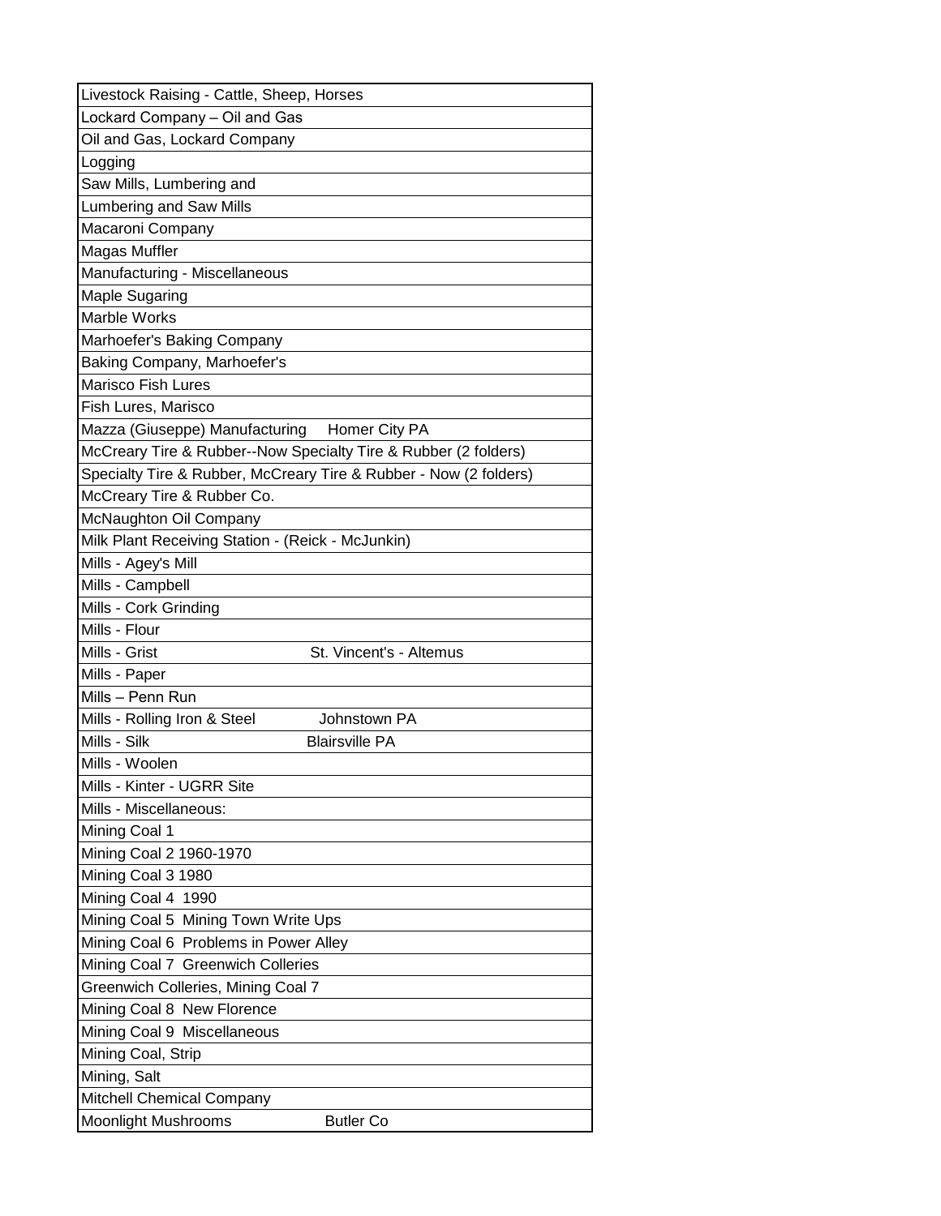| Livestock Raising - Cattle, Sheep, Horses | |
|---|---|
| Lockard Company – Oil and Gas | |
| Oil and Gas, Lockard Company | |
| Logging | |
| Saw Mills, Lumbering and | |
| Lumbering and Saw Mills | |
| Macaroni Company | |
| Magas Muffler | |
| Manufacturing - Miscellaneous | |
| Maple Sugaring | |
| Marble Works | |
| Marhoefer's Baking Company | |
| Baking Company, Marhoefer's | |
| Marisco Fish Lures | |
| Fish Lures, Marisco | |
| Mazza (Giuseppe) Manufacturing | Homer City PA |
| McCreary Tire & Rubber--Now Specialty Tire & Rubber (2 folders) | |
| Specialty Tire & Rubber, McCreary Tire & Rubber - Now (2 folders) | |
| McCreary Tire & Rubber Co. | |
| McNaughton Oil Company | |
| Milk Plant Receiving Station - (Reick - McJunkin) | |
| Mills - Agey's Mill | |
| Mills - Campbell | |
| Mills - Cork Grinding | |
| Mills - Flour | |
| Mills - Grist | St. Vincent's - Altemus |
| Mills - Paper | |
| Mills – Penn Run | |
| Mills - Rolling Iron & Steel | Johnstown PA |
| Mills - Silk | Blairsville PA |
| Mills - Woolen | |
| Mills - Kinter - UGRR Site | |
| Mills - Miscellaneous: | |
| Mining Coal 1 | |
| Mining Coal 2 1960-1970 | |
| Mining Coal 3 1980 | |
| Mining Coal 4 1990 | |
| Mining Coal 5 Mining Town Write Ups | |
| Mining Coal 6 Problems in Power Alley | |
| Mining Coal 7 Greenwich Collieries | |
| Greenwich Collieries, Mining Coal 7 | |
| Mining Coal 8 New Florence | |
| Mining Coal 9 Miscellaneous | |
| Mining Coal, Strip | |
| Mining, Salt | |
| Mitchell Chemical Company | |
| Moonlight Mushrooms | Butler Co |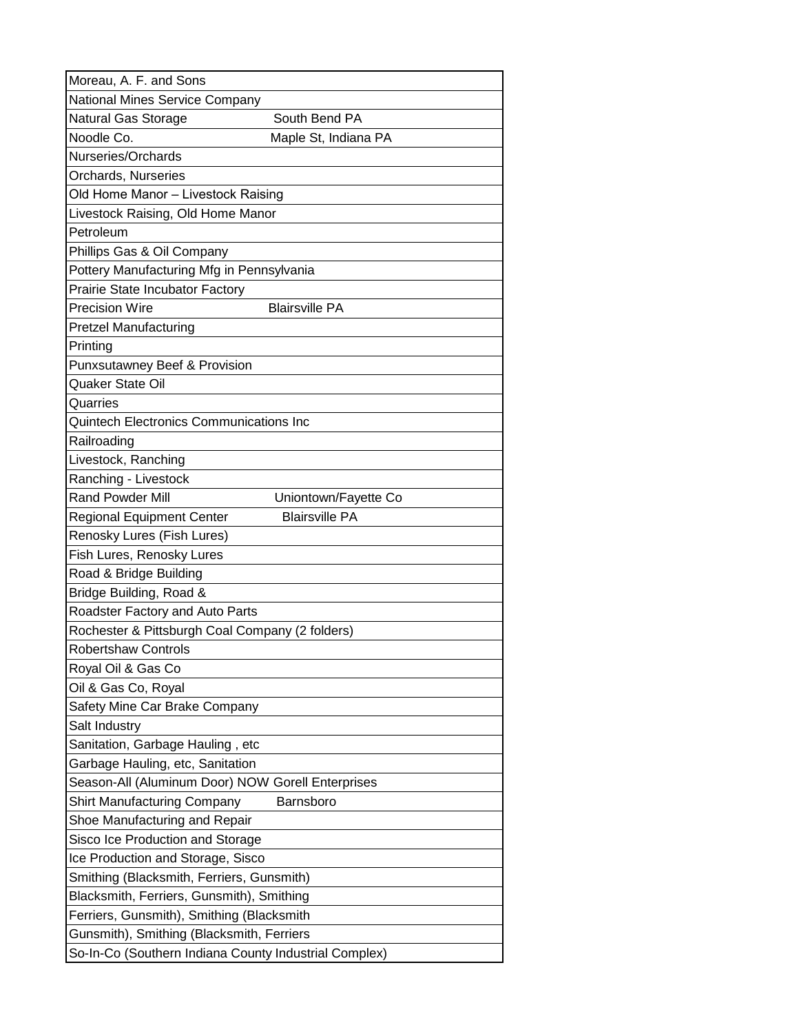| | |
|---|---|
| Moreau, A. F. and Sons | |
| National Mines Service Company | |
| Natural Gas Storage | South Bend PA |
| Noodle Co. | Maple St, Indiana PA |
| Nurseries/Orchards | |
| Orchards, Nurseries | |
| Old Home Manor – Livestock Raising | |
| Livestock Raising, Old Home Manor | |
| Petroleum | |
| Phillips Gas & Oil Company | |
| Pottery Manufacturing Mfg in Pennsylvania | |
| Prairie State Incubator Factory | |
| Precision Wire | Blairsville PA |
| Pretzel Manufacturing | |
| Printing | |
| Punxsutawney Beef & Provision | |
| Quaker State Oil | |
| Quarries | |
| Quintech Electronics Communications Inc | |
| Railroading | |
| Livestock, Ranching | |
| Ranching - Livestock | |
| Rand Powder Mill | Uniontown/Fayette Co |
| Regional Equipment Center | Blairsville PA |
| Renosky Lures (Fish Lures) | |
| Fish Lures, Renosky Lures | |
| Road & Bridge Building | |
| Bridge Building, Road & | |
| Roadster Factory and Auto Parts | |
| Rochester & Pittsburgh Coal Company (2 folders) | |
| Robertshaw Controls | |
| Royal Oil & Gas Co | |
| Oil & Gas Co, Royal | |
| Safety Mine Car Brake Company | |
| Salt Industry | |
| Sanitation, Garbage Hauling , etc | |
| Garbage Hauling, etc, Sanitation | |
| Season-All (Aluminum Door) NOW Gorell Enterprises | |
| Shirt Manufacturing Company | Barnsboro |
| Shoe Manufacturing and Repair | |
| Sisco Ice Production and Storage | |
| Ice Production and Storage, Sisco | |
| Smithing (Blacksmith, Ferriers, Gunsmith) | |
| Blacksmith, Ferriers, Gunsmith), Smithing | |
| Ferriers, Gunsmith), Smithing (Blacksmith | |
| Gunsmith), Smithing (Blacksmith, Ferriers | |
| So-In-Co (Southern Indiana County Industrial Complex) | |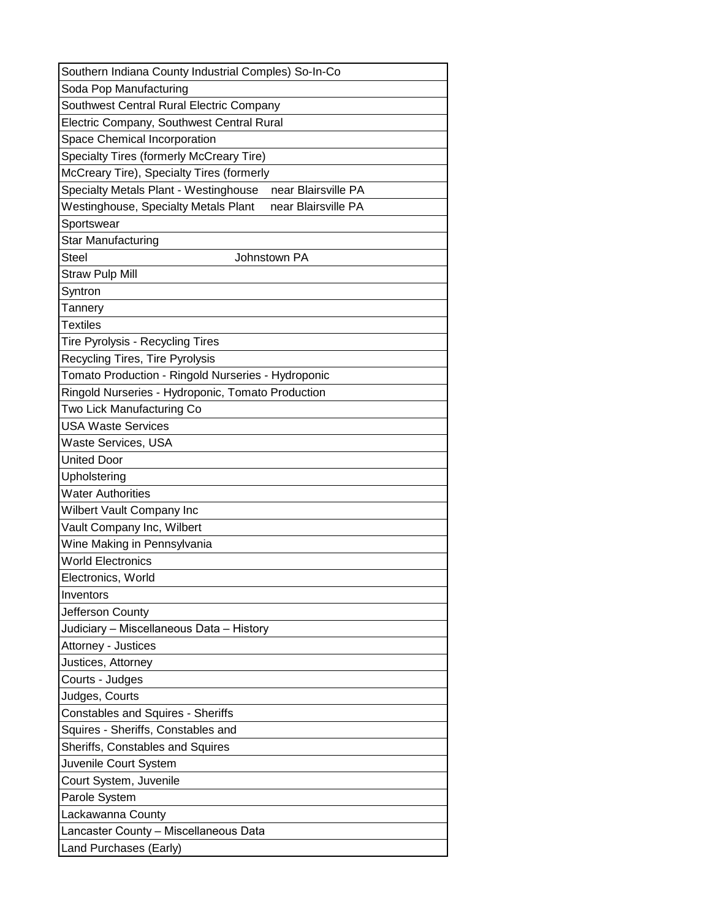| Southern Indiana County Industrial Comples) So-In-Co |
|---|
| Soda Pop Manufacturing |
| Southwest Central Rural Electric Company |
| Electric Company, Southwest Central Rural |
| Space Chemical Incorporation |
| Specialty Tires (formerly McCreary Tire) |
| McCreary Tire), Specialty Tires (formerly |
| Specialty Metals Plant - Westinghouse near Blairsville PA |
| Westinghouse, Specialty Metals Plant near Blairsville PA |
| Sportswear |
| Star Manufacturing |
| Steel Johnstown PA |
| Straw Pulp Mill |
| Syntron |
| Tannery |
| Textiles |
| Tire Pyrolysis - Recycling Tires |
| Recycling Tires, Tire Pyrolysis |
| Tomato Production - Ringold Nurseries - Hydroponic |
| Ringold Nurseries - Hydroponic, Tomato Production |
| Two Lick Manufacturing Co |
| USA Waste Services |
| Waste Services, USA |
| United Door |
| Upholstering |
| Water Authorities |
| Wilbert Vault Company Inc |
| Vault Company Inc, Wilbert |
| Wine Making in Pennsylvania |
| World Electronics |
| Electronics, World |
| Inventors |
| Jefferson County |
| Judiciary – Miscellaneous Data – History |
| Attorney - Justices |
| Justices, Attorney |
| Courts - Judges |
| Judges, Courts |
| Constables and Squires - Sheriffs |
| Squires - Sheriffs, Constables and |
| Sheriffs, Constables and Squires |
| Juvenile Court System |
| Court System, Juvenile |
| Parole System |
| Lackawanna County |
| Lancaster County – Miscellaneous Data |
| Land Purchases (Early) |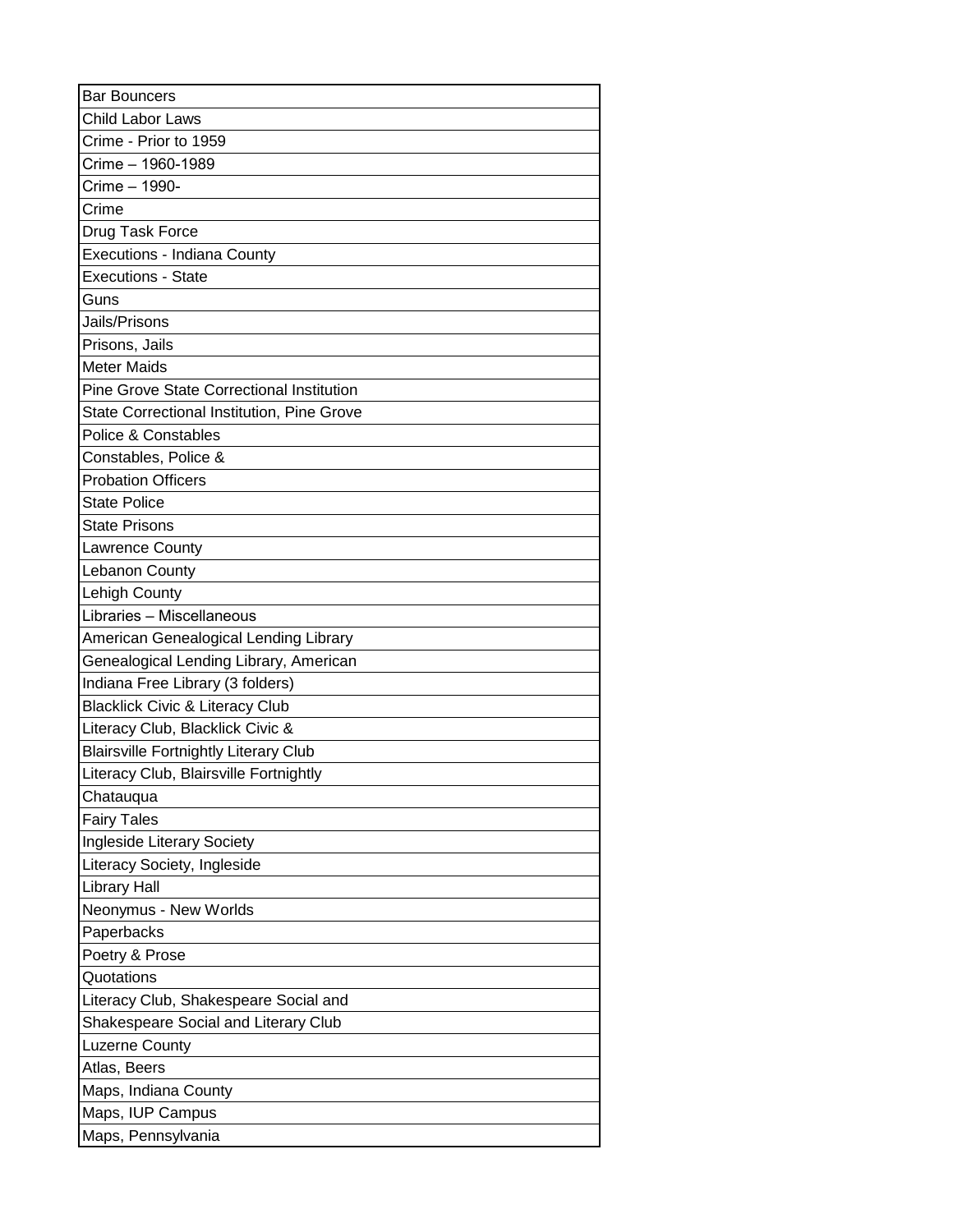| Bar Bouncers |
|---|
| Child Labor Laws |
| Crime - Prior to 1959 |
| Crime – 1960-1989 |
| Crime – 1990- |
| Crime |
| Drug Task Force |
| Executions - Indiana County |
| Executions - State |
| Guns |
| Jails/Prisons |
| Prisons, Jails |
| Meter Maids |
| Pine Grove State Correctional Institution |
| State Correctional Institution, Pine Grove |
| Police & Constables |
| Constables, Police & |
| Probation Officers |
| State Police |
| State Prisons |
| Lawrence County |
| Lebanon County |
| Lehigh County |
| Libraries – Miscellaneous |
| American Genealogical Lending Library |
| Genealogical Lending Library, American |
| Indiana Free Library (3 folders) |
| Blacklick Civic & Literacy Club |
| Literacy Club, Blacklick Civic & |
| Blairsville Fortnightly Literary Club |
| Literacy Club, Blairsville Fortnightly |
| Chatauqua |
| Fairy Tales |
| Ingleside Literary Society |
| Literacy Society, Ingleside |
| Library Hall |
| Neonymus - New Worlds |
| Paperbacks |
| Poetry & Prose |
| Quotations |
| Literacy Club, Shakespeare Social and |
| Shakespeare Social and Literary Club |
| Luzerne County |
| Atlas, Beers |
| Maps, Indiana County |
| Maps, IUP Campus |
| Maps, Pennsylvania |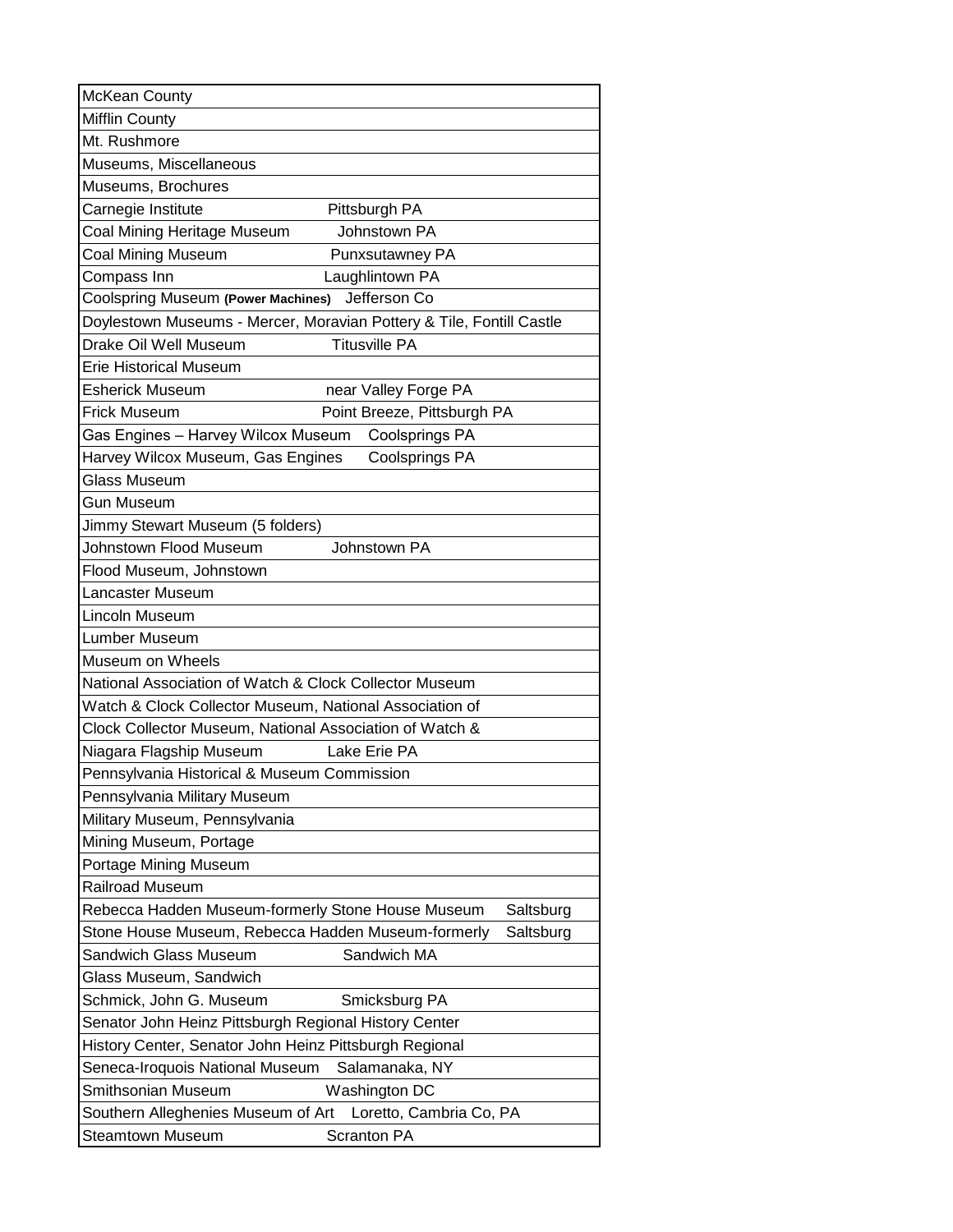| McKean County | |
|---|---|
| Mifflin County | |
| Mt. Rushmore | |
| Museums, Miscellaneous | |
| Museums, Brochures | |
| Carnegie Institute | Pittsburgh PA |
| Coal Mining Heritage Museum | Johnstown PA |
| Coal Mining Museum | Punxsutawney PA |
| Compass Inn | Laughlintown PA |
| Coolspring Museum **(Power Machines)** | Jefferson Co |
| Doylestown Museums - Mercer, Moravian Pottery & Tile, Fontill Castle | |
| Drake Oil Well Museum | Titusville PA |
| Erie Historical Museum | |
| Esherick Museum | near Valley Forge PA |
| Frick Museum | Point Breeze, Pittsburgh PA |
| Gas Engines – Harvey Wilcox Museum | Coolsprings PA |
| Harvey Wilcox Museum, Gas Engines | Coolsprings PA |
| Glass Museum | |
| Gun Museum | |
| Jimmy Stewart Museum (5 folders) | |
| Johnstown Flood Museum | Johnstown PA |
| Flood Museum, Johnstown | |
| Lancaster Museum | |
| Lincoln Museum | |
| Lumber Museum | |
| Museum on Wheels | |
| National Association of Watch & Clock Collector Museum | |
| Watch & Clock Collector Museum, National Association of | |
| Clock Collector Museum, National Association of Watch & | |
| Niagara Flagship Museum | Lake Erie PA |
| Pennsylvania Historical & Museum Commission | |
| Pennsylvania Military Museum | |
| Military Museum, Pennsylvania | |
| Mining Museum, Portage | |
| Portage Mining Museum | |
| Railroad Museum | |
| Rebecca Hadden Museum-formerly Stone House Museum | Saltsburg |
| Stone House Museum, Rebecca Hadden Museum-formerly | Saltsburg |
| Sandwich Glass Museum | Sandwich MA |
| Glass Museum, Sandwich | |
| Schmick, John G. Museum | Smicksburg PA |
| Senator John Heinz Pittsburgh Regional History Center | |
| History Center, Senator John Heinz Pittsburgh Regional | |
| Seneca-Iroquois National Museum | Salamanaka, NY |
| Smithsonian Museum | Washington DC |
| Southern Alleghenies Museum of Art | Loretto, Cambria Co, PA |
| Steamtown Museum | Scranton PA |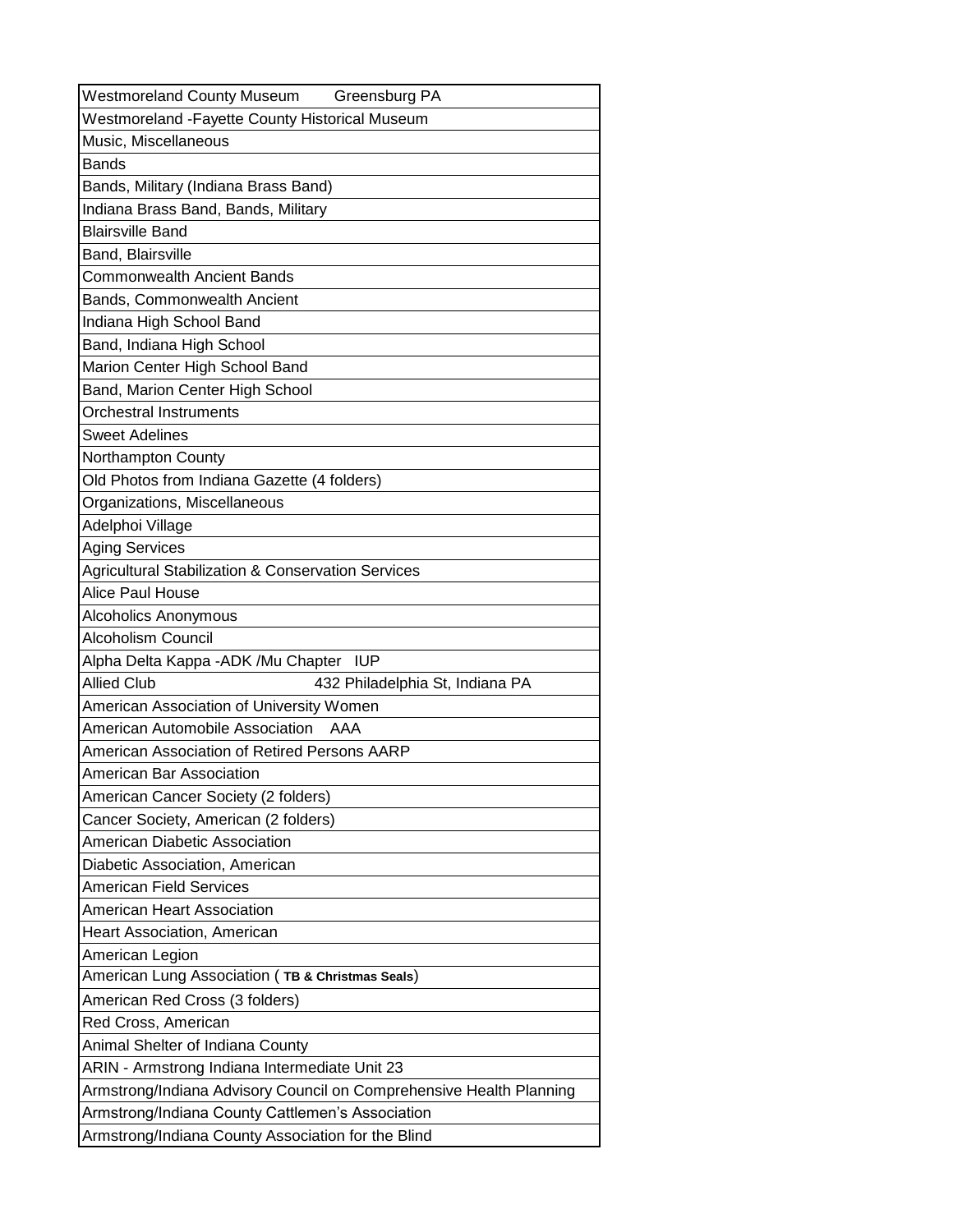| Westmoreland County Museum        Greensburg PA |
|---|
| Westmoreland -Fayette County Historical Museum |
| Music, Miscellaneous |
| Bands |
| Bands, Military (Indiana Brass Band) |
| Indiana Brass Band, Bands, Military |
| Blairsville Band |
| Band, Blairsville |
| Commonwealth Ancient Bands |
| Bands, Commonwealth Ancient |
| Indiana High School Band |
| Band, Indiana High School |
| Marion Center High School Band |
| Band, Marion Center High School |
| Orchestral Instruments |
| Sweet Adelines |
| Northampton County |
| Old Photos from Indiana Gazette (4 folders) |
| Organizations, Miscellaneous |
| Adelphoi Village |
| Aging Services |
| Agricultural Stabilization & Conservation Services |
| Alice Paul House |
| Alcoholics Anonymous |
| Alcoholism Council |
| Alpha Delta Kappa -ADK /Mu Chapter   IUP |
| Allied Club                         432 Philadelphia St, Indiana PA |
| American Association of University Women |
| American Automobile Association    AAA |
| American Association of Retired Persons AARP |
| American Bar Association |
| American Cancer Society (2 folders) |
| Cancer Society, American (2 folders) |
| American Diabetic Association |
| Diabetic Association, American |
| American Field Services |
| American Heart Association |
| Heart Association, American |
| American Legion |
| American Lung Association ( **TB & Christmas Seals**) |
| American Red Cross (3 folders) |
| Red Cross, American |
| Animal Shelter of Indiana County |
| ARIN - Armstrong Indiana Intermediate Unit 23 |
| Armstrong/Indiana Advisory Council on Comprehensive Health Planning |
| Armstrong/Indiana County Cattlemen's Association |
| Armstrong/Indiana County Association for the Blind |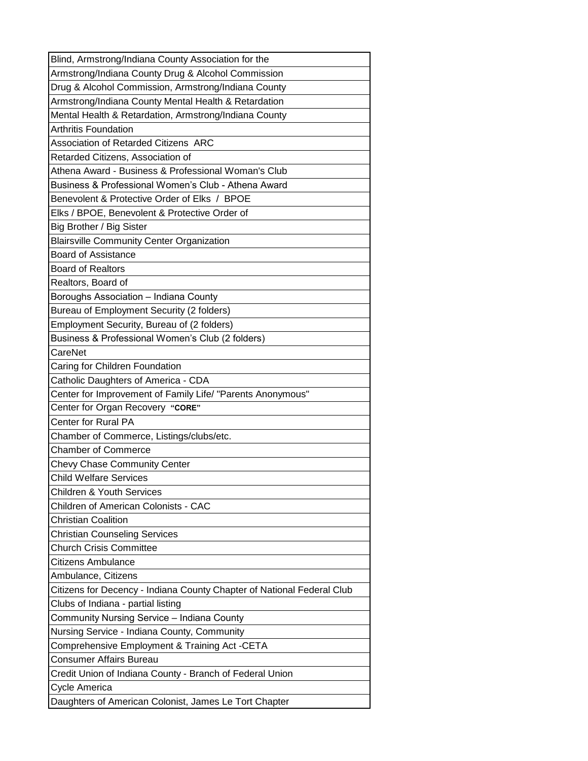| Blind, Armstrong/Indiana County Association for the |
| --- |
| Armstrong/Indiana County Drug & Alcohol Commission |
| Drug & Alcohol Commission, Armstrong/Indiana County |
| Armstrong/Indiana County Mental Health & Retardation |
| Mental Health & Retardation, Armstrong/Indiana County |
| Arthritis Foundation |
| Association of Retarded Citizens ARC |
| Retarded Citizens, Association of |
| Athena Award - Business & Professional Woman's Club |
| Business & Professional Women's Club - Athena Award |
| Benevolent & Protective Order of Elks / BPOE |
| Elks / BPOE, Benevolent & Protective Order of |
| Big Brother / Big Sister |
| Blairsville Community Center Organization |
| Board of Assistance |
| Board of Realtors |
| Realtors, Board of |
| Boroughs Association – Indiana County |
| Bureau of Employment Security (2 folders) |
| Employment Security, Bureau of (2 folders) |
| Business & Professional Women's Club (2 folders) |
| CareNet |
| Caring for Children Foundation |
| Catholic Daughters of America - CDA |
| Center for Improvement of Family Life/ "Parents Anonymous" |
| Center for Organ Recovery **"CORE"** |
| Center for Rural PA |
| Chamber of Commerce, Listings/clubs/etc. |
| Chamber of Commerce |
| Chevy Chase Community Center |
| Child Welfare Services |
| Children & Youth Services |
| Children of American Colonists - CAC |
| Christian Coalition |
| Christian Counseling Services |
| Church Crisis Committee |
| Citizens Ambulance |
| Ambulance, Citizens |
| Citizens for Decency - Indiana County Chapter of National Federal Club |
| Clubs of Indiana - partial listing |
| Community Nursing Service – Indiana County |
| Nursing Service - Indiana County, Community |
| Comprehensive Employment & Training Act -CETA |
| Consumer Affairs Bureau |
| Credit Union of Indiana County - Branch of Federal Union |
| Cycle America |
| Daughters of American Colonist, James Le Tort Chapter |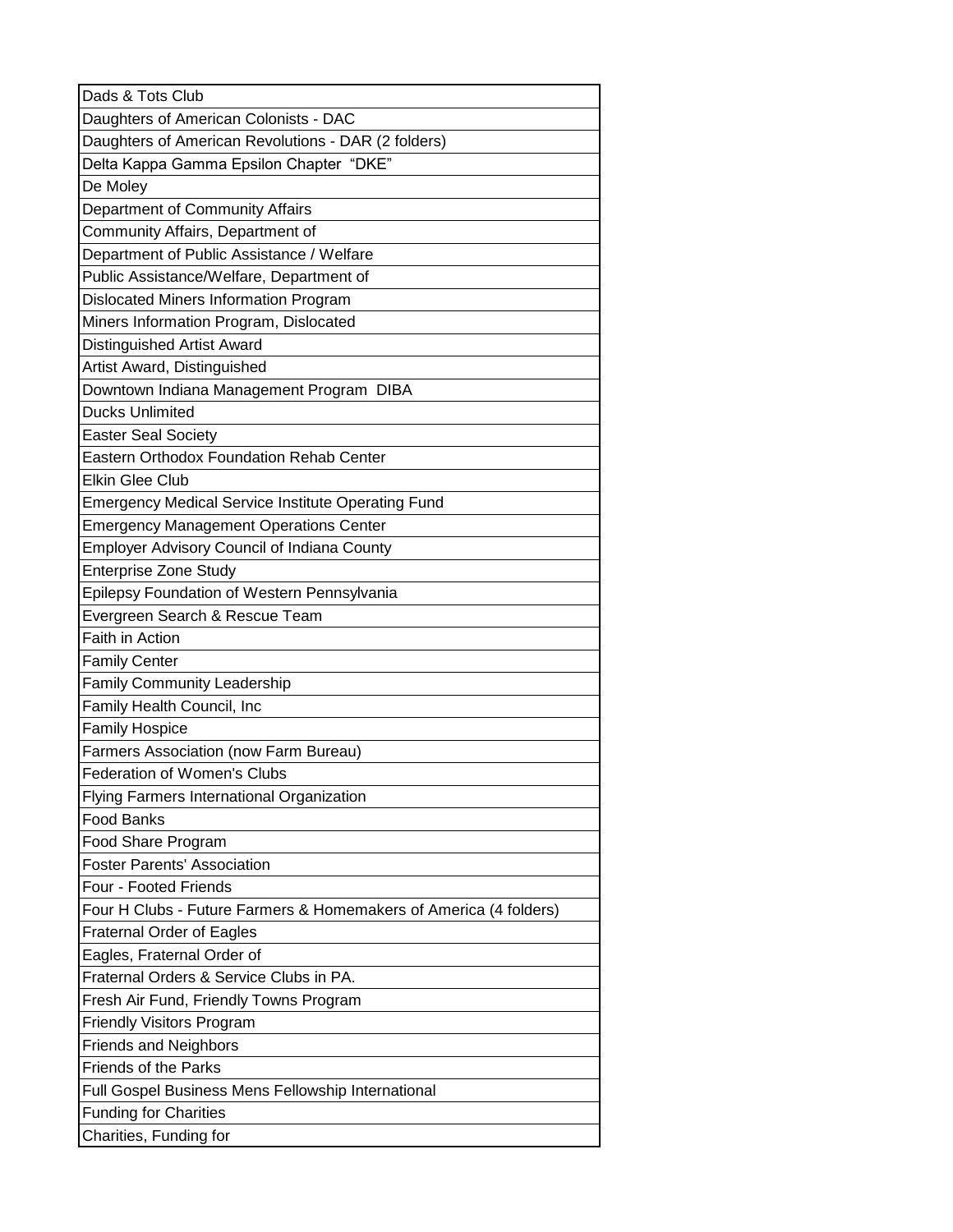| Dads & Tots Club |
| --- |
| Daughters of American Colonists - DAC |
| Daughters of American Revolutions - DAR (2 folders) |
| Delta Kappa Gamma Epsilon Chapter "DKE" |
| De Moley |
| Department of Community Affairs |
| Community Affairs, Department of |
| Department of Public Assistance / Welfare |
| Public Assistance/Welfare, Department of |
| Dislocated Miners Information Program |
| Miners Information Program, Dislocated |
| Distinguished Artist Award |
| Artist Award, Distinguished |
| Downtown Indiana Management Program DIBA |
| Ducks Unlimited |
| Easter Seal Society |
| Eastern Orthodox Foundation Rehab Center |
| Elkin Glee Club |
| Emergency Medical Service Institute Operating Fund |
| Emergency Management Operations Center |
| Employer Advisory Council of Indiana County |
| Enterprise Zone Study |
| Epilepsy Foundation of Western Pennsylvania |
| Evergreen Search & Rescue Team |
| Faith in Action |
| Family Center |
| Family Community Leadership |
| Family Health Council, Inc |
| Family Hospice |
| Farmers Association (now Farm Bureau) |
| Federation of Women's Clubs |
| Flying Farmers International Organization |
| Food Banks |
| Food Share Program |
| Foster Parents' Association |
| Four - Footed Friends |
| Four H Clubs - Future Farmers & Homemakers of America (4 folders) |
| Fraternal Order of Eagles |
| Eagles, Fraternal Order of |
| Fraternal Orders & Service Clubs in PA. |
| Fresh Air Fund, Friendly Towns Program |
| Friendly Visitors Program |
| Friends and Neighbors |
| Friends of the Parks |
| Full Gospel Business Mens Fellowship International |
| Funding for Charities |
| Charities, Funding for |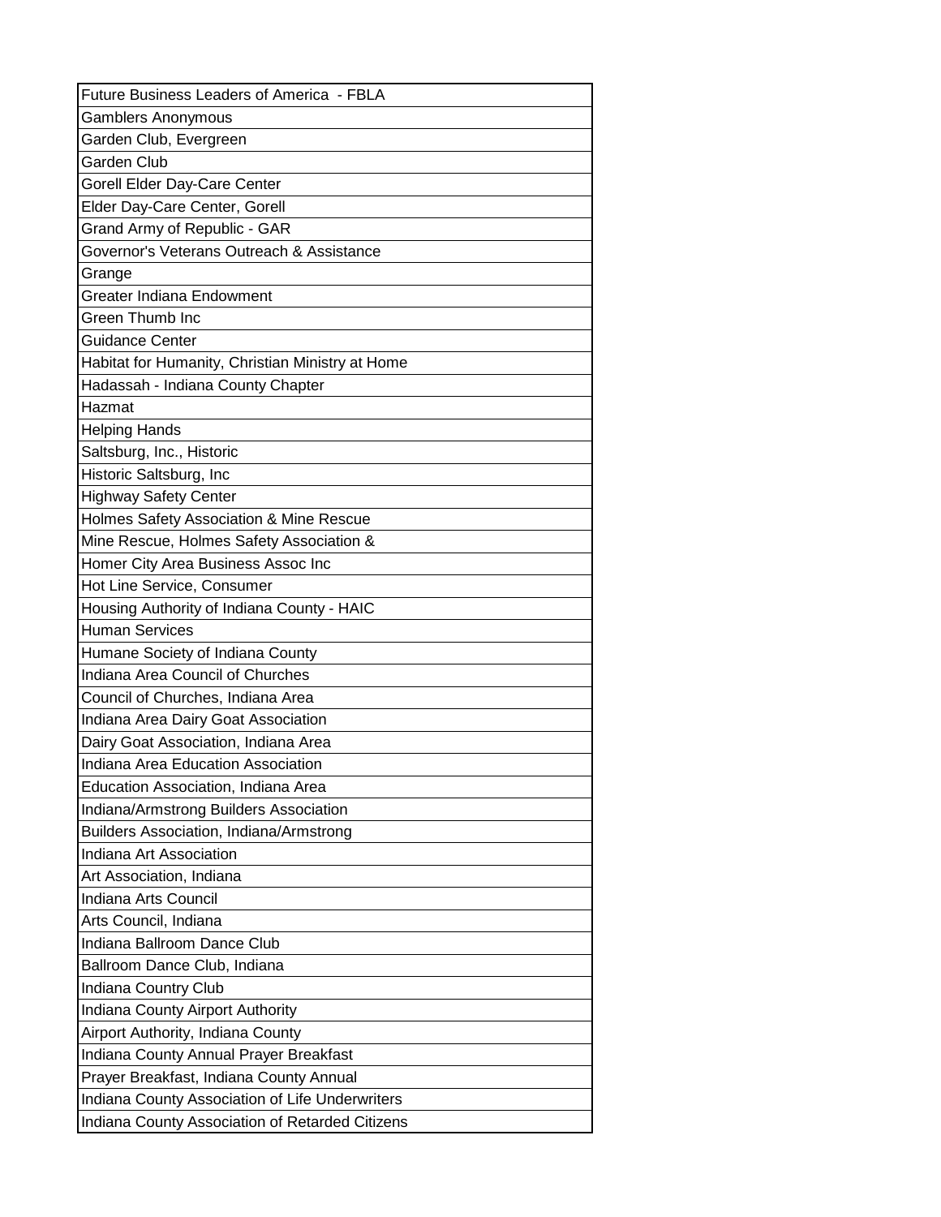| Future Business Leaders of America  - FBLA |
|---|
| Gamblers Anonymous |
| Garden Club, Evergreen |
| Garden Club |
| Gorell Elder Day-Care Center |
| Elder Day-Care Center, Gorell |
| Grand Army of Republic - GAR |
| Governor's Veterans Outreach & Assistance |
| Grange |
| Greater Indiana Endowment |
| Green Thumb Inc |
| Guidance Center |
| Habitat for Humanity, Christian Ministry at Home |
| Hadassah - Indiana County Chapter |
| Hazmat |
| Helping Hands |
| Saltsburg, Inc., Historic |
| Historic Saltsburg, Inc |
| Highway Safety Center |
| Holmes Safety Association & Mine Rescue |
| Mine Rescue, Holmes Safety Association & |
| Homer City Area Business Assoc Inc |
| Hot Line Service, Consumer |
| Housing Authority of Indiana County - HAIC |
| Human Services |
| Humane Society of Indiana County |
| Indiana Area Council of Churches |
| Council of Churches, Indiana Area |
| Indiana Area Dairy Goat Association |
| Dairy Goat Association, Indiana Area |
| Indiana Area Education Association |
| Education Association, Indiana Area |
| Indiana/Armstrong Builders Association |
| Builders Association, Indiana/Armstrong |
| Indiana Art Association |
| Art Association, Indiana |
| Indiana Arts Council |
| Arts Council, Indiana |
| Indiana Ballroom Dance Club |
| Ballroom Dance Club, Indiana |
| Indiana Country Club |
| Indiana County Airport Authority |
| Airport Authority, Indiana County |
| Indiana County Annual Prayer Breakfast |
| Prayer Breakfast, Indiana County Annual |
| Indiana County Association of Life Underwriters |
| Indiana County Association of Retarded Citizens |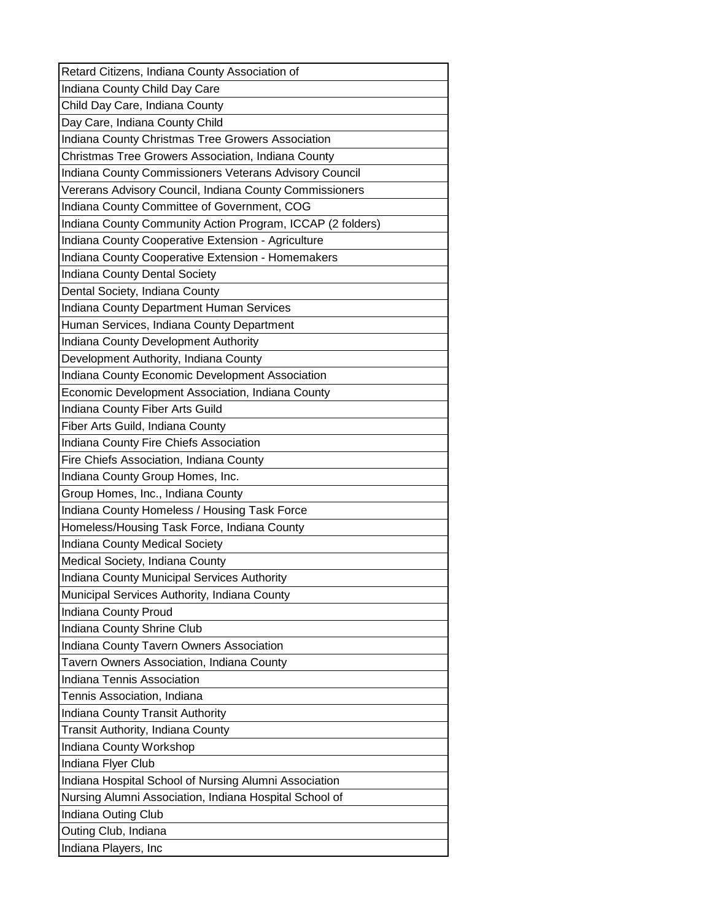| Retard Citizens, Indiana County Association of |
|---|
| Indiana County Child Day Care |
| Child Day Care, Indiana County |
| Day Care, Indiana County Child |
| Indiana County Christmas Tree Growers Association |
| Christmas Tree Growers Association, Indiana County |
| Indiana County Commissioners Veterans Advisory Council |
| Vererans Advisory Council, Indiana County Commissioners |
| Indiana County Committee of Government, COG |
| Indiana County Community Action Program, ICCAP (2 folders) |
| Indiana County Cooperative Extension - Agriculture |
| Indiana County Cooperative Extension - Homemakers |
| Indiana County Dental Society |
| Dental Society, Indiana County |
| Indiana County Department Human Services |
| Human Services, Indiana County Department |
| Indiana County Development Authority |
| Development Authority, Indiana County |
| Indiana County Economic Development Association |
| Economic Development Association, Indiana County |
| Indiana County Fiber Arts Guild |
| Fiber Arts Guild, Indiana County |
| Indiana County Fire Chiefs Association |
| Fire Chiefs Association, Indiana County |
| Indiana County Group Homes, Inc. |
| Group Homes, Inc., Indiana County |
| Indiana County Homeless / Housing Task Force |
| Homeless/Housing Task Force, Indiana County |
| Indiana County Medical Society |
| Medical Society, Indiana County |
| Indiana County Municipal Services Authority |
| Municipal Services Authority, Indiana County |
| Indiana County Proud |
| Indiana County Shrine Club |
| Indiana County Tavern Owners Association |
| Tavern Owners Association, Indiana County |
| Indiana Tennis Association |
| Tennis Association, Indiana |
| Indiana County Transit Authority |
| Transit Authority, Indiana County |
| Indiana County Workshop |
| Indiana Flyer Club |
| Indiana Hospital School of Nursing Alumni Association |
| Nursing Alumni Association, Indiana Hospital School of |
| Indiana Outing Club |
| Outing Club, Indiana |
| Indiana Players, Inc |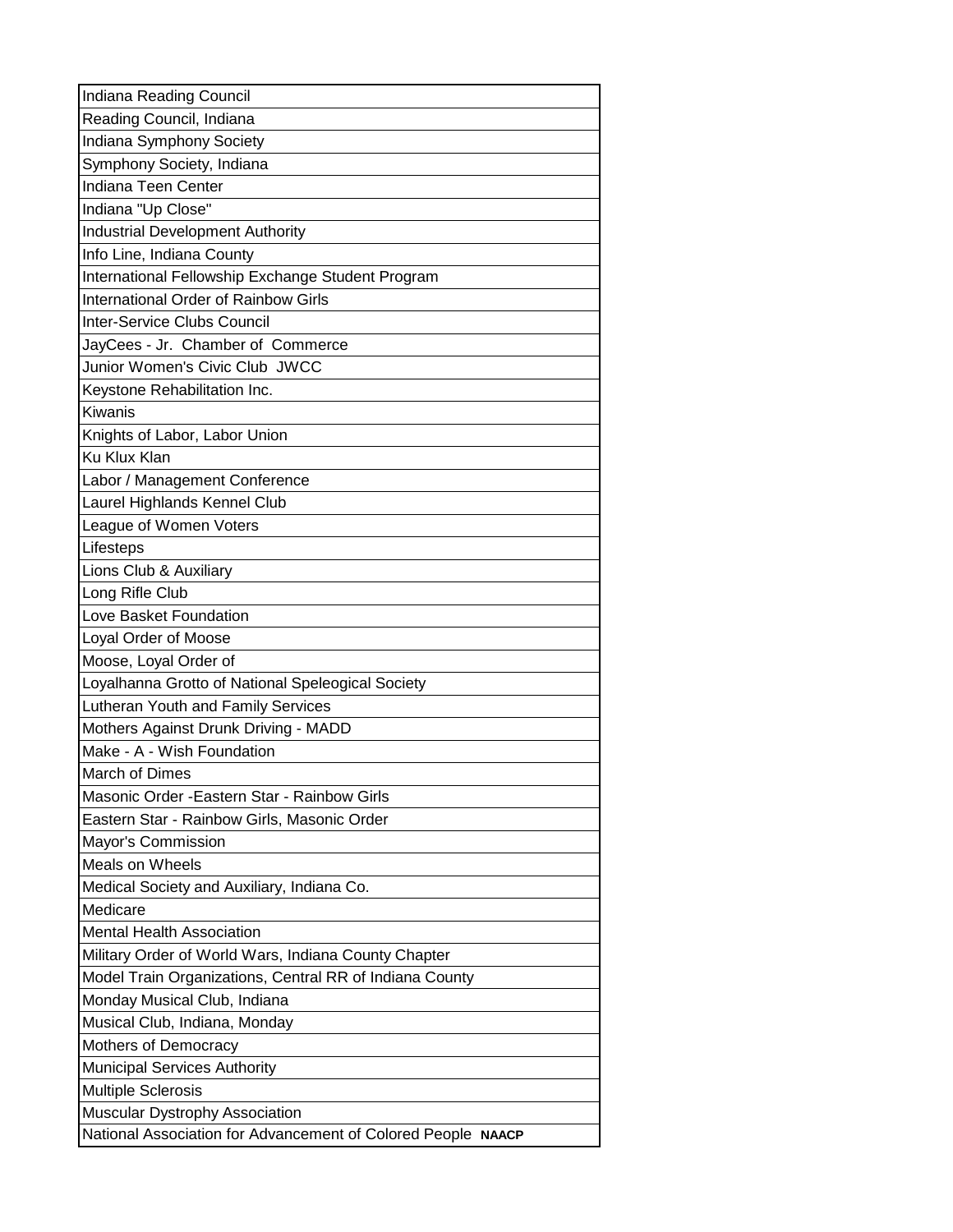| Indiana Reading Council |
|---|
| Reading Council, Indiana |
| Indiana Symphony Society |
| Symphony Society, Indiana |
| Indiana Teen Center |
| Indiana "Up Close" |
| Industrial Development Authority |
| Info Line, Indiana County |
| International Fellowship Exchange Student Program |
| International Order of Rainbow Girls |
| Inter-Service Clubs Council |
| JayCees - Jr. Chamber of Commerce |
| Junior Women's Civic Club JWCC |
| Keystone Rehabilitation Inc. |
| Kiwanis |
| Knights of Labor, Labor Union |
| Ku Klux Klan |
| Labor / Management Conference |
| Laurel Highlands Kennel Club |
| League of Women Voters |
| Lifesteps |
| Lions Club & Auxiliary |
| Long Rifle Club |
| Love Basket Foundation |
| Loyal Order of Moose |
| Moose, Loyal Order of |
| Loyalhanna Grotto of National Speleogical Society |
| Lutheran Youth and Family Services |
| Mothers Against Drunk Driving - MADD |
| Make - A - Wish Foundation |
| March of Dimes |
| Masonic Order -Eastern Star - Rainbow Girls |
| Eastern Star - Rainbow Girls, Masonic Order |
| Mayor's Commission |
| Meals on Wheels |
| Medical Society and Auxiliary, Indiana Co. |
| Medicare |
| Mental Health Association |
| Military Order of World Wars, Indiana County Chapter |
| Model Train Organizations, Central RR of Indiana County |
| Monday Musical Club, Indiana |
| Musical Club, Indiana, Monday |
| Mothers of Democracy |
| Municipal Services Authority |
| Multiple Sclerosis |
| Muscular Dystrophy Association |
| National Association for Advancement of Colored People **NAACP** |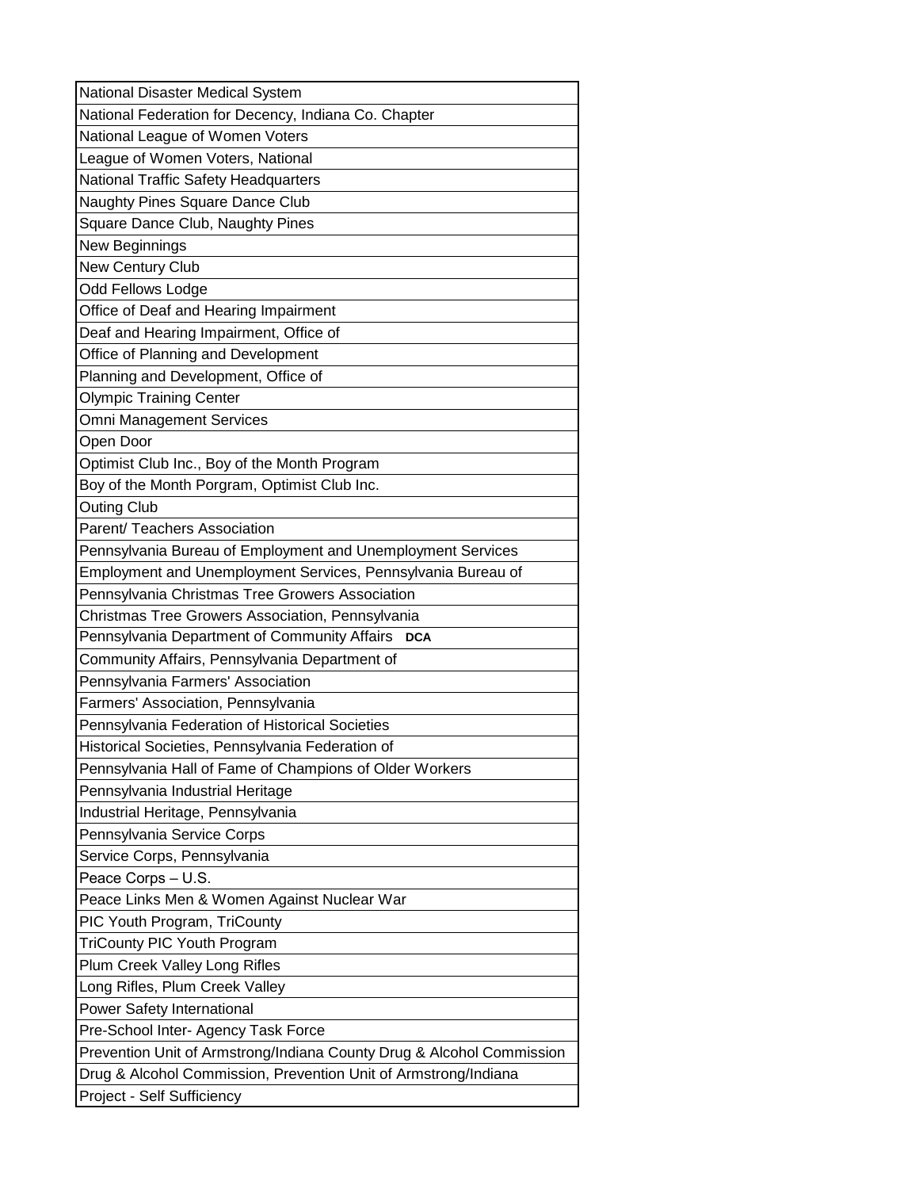| National Disaster Medical System |
|---|
| National Federation for Decency, Indiana Co. Chapter |
| National League of Women Voters |
| League of Women Voters, National |
| National Traffic Safety Headquarters |
| Naughty Pines Square Dance Club |
| Square Dance Club, Naughty Pines |
| New Beginnings |
| New Century Club |
| Odd Fellows Lodge |
| Office of Deaf and Hearing Impairment |
| Deaf and Hearing Impairment, Office of |
| Office of Planning and Development |
| Planning and Development, Office of |
| Olympic Training Center |
| Omni Management Services |
| Open Door |
| Optimist Club Inc., Boy of the Month Program |
| Boy of the Month Porgram, Optimist Club Inc. |
| Outing Club |
| Parent/ Teachers Association |
| Pennsylvania Bureau of Employment and Unemployment Services |
| Employment and Unemployment Services, Pennsylvania Bureau of |
| Pennsylvania Christmas Tree Growers Association |
| Christmas Tree Growers Association, Pennsylvania |
| Pennsylvania Department of Community Affairs **DCA** |
| Community Affairs, Pennsylvania Department of |
| Pennsylvania Farmers' Association |
| Farmers' Association, Pennsylvania |
| Pennsylvania Federation of Historical Societies |
| Historical Societies, Pennsylvania Federation of |
| Pennsylvania Hall of Fame of Champions of Older Workers |
| Pennsylvania Industrial Heritage |
| Industrial Heritage, Pennsylvania |
| Pennsylvania Service Corps |
| Service Corps, Pennsylvania |
| Peace Corps – U.S. |
| Peace Links Men & Women Against Nuclear War |
| PIC Youth Program, TriCounty |
| TriCounty PIC Youth Program |
| Plum Creek Valley Long Rifles |
| Long Rifles, Plum Creek Valley |
| Power Safety International |
| Pre-School Inter- Agency Task Force |
| Prevention Unit of Armstrong/Indiana County Drug & Alcohol Commission |
| Drug & Alcohol Commission, Prevention Unit of Armstrong/Indiana |
| Project - Self Sufficiency |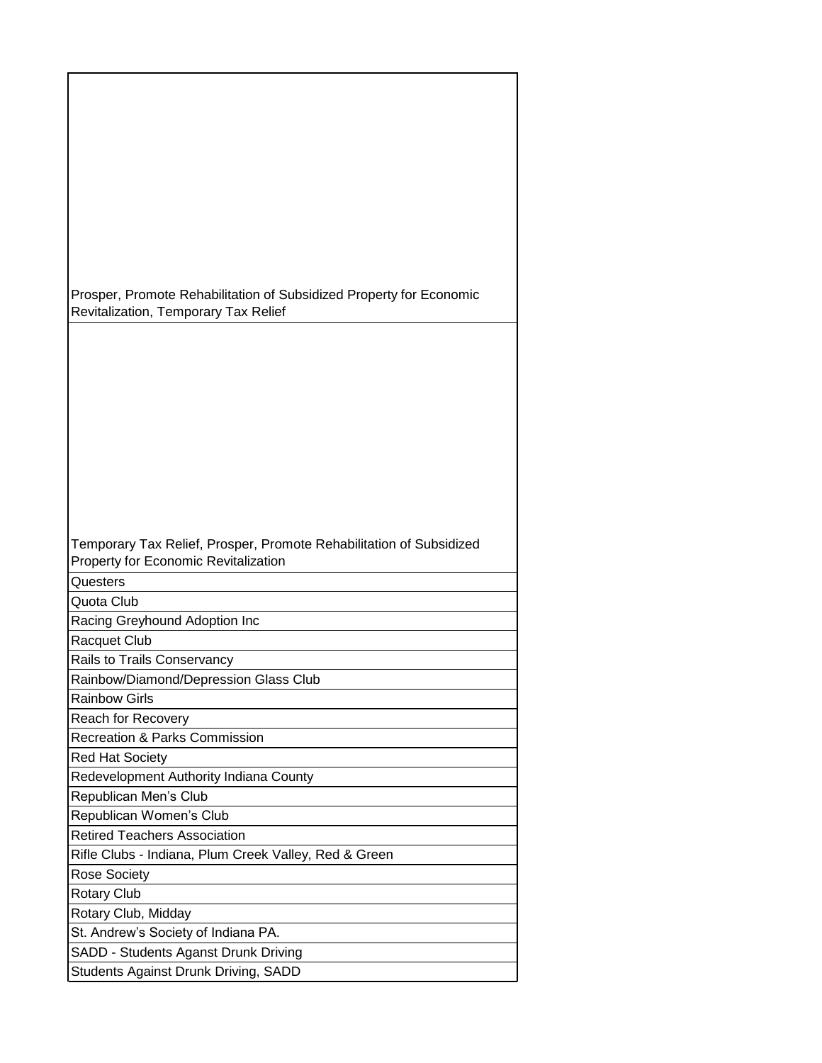| |
|---|
| Prosper, Promote Rehabilitation of Subsidized Property for Economic Revitalization, Temporary Tax Relief |
| Temporary Tax Relief, Prosper, Promote Rehabilitation of Subsidized Property for Economic Revitalization |
| Questers |
| Quota Club |
| Racing Greyhound Adoption Inc |
| Racquet Club |
| Rails to Trails Conservancy |
| Rainbow/Diamond/Depression Glass Club |
| Rainbow Girls |
| Reach for Recovery |
| Recreation & Parks Commission |
| Red Hat Society |
| Redevelopment Authority Indiana County |
| Republican Men's Club |
| Republican Women's Club |
| Retired Teachers Association |
| Rifle Clubs - Indiana, Plum Creek Valley, Red & Green |
| Rose Society |
| Rotary Club |
| Rotary Club, Midday |
| St. Andrew's Society of Indiana PA. |
| SADD - Students Aganst Drunk Driving |
| Students Against Drunk Driving, SADD |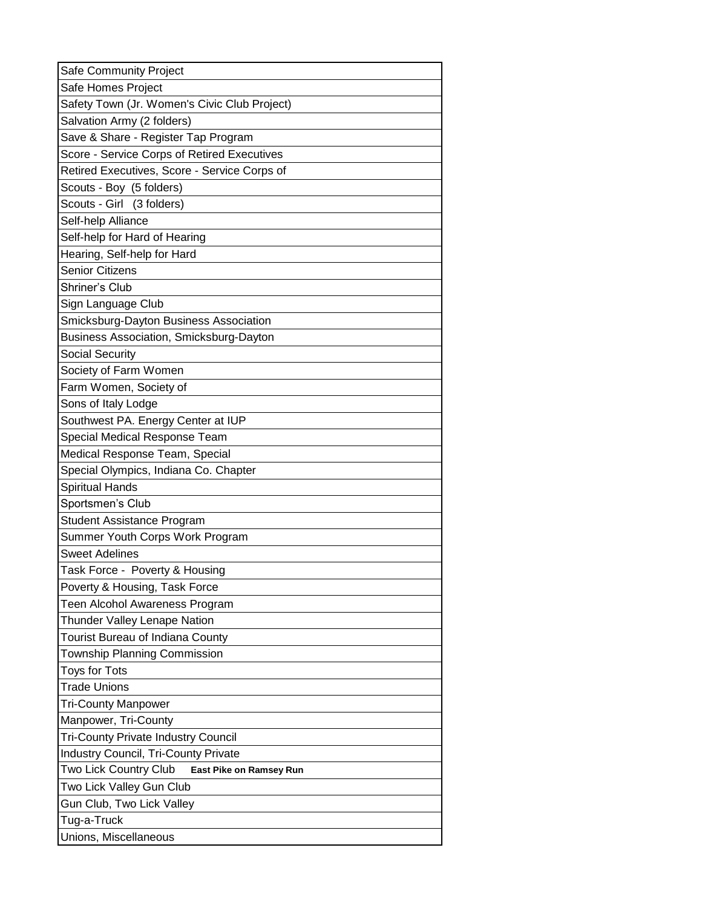| Safe Community Project |
| --- |
| Safe Homes Project |
| Safety Town (Jr. Women's Civic Club Project) |
| Salvation Army (2 folders) |
| Save & Share - Register Tap Program |
| Score - Service Corps of Retired Executives |
| Retired Executives, Score - Service Corps of |
| Scouts - Boy (5 folders) |
| Scouts - Girl (3 folders) |
| Self-help Alliance |
| Self-help for Hard of Hearing |
| Hearing, Self-help for Hard |
| Senior Citizens |
| Shriner's Club |
| Sign Language Club |
| Smicksburg-Dayton Business Association |
| Business Association, Smicksburg-Dayton |
| Social Security |
| Society of Farm Women |
| Farm Women, Society of |
| Sons of Italy Lodge |
| Southwest PA. Energy Center at IUP |
| Special Medical Response Team |
| Medical Response Team, Special |
| Special Olympics, Indiana Co. Chapter |
| Spiritual Hands |
| Sportsmen's Club |
| Student Assistance Program |
| Summer Youth Corps Work Program |
| Sweet Adelines |
| Task Force - Poverty & Housing |
| Poverty & Housing, Task Force |
| Teen Alcohol Awareness Program |
| Thunder Valley Lenape Nation |
| Tourist Bureau of Indiana County |
| Township Planning Commission |
| Toys for Tots |
| Trade Unions |
| Tri-County Manpower |
| Manpower, Tri-County |
| Tri-County Private Industry Council |
| Industry Council, Tri-County Private |
| Two Lick Country Club **East Pike on Ramsey Run** |
| Two Lick Valley Gun Club |
| Gun Club, Two Lick Valley |
| Tug-a-Truck |
| Unions, Miscellaneous |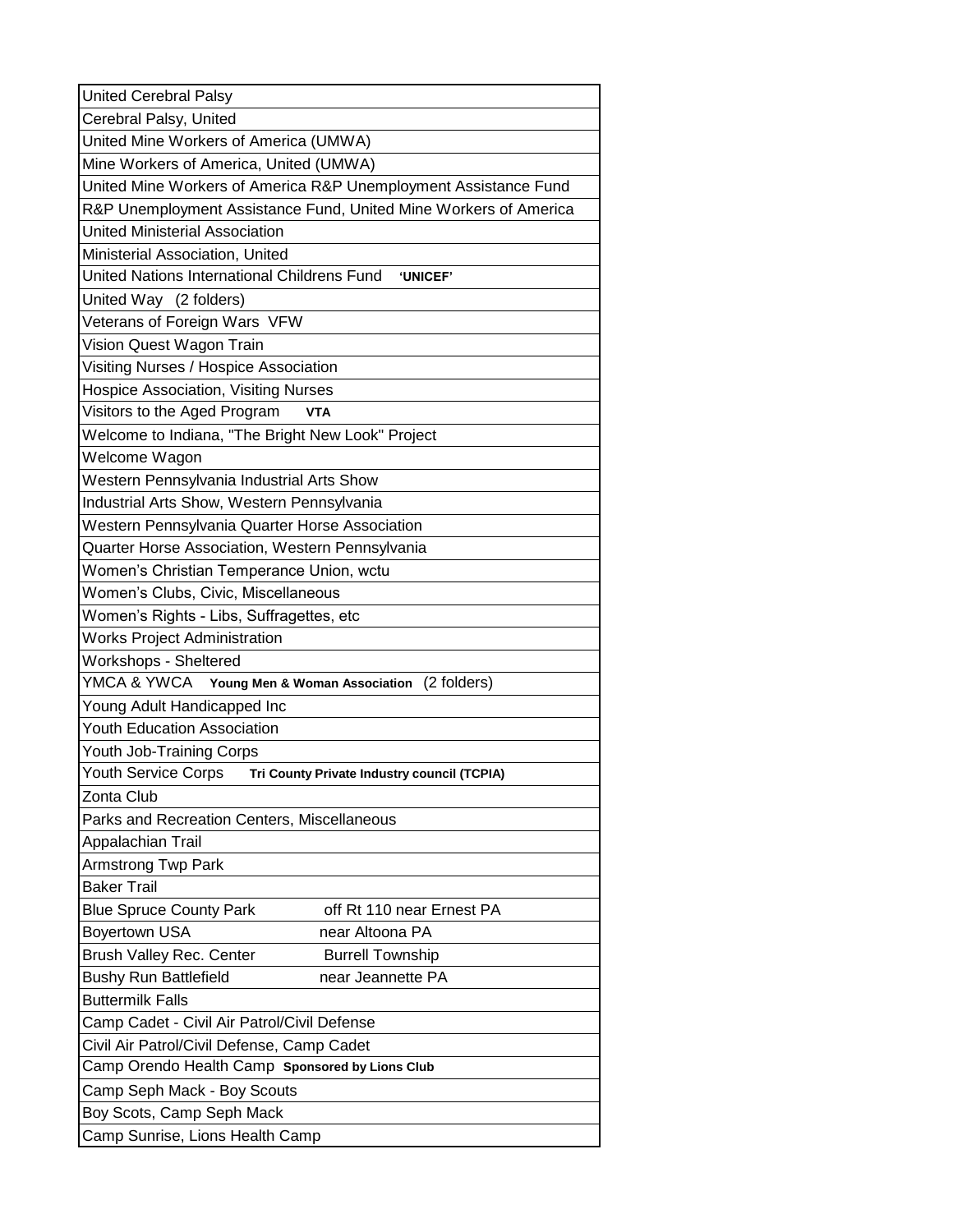| |
|---|
| United Cerebral Palsy |
| Cerebral Palsy, United |
| United Mine Workers of America (UMWA) |
| Mine Workers of America, United (UMWA) |
| United Mine Workers of America R&P Unemployment Assistance Fund |
| R&P Unemployment Assistance Fund, United Mine Workers of America |
| United Ministerial Association |
| Ministerial Association, United |
| United Nations International Childrens Fund **'UNICEF'** |
| United Way (2 folders) |
| Veterans of Foreign Wars VFW |
| Vision Quest Wagon Train |
| Visiting Nurses / Hospice Association |
| Hospice Association, Visiting Nurses |
| Visitors to the Aged Program **VTA** |
| Welcome to Indiana, "The Bright New Look" Project |
| Welcome Wagon |
| Western Pennsylvania Industrial Arts Show |
| Industrial Arts Show, Western Pennsylvania |
| Western Pennsylvania Quarter Horse Association |
| Quarter Horse Association, Western Pennsylvania |
| Women's Christian Temperance Union, wctu |
| Women's Clubs, Civic, Miscellaneous |
| Women's Rights - Libs, Suffragettes, etc |
| Works Project Administration |
| Workshops - Sheltered |
| YMCA & YWCA **Young Men & Woman Association** (2 folders) |
| Young Adult Handicapped Inc |
| Youth Education Association |
| Youth Job-Training Corps |
| Youth Service Corps **Tri County Private Industry council (TCPIA)** |
| Zonta Club |
| Parks and Recreation Centers, Miscellaneous |
| Appalachian Trail |
| Armstrong Twp Park |
| Baker Trail |
| Blue Spruce County Park off Rt 110 near Ernest PA |
| Boyertown USA near Altoona PA |
| Brush Valley Rec. Center Burrell Township |
| Bushy Run Battlefield near Jeannette PA |
| Buttermilk Falls |
| Camp Cadet - Civil Air Patrol/Civil Defense |
| Civil Air Patrol/Civil Defense, Camp Cadet |
| Camp Orendo Health Camp **Sponsored by Lions Club** |
| Camp Seph Mack - Boy Scouts |
| Boy Scots, Camp Seph Mack |
| Camp Sunrise, Lions Health Camp |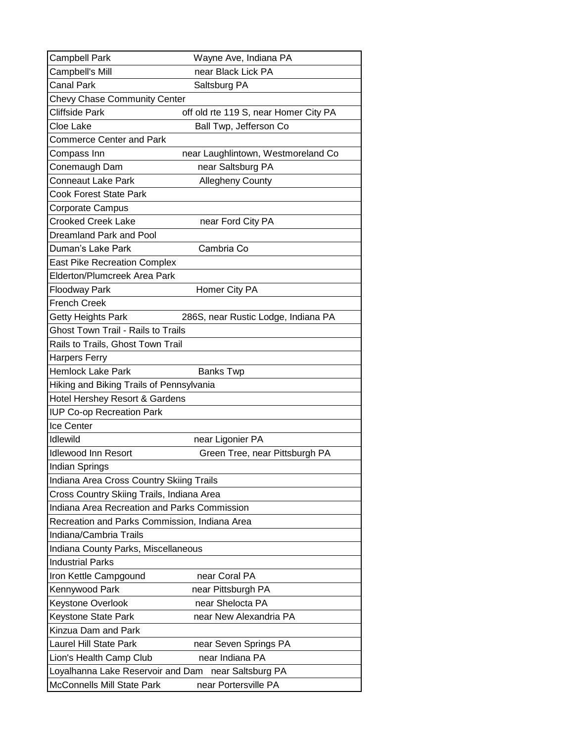| | |
|---|---|
| Campbell Park | Wayne Ave, Indiana PA |
| Campbell's Mill | near Black Lick PA |
| Canal Park | Saltsburg PA |
| Chevy Chase Community Center | |
| Cliffside Park | off old rte 119 S, near Homer City PA |
| Cloe Lake | Ball Twp, Jefferson Co |
| Commerce Center and Park | |
| Compass Inn | near Laughlintown, Westmoreland Co |
| Conemaugh Dam | near Saltsburg PA |
| Conneaut Lake Park | Allegheny County |
| Cook Forest State Park | |
| Corporate Campus | |
| Crooked Creek Lake | near Ford City PA |
| Dreamland Park and Pool | |
| Duman's Lake Park | Cambria Co |
| East Pike Recreation Complex | |
| Elderton/Plumcreek Area Park | |
| Floodway Park | Homer City PA |
| French Creek | |
| Getty Heights Park | 286S, near Rustic Lodge, Indiana PA |
| Ghost Town Trail - Rails to Trails | |
| Rails to Trails, Ghost Town Trail | |
| Harpers Ferry | |
| Hemlock Lake Park | Banks Twp |
| Hiking and Biking Trails of Pennsylvania | |
| Hotel Hershey Resort & Gardens | |
| IUP Co-op Recreation Park | |
| Ice Center | |
| Idlewild | near Ligonier PA |
| Idlewood Inn Resort | Green Tree, near Pittsburgh PA |
| Indian Springs | |
| Indiana Area Cross Country Skiing Trails | |
| Cross Country Skiing Trails, Indiana Area | |
| Indiana Area Recreation and Parks Commission | |
| Recreation and Parks Commission, Indiana Area | |
| Indiana/Cambria Trails | |
| Indiana County Parks, Miscellaneous | |
| Industrial Parks | |
| Iron Kettle Campgound | near Coral PA |
| Kennywood Park | near Pittsburgh PA |
| Keystone Overlook | near Shelocta PA |
| Keystone State Park | near New Alexandria PA |
| Kinzua Dam and Park | |
| Laurel Hill State Park | near Seven Springs PA |
| Lion's Health Camp Club | near Indiana PA |
| Loyalhanna Lake Reservoir and Dam | near Saltsburg PA |
| McConnells Mill State Park | near Portersville PA |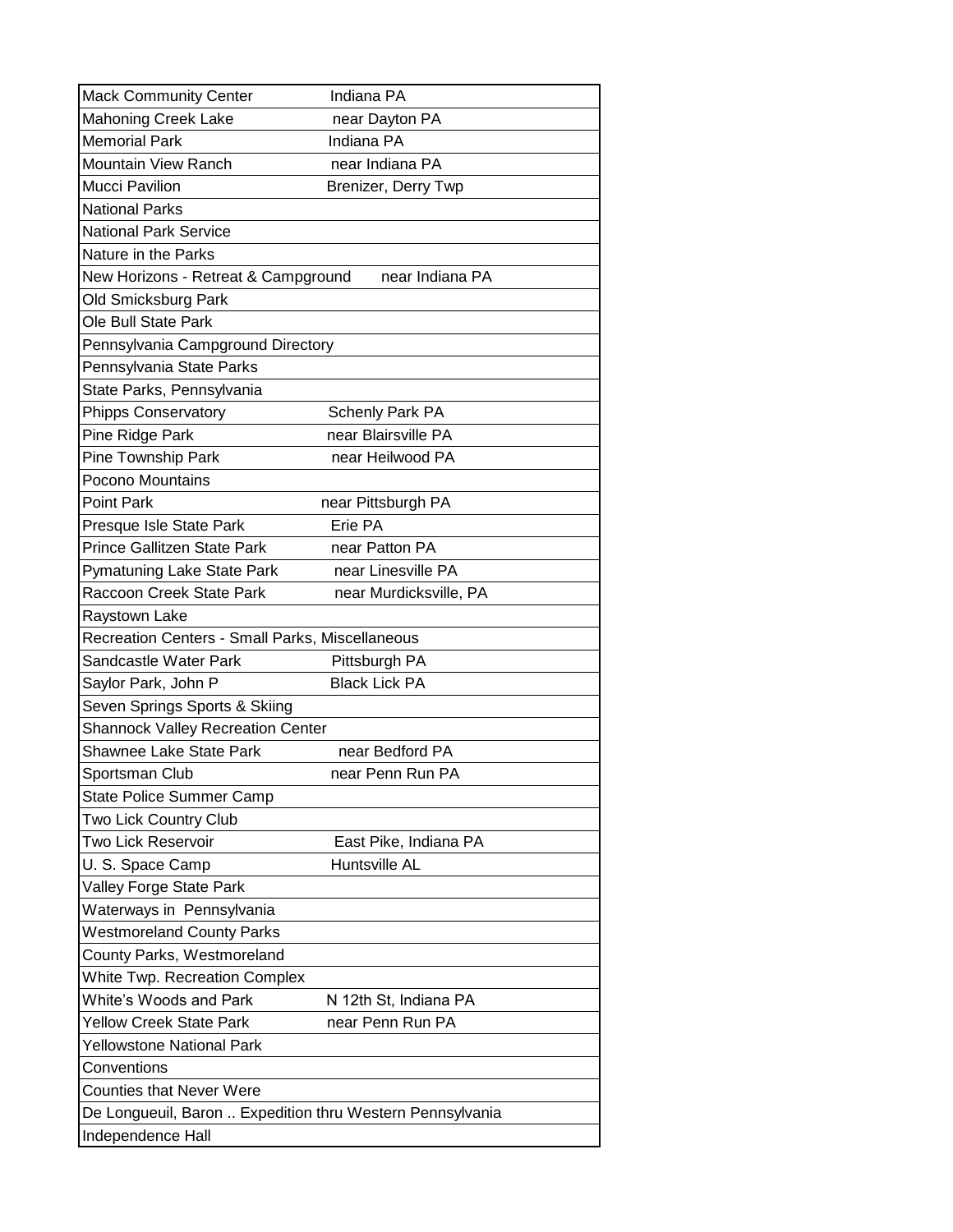| | |
|---|---|
| Mack Community Center | Indiana PA |
| Mahoning Creek Lake | near Dayton PA |
| Memorial Park | Indiana PA |
| Mountain View Ranch | near Indiana PA |
| Mucci Pavilion | Brenizer, Derry Twp |
| National Parks | |
| National Park Service | |
| Nature in the Parks | |
| New Horizons - Retreat & Campground | near Indiana PA |
| Old Smicksburg Park | |
| Ole Bull State Park | |
| Pennsylvania Campground Directory | |
| Pennsylvania State Parks | |
| State Parks, Pennsylvania | |
| Phipps Conservatory | Schenly Park PA |
| Pine Ridge Park | near Blairsville PA |
| Pine Township Park | near Heilwood PA |
| Pocono Mountains | |
| Point Park | near Pittsburgh PA |
| Presque Isle State Park | Erie PA |
| Prince Gallitzen State Park | near Patton PA |
| Pymatuning Lake State Park | near Linesville PA |
| Raccoon Creek State Park | near Murdicksville, PA |
| Raystown Lake | |
| Recreation Centers - Small Parks, Miscellaneous | |
| Sandcastle Water Park | Pittsburgh PA |
| Saylor Park, John P | Black Lick PA |
| Seven Springs Sports & Skiing | |
| Shannock Valley Recreation Center | |
| Shawnee Lake State Park | near Bedford PA |
| Sportsman Club | near Penn Run PA |
| State Police Summer Camp | |
| Two Lick Country Club | |
| Two Lick Reservoir | East Pike, Indiana PA |
| U. S. Space Camp | Huntsville AL |
| Valley Forge State Park | |
| Waterways in Pennsylvania | |
| Westmoreland County Parks | |
| County Parks, Westmoreland | |
| White Twp. Recreation Complex | |
| White's Woods and Park | N 12th St, Indiana PA |
| Yellow Creek State Park | near Penn Run PA |
| Yellowstone National Park | |
| Conventions | |
| Counties that Never Were | |
| De Longueuil, Baron .. Expedition thru Western Pennsylvania | |
| Independence Hall | |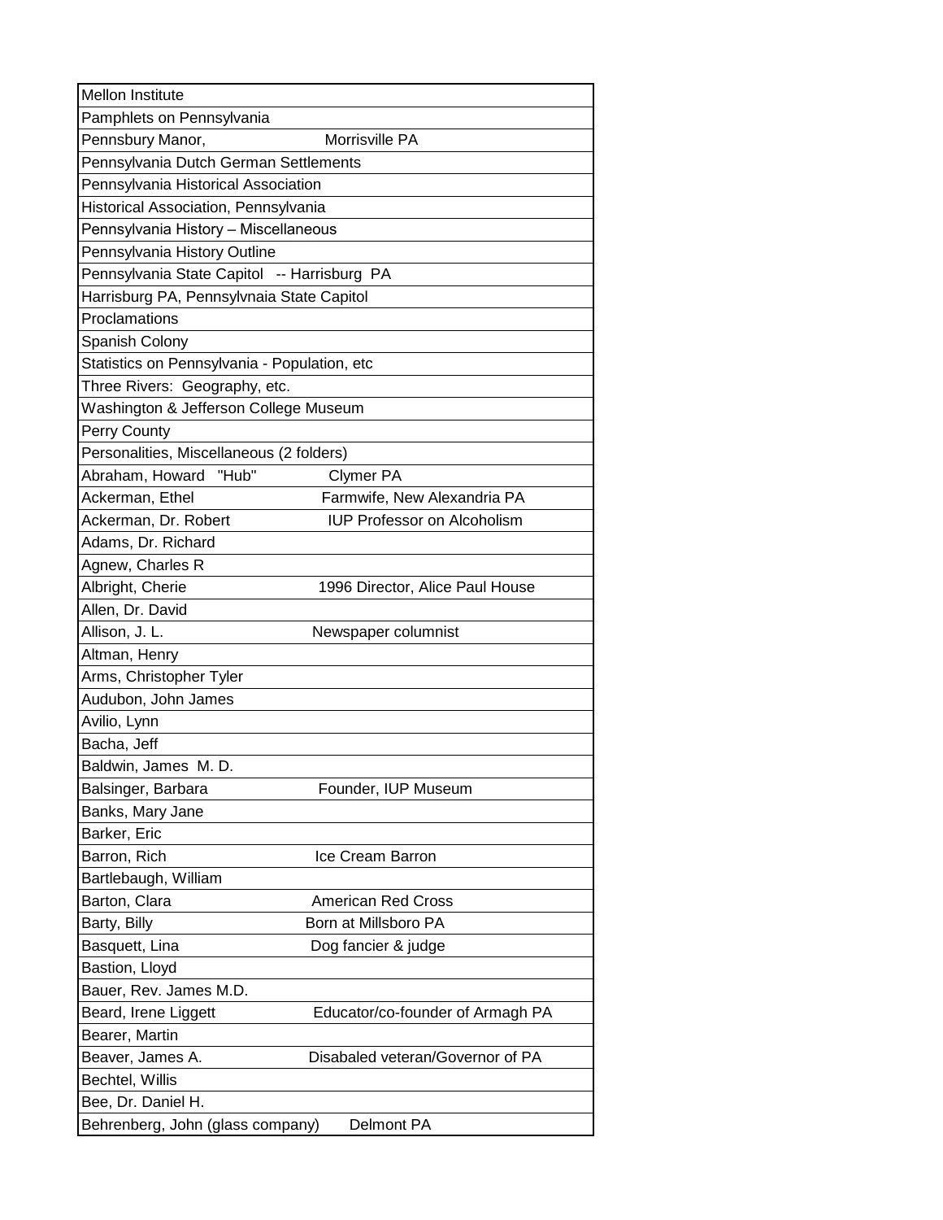| | |
|---|---|
| Mellon Institute | |
| Pamphlets on Pennsylvania | |
| Pennsbury Manor, | Morrisville PA |
| Pennsylvania Dutch German Settlements | |
| Pennsylvania Historical Association | |
| Historical Association, Pennsylvania | |
| Pennsylvania History – Miscellaneous | |
| Pennsylvania History Outline | |
| Pennsylvania State Capitol -- Harrisburg PA | |
| Harrisburg PA, Pennsylvnaia State Capitol | |
| Proclamations | |
| Spanish Colony | |
| Statistics on Pennsylvania - Population, etc | |
| Three Rivers: Geography, etc. | |
| Washington & Jefferson College Museum | |
| Perry County | |
| Personalities, Miscellaneous (2 folders) | |
| Abraham, Howard "Hub" | Clymer PA |
| Ackerman, Ethel | Farmwife, New Alexandria PA |
| Ackerman, Dr. Robert | IUP Professor on Alcoholism |
| Adams, Dr. Richard | |
| Agnew, Charles R | |
| Albright, Cherie | 1996 Director, Alice Paul House |
| Allen, Dr. David | |
| Allison, J. L. | Newspaper columnist |
| Altman, Henry | |
| Arms, Christopher Tyler | |
| Audubon, John James | |
| Avilio, Lynn | |
| Bacha, Jeff | |
| Baldwin, James M. D. | |
| Balsinger, Barbara | Founder, IUP Museum |
| Banks, Mary Jane | |
| Barker, Eric | |
| Barron, Rich | Ice Cream Barron |
| Bartlebaugh, William | |
| Barton, Clara | American Red Cross |
| Barty, Billy | Born at Millsboro PA |
| Basquett, Lina | Dog fancier & judge |
| Bastion, Lloyd | |
| Bauer, Rev. James M.D. | |
| Beard, Irene Liggett | Educator/co-founder of Armagh PA |
| Bearer, Martin | |
| Beaver, James A. | Disabaled veteran/Governor of PA |
| Bechtel, Willis | |
| Bee, Dr. Daniel H. | |
| Behrenberg, John (glass company) | Delmont PA |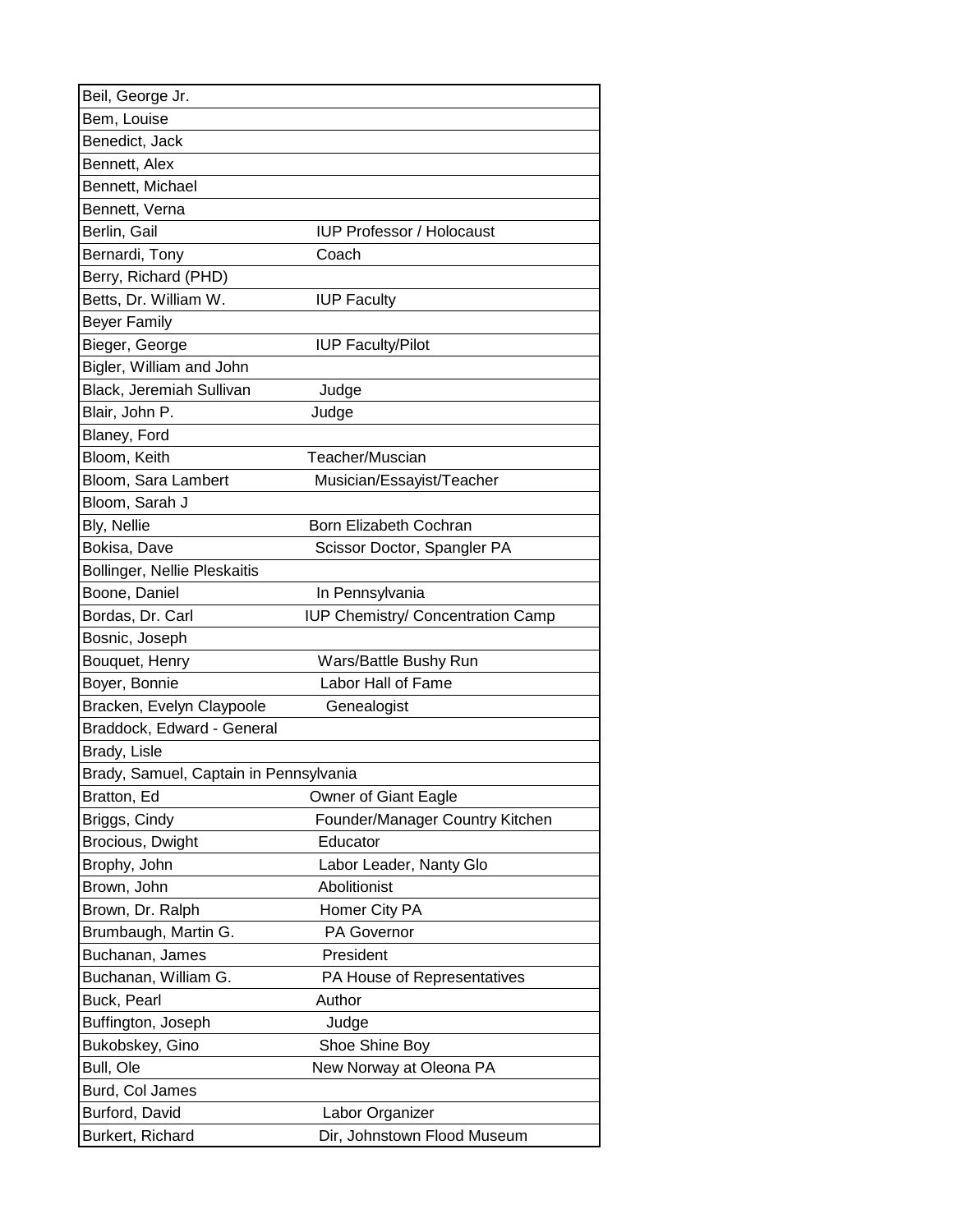| | |
|---|---|
| Beil, George Jr. | |
| Bem, Louise | |
| Benedict, Jack | |
| Bennett, Alex | |
| Bennett, Michael | |
| Bennett, Verna | |
| Berlin, Gail | IUP Professor / Holocaust |
| Bernardi, Tony | Coach |
| Berry, Richard (PHD) | |
| Betts, Dr. William W. | IUP Faculty |
| Beyer Family | |
| Bieger, George | IUP Faculty/Pilot |
| Bigler, William and John | |
| Black, Jeremiah Sullivan | Judge |
| Blair, John P. | Judge |
| Blaney, Ford | |
| Bloom, Keith | Teacher/Muscian |
| Bloom, Sara Lambert | Musician/Essayist/Teacher |
| Bloom, Sarah J | |
| Bly, Nellie | Born Elizabeth Cochran |
| Bokisa, Dave | Scissor Doctor, Spangler PA |
| Bollinger, Nellie Pleskaitis | |
| Boone, Daniel | In Pennsylvania |
| Bordas, Dr. Carl | IUP Chemistry/ Concentration Camp |
| Bosnic, Joseph | |
| Bouquet, Henry | Wars/Battle Bushy Run |
| Boyer, Bonnie | Labor Hall of Fame |
| Bracken, Evelyn Claypoole | Genealogist |
| Braddock, Edward - General | |
| Brady, Lisle | |
| Brady, Samuel, Captain in Pennsylvania | |
| Bratton, Ed | Owner of Giant Eagle |
| Briggs, Cindy | Founder/Manager Country Kitchen |
| Brocious, Dwight | Educator |
| Brophy, John | Labor Leader, Nanty Glo |
| Brown, John | Abolitionist |
| Brown, Dr. Ralph | Homer City PA |
| Brumbaugh, Martin G. | PA Governor |
| Buchanan, James | President |
| Buchanan, William G. | PA House of Representatives |
| Buck, Pearl | Author |
| Buffington, Joseph | Judge |
| Bukobskey, Gino | Shoe Shine Boy |
| Bull, Ole | New Norway at Oleona PA |
| Burd, Col James | |
| Burford, David | Labor Organizer |
| Burkert, Richard | Dir, Johnstown Flood Museum |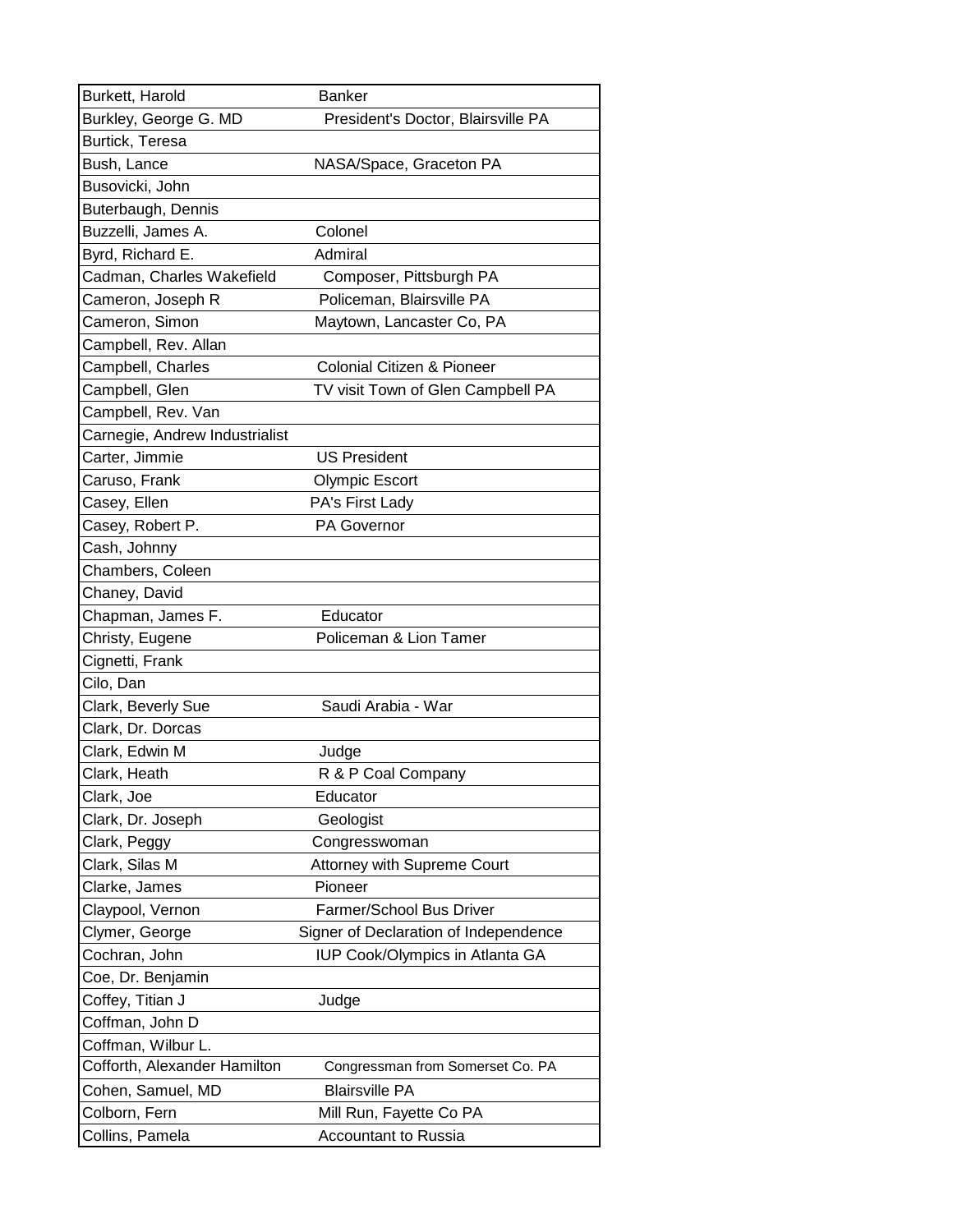| | |
|---|---|
| Burkett, Harold | Banker |
| Burkley, George G. MD | President's Doctor, Blairsville PA |
| Burtick, Teresa | |
| Bush, Lance | NASA/Space, Graceton PA |
| Busovicki, John | |
| Buterbaugh, Dennis | |
| Buzzelli, James A. | Colonel |
| Byrd, Richard E. | Admiral |
| Cadman, Charles Wakefield | Composer, Pittsburgh PA |
| Cameron, Joseph R | Policeman, Blairsville PA |
| Cameron, Simon | Maytown, Lancaster Co, PA |
| Campbell, Rev. Allan | |
| Campbell, Charles | Colonial Citizen & Pioneer |
| Campbell, Glen | TV visit Town of Glen Campbell PA |
| Campbell, Rev. Van | |
| Carnegie, Andrew Industrialist | |
| Carter, Jimmie | US President |
| Caruso, Frank | Olympic Escort |
| Casey, Ellen | PA's First Lady |
| Casey, Robert P. | PA Governor |
| Cash, Johnny | |
| Chambers, Coleen | |
| Chaney, David | |
| Chapman, James F. | Educator |
| Christy, Eugene | Policeman & Lion Tamer |
| Cignetti, Frank | |
| Cilo, Dan | |
| Clark, Beverly Sue | Saudi Arabia - War |
| Clark, Dr. Dorcas | |
| Clark, Edwin M | Judge |
| Clark, Heath | R & P Coal Company |
| Clark, Joe | Educator |
| Clark, Dr. Joseph | Geologist |
| Clark, Peggy | Congresswoman |
| Clark, Silas M | Attorney with Supreme Court |
| Clarke, James | Pioneer |
| Claypool, Vernon | Farmer/School Bus Driver |
| Clymer, George | Signer of Declaration of Independence |
| Cochran, John | IUP Cook/Olympics in Atlanta GA |
| Coe, Dr. Benjamin | |
| Coffey, Titian J | Judge |
| Coffman, John D | |
| Coffman, Wilbur L. | |
| Cofforth, Alexander Hamilton | Congressman from Somerset Co. PA |
| Cohen, Samuel, MD | Blairsville PA |
| Colborn, Fern | Mill Run, Fayette Co PA |
| Collins, Pamela | Accountant to Russia |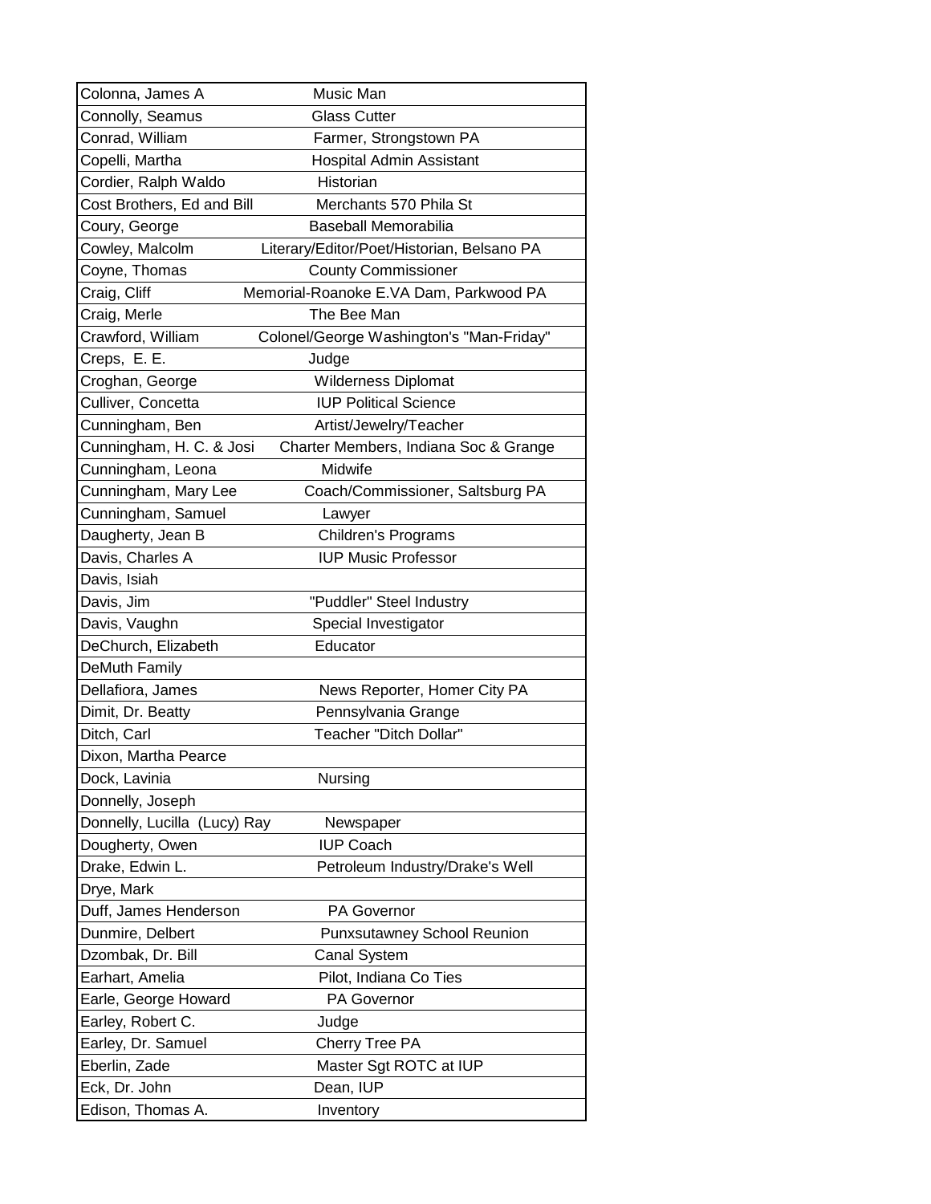| | |
|---|---|
| Colonna, James A | Music Man |
| Connolly, Seamus | Glass Cutter |
| Conrad, William | Farmer, Strongstown PA |
| Copelli, Martha | Hospital Admin Assistant |
| Cordier, Ralph Waldo | Historian |
| Cost Brothers, Ed and Bill | Merchants 570 Phila St |
| Coury, George | Baseball Memorabilia |
| Cowley, Malcolm | Literary/Editor/Poet/Historian, Belsano PA |
| Coyne, Thomas | County Commissioner |
| Craig, Cliff | Memorial-Roanoke E.VA Dam, Parkwood PA |
| Craig, Merle | The Bee Man |
| Crawford, William | Colonel/George Washington's "Man-Friday" |
| Creps, E. E. | Judge |
| Croghan, George | Wilderness Diplomat |
| Culliver, Concetta | IUP Political Science |
| Cunningham, Ben | Artist/Jewelry/Teacher |
| Cunningham, H. C. & Josi | Charter Members, Indiana Soc & Grange |
| Cunningham, Leona | Midwife |
| Cunningham, Mary Lee | Coach/Commissioner, Saltsburg PA |
| Cunningham, Samuel | Lawyer |
| Daugherty, Jean B | Children's Programs |
| Davis, Charles A | IUP Music Professor |
| Davis, Isiah | |
| Davis, Jim | "Puddler" Steel Industry |
| Davis, Vaughn | Special Investigator |
| DeChurch, Elizabeth | Educator |
| DeMuth Family | |
| Dellafiora, James | News Reporter, Homer City PA |
| Dimit, Dr. Beatty | Pennsylvania Grange |
| Ditch, Carl | Teacher "Ditch Dollar" |
| Dixon, Martha Pearce | |
| Dock, Lavinia | Nursing |
| Donnelly, Joseph | |
| Donnelly, Lucilla (Lucy) Ray | Newspaper |
| Dougherty, Owen | IUP Coach |
| Drake, Edwin L. | Petroleum Industry/Drake's Well |
| Drye, Mark | |
| Duff, James Henderson | PA Governor |
| Dunmire, Delbert | Punxsutawney School Reunion |
| Dzombak, Dr. Bill | Canal System |
| Earhart, Amelia | Pilot, Indiana Co Ties |
| Earle, George Howard | PA Governor |
| Earley, Robert C. | Judge |
| Earley, Dr. Samuel | Cherry Tree PA |
| Eberlin, Zade | Master Sgt ROTC at IUP |
| Eck, Dr. John | Dean, IUP |
| Edison, Thomas A. | Inventory |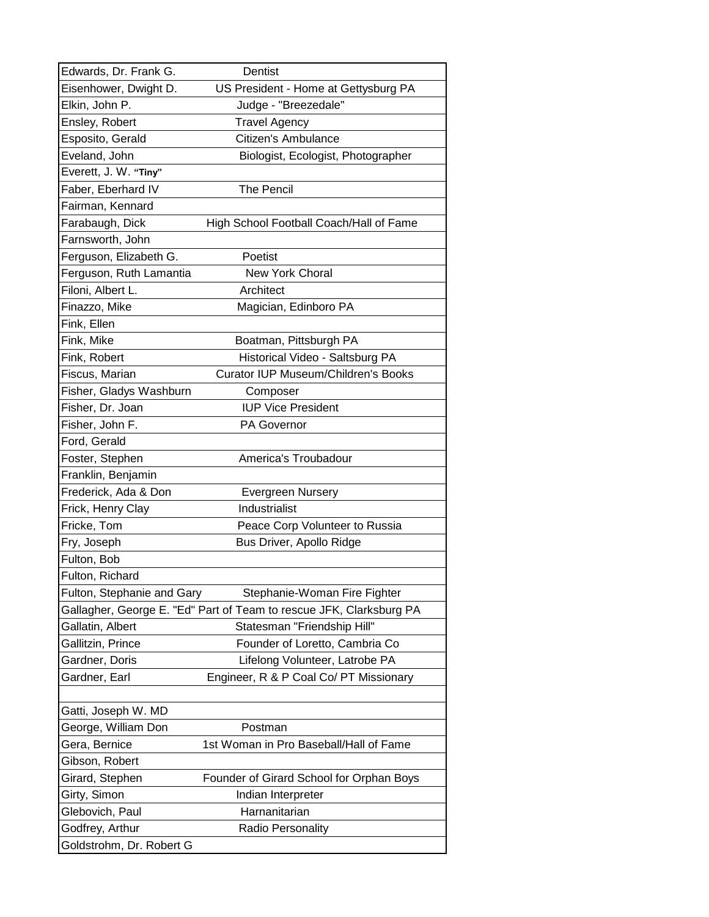| | |
|---|---|
| Edwards, Dr. Frank G. | Dentist |
| Eisenhower, Dwight D. | US President - Home at Gettysburg PA |
| Elkin, John P. | Judge - "Breezedale" |
| Ensley, Robert | Travel Agency |
| Esposito, Gerald | Citizen's Ambulance |
| Eveland, John | Biologist, Ecologist, Photographer |
| Everett, J. W. **"Tiny"** | |
| Faber, Eberhard IV | The Pencil |
| Fairman, Kennard | |
| Farabaugh, Dick | High School Football Coach/Hall of Fame |
| Farnsworth, John | |
| Ferguson, Elizabeth G. | Poetist |
| Ferguson, Ruth Lamantia | New York Choral |
| Filoni, Albert L. | Architect |
| Finazzo, Mike | Magician, Edinboro PA |
| Fink, Ellen | |
| Fink, Mike | Boatman, Pittsburgh PA |
| Fink, Robert | Historical Video - Saltsburg PA |
| Fiscus, Marian | Curator IUP Museum/Children's Books |
| Fisher, Gladys Washburn | Composer |
| Fisher, Dr. Joan | IUP Vice President |
| Fisher, John F. | PA Governor |
| Ford, Gerald | |
| Foster, Stephen | America's Troubadour |
| Franklin, Benjamin | |
| Frederick, Ada & Don | Evergreen Nursery |
| Frick, Henry Clay | Industrialist |
| Fricke, Tom | Peace Corp Volunteer to Russia |
| Fry, Joseph | Bus Driver, Apollo Ridge |
| Fulton, Bob | |
| Fulton, Richard | |
| Fulton, Stephanie and Gary | Stephanie-Woman Fire Fighter |
| Gallagher, George E. "Ed" Part of Team to rescue JFK, Clarksburg PA | |
| Gallatin, Albert | Statesman "Friendship Hill" |
| Gallitzin, Prince | Founder of Loretto, Cambria Co |
| Gardner, Doris | Lifelong Volunteer, Latrobe PA |
| Gardner, Earl | Engineer, R & P Coal Co/ PT Missionary |
| | |
| Gatti, Joseph W. MD | |
| George, William Don | Postman |
| Gera, Bernice | 1st Woman in Pro Baseball/Hall of Fame |
| Gibson, Robert | |
| Girard, Stephen | Founder of Girard School for Orphan Boys |
| Girty, Simon | Indian Interpreter |
| Glebovich, Paul | Harnanitarian |
| Godfrey, Arthur | Radio Personality |
| Goldstrohm, Dr. Robert G | |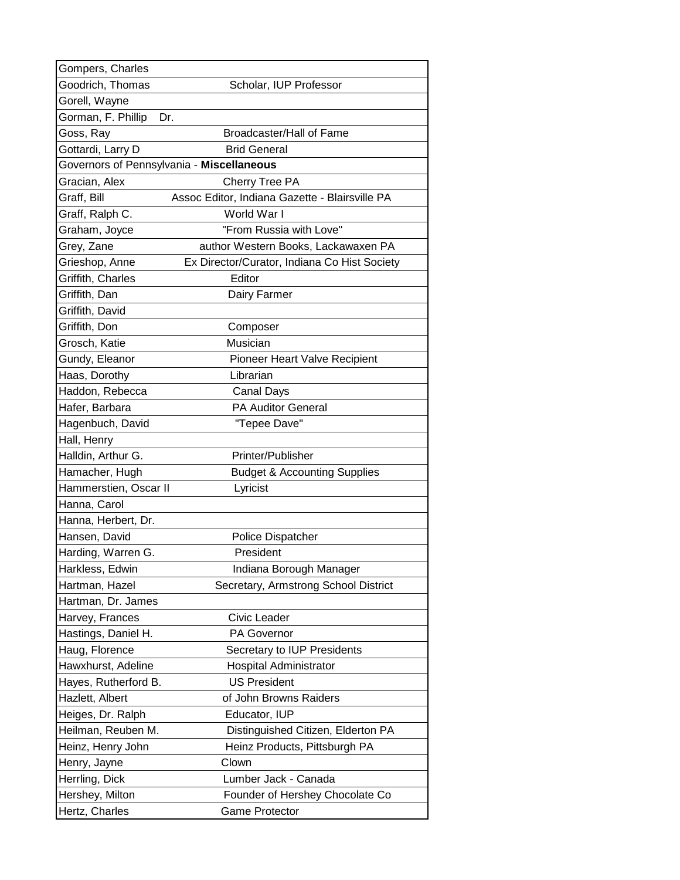| | |
|---|---|
| Gompers, Charles | |
| Goodrich, Thomas | Scholar, IUP Professor |
| Gorell, Wayne | |
| Gorman, F. Phillip Dr. | |
| Goss, Ray | Broadcaster/Hall of Fame |
| Gottardi, Larry D | Brid General |
| Governors of Pennsylvania - **Miscellaneous** | |
| Gracian, Alex | Cherry Tree PA |
| Graff, Bill | Assoc Editor, Indiana Gazette - Blairsville PA |
| Graff, Ralph C. | World War I |
| Graham, Joyce | "From Russia with Love" |
| Grey, Zane | author Western Books, Lackawaxen PA |
| Grieshop, Anne | Ex Director/Curator, Indiana Co Hist Society |
| Griffith, Charles | Editor |
| Griffith, Dan | Dairy Farmer |
| Griffith, David | |
| Griffith, Don | Composer |
| Grosch, Katie | Musician |
| Gundy, Eleanor | Pioneer Heart Valve Recipient |
| Haas, Dorothy | Librarian |
| Haddon, Rebecca | Canal Days |
| Hafer, Barbara | PA Auditor General |
| Hagenbuch, David | "Tepee Dave" |
| Hall, Henry | |
| Halldin, Arthur G. | Printer/Publisher |
| Hamacher, Hugh | Budget & Accounting Supplies |
| Hammerstien, Oscar II | Lyricist |
| Hanna, Carol | |
| Hanna, Herbert, Dr. | |
| Hansen, David | Police Dispatcher |
| Harding, Warren G. | President |
| Harkless, Edwin | Indiana Borough Manager |
| Hartman, Hazel | Secretary, Armstrong School District |
| Hartman, Dr. James | |
| Harvey, Frances | Civic Leader |
| Hastings, Daniel H. | PA Governor |
| Haug, Florence | Secretary to IUP Presidents |
| Hawxhurst, Adeline | Hospital Administrator |
| Hayes, Rutherford B. | US President |
| Hazlett, Albert | of John Browns Raiders |
| Heiges, Dr. Ralph | Educator, IUP |
| Heilman, Reuben M. | Distinguished Citizen, Elderton PA |
| Heinz, Henry John | Heinz Products, Pittsburgh PA |
| Henry, Jayne | Clown |
| Herrling, Dick | Lumber Jack - Canada |
| Hershey, Milton | Founder of Hershey Chocolate Co |
| Hertz, Charles | Game Protector |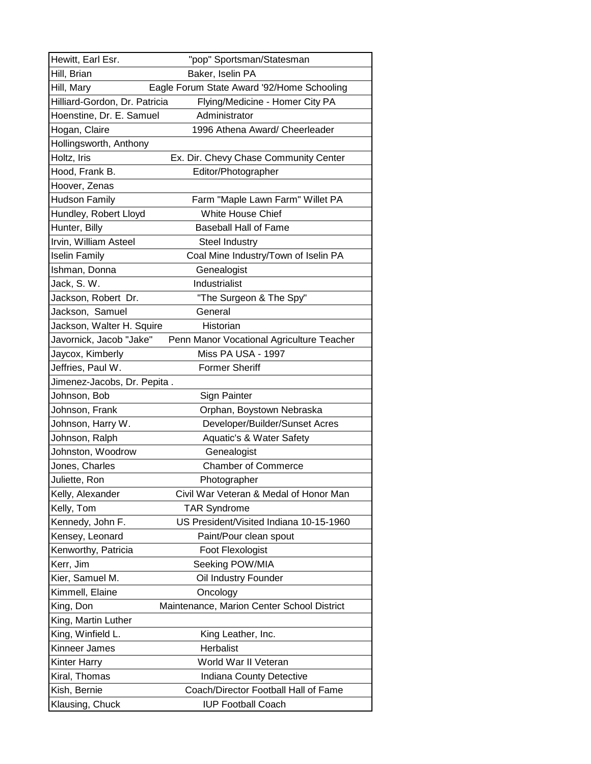| | |
|---|---|
| Hewitt, Earl Esr. | "pop" Sportsman/Statesman |
| Hill, Brian | Baker, Iselin PA |
| Hill, Mary | Eagle Forum State Award '92/Home Schooling |
| Hilliard-Gordon, Dr. Patricia | Flying/Medicine - Homer City PA |
| Hoenstine, Dr. E. Samuel | Administrator |
| Hogan, Claire | 1996 Athena Award/ Cheerleader |
| Hollingsworth, Anthony | |
| Holtz, Iris | Ex. Dir. Chevy Chase Community Center |
| Hood, Frank B. | Editor/Photographer |
| Hoover, Zenas | |
| Hudson Family | Farm "Maple Lawn Farm" Willet PA |
| Hundley, Robert Lloyd | White House Chief |
| Hunter, Billy | Baseball Hall of Fame |
| Irvin, William Asteel | Steel Industry |
| Iselin Family | Coal Mine Industry/Town of Iselin PA |
| Ishman, Donna | Genealogist |
| Jack, S. W. | Industrialist |
| Jackson, Robert Dr. | "The Surgeon & The Spy" |
| Jackson, Samuel | General |
| Jackson, Walter H. Squire | Historian |
| Javornick, Jacob "Jake" | Penn Manor Vocational Agriculture Teacher |
| Jaycox, Kimberly | Miss PA USA - 1997 |
| Jeffries, Paul W. | Former Sheriff |
| Jimenez-Jacobs, Dr. Pepita . | |
| Johnson, Bob | Sign Painter |
| Johnson, Frank | Orphan, Boystown Nebraska |
| Johnson, Harry W. | Developer/Builder/Sunset Acres |
| Johnson, Ralph | Aquatic's & Water Safety |
| Johnston, Woodrow | Genealogist |
| Jones, Charles | Chamber of Commerce |
| Juliette, Ron | Photographer |
| Kelly, Alexander | Civil War Veteran & Medal of Honor Man |
| Kelly, Tom | TAR Syndrome |
| Kennedy, John F. | US President/Visited Indiana 10-15-1960 |
| Kensey, Leonard | Paint/Pour clean spout |
| Kenworthy, Patricia | Foot Flexologist |
| Kerr, Jim | Seeking POW/MIA |
| Kier, Samuel M. | Oil Industry Founder |
| Kimmell, Elaine | Oncology |
| King, Don | Maintenance, Marion Center School District |
| King, Martin Luther | |
| King, Winfield L. | King Leather, Inc. |
| Kinneer James | Herbalist |
| Kinter Harry | World War II Veteran |
| Kiral, Thomas | Indiana County Detective |
| Kish, Bernie | Coach/Director Football Hall of Fame |
| Klausing, Chuck | IUP Football Coach |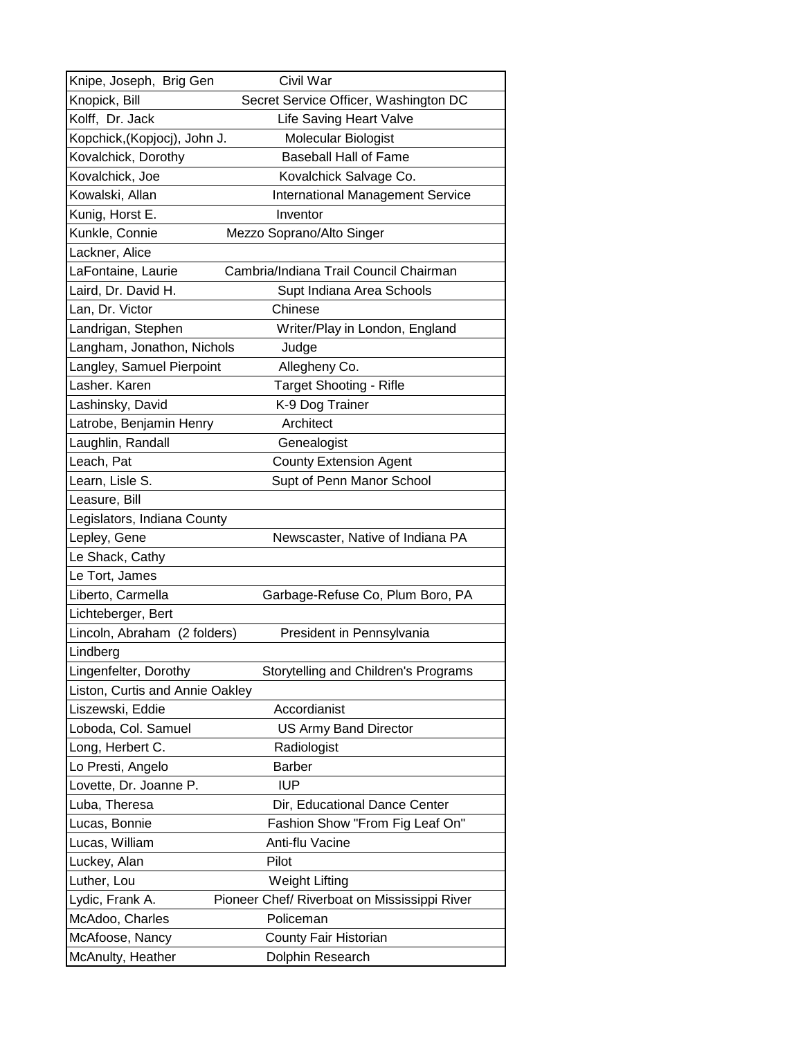| | |
|---|---|
| Knipe, Joseph, Brig Gen | Civil War |
| Knopick, Bill | Secret Service Officer, Washington DC |
| Kolff, Dr. Jack | Life Saving Heart Valve |
| Kopchick,(Kopjocj), John J. | Molecular Biologist |
| Kovalchick, Dorothy | Baseball Hall of Fame |
| Kovalchick, Joe | Kovalchick Salvage Co. |
| Kowalski, Allan | International Management Service |
| Kunig, Horst E. | Inventor |
| Kunkle, Connie | Mezzo Soprano/Alto Singer |
| Lackner, Alice | |
| LaFontaine, Laurie | Cambria/Indiana Trail Council Chairman |
| Laird, Dr. David H. | Supt Indiana Area Schools |
| Lan, Dr. Victor | Chinese |
| Landrigan, Stephen | Writer/Play in London, England |
| Langham, Jonathon, Nichols | Judge |
| Langley, Samuel Pierpoint | Allegheny Co. |
| Lasher. Karen | Target Shooting - Rifle |
| Lashinsky, David | K-9 Dog Trainer |
| Latrobe, Benjamin Henry | Architect |
| Laughlin, Randall | Genealogist |
| Leach, Pat | County Extension Agent |
| Learn, Lisle S. | Supt of Penn Manor School |
| Leasure, Bill | |
| Legislators, Indiana County | |
| Lepley, Gene | Newscaster, Native of Indiana PA |
| Le Shack, Cathy | |
| Le Tort, James | |
| Liberto, Carmella | Garbage-Refuse Co, Plum Boro, PA |
| Lichteberger, Bert | |
| Lincoln, Abraham (2 folders) | President in Pennsylvania |
| Lindberg | |
| Lingenfelter, Dorothy | Storytelling and Children's Programs |
| Liston, Curtis and Annie Oakley | |
| Liszewski, Eddie | Accordianist |
| Loboda, Col. Samuel | US Army Band Director |
| Long, Herbert C. | Radiologist |
| Lo Presti, Angelo | Barber |
| Lovette, Dr. Joanne P. | IUP |
| Luba, Theresa | Dir, Educational Dance Center |
| Lucas, Bonnie | Fashion Show "From Fig Leaf On" |
| Lucas, William | Anti-flu Vacine |
| Luckey, Alan | Pilot |
| Luther, Lou | Weight Lifting |
| Lydic, Frank A. | Pioneer Chef/ Riverboat on Mississippi River |
| McAdoo, Charles | Policeman |
| McAfoose, Nancy | County Fair Historian |
| McAnulty, Heather | Dolphin Research |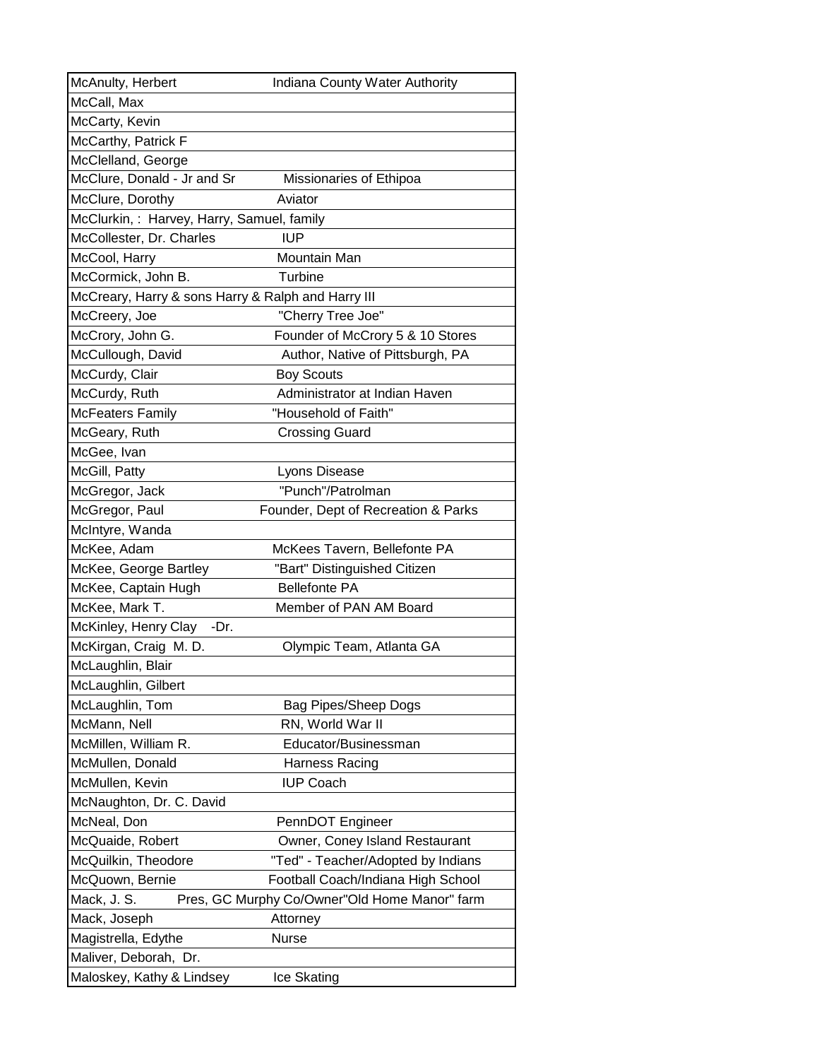| | |
|---|---|
| McAnulty, Herbert | Indiana County Water Authority |
| McCall, Max | |
| McCarty, Kevin | |
| McCarthy, Patrick F | |
| McClelland, George | |
| McClure, Donald - Jr and Sr | Missionaries of Ethipoa |
| McClure, Dorothy | Aviator |
| McClurkin, : Harvey, Harry, Samuel, family | |
| McCollester, Dr. Charles | IUP |
| McCool, Harry | Mountain Man |
| McCormick, John B. | Turbine |
| McCreary, Harry & sons Harry & Ralph and Harry III | |
| McCreery, Joe | "Cherry Tree Joe" |
| McCrory, John G. | Founder of McCrory 5 & 10 Stores |
| McCullough, David | Author, Native of Pittsburgh, PA |
| McCurdy, Clair | Boy Scouts |
| McCurdy, Ruth | Administrator at Indian Haven |
| McFeaters Family | "Household of Faith" |
| McGeary, Ruth | Crossing Guard |
| McGee, Ivan | |
| McGill, Patty | Lyons Disease |
| McGregor, Jack | "Punch"/Patrolman |
| McGregor, Paul | Founder, Dept of Recreation & Parks |
| McIntyre, Wanda | |
| McKee, Adam | McKees Tavern, Bellefonte PA |
| McKee, George Bartley | "Bart" Distinguished Citizen |
| McKee, Captain Hugh | Bellefonte PA |
| McKee, Mark T. | Member of PAN AM Board |
| McKinley, Henry Clay -Dr. | |
| McKirgan, Craig M. D. | Olympic Team, Atlanta GA |
| McLaughlin, Blair | |
| McLaughlin, Gilbert | |
| McLaughlin, Tom | Bag Pipes/Sheep Dogs |
| McMann, Nell | RN, World War II |
| McMillen, William R. | Educator/Businessman |
| McMullen, Donald | Harness Racing |
| McMullen, Kevin | IUP Coach |
| McNaughton, Dr. C. David | |
| McNeal, Don | PennDOT Engineer |
| McQuaide, Robert | Owner, Coney Island Restaurant |
| McQuilkin, Theodore | "Ted" - Teacher/Adopted by Indians |
| McQuown, Bernie | Football Coach/Indiana High School |
| Mack, J. S. | Pres, GC Murphy Co/Owner"Old Home Manor" farm |
| Mack, Joseph | Attorney |
| Magistrella, Edythe | Nurse |
| Maliver, Deborah, Dr. | |
| Maloskey, Kathy & Lindsey | Ice Skating |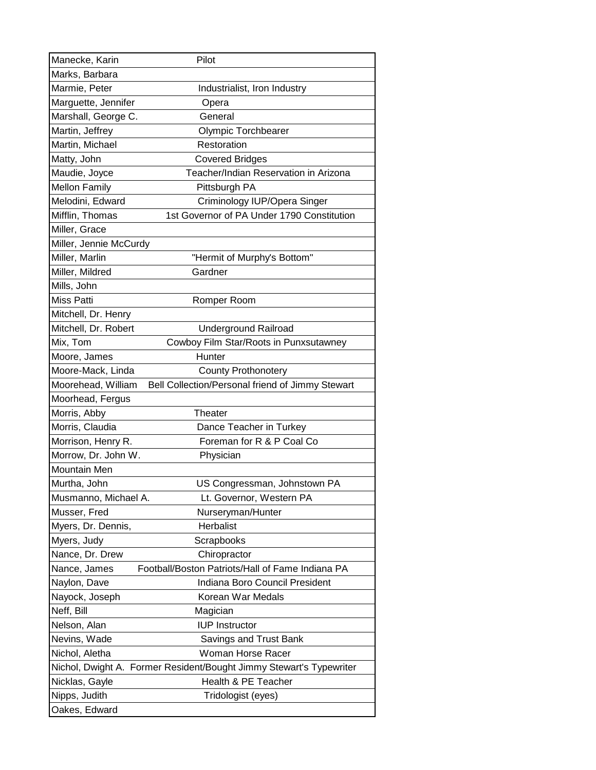| | |
|---|---|
| Manecke, Karin | Pilot |
| Marks, Barbara | |
| Marmie, Peter | Industrialist, Iron Industry |
| Marguette, Jennifer | Opera |
| Marshall, George C. | General |
| Martin, Jeffrey | Olympic Torchbearer |
| Martin, Michael | Restoration |
| Matty, John | Covered Bridges |
| Maudie, Joyce | Teacher/Indian Reservation in Arizona |
| Mellon Family | Pittsburgh PA |
| Melodini, Edward | Criminology IUP/Opera Singer |
| Mifflin, Thomas | 1st Governor of PA Under 1790 Constitution |
| Miller, Grace | |
| Miller, Jennie McCurdy | |
| Miller, Marlin | "Hermit of Murphy's Bottom" |
| Miller, Mildred | Gardner |
| Mills, John | |
| Miss Patti | Romper Room |
| Mitchell, Dr. Henry | |
| Mitchell, Dr. Robert | Underground Railroad |
| Mix, Tom | Cowboy Film Star/Roots in Punxsutawney |
| Moore, James | Hunter |
| Moore-Mack, Linda | County Prothonotery |
| Moorehead, William | Bell Collection/Personal friend of Jimmy Stewart |
| Moorhead, Fergus | |
| Morris, Abby | Theater |
| Morris, Claudia | Dance Teacher in Turkey |
| Morrison, Henry R. | Foreman for R & P Coal Co |
| Morrow, Dr. John W. | Physician |
| Mountain Men | |
| Murtha, John | US Congressman, Johnstown PA |
| Musmanno, Michael A. | Lt. Governor, Western PA |
| Musser, Fred | Nurseryman/Hunter |
| Myers, Dr. Dennis, | Herbalist |
| Myers, Judy | Scrapbooks |
| Nance, Dr. Drew | Chiropractor |
| Nance, James | Football/Boston Patriots/Hall of Fame Indiana PA |
| Naylon, Dave | Indiana Boro Council President |
| Nayock, Joseph | Korean War Medals |
| Neff, Bill | Magician |
| Nelson, Alan | IUP Instructor |
| Nevins, Wade | Savings and Trust Bank |
| Nichol, Aletha | Woman Horse Racer |
| Nichol, Dwight A. | Former Resident/Bought Jimmy Stewart's Typewriter |
| Nicklas, Gayle | Health & PE Teacher |
| Nipps, Judith | Tridologist (eyes) |
| Oakes, Edward | |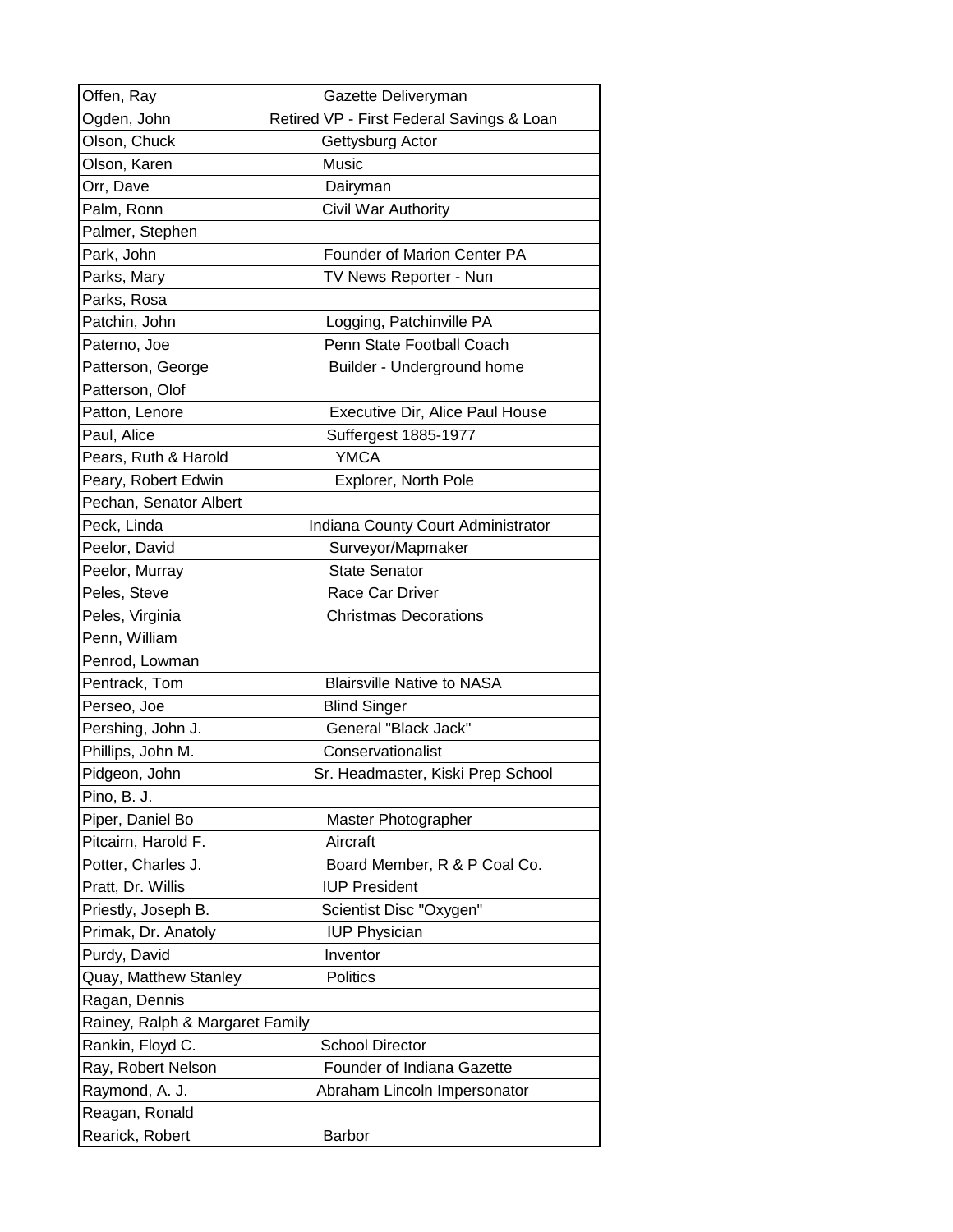| | |
|---|---|
| Offen, Ray | Gazette Deliveryman |
| Ogden, John | Retired VP - First Federal Savings & Loan |
| Olson, Chuck | Gettysburg Actor |
| Olson, Karen | Music |
| Orr, Dave | Dairyman |
| Palm, Ronn | Civil War Authority |
| Palmer, Stephen | |
| Park, John | Founder of Marion Center PA |
| Parks, Mary | TV News Reporter - Nun |
| Parks, Rosa | |
| Patchin, John | Logging, Patchinville PA |
| Paterno, Joe | Penn State Football Coach |
| Patterson, George | Builder - Underground home |
| Patterson, Olof | |
| Patton, Lenore | Executive Dir, Alice Paul House |
| Paul, Alice | Suffergest 1885-1977 |
| Pears, Ruth & Harold | YMCA |
| Peary, Robert Edwin | Explorer, North Pole |
| Pechan, Senator Albert | |
| Peck, Linda | Indiana County Court Administrator |
| Peelor, David | Surveyor/Mapmaker |
| Peelor, Murray | State Senator |
| Peles, Steve | Race Car Driver |
| Peles, Virginia | Christmas Decorations |
| Penn, William | |
| Penrod, Lowman | |
| Pentrack, Tom | Blairsville Native to NASA |
| Perseo, Joe | Blind Singer |
| Pershing, John J. | General "Black Jack" |
| Phillips, John M. | Conservationalist |
| Pidgeon, John | Sr. Headmaster, Kiski Prep School |
| Pino, B. J. | |
| Piper, Daniel Bo | Master Photographer |
| Pitcairn, Harold F. | Aircraft |
| Potter, Charles J. | Board Member, R & P Coal Co. |
| Pratt, Dr. Willis | IUP President |
| Priestly, Joseph B. | Scientist Disc "Oxygen" |
| Primak, Dr. Anatoly | IUP Physician |
| Purdy, David | Inventor |
| Quay, Matthew Stanley | Politics |
| Ragan, Dennis | |
| Rainey, Ralph & Margaret Family | |
| Rankin, Floyd C. | School Director |
| Ray, Robert Nelson | Founder of Indiana Gazette |
| Raymond, A. J. | Abraham Lincoln Impersonator |
| Reagan, Ronald | |
| Rearick, Robert | Barbor |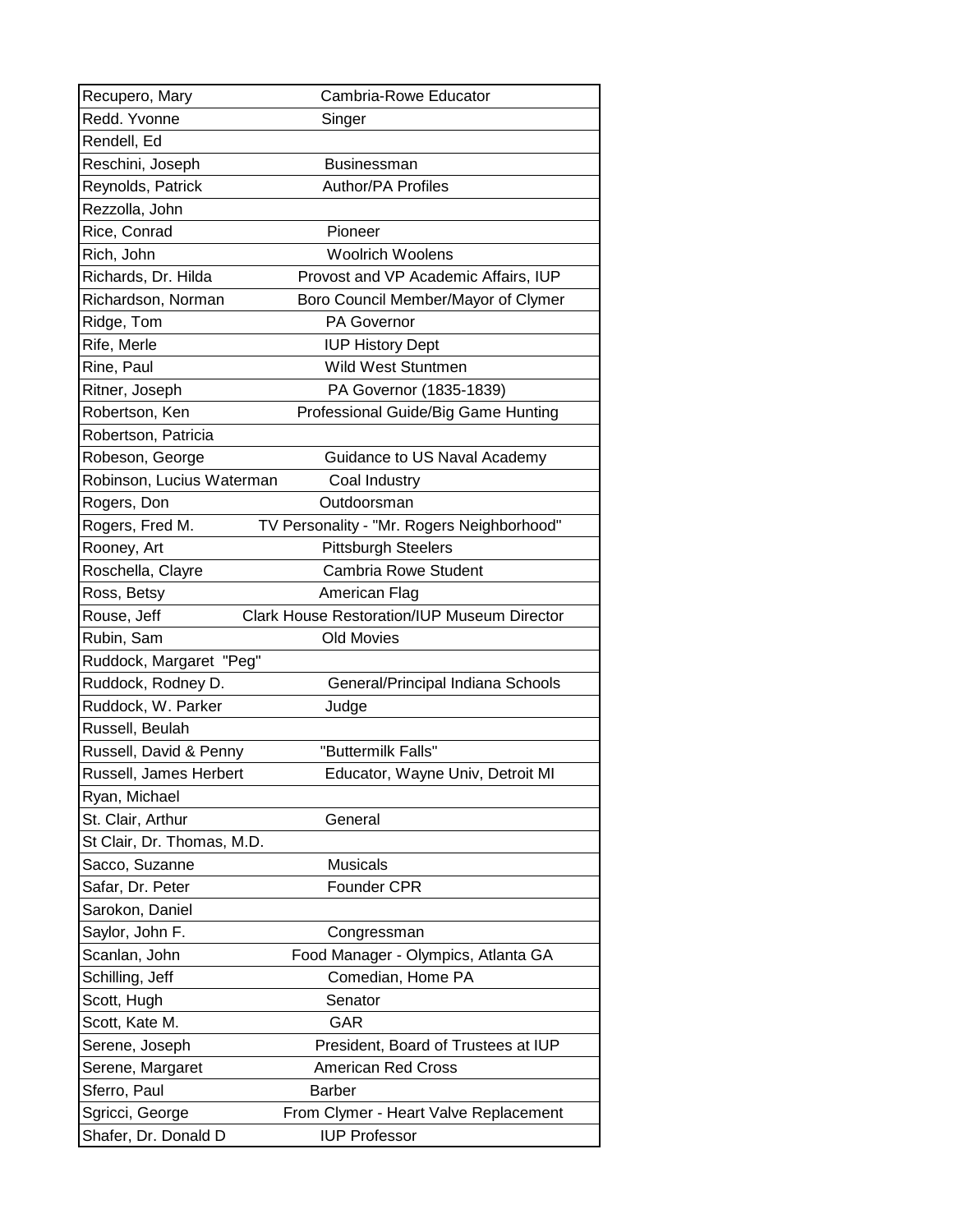| | |
|---|---|
| Recupero, Mary | Cambria-Rowe Educator |
| Redd. Yvonne | Singer |
| Rendell, Ed | |
| Reschini, Joseph | Businessman |
| Reynolds, Patrick | Author/PA Profiles |
| Rezzolla, John | |
| Rice, Conrad | Pioneer |
| Rich, John | Woolrich Woolens |
| Richards, Dr. Hilda | Provost and VP Academic Affairs, IUP |
| Richardson, Norman | Boro Council Member/Mayor of Clymer |
| Ridge, Tom | PA Governor |
| Rife, Merle | IUP History Dept |
| Rine, Paul | Wild West Stuntmen |
| Ritner, Joseph | PA Governor (1835-1839) |
| Robertson, Ken | Professional Guide/Big Game Hunting |
| Robertson, Patricia | |
| Robeson, George | Guidance to US Naval Academy |
| Robinson, Lucius Waterman | Coal Industry |
| Rogers, Don | Outdoorsman |
| Rogers, Fred M. | TV Personality - "Mr. Rogers Neighborhood" |
| Rooney, Art | Pittsburgh Steelers |
| Roschella, Clayre | Cambria Rowe Student |
| Ross, Betsy | American Flag |
| Rouse, Jeff | Clark House Restoration/IUP Museum Director |
| Rubin, Sam | Old Movies |
| Ruddock, Margaret "Peg" | |
| Ruddock, Rodney D. | General/Principal Indiana Schools |
| Ruddock, W. Parker | Judge |
| Russell, Beulah | |
| Russell, David & Penny | "Buttermilk Falls" |
| Russell, James Herbert | Educator, Wayne Univ, Detroit MI |
| Ryan, Michael | |
| St. Clair, Arthur | General |
| St Clair, Dr. Thomas, M.D. | |
| Sacco, Suzanne | Musicals |
| Safar, Dr. Peter | Founder CPR |
| Sarokon, Daniel | |
| Saylor, John F. | Congressman |
| Scanlan, John | Food Manager - Olympics, Atlanta GA |
| Schilling, Jeff | Comedian, Home PA |
| Scott, Hugh | Senator |
| Scott, Kate M. | GAR |
| Serene, Joseph | President, Board of Trustees at IUP |
| Serene, Margaret | American Red Cross |
| Sferro, Paul | Barber |
| Sgricci, George | From Clymer - Heart Valve Replacement |
| Shafer, Dr. Donald D | IUP Professor |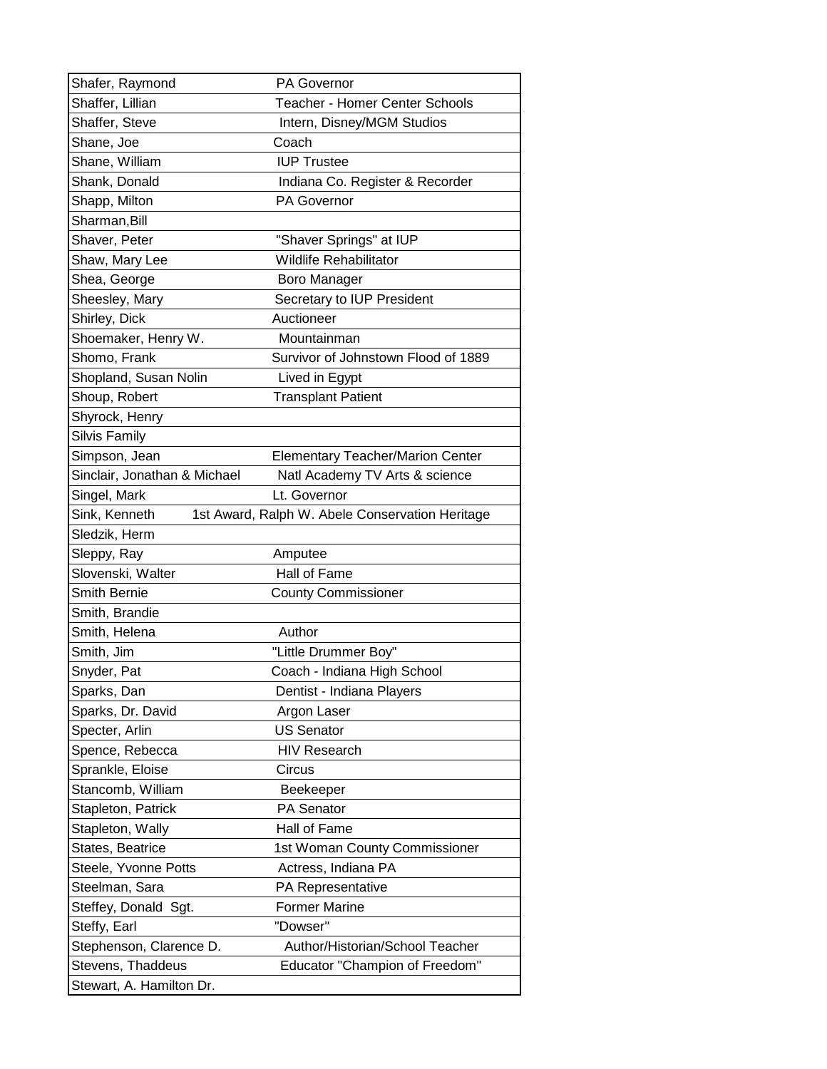| | |
|---|---|
| Shafer, Raymond | PA Governor |
| Shaffer, Lillian | Teacher - Homer Center Schools |
| Shaffer, Steve | Intern, Disney/MGM Studios |
| Shane, Joe | Coach |
| Shane, William | IUP Trustee |
| Shank, Donald | Indiana Co. Register & Recorder |
| Shapp, Milton | PA Governor |
| Sharman,Bill | |
| Shaver, Peter | "Shaver Springs" at IUP |
| Shaw, Mary Lee | Wildlife Rehabilitator |
| Shea, George | Boro Manager |
| Sheesley, Mary | Secretary to IUP President |
| Shirley, Dick | Auctioneer |
| Shoemaker, Henry W. | Mountainman |
| Shomo, Frank | Survivor of Johnstown Flood of 1889 |
| Shopland, Susan Nolin | Lived in Egypt |
| Shoup, Robert | Transplant Patient |
| Shyrock, Henry | |
| Silvis Family | |
| Simpson, Jean | Elementary Teacher/Marion Center |
| Sinclair, Jonathan & Michael | Natl Academy TV Arts & science |
| Singel, Mark | Lt. Governor |
| Sink, Kenneth | 1st Award, Ralph W. Abele Conservation Heritage |
| Sledzik, Herm | |
| Sleppy, Ray | Amputee |
| Slovenski, Walter | Hall of Fame |
| Smith Bernie | County Commissioner |
| Smith, Brandie | |
| Smith, Helena | Author |
| Smith, Jim | "Little Drummer Boy" |
| Snyder, Pat | Coach - Indiana High School |
| Sparks, Dan | Dentist - Indiana Players |
| Sparks, Dr. David | Argon Laser |
| Specter, Arlin | US Senator |
| Spence, Rebecca | HIV Research |
| Sprankle, Eloise | Circus |
| Stancomb, William | Beekeeper |
| Stapleton, Patrick | PA Senator |
| Stapleton, Wally | Hall of Fame |
| States, Beatrice | 1st Woman County Commissioner |
| Steele, Yvonne Potts | Actress, Indiana PA |
| Steelman, Sara | PA Representative |
| Steffey, Donald Sgt. | Former Marine |
| Steffy, Earl | "Dowser" |
| Stephenson, Clarence D. | Author/Historian/School Teacher |
| Stevens, Thaddeus | Educator "Champion of Freedom" |
| Stewart, A. Hamilton Dr. | |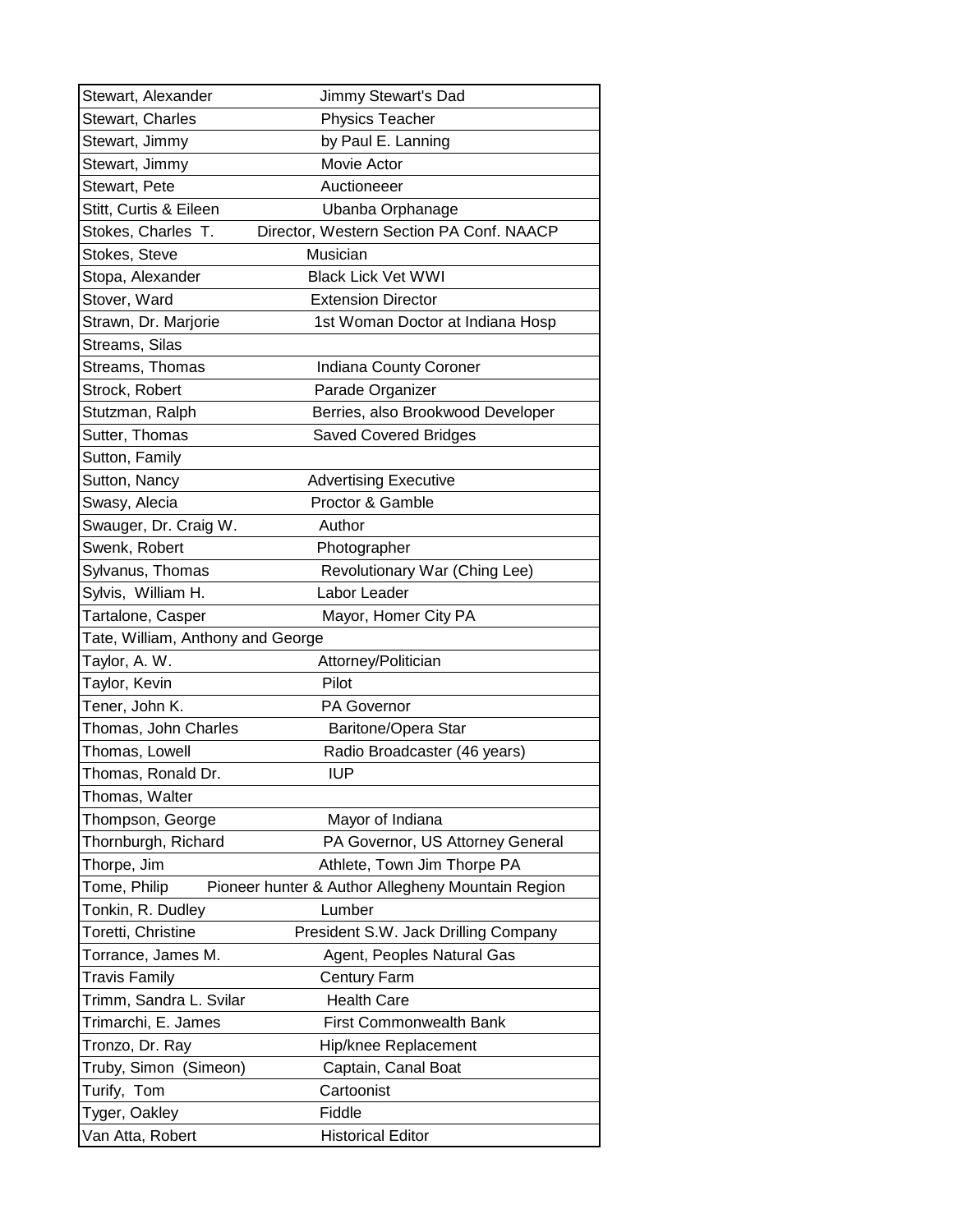| | |
|---|---|
| Stewart, Alexander | Jimmy Stewart's Dad |
| Stewart, Charles | Physics Teacher |
| Stewart, Jimmy | by Paul E. Lanning |
| Stewart, Jimmy | Movie Actor |
| Stewart, Pete | Auctioneeer |
| Stitt, Curtis & Eileen | Ubanba Orphanage |
| Stokes, Charles T. | Director, Western Section PA Conf. NAACP |
| Stokes, Steve | Musician |
| Stopa, Alexander | Black Lick Vet WWI |
| Stover, Ward | Extension Director |
| Strawn, Dr. Marjorie | 1st Woman Doctor at Indiana Hosp |
| Streams, Silas | |
| Streams, Thomas | Indiana County Coroner |
| Strock, Robert | Parade Organizer |
| Stutzman, Ralph | Berries, also Brookwood Developer |
| Sutter, Thomas | Saved Covered Bridges |
| Sutton, Family | |
| Sutton, Nancy | Advertising Executive |
| Swasy, Alecia | Proctor & Gamble |
| Swauger, Dr. Craig W. | Author |
| Swenk, Robert | Photographer |
| Sylvanus, Thomas | Revolutionary War (Ching Lee) |
| Sylvis, William H. | Labor Leader |
| Tartalone, Casper | Mayor, Homer City PA |
| Tate, William, Anthony and George | |
| Taylor, A. W. | Attorney/Politician |
| Taylor, Kevin | Pilot |
| Tener, John K. | PA Governor |
| Thomas, John Charles | Baritone/Opera Star |
| Thomas, Lowell | Radio Broadcaster (46 years) |
| Thomas, Ronald Dr. | IUP |
| Thomas, Walter | |
| Thompson, George | Mayor of Indiana |
| Thornburgh, Richard | PA Governor, US Attorney General |
| Thorpe, Jim | Athlete, Town Jim Thorpe PA |
| Tome, Philip | Pioneer hunter & Author Allegheny Mountain Region |
| Tonkin, R. Dudley | Lumber |
| Toretti, Christine | President S.W. Jack Drilling Company |
| Torrance, James M. | Agent, Peoples Natural Gas |
| Travis Family | Century Farm |
| Trimm, Sandra L. Svilar | Health Care |
| Trimarchi, E. James | First Commonwealth Bank |
| Tronzo, Dr. Ray | Hip/knee Replacement |
| Truby, Simon (Simeon) | Captain, Canal Boat |
| Turify, Tom | Cartoonist |
| Tyger, Oakley | Fiddle |
| Van Atta, Robert | Historical Editor |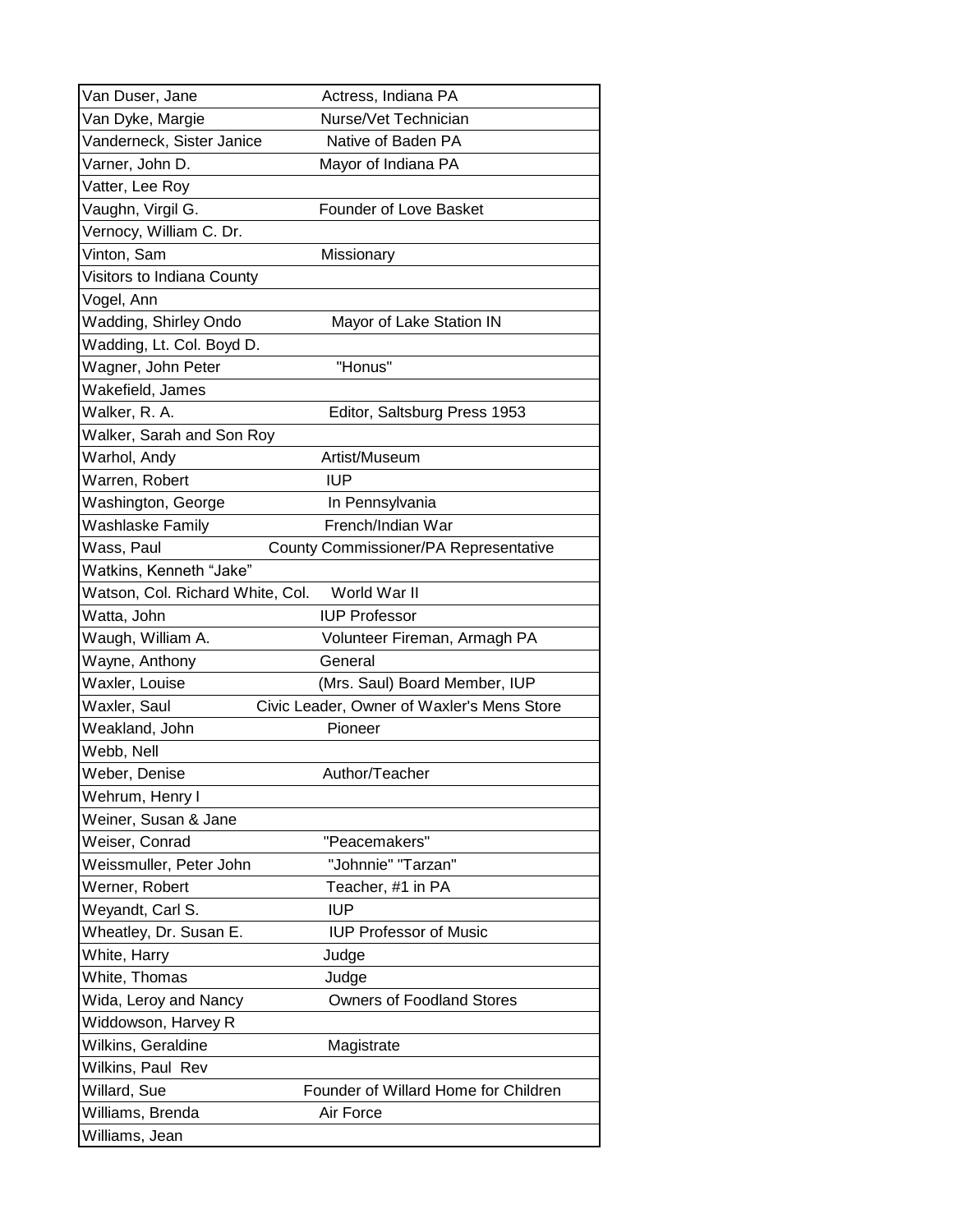| | |
|---|---|
| Van Duser, Jane | Actress, Indiana PA |
| Van Dyke, Margie | Nurse/Vet Technician |
| Vanderneck, Sister Janice | Native of Baden PA |
| Varner, John D. | Mayor of Indiana PA |
| Vatter, Lee Roy | |
| Vaughn, Virgil G. | Founder of Love Basket |
| Vernocy, William C. Dr. | |
| Vinton, Sam | Missionary |
| Visitors to Indiana County | |
| Vogel, Ann | |
| Wadding, Shirley Ondo | Mayor of Lake Station IN |
| Wadding, Lt. Col. Boyd D. | |
| Wagner, John Peter | "Honus" |
| Wakefield, James | |
| Walker, R. A. | Editor, Saltsburg Press 1953 |
| Walker, Sarah and Son Roy | |
| Warhol, Andy | Artist/Museum |
| Warren, Robert | IUP |
| Washington, George | In Pennsylvania |
| Washlaske Family | French/Indian War |
| Wass, Paul | County Commissioner/PA Representative |
| Watkins, Kenneth "Jake" | |
| Watson, Col. Richard White, Col. | World War II |
| Watta, John | IUP Professor |
| Waugh, William A. | Volunteer Fireman, Armagh PA |
| Wayne, Anthony | General |
| Waxler, Louise | (Mrs. Saul) Board Member, IUP |
| Waxler, Saul | Civic Leader, Owner of Waxler's Mens Store |
| Weakland, John | Pioneer |
| Webb, Nell | |
| Weber, Denise | Author/Teacher |
| Wehrum, Henry I | |
| Weiner, Susan & Jane | |
| Weiser, Conrad | "Peacemakers" |
| Weissmuller, Peter John | "Johnnie" "Tarzan" |
| Werner, Robert | Teacher, #1 in PA |
| Weyandt, Carl S. | IUP |
| Wheatley, Dr. Susan E. | IUP Professor of Music |
| White, Harry | Judge |
| White, Thomas | Judge |
| Wida, Leroy and Nancy | Owners of Foodland Stores |
| Widdowson, Harvey R | |
| Wilkins, Geraldine | Magistrate |
| Wilkins, Paul Rev | |
| Willard, Sue | Founder of Willard Home for Children |
| Williams, Brenda | Air Force |
| Williams, Jean | |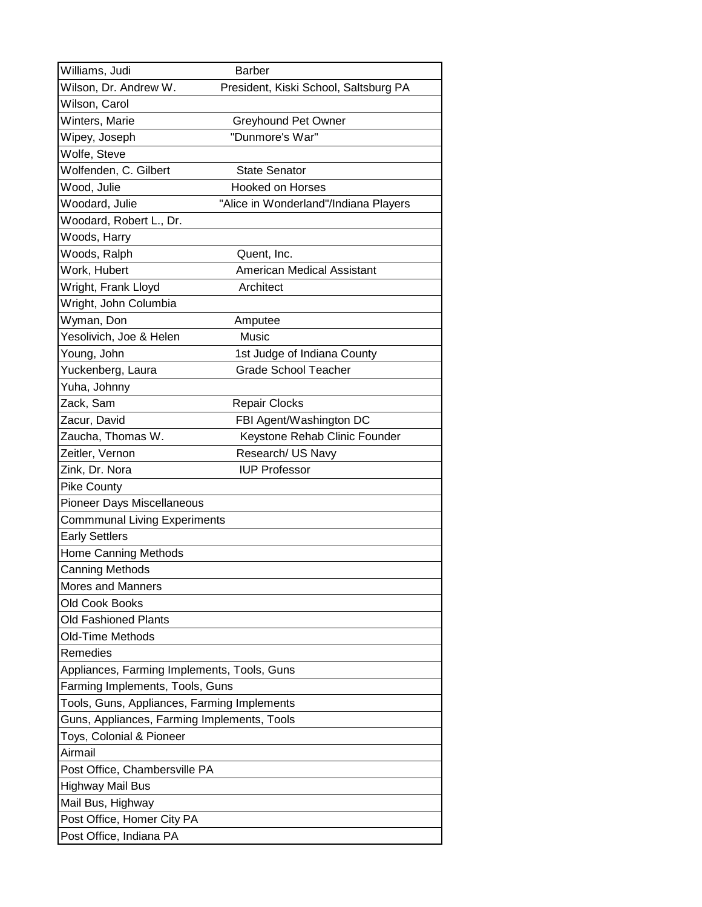| | |
|---|---|
| Williams, Judi | Barber |
| Wilson, Dr. Andrew W. | President, Kiski School, Saltsburg PA |
| Wilson, Carol | |
| Winters, Marie | Greyhound Pet Owner |
| Wipey, Joseph | "Dunmore's War" |
| Wolfe, Steve | |
| Wolfenden, C. Gilbert | State Senator |
| Wood, Julie | Hooked on Horses |
| Woodard, Julie | "Alice in Wonderland"/Indiana Players |
| Woodard, Robert L., Dr. | |
| Woods, Harry | |
| Woods, Ralph | Quent, Inc. |
| Work, Hubert | American Medical Assistant |
| Wright, Frank Lloyd | Architect |
| Wright, John Columbia | |
| Wyman, Don | Amputee |
| Yesolivich, Joe & Helen | Music |
| Young, John | 1st Judge of Indiana County |
| Yuckenberg, Laura | Grade School Teacher |
| Yuha, Johnny | |
| Zack, Sam | Repair Clocks |
| Zacur, David | FBI Agent/Washington DC |
| Zaucha, Thomas W. | Keystone Rehab Clinic Founder |
| Zeitler, Vernon | Research/ US Navy |
| Zink, Dr. Nora | IUP Professor |
| Pike County | |
| Pioneer Days Miscellaneous | |
| Commmunal Living Experiments | |
| Early Settlers | |
| Home Canning Methods | |
| Canning Methods | |
| Mores and Manners | |
| Old Cook Books | |
| Old Fashioned Plants | |
| Old-Time Methods | |
| Remedies | |
| Appliances, Farming Implements, Tools, Guns | |
| Farming Implements, Tools, Guns | |
| Tools, Guns, Appliances, Farming Implements | |
| Guns, Appliances, Farming Implements, Tools | |
| Toys, Colonial & Pioneer | |
| Airmail | |
| Post Office, Chambersville PA | |
| Highway Mail Bus | |
| Mail Bus, Highway | |
| Post Office, Homer City PA | |
| Post Office, Indiana PA | |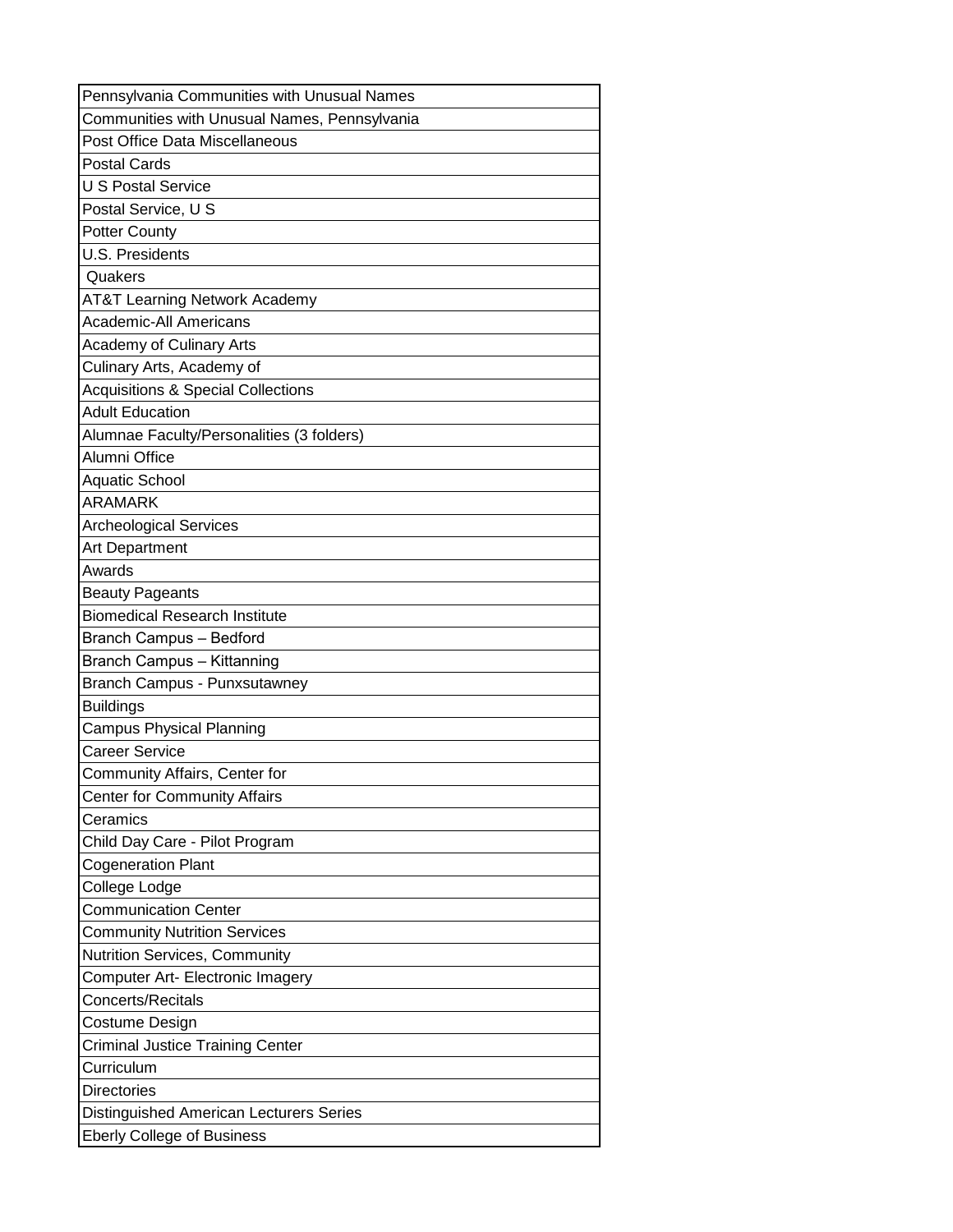| Pennsylvania Communities with Unusual Names |
| --- |
| Communities with Unusual Names, Pennsylvania |
| Post Office Data Miscellaneous |
| Postal Cards |
| U S Postal Service |
| Postal Service, U S |
| Potter County |
| U.S. Presidents |
| Quakers |
| AT&T Learning Network Academy |
| Academic-All Americans |
| Academy of Culinary Arts |
| Culinary Arts, Academy of |
| Acquisitions & Special Collections |
| Adult Education |
| Alumnae Faculty/Personalities (3 folders) |
| Alumni Office |
| Aquatic School |
| ARAMARK |
| Archeological Services |
| Art Department |
| Awards |
| Beauty Pageants |
| Biomedical Research Institute |
| Branch Campus – Bedford |
| Branch Campus – Kittanning |
| Branch Campus - Punxsutawney |
| Buildings |
| Campus Physical Planning |
| Career Service |
| Community Affairs, Center for |
| Center for Community Affairs |
| Ceramics |
| Child Day Care - Pilot Program |
| Cogeneration Plant |
| College Lodge |
| Communication Center |
| Community Nutrition Services |
| Nutrition Services, Community |
| Computer Art- Electronic Imagery |
| Concerts/Recitals |
| Costume Design |
| Criminal Justice Training Center |
| Curriculum |
| Directories |
| Distinguished American Lecturers Series |
| Eberly College of Business |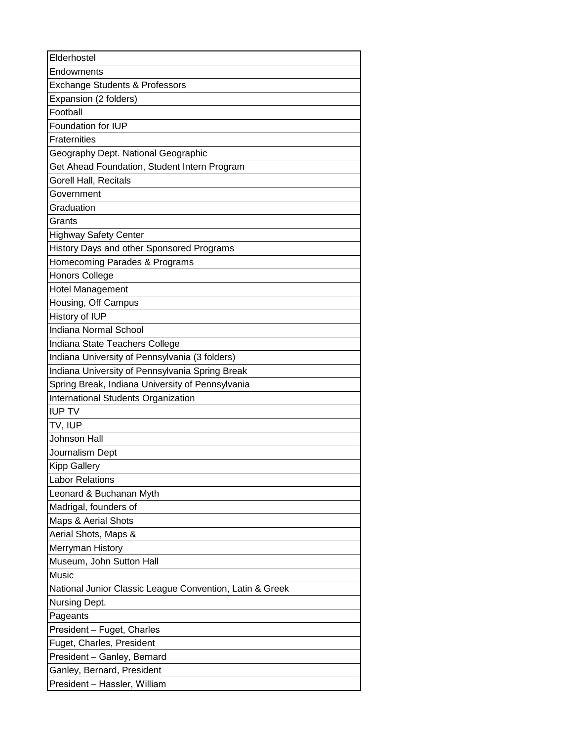| Elderhostel |
| --- |
| Endowments |
| Exchange Students & Professors |
| Expansion (2 folders) |
| Football |
| Foundation for IUP |
| Fraternities |
| Geography Dept. National Geographic |
| Get Ahead Foundation, Student Intern Program |
| Gorell Hall, Recitals |
| Government |
| Graduation |
| Grants |
| Highway Safety Center |
| History Days and other Sponsored Programs |
| Homecoming Parades & Programs |
| Honors College |
| Hotel Management |
| Housing, Off Campus |
| History of IUP |
| Indiana Normal School |
| Indiana State Teachers College |
| Indiana University of Pennsylvania (3 folders) |
| Indiana University of Pennsylvania Spring Break |
| Spring Break, Indiana University of Pennsylvania |
| International Students Organization |
| IUP TV |
| TV, IUP |
| Johnson Hall |
| Journalism Dept |
| Kipp Gallery |
| Labor Relations |
| Leonard & Buchanan Myth |
| Madrigal, founders of |
| Maps & Aerial Shots |
| Aerial Shots, Maps & |
| Merryman History |
| Museum, John Sutton Hall |
| Music |
| National Junior Classic League Convention, Latin & Greek |
| Nursing Dept. |
| Pageants |
| President – Fuget, Charles |
| Fuget, Charles, President |
| President – Ganley, Bernard |
| Ganley, Bernard, President |
| President – Hassler, William |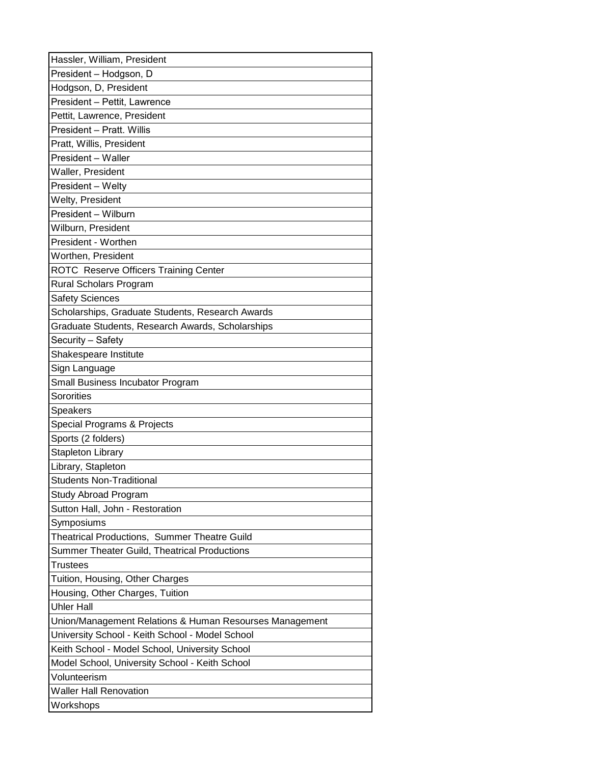| Hassler, William, President |
|---|
| President – Hodgson, D |
| Hodgson, D, President |
| President – Pettit, Lawrence |
| Pettit, Lawrence, President |
| President – Pratt. Willis |
| Pratt, Willis, President |
| President – Waller |
| Waller, President |
| President – Welty |
| Welty, President |
| President – Wilburn |
| Wilburn, President |
| President - Worthen |
| Worthen, President |
| ROTC  Reserve Officers Training Center |
| Rural Scholars Program |
| Safety Sciences |
| Scholarships, Graduate Students, Research Awards |
| Graduate Students, Research Awards, Scholarships |
| Security – Safety |
| Shakespeare Institute |
| Sign Language |
| Small Business Incubator Program |
| Sororities |
| Speakers |
| Special Programs & Projects |
| Sports (2 folders) |
| Stapleton Library |
| Library, Stapleton |
| Students Non-Traditional |
| Study Abroad Program |
| Sutton Hall, John - Restoration |
| Symposiums |
| Theatrical Productions,  Summer Theatre Guild |
| Summer Theater Guild, Theatrical Productions |
| Trustees |
| Tuition, Housing, Other Charges |
| Housing, Other Charges, Tuition |
| Uhler Hall |
| Union/Management Relations & Human Resourses Management |
| University School - Keith School - Model School |
| Keith School - Model School, University School |
| Model School, University School - Keith School |
| Volunteerism |
| Waller Hall Renovation |
| Workshops |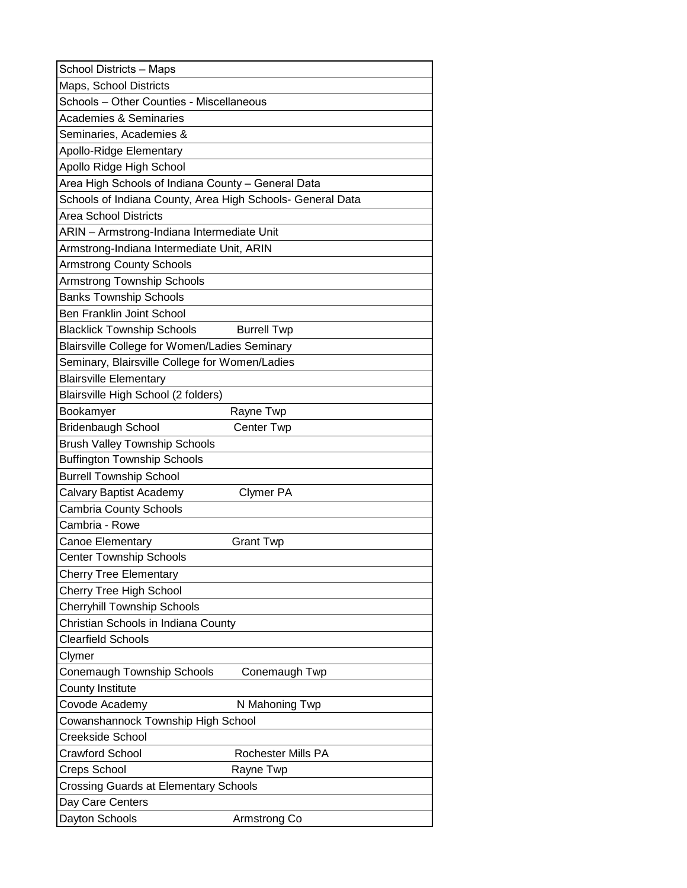| School Districts – Maps | |
|---|---|
| Maps, School Districts | |
| Schools – Other Counties - Miscellaneous | |
| Academies & Seminaries | |
| Seminaries, Academies & | |
| Apollo-Ridge Elementary | |
| Apollo Ridge High School | |
| Area High Schools of Indiana County – General Data | |
| Schools of Indiana County, Area High Schools- General Data | |
| Area School Districts | |
| ARIN – Armstrong-Indiana Intermediate Unit | |
| Armstrong-Indiana Intermediate Unit, ARIN | |
| Armstrong County Schools | |
| Armstrong Township Schools | |
| Banks Township Schools | |
| Ben Franklin Joint School | |
| Blacklick Township Schools | Burrell Twp |
| Blairsville College for Women/Ladies Seminary | |
| Seminary, Blairsville College for Women/Ladies | |
| Blairsville Elementary | |
| Blairsville High School (2 folders) | |
| Bookamyer | Rayne Twp |
| Bridenbaugh School | Center Twp |
| Brush Valley Township Schools | |
| Buffington Township Schools | |
| Burrell Township School | |
| Calvary Baptist Academy | Clymer PA |
| Cambria County Schools | |
| Cambria - Rowe | |
| Canoe Elementary | Grant Twp |
| Center Township Schools | |
| Cherry Tree Elementary | |
| Cherry Tree High School | |
| Cherryhill Township Schools | |
| Christian Schools in Indiana County | |
| Clearfield Schools | |
| Clymer | |
| Conemaugh Township Schools | Conemaugh Twp |
| County Institute | |
| Covode Academy | N Mahoning Twp |
| Cowanshannock Township High School | |
| Creekside School | |
| Crawford School | Rochester Mills PA |
| Creps School | Rayne Twp |
| Crossing Guards at Elementary Schools | |
| Day Care Centers | |
| Dayton Schools | Armstrong Co |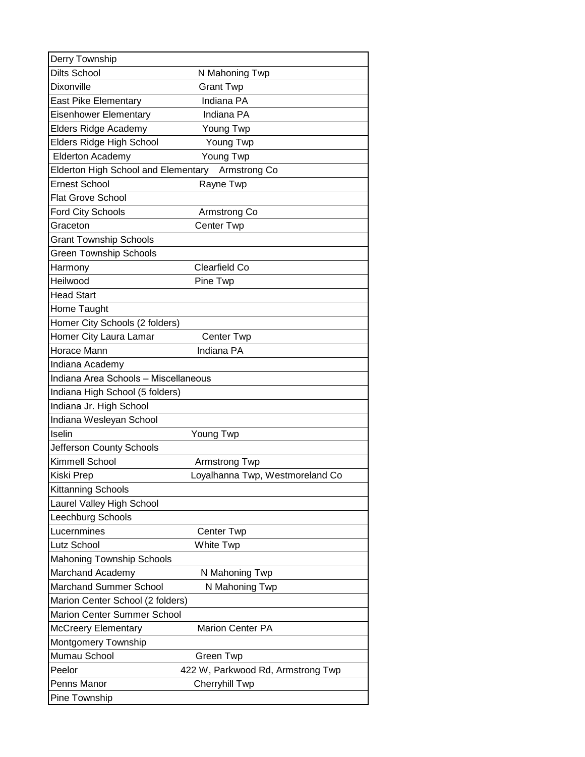| | |
|---|---|
| Derry Township | |
| Dilts School | N Mahoning Twp |
| Dixonville | Grant Twp |
| East Pike Elementary | Indiana PA |
| Eisenhower Elementary | Indiana PA |
| Elders Ridge Academy | Young Twp |
| Elders Ridge High School | Young Twp |
| Elderton Academy | Young Twp |
| Elderton High School and Elementary | Armstrong Co |
| Ernest School | Rayne Twp |
| Flat Grove School | |
| Ford City Schools | Armstrong Co |
| Graceton | Center Twp |
| Grant Township Schools | |
| Green Township Schools | |
| Harmony | Clearfield Co |
| Heilwood | Pine Twp |
| Head Start | |
| Home Taught | |
| Homer City Schools (2 folders) | |
| Homer City Laura Lamar | Center Twp |
| Horace Mann | Indiana PA |
| Indiana Academy | |
| Indiana Area Schools – Miscellaneous | |
| Indiana High School (5 folders) | |
| Indiana Jr. High School | |
| Indiana Wesleyan School | |
| Iselin | Young Twp |
| Jefferson County Schools | |
| Kimmell School | Armstrong Twp |
| Kiski Prep | Loyalhanna Twp, Westmoreland Co |
| Kittanning Schools | |
| Laurel Valley High School | |
| Leechburg Schools | |
| Lucernmines | Center Twp |
| Lutz School | White Twp |
| Mahoning Township Schools | |
| Marchand Academy | N Mahoning Twp |
| Marchand Summer School | N Mahoning Twp |
| Marion Center School (2 folders) | |
| Marion Center Summer School | |
| McCreery Elementary | Marion Center PA |
| Montgomery Township | |
| Mumau School | Green Twp |
| Peelor | 422 W, Parkwood Rd, Armstrong Twp |
| Penns Manor | Cherryhill Twp |
| Pine Township | |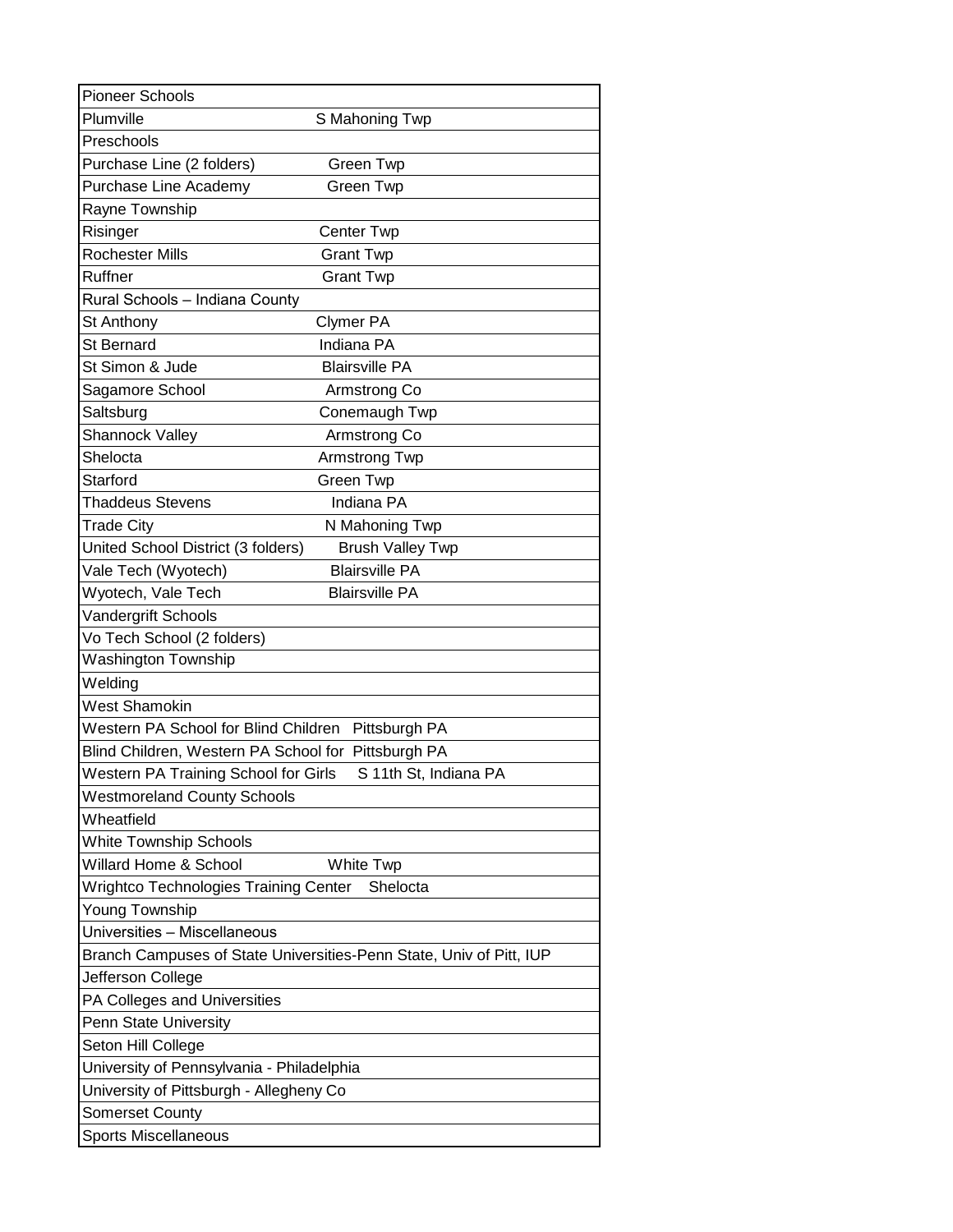| | |
|---|---|
| Pioneer Schools | |
| Plumville | S Mahoning Twp |
| Preschools | |
| Purchase Line (2 folders) | Green Twp |
| Purchase Line Academy | Green Twp |
| Rayne Township | |
| Risinger | Center Twp |
| Rochester Mills | Grant Twp |
| Ruffner | Grant Twp |
| Rural Schools – Indiana County | |
| St Anthony | Clymer PA |
| St Bernard | Indiana PA |
| St Simon & Jude | Blairsville PA |
| Sagamore School | Armstrong Co |
| Saltsburg | Conemaugh Twp |
| Shannock Valley | Armstrong Co |
| Shelocta | Armstrong Twp |
| Starford | Green Twp |
| Thaddeus Stevens | Indiana PA |
| Trade City | N Mahoning Twp |
| United School District (3 folders) | Brush Valley Twp |
| Vale Tech (Wyotech) | Blairsville PA |
| Wyotech, Vale Tech | Blairsville PA |
| Vandergrift Schools | |
| Vo Tech School (2 folders) | |
| Washington Township | |
| Welding | |
| West Shamokin | |
| Western PA School for Blind Children | Pittsburgh PA |
| Blind Children, Western PA School for | Pittsburgh PA |
| Western PA Training School for Girls | S 11th St, Indiana PA |
| Westmoreland County Schools | |
| Wheatfield | |
| White Township Schools | |
| Willard Home & School | White Twp |
| Wrightco Technologies Training Center | Shelocta |
| Young Township | |
| Universities – Miscellaneous | |
| Branch Campuses of State Universities-Penn State, Univ of Pitt, IUP | |
| Jefferson College | |
| PA Colleges and Universities | |
| Penn State University | |
| Seton Hill College | |
| University of Pennsylvania - Philadelphia | |
| University of Pittsburgh - Allegheny Co | |
| Somerset County | |
| Sports Miscellaneous | |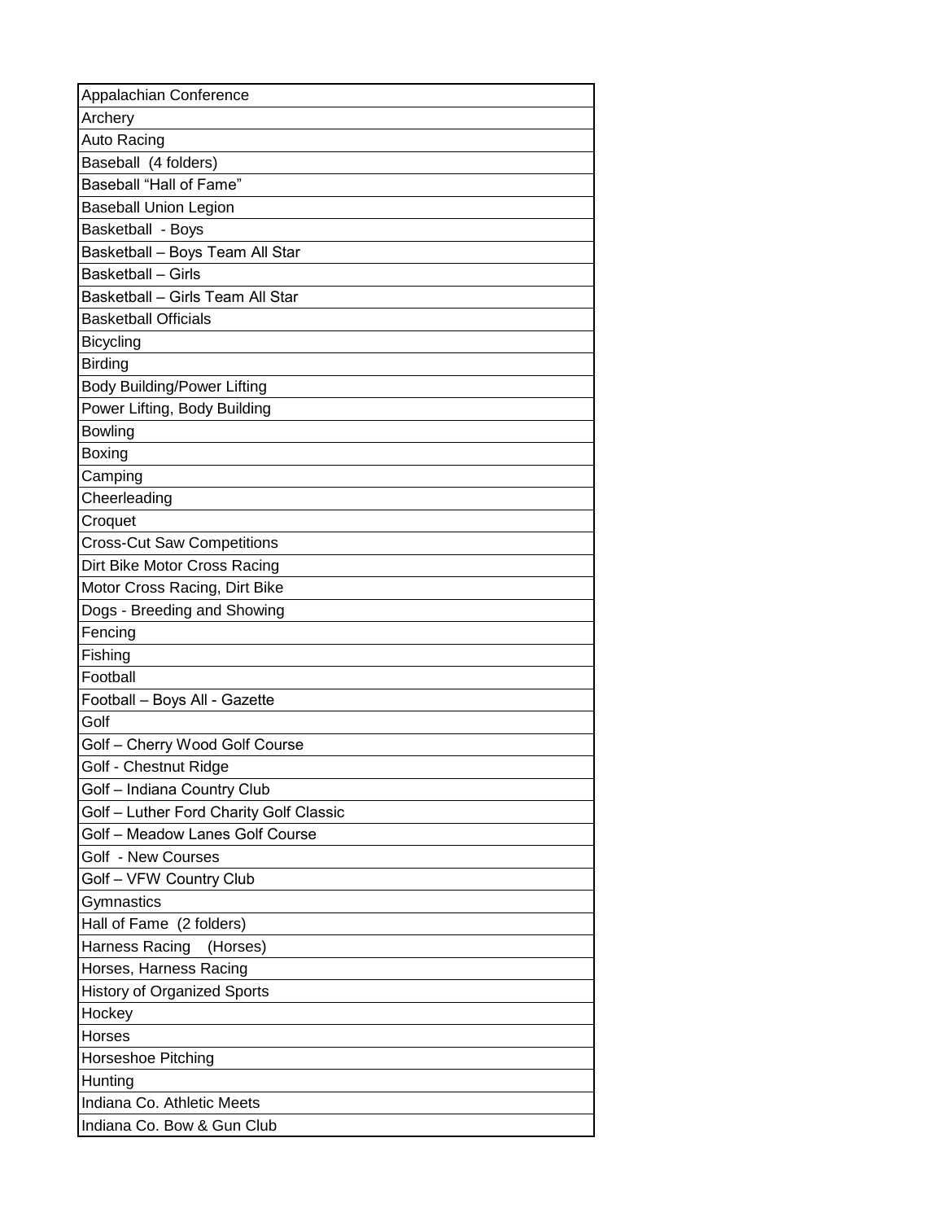| Appalachian Conference |
|---|
| Archery |
| Auto Racing |
| Baseball (4 folders) |
| Baseball “Hall of Fame” |
| Baseball Union Legion |
| Basketball - Boys |
| Basketball – Boys Team All Star |
| Basketball – Girls |
| Basketball – Girls Team All Star |
| Basketball Officials |
| Bicycling |
| Birding |
| Body Building/Power Lifting |
| Power Lifting, Body Building |
| Bowling |
| Boxing |
| Camping |
| Cheerleading |
| Croquet |
| Cross-Cut Saw Competitions |
| Dirt Bike Motor Cross Racing |
| Motor Cross Racing, Dirt Bike |
| Dogs - Breeding and Showing |
| Fencing |
| Fishing |
| Football |
| Football – Boys All - Gazette |
| Golf |
| Golf – Cherry Wood Golf Course |
| Golf - Chestnut Ridge |
| Golf – Indiana Country Club |
| Golf – Luther Ford Charity Golf Classic |
| Golf – Meadow Lanes Golf Course |
| Golf - New Courses |
| Golf – VFW Country Club |
| Gymnastics |
| Hall of Fame (2 folders) |
| Harness Racing (Horses) |
| Horses, Harness Racing |
| History of Organized Sports |
| Hockey |
| Horses |
| Horseshoe Pitching |
| Hunting |
| Indiana Co. Athletic Meets |
| Indiana Co. Bow & Gun Club |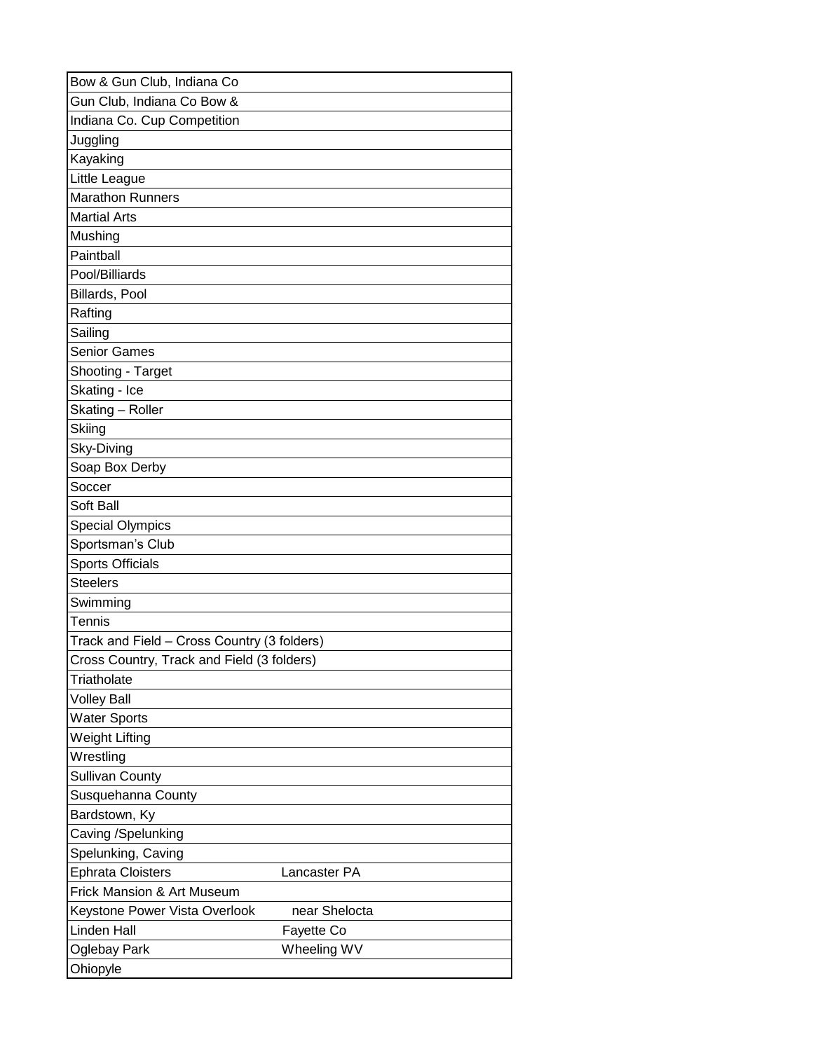| | |
|---|---|
| Bow & Gun Club, Indiana Co | |
| Gun Club, Indiana Co Bow & | |
| Indiana Co. Cup Competition | |
| Juggling | |
| Kayaking | |
| Little League | |
| Marathon Runners | |
| Martial Arts | |
| Mushing | |
| Paintball | |
| Pool/Billiards | |
| Billiards, Pool | |
| Rafting | |
| Sailing | |
| Senior Games | |
| Shooting - Target | |
| Skating - Ice | |
| Skating – Roller | |
| Skiing | |
| Sky-Diving | |
| Soap Box Derby | |
| Soccer | |
| Soft Ball | |
| Special Olympics | |
| Sportsman's Club | |
| Sports Officials | |
| Steelers | |
| Swimming | |
| Tennis | |
| Track and Field – Cross Country (3 folders) | |
| Cross Country, Track and Field (3 folders) | |
| Triatholate | |
| Volley Ball | |
| Water Sports | |
| Weight Lifting | |
| Wrestling | |
| Sullivan County | |
| Susquehanna County | |
| Bardstown, Ky | |
| Caving /Spelunking | |
| Spelunking, Caving | |
| Ephrata Cloisters | Lancaster PA |
| Frick Mansion & Art Museum | |
| Keystone Power Vista Overlook | near Shelocta |
| Linden Hall | Fayette Co |
| Oglebay Park | Wheeling WV |
| Ohiopyle | |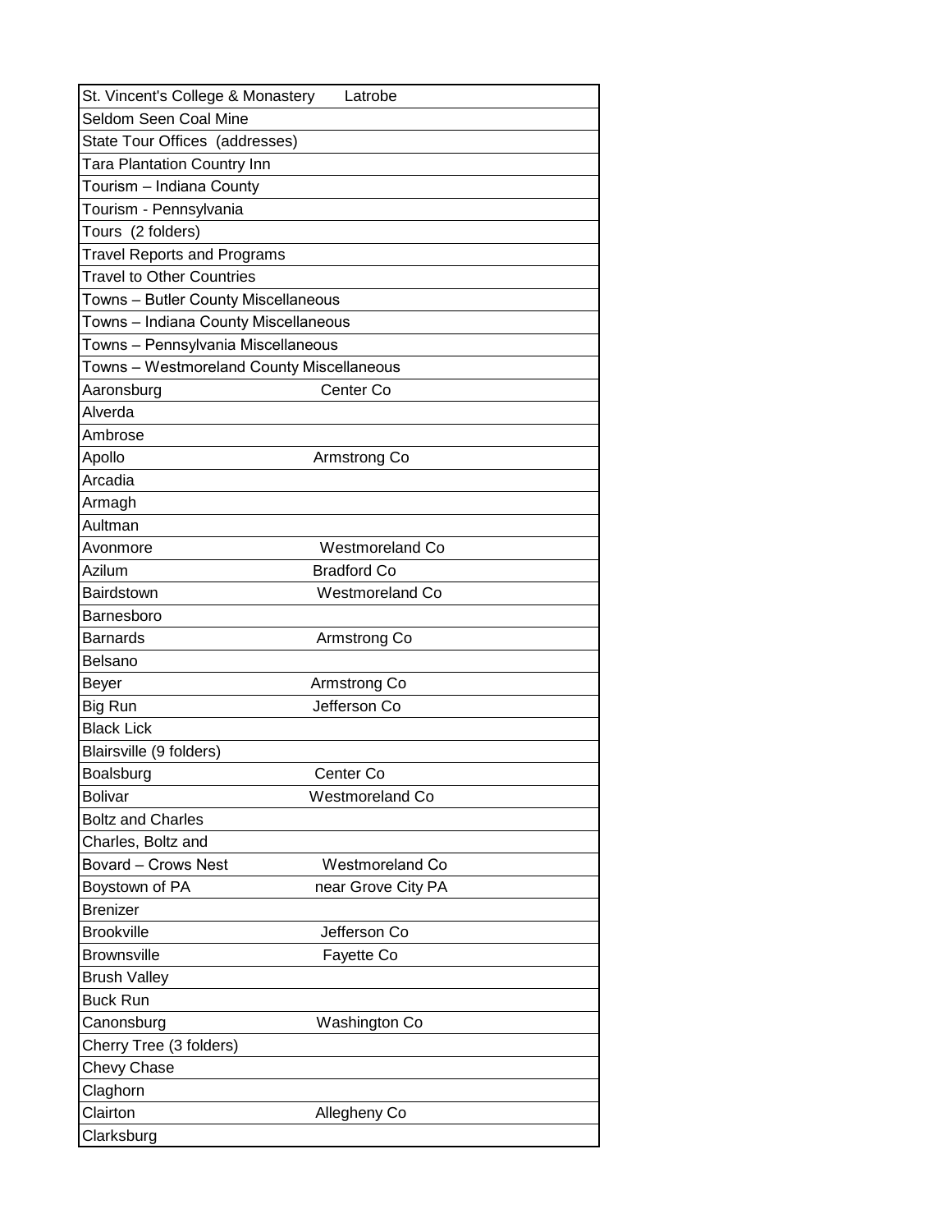| | |
|---|---|
| St. Vincent's College & Monastery | Latrobe |
| Seldom Seen Coal Mine | |
| State Tour Offices (addresses) | |
| Tara Plantation Country Inn | |
| Tourism – Indiana County | |
| Tourism - Pennsylvania | |
| Tours (2 folders) | |
| Travel Reports and Programs | |
| Travel to Other Countries | |
| Towns – Butler County Miscellaneous | |
| Towns – Indiana County Miscellaneous | |
| Towns – Pennsylvania Miscellaneous | |
| Towns – Westmoreland County Miscellaneous | |
| Aaronsburg | Center Co |
| Alverda | |
| Ambrose | |
| Apollo | Armstrong Co |
| Arcadia | |
| Armagh | |
| Aultman | |
| Avonmore | Westmoreland Co |
| Azilum | Bradford Co |
| Bairdstown | Westmoreland Co |
| Barnesboro | |
| Barnards | Armstrong Co |
| Belsano | |
| Beyer | Armstrong Co |
| Big Run | Jefferson Co |
| Black Lick | |
| Blairsville (9 folders) | |
| Boalsburg | Center Co |
| Bolivar | Westmoreland Co |
| Boltz and Charles | |
| Charles, Boltz and | |
| Bovard – Crows Nest | Westmoreland Co |
| Boystown of PA | near Grove City PA |
| Brenizer | |
| Brookville | Jefferson Co |
| Brownsville | Fayette Co |
| Brush Valley | |
| Buck Run | |
| Canonsburg | Washington Co |
| Cherry Tree (3 folders) | |
| Chevy Chase | |
| Claghorn | |
| Clairton | Allegheny Co |
| Clarksburg | |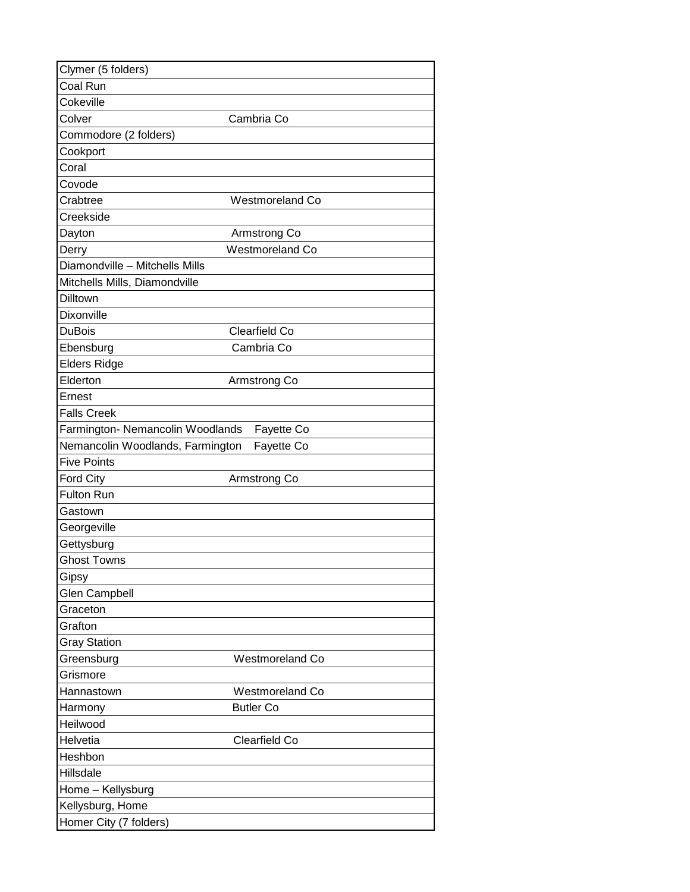| | |
|---|---|
| Clymer (5 folders) | |
| Coal Run | |
| Cokeville | |
| Colver | Cambria Co |
| Commodore (2 folders) | |
| Cookport | |
| Coral | |
| Covode | |
| Crabtree | Westmoreland Co |
| Creekside | |
| Dayton | Armstrong Co |
| Derry | Westmoreland Co |
| Diamondville – Mitchells Mills | |
| Mitchells Mills, Diamondville | |
| Dilltown | |
| Dixonville | |
| DuBois | Clearfield Co |
| Ebensburg | Cambria Co |
| Elders Ridge | |
| Elderton | Armstrong Co |
| Ernest | |
| Falls Creek | |
| Farmington- Nemancolin Woodlands | Fayette Co |
| Nemancolin Woodlands, Farmington | Fayette Co |
| Five Points | |
| Ford City | Armstrong Co |
| Fulton Run | |
| Gastown | |
| Georgeville | |
| Gettysburg | |
| Ghost Towns | |
| Gipsy | |
| Glen Campbell | |
| Graceton | |
| Grafton | |
| Gray Station | |
| Greensburg | Westmoreland Co |
| Grismore | |
| Hannastown | Westmoreland Co |
| Harmony | Butler Co |
| Heilwood | |
| Helvetia | Clearfield Co |
| Heshbon | |
| Hillsdale | |
| Home – Kellysburg | |
| Kellysburg, Home | |
| Homer City (7 folders) | |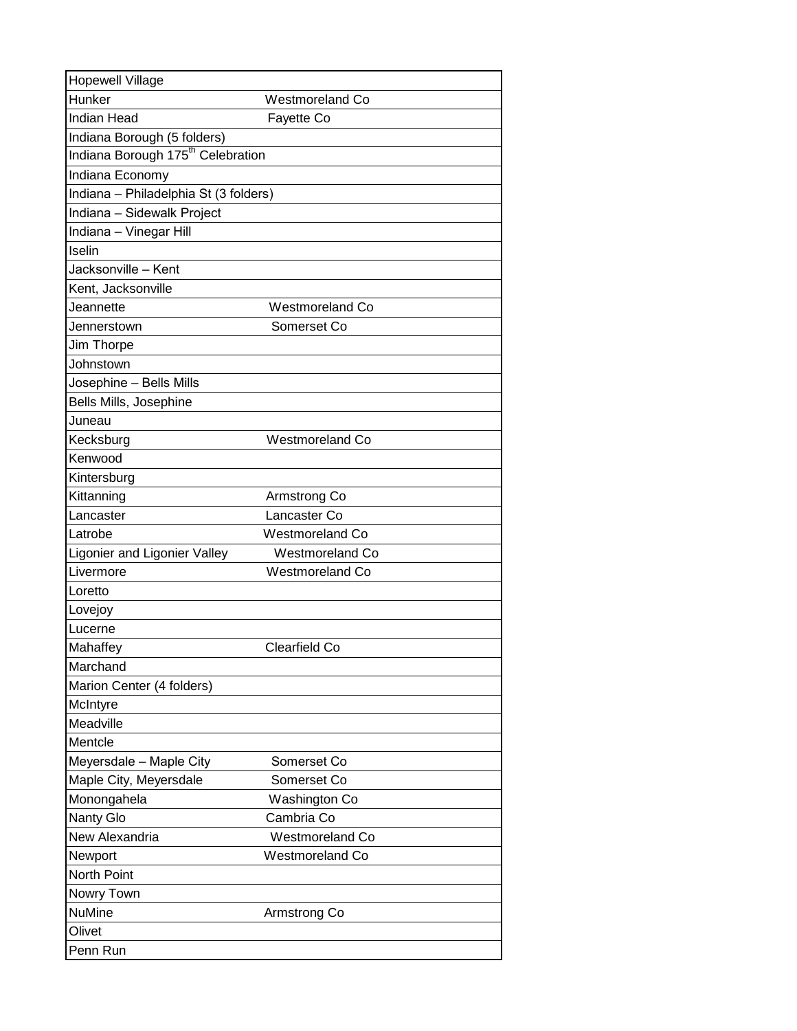| | |
|---|---|
| Hopewell Village | |
| Hunker | Westmoreland Co |
| Indian Head | Fayette Co |
| Indiana Borough (5 folders) | |
| Indiana Borough 175th Celebration | |
| Indiana Economy | |
| Indiana – Philadelphia St (3 folders) | |
| Indiana – Sidewalk Project | |
| Indiana – Vinegar Hill | |
| Iselin | |
| Jacksonville – Kent | |
| Kent, Jacksonville | |
| Jeannette | Westmoreland Co |
| Jennerstown | Somerset Co |
| Jim Thorpe | |
| Johnstown | |
| Josephine – Bells Mills | |
| Bells Mills, Josephine | |
| Juneau | |
| Kecksburg | Westmoreland Co |
| Kenwood | |
| Kintersburg | |
| Kittanning | Armstrong Co |
| Lancaster | Lancaster Co |
| Latrobe | Westmoreland Co |
| Ligonier and Ligonier Valley | Westmoreland Co |
| Livermore | Westmoreland Co |
| Loretto | |
| Lovejoy | |
| Lucerne | |
| Mahaffey | Clearfield Co |
| Marchand | |
| Marion Center (4 folders) | |
| McIntyre | |
| Meadville | |
| Mentcle | |
| Meyersdale – Maple City | Somerset Co |
| Maple City, Meyersdale | Somerset Co |
| Monongahela | Washington Co |
| Nanty Glo | Cambria Co |
| New Alexandria | Westmoreland Co |
| Newport | Westmoreland Co |
| North Point | |
| Nowry Town | |
| NuMine | Armstrong Co |
| Olivet | |
| Penn Run | |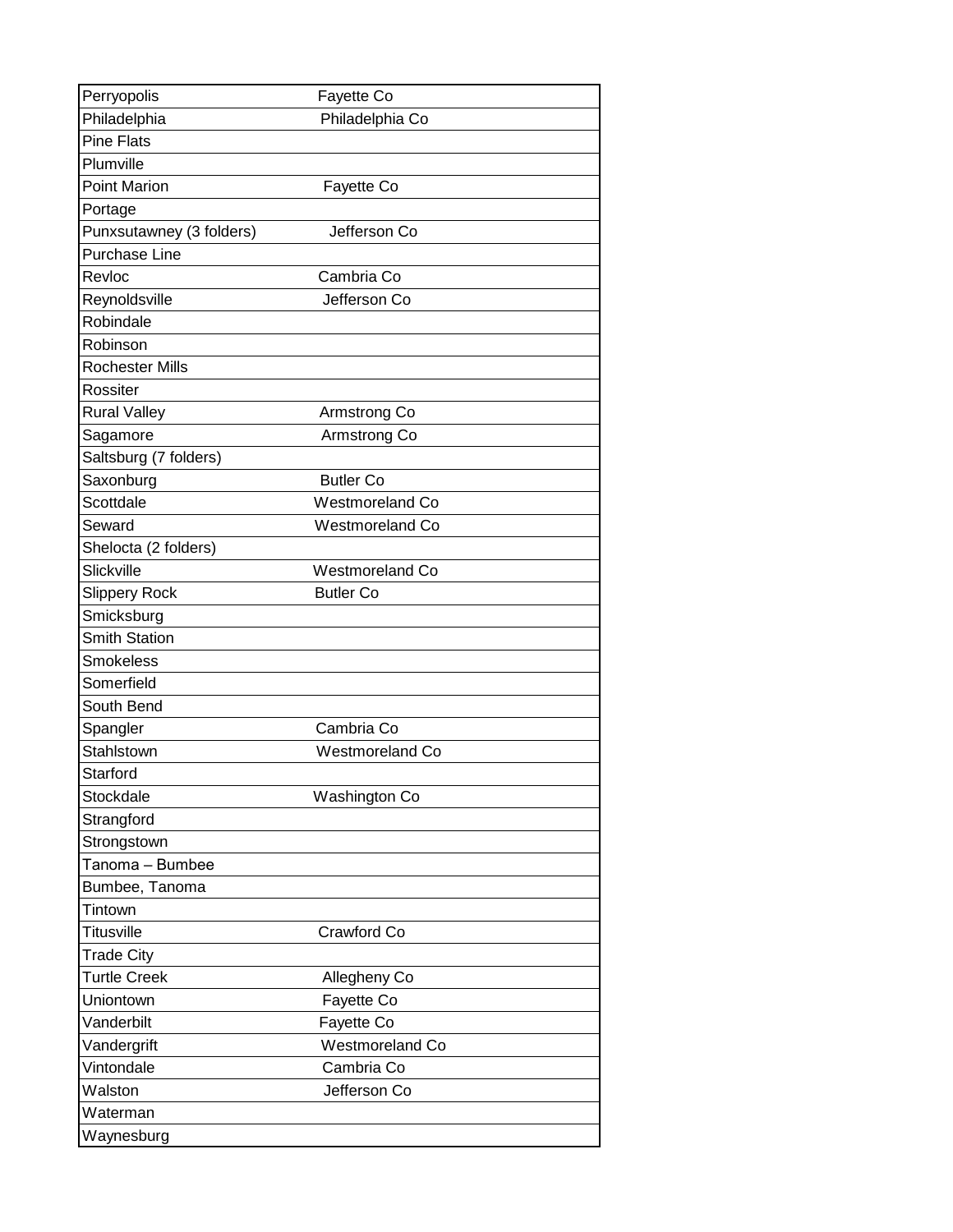| | |
|---|---|
| Perryopolis | Fayette Co |
| Philadelphia | Philadelphia Co |
| Pine Flats | |
| Plumville | |
| Point Marion | Fayette Co |
| Portage | |
| Punxsutawney (3 folders) | Jefferson Co |
| Purchase Line | |
| Revloc | Cambria Co |
| Reynoldsville | Jefferson Co |
| Robindale | |
| Robinson | |
| Rochester Mills | |
| Rossiter | |
| Rural Valley | Armstrong Co |
| Sagamore | Armstrong Co |
| Saltsburg (7 folders) | |
| Saxonburg | Butler Co |
| Scottdale | Westmoreland Co |
| Seward | Westmoreland Co |
| Shelocta (2 folders) | |
| Slickville | Westmoreland Co |
| Slippery Rock | Butler Co |
| Smicksburg | |
| Smith Station | |
| Smokeless | |
| Somerfield | |
| South Bend | |
| Spangler | Cambria Co |
| Stahlstown | Westmoreland Co |
| Starford | |
| Stockdale | Washington Co |
| Strangford | |
| Strongstown | |
| Tanoma – Bumbee | |
| Bumbee, Tanoma | |
| Tintown | |
| Titusville | Crawford Co |
| Trade City | |
| Turtle Creek | Allegheny Co |
| Uniontown | Fayette Co |
| Vanderbilt | Fayette Co |
| Vandergrift | Westmoreland Co |
| Vintondale | Cambria Co |
| Walston | Jefferson Co |
| Waterman | |
| Waynesburg | |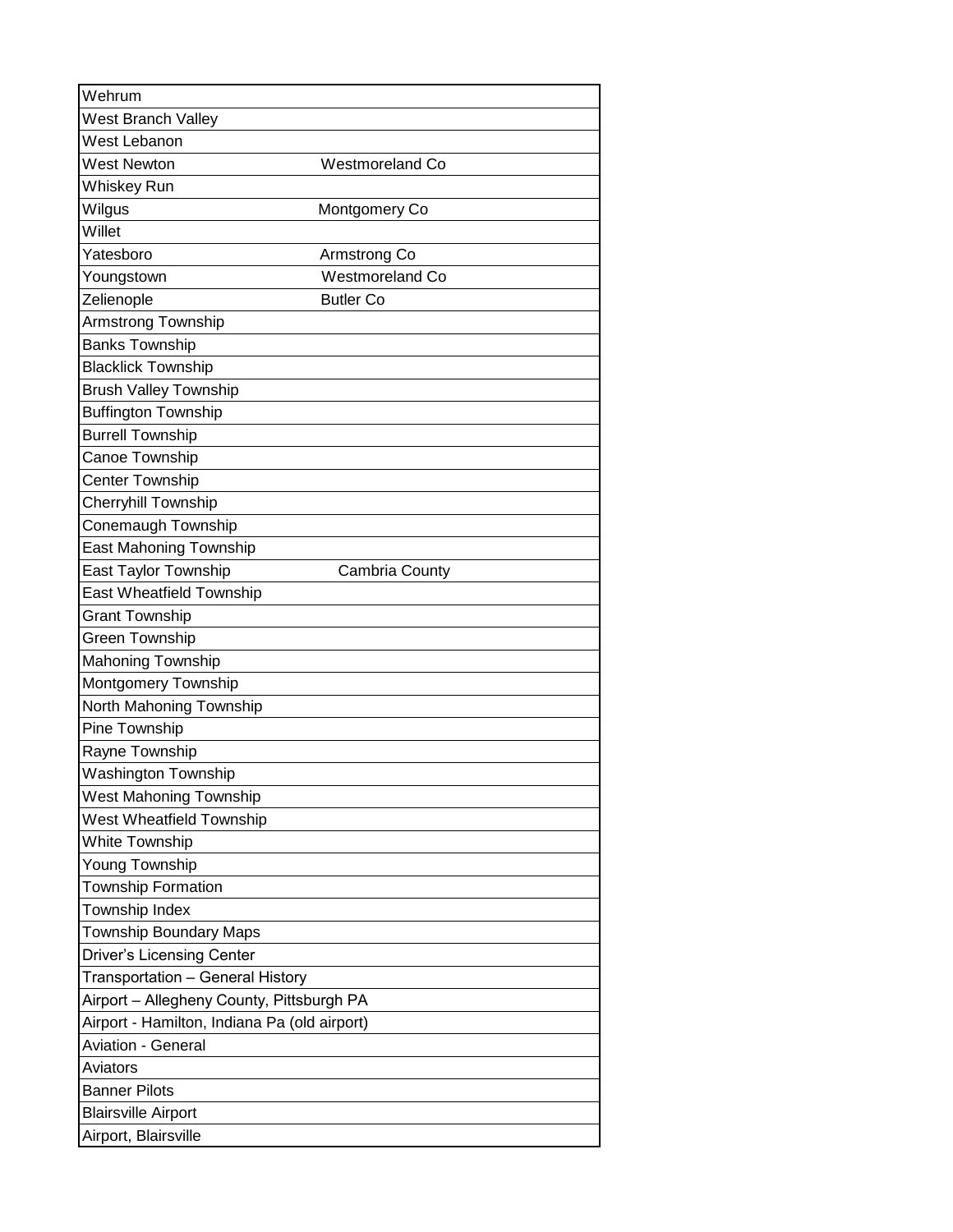| | |
|---|---|
| Wehrum | |
| West Branch Valley | |
| West Lebanon | |
| West Newton | Westmoreland Co |
| Whiskey Run | |
| Wilgus | Montgomery Co |
| Willet | |
| Yatesboro | Armstrong Co |
| Youngstown | Westmoreland Co |
| Zelienople | Butler Co |
| Armstrong Township | |
| Banks Township | |
| Blacklick Township | |
| Brush Valley Township | |
| Buffington Township | |
| Burrell Township | |
| Canoe Township | |
| Center Township | |
| Cherryhill Township | |
| Conemaugh Township | |
| East Mahoning Township | |
| East Taylor Township | Cambria County |
| East Wheatfield Township | |
| Grant Township | |
| Green Township | |
| Mahoning Township | |
| Montgomery Township | |
| North Mahoning Township | |
| Pine Township | |
| Rayne Township | |
| Washington Township | |
| West Mahoning Township | |
| West Wheatfield Township | |
| White Township | |
| Young Township | |
| Township Formation | |
| Township Index | |
| Township Boundary Maps | |
| Driver's Licensing Center | |
| Transportation – General History | |
| Airport – Allegheny County, Pittsburgh PA | |
| Airport - Hamilton, Indiana Pa (old airport) | |
| Aviation - General | |
| Aviators | |
| Banner Pilots | |
| Blairsville Airport | |
| Airport, Blairsville | |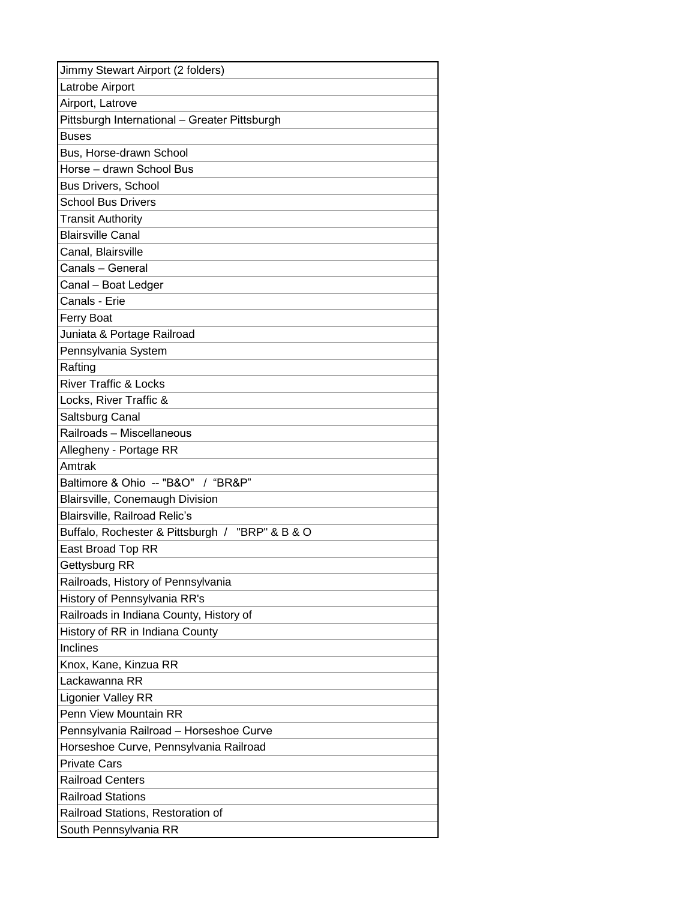| Jimmy Stewart Airport (2 folders) |
| --- |
| Latrobe Airport |
| Airport, Latrove |
| Pittsburgh International – Greater Pittsburgh |
| Buses |
| Bus, Horse-drawn School |
| Horse – drawn School Bus |
| Bus Drivers, School |
| School Bus Drivers |
| Transit Authority |
| Blairsville Canal |
| Canal, Blairsville |
| Canals – General |
| Canal – Boat Ledger |
| Canals - Erie |
| Ferry Boat |
| Juniata & Portage Railroad |
| Pennsylvania System |
| Rafting |
| River Traffic & Locks |
| Locks, River Traffic & |
| Saltsburg Canal |
| Railroads – Miscellaneous |
| Allegheny - Portage RR |
| Amtrak |
| Baltimore & Ohio -- "B&O" / "BR&P" |
| Blairsville, Conemaugh Division |
| Blairsville, Railroad Relic's |
| Buffalo, Rochester & Pittsburgh / "BRP" & B & O |
| East Broad Top RR |
| Gettysburg RR |
| Railroads, History of Pennsylvania |
| History of Pennsylvania RR's |
| Railroads in Indiana County, History of |
| History of RR in Indiana County |
| Inclines |
| Knox, Kane, Kinzua RR |
| Lackawanna RR |
| Ligonier Valley RR |
| Penn View Mountain RR |
| Pennsylvania Railroad – Horseshoe Curve |
| Horseshoe Curve, Pennsylvania Railroad |
| Private Cars |
| Railroad Centers |
| Railroad Stations |
| Railroad Stations, Restoration of |
| South Pennsylvania RR |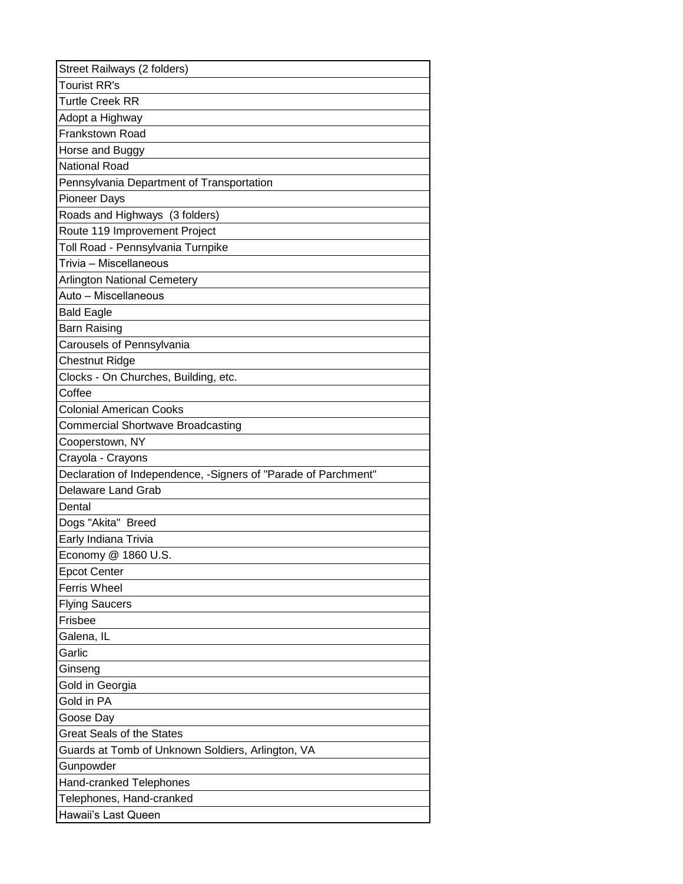| Street Railways (2 folders) |
|---|
| Tourist RR's |
| Turtle Creek RR |
| Adopt a Highway |
| Frankstown Road |
| Horse and Buggy |
| National Road |
| Pennsylvania Department of Transportation |
| Pioneer Days |
| Roads and Highways  (3 folders) |
| Route 119 Improvement Project |
| Toll Road - Pennsylvania Turnpike |
| Trivia – Miscellaneous |
| Arlington National Cemetery |
| Auto – Miscellaneous |
| Bald Eagle |
| Barn Raising |
| Carousels of Pennsylvania |
| Chestnut Ridge |
| Clocks - On Churches, Building, etc. |
| Coffee |
| Colonial American Cooks |
| Commercial Shortwave Broadcasting |
| Cooperstown, NY |
| Crayola - Crayons |
| Declaration of Independence, -Signers of "Parade of Parchment" |
| Delaware Land Grab |
| Dental |
| Dogs "Akita"  Breed |
| Early Indiana Trivia |
| Economy @ 1860 U.S. |
| Epcot Center |
| Ferris Wheel |
| Flying Saucers |
| Frisbee |
| Galena, IL |
| Garlic |
| Ginseng |
| Gold in Georgia |
| Gold in PA |
| Goose Day |
| Great Seals of the States |
| Guards at Tomb of Unknown Soldiers, Arlington, VA |
| Gunpowder |
| Hand-cranked Telephones |
| Telephones, Hand-cranked |
| Hawaii's Last Queen |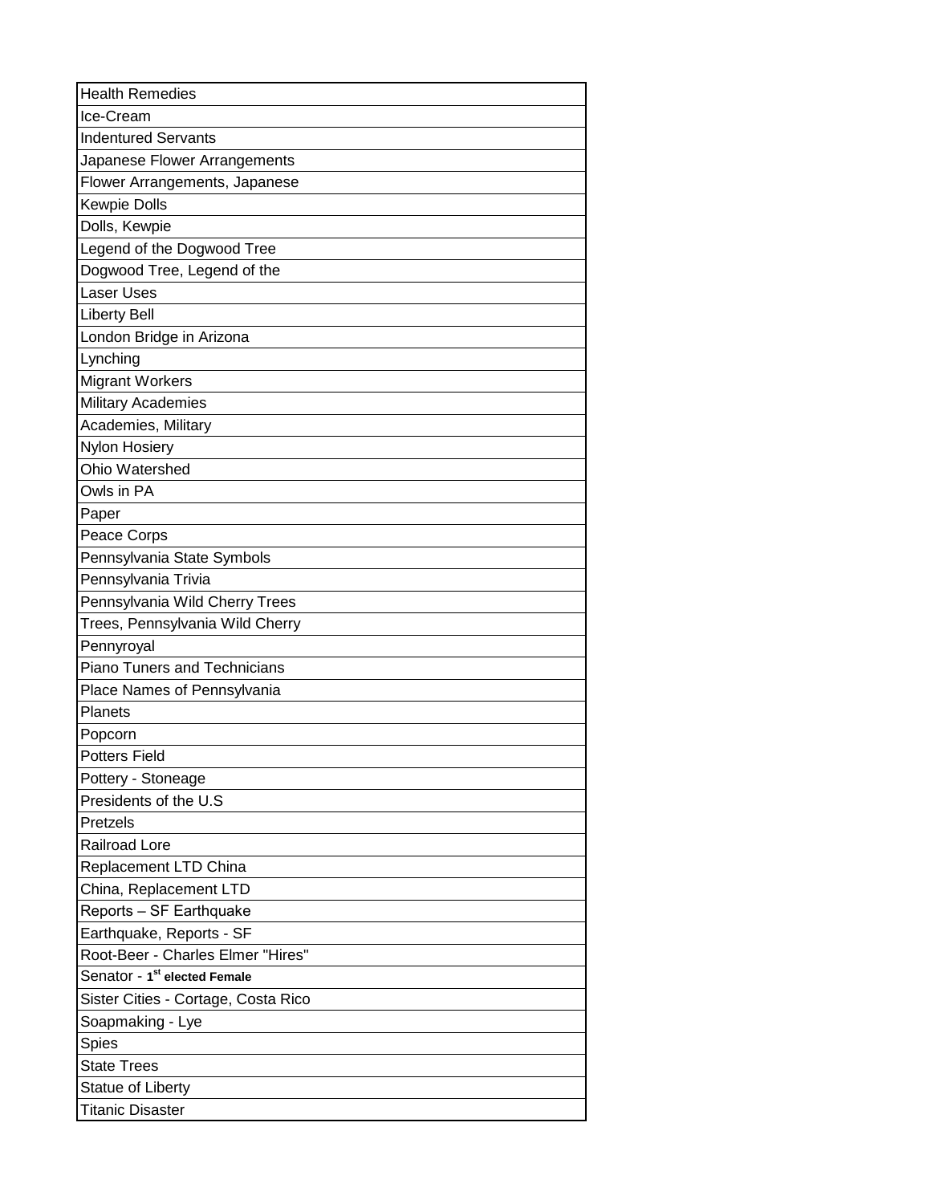| Health Remedies |
|---|
| Ice-Cream |
| Indentured Servants |
| Japanese Flower Arrangements |
| Flower Arrangements, Japanese |
| Kewpie Dolls |
| Dolls, Kewpie |
| Legend of the Dogwood Tree |
| Dogwood Tree, Legend of the |
| Laser Uses |
| Liberty Bell |
| London Bridge in Arizona |
| Lynching |
| Migrant Workers |
| Military Academies |
| Academies, Military |
| Nylon Hosiery |
| Ohio Watershed |
| Owls in PA |
| Paper |
| Peace Corps |
| Pennsylvania State Symbols |
| Pennsylvania Trivia |
| Pennsylvania Wild Cherry Trees |
| Trees, Pennsylvania Wild Cherry |
| Pennyroyal |
| Piano Tuners and Technicians |
| Place Names of Pennsylvania |
| Planets |
| Popcorn |
| Potters Field |
| Pottery - Stoneage |
| Presidents of the U.S |
| Pretzels |
| Railroad Lore |
| Replacement LTD China |
| China, Replacement LTD |
| Reports – SF Earthquake |
| Earthquake, Reports - SF |
| Root-Beer - Charles Elmer "Hires" |
| Senator - 1st elected Female |
| Sister Cities - Cortage, Costa Rico |
| Soapmaking - Lye |
| Spies |
| State Trees |
| Statue of Liberty |
| Titanic Disaster |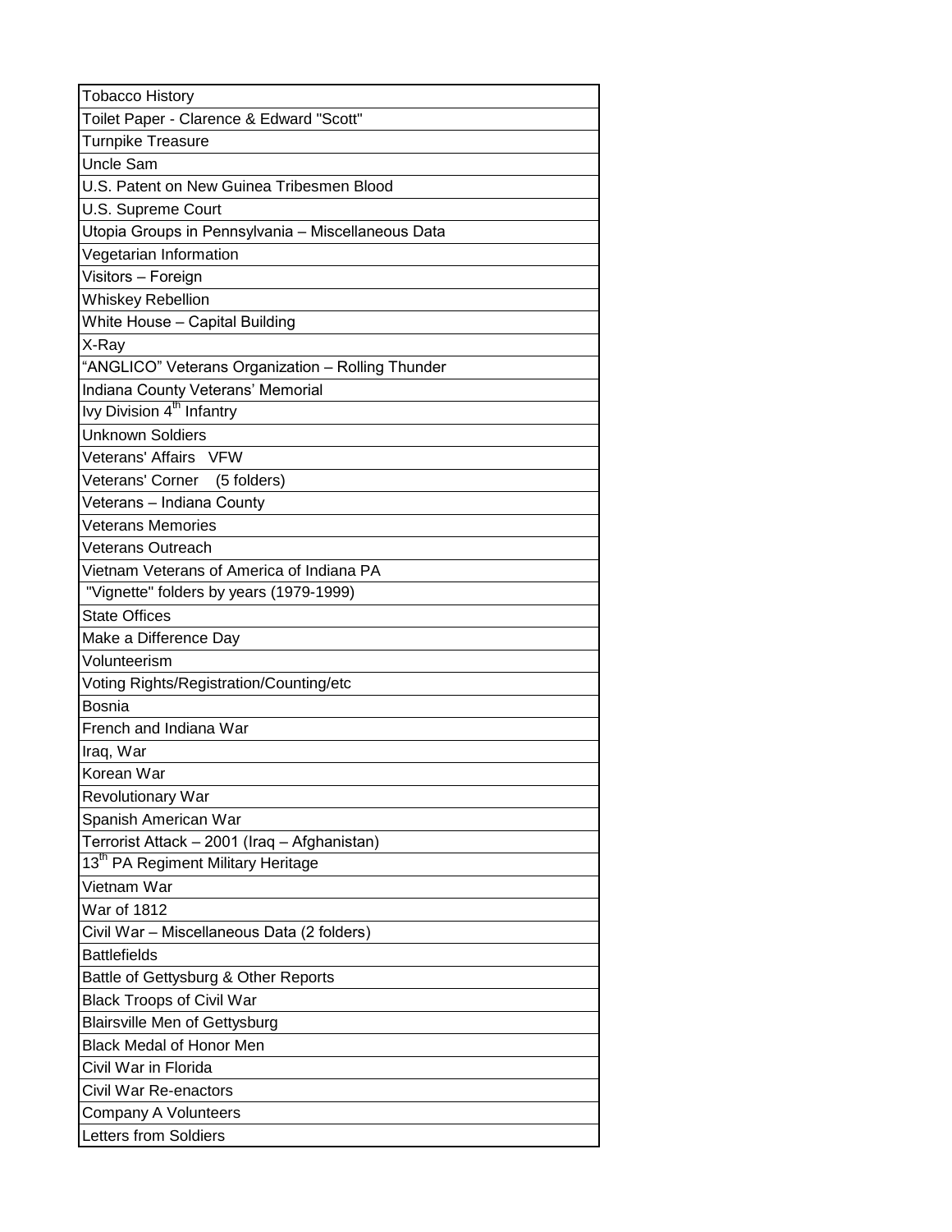| Tobacco History |
|---|
| Toilet Paper - Clarence & Edward "Scott" |
| Turnpike Treasure |
| Uncle Sam |
| U.S. Patent on New Guinea Tribesmen Blood |
| U.S. Supreme Court |
| Utopia Groups in Pennsylvania – Miscellaneous Data |
| Vegetarian Information |
| Visitors – Foreign |
| Whiskey Rebellion |
| White House – Capital Building |
| X-Ray |
| "ANGLICO" Veterans Organization – Rolling Thunder |
| Indiana County Veterans' Memorial |
| Ivy Division 4th Infantry |
| Unknown Soldiers |
| Veterans' Affairs VFW |
| Veterans' Corner (5 folders) |
| Veterans – Indiana County |
| Veterans Memories |
| Veterans Outreach |
| Vietnam Veterans of America of Indiana PA |
| "Vignette" folders by years (1979-1999) |
| State Offices |
| Make a Difference Day |
| Volunteerism |
| Voting Rights/Registration/Counting/etc |
| Bosnia |
| French and Indiana War |
| Iraq, War |
| Korean War |
| Revolutionary War |
| Spanish American War |
| Terrorist Attack – 2001 (Iraq – Afghanistan) |
| 13th PA Regiment Military Heritage |
| Vietnam War |
| War of 1812 |
| Civil War – Miscellaneous Data (2 folders) |
| Battlefields |
| Battle of Gettysburg & Other Reports |
| Black Troops of Civil War |
| Blairsville Men of Gettysburg |
| Black Medal of Honor Men |
| Civil War in Florida |
| Civil War Re-enactors |
| Company A Volunteers |
| Letters from Soldiers |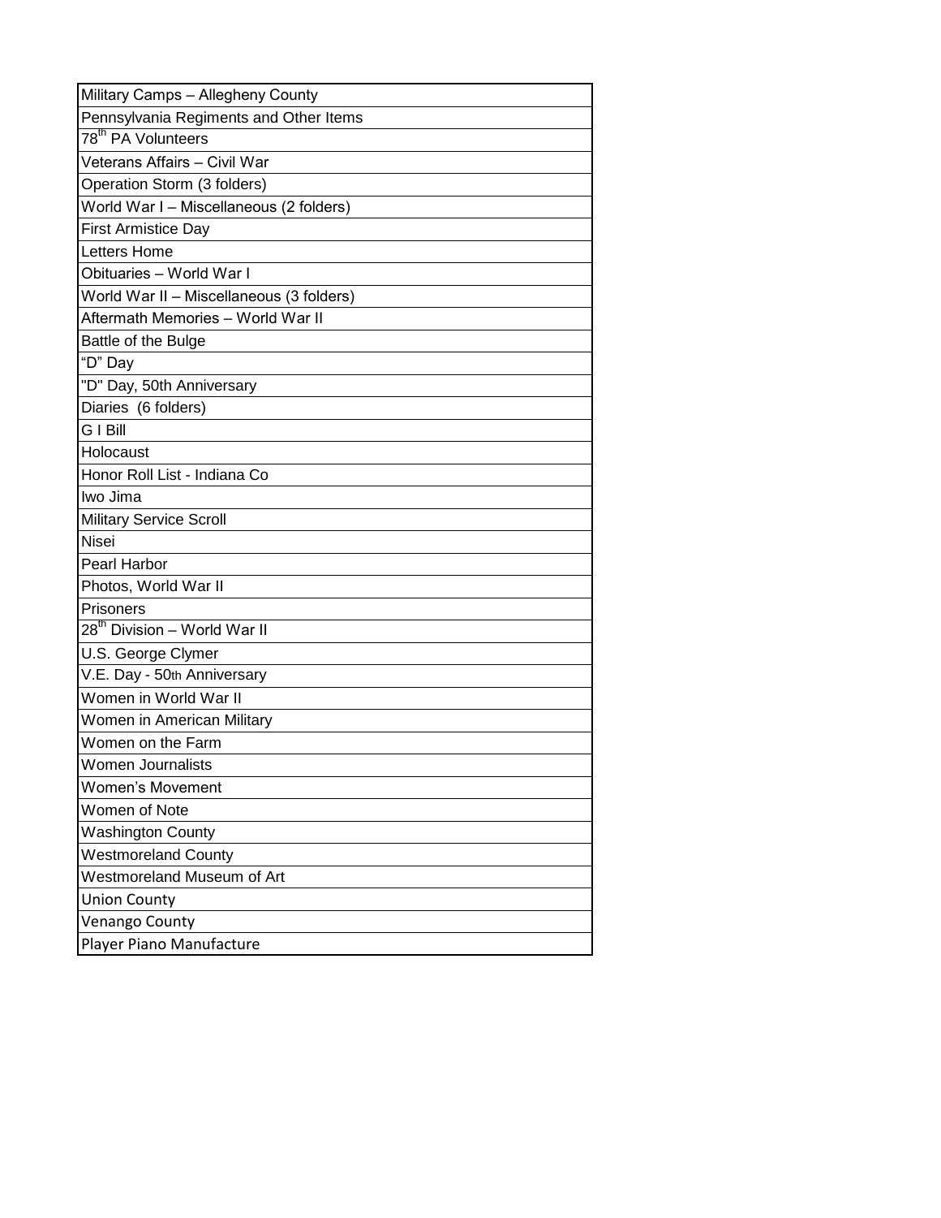| |
|---|
| Military Camps – Allegheny County |
| Pennsylvania Regiments and Other Items |
| 78th PA Volunteers |
| Veterans Affairs – Civil War |
| Operation Storm (3 folders) |
| World War I – Miscellaneous (2 folders) |
| First Armistice Day |
| Letters Home |
| Obituaries – World War I |
| World War II – Miscellaneous (3 folders) |
| Aftermath Memories – World War II |
| Battle of the Bulge |
| "D" Day |
| "D" Day, 50th Anniversary |
| Diaries (6 folders) |
| G I Bill |
| Holocaust |
| Honor Roll List - Indiana Co |
| Iwo Jima |
| Military Service Scroll |
| Nisei |
| Pearl Harbor |
| Photos, World War II |
| Prisoners |
| 28th Division – World War II |
| U.S. George Clymer |
| V.E. Day - 50th Anniversary |
| Women in World War II |
| Women in American Military |
| Women on the Farm |
| Women Journalists |
| Women's Movement |
| Women of Note |
| Washington County |
| Westmoreland County |
| Westmoreland Museum of Art |
| Union County |
| Venango County |
| Player Piano Manufacture |